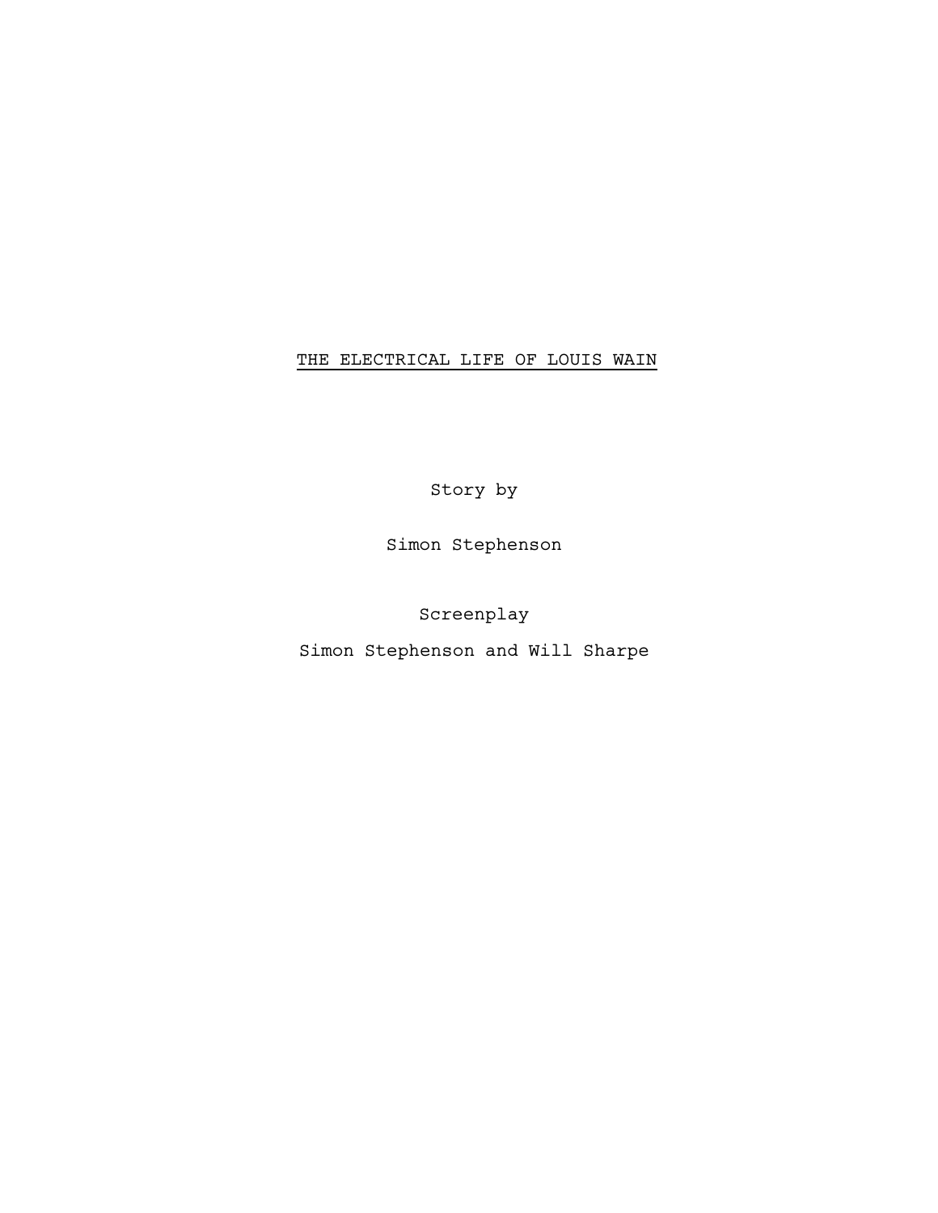# THE ELECTRICAL LIFE OF LOUIS WAIN

Story by

Simon Stephenson

Screenplay

Simon Stephenson and Will Sharpe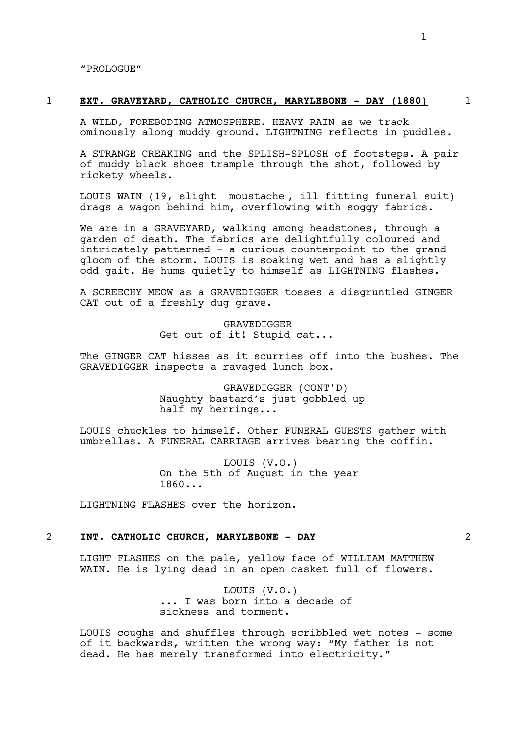"PROLOGUE"

## 1 **EXT. GRAVEYARD, CATHOLIC CHURCH, MARYLEBONE - DAY (1880)** 1

A WILD, FOREBODING ATMOSPHERE. HEAVY RAIN as we track ominously along muddy ground. LIGHTNING reflects in puddles.

A STRANGE CREAKING and the SPLISH-SPLOSH of footsteps. A pair of muddy black shoes trample through the shot, followed by rickety wheels.

LOUIS WAIN (19, slight moustache, ill fitting funeral suit) drags a wagon behind him, overflowing with soggy fabrics.

We are in a GRAVEYARD, walking among headstones, through a garden of death. The fabrics are delightfully coloured and intricately patterned - a curious counterpoint to the grand gloom of the storm. LOUIS is soaking wet and has a slightly odd gait. He hums quietly to himself as LIGHTNING flashes.

A SCREECHY MEOW as a GRAVEDIGGER tosses a disgruntled GINGER CAT out of a freshly dug grave.

GRAVEDIGGER
Get out of it! Stupid cat...

The GINGER CAT hisses as it scurries off into the bushes. The GRAVEDIGGER inspects a ravaged lunch box.

GRAVEDIGGER (CONT'D)
Naughty bastard's just gobbled up half my herrings...

LOUIS chuckles to himself. Other FUNERAL GUESTS gather with umbrellas. A FUNERAL CARRIAGE arrives bearing the coffin.

LOUIS (V.O.)
On the 5th of August in the year 1860...

LIGHTNING FLASHES over the horizon.

## 2 **INT. CATHOLIC CHURCH, MARYLEBONE - DAY** 2

LIGHT FLASHES on the pale, yellow face of WILLIAM MATTHEW WAIN. He is lying dead in an open casket full of flowers.

LOUIS (V.O.)
... I was born into a decade of sickness and torment.

LOUIS coughs and shuffles through scribbled wet notes - some of it backwards, written the wrong way: "My father is not dead. He has merely transformed into electricity."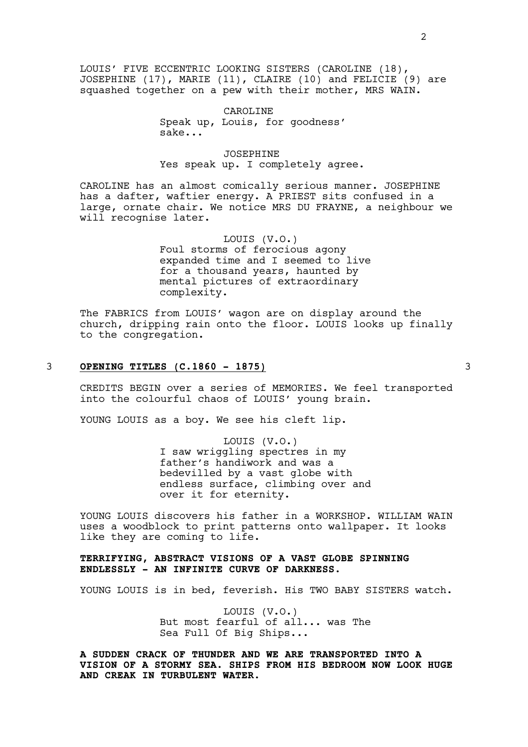LOUIS' FIVE ECCENTRIC LOOKING SISTERS (CAROLINE (18), JOSEPHINE (17), MARIE (11), CLAIRE (10) and FELICIE (9) are squashed together on a pew with their mother, MRS WAIN.

CAROLINE
Speak up, Louis, for goodness' sake...

JOSEPHINE
Yes speak up. I completely agree.

CAROLINE has an almost comically serious manner. JOSEPHINE has a dafter, waftier energy. A PRIEST sits confused in a large, ornate chair. We notice MRS DU FRAYNE, a neighbour we will recognise later.

LOUIS (V.O.)
Foul storms of ferocious agony expanded time and I seemed to live for a thousand years, haunted by mental pictures of extraordinary complexity.

The FABRICS from LOUIS' wagon are on display around the church, dripping rain onto the floor. LOUIS looks up finally to the congregation.

3 **OPENING TITLES (C.1860 - 1875)** 3

CREDITS BEGIN over a series of MEMORIES. We feel transported into the colourful chaos of LOUIS' young brain.

YOUNG LOUIS as a boy. We see his cleft lip.

LOUIS (V.O.)
I saw wriggling spectres in my father's handiwork and was a bedevilled by a vast globe with endless surface, climbing over and over it for eternity.

YOUNG LOUIS discovers his father in a WORKSHOP. WILLIAM WAIN uses a woodblock to print patterns onto wallpaper. It looks like they are coming to life.

**TERRIFYING, ABSTRACT VISIONS OF A VAST GLOBE SPINNING ENDLESSLY - AN INFINITE CURVE OF DARKNESS.**

YOUNG LOUIS is in bed, feverish. His TWO BABY SISTERS watch.

LOUIS (V.O.)
But most fearful of all... was The Sea Full Of Big Ships...

**A SUDDEN CRACK OF THUNDER AND WE ARE TRANSPORTED INTO A VISION OF A STORMY SEA. SHIPS FROM HIS BEDROOM NOW LOOK HUGE AND CREAK IN TURBULENT WATER.**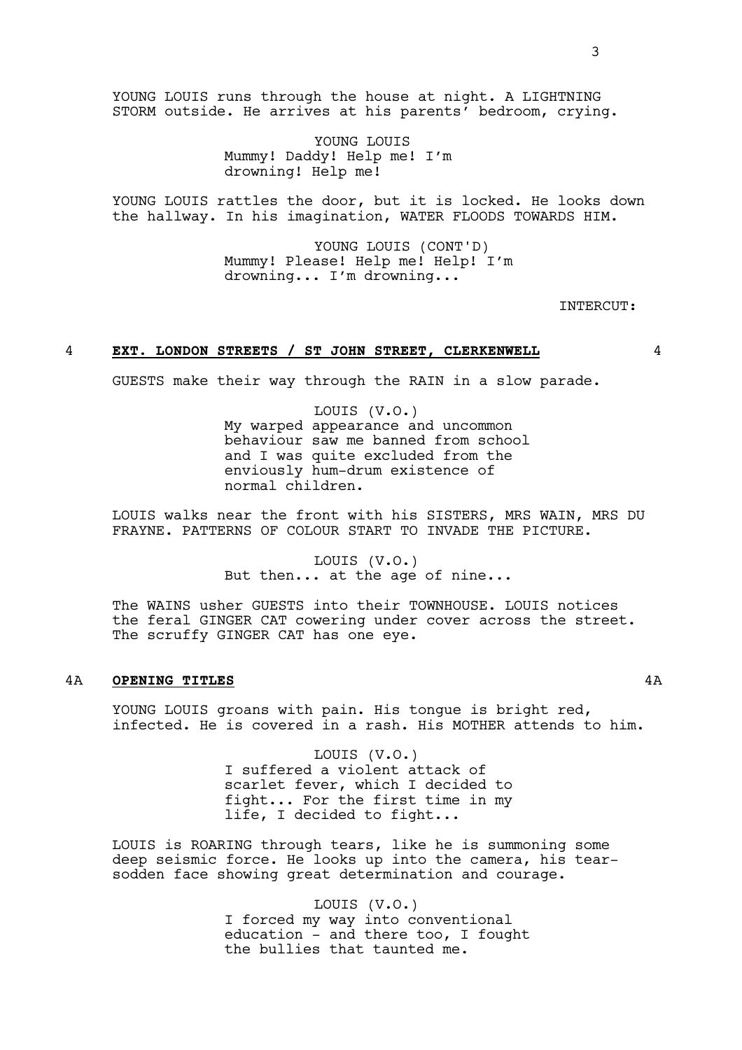YOUNG LOUIS runs through the house at night. A LIGHTNING STORM outside. He arrives at his parents' bedroom, crying.

YOUNG LOUIS
Mummy! Daddy! Help me! I'm drowning! Help me!

YOUNG LOUIS rattles the door, but it is locked. He looks down the hallway. In his imagination, WATER FLOODS TOWARDS HIM.

YOUNG LOUIS (CONT'D)
Mummy! Please! Help me! Help! I'm drowning... I'm drowning...

INTERCUT:

4 **EXT. LONDON STREETS / ST JOHN STREET, CLERKENWELL** 4

GUESTS make their way through the RAIN in a slow parade.

LOUIS (V.O.)
My warped appearance and uncommon behaviour saw me banned from school and I was quite excluded from the enviously hum-drum existence of normal children.

LOUIS walks near the front with his SISTERS, MRS WAIN, MRS DU FRAYNE. PATTERNS OF COLOUR START TO INVADE THE PICTURE.

LOUIS (V.O.)
But then... at the age of nine...

The WAINS usher GUESTS into their TOWNHOUSE. LOUIS notices the feral GINGER CAT cowering under cover across the street. The scruffy GINGER CAT has one eye.

4A **OPENING TITLES** 4A

YOUNG LOUIS groans with pain. His tongue is bright red, infected. He is covered in a rash. His MOTHER attends to him.

LOUIS (V.O.)
I suffered a violent attack of scarlet fever, which I decided to fight... For the first time in my life, I decided to fight...

LOUIS is ROARING through tears, like he is summoning some deep seismic force. He looks up into the camera, his tear-sodden face showing great determination and courage.

LOUIS (V.O.)
I forced my way into conventional education - and there too, I fought the bullies that taunted me.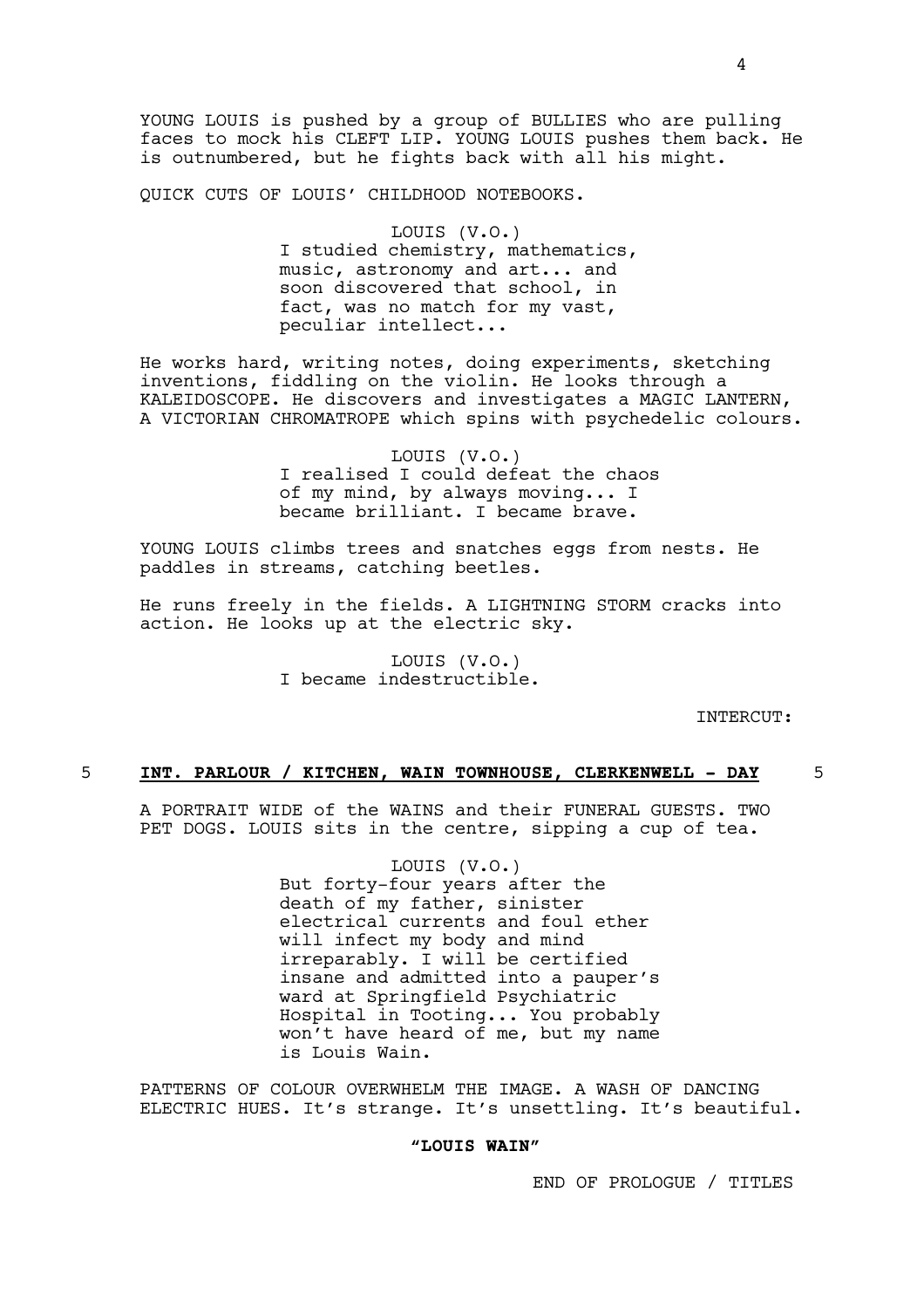YOUNG LOUIS is pushed by a group of BULLIES who are pulling faces to mock his CLEFT LIP. YOUNG LOUIS pushes them back. He is outnumbered, but he fights back with all his might.

QUICK CUTS OF LOUIS' CHILDHOOD NOTEBOOKS.

LOUIS (V.O.)
I studied chemistry, mathematics, music, astronomy and art... and soon discovered that school, in fact, was no match for my vast, peculiar intellect...

He works hard, writing notes, doing experiments, sketching inventions, fiddling on the violin. He looks through a KALEIDOSCOPE. He discovers and investigates a MAGIC LANTERN, A VICTORIAN CHROMATROPE which spins with psychedelic colours.

LOUIS (V.O.)
I realised I could defeat the chaos of my mind, by always moving... I became brilliant. I became brave.

YOUNG LOUIS climbs trees and snatches eggs from nests. He paddles in streams, catching beetles.

He runs freely in the fields. A LIGHTNING STORM cracks into action. He looks up at the electric sky.

LOUIS (V.O.)
I became indestructible.

INTERCUT:

**5 INT. PARLOUR / KITCHEN, WAIN TOWNHOUSE, CLERKENWELL - DAY 5**

A PORTRAIT WIDE of the WAINS and their FUNERAL GUESTS. TWO PET DOGS. LOUIS sits in the centre, sipping a cup of tea.

LOUIS (V.O.)
But forty-four years after the death of my father, sinister electrical currents and foul ether will infect my body and mind irreparably. I will be certified insane and admitted into a pauper's ward at Springfield Psychiatric Hospital in Tooting... You probably won't have heard of me, but my name is Louis Wain.

PATTERNS OF COLOUR OVERWHELM THE IMAGE. A WASH OF DANCING ELECTRIC HUES. It's strange. It's unsettling. It's beautiful.

**"LOUIS WAIN"**

END OF PROLOGUE / TITLES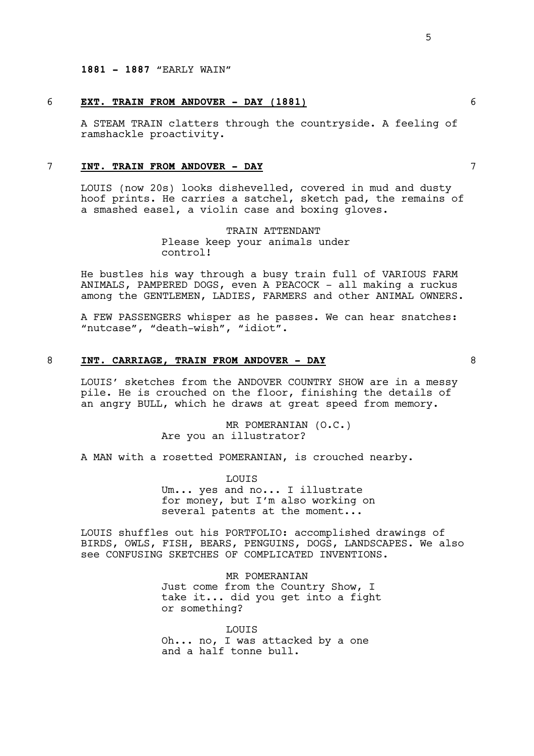**1881 - 1887** "EARLY WAIN"

6 **EXT. TRAIN FROM ANDOVER - DAY (1881)** 6

A STEAM TRAIN clatters through the countryside. A feeling of ramshackle proactivity.

7 **INT. TRAIN FROM ANDOVER - DAY** 7

LOUIS (now 20s) looks dishevelled, covered in mud and dusty hoof prints. He carries a satchel, sketch pad, the remains of a smashed easel, a violin case and boxing gloves.

TRAIN ATTENDANT
Please keep your animals under control!

He bustles his way through a busy train full of VARIOUS FARM ANIMALS, PAMPERED DOGS, even A PEACOCK - all making a ruckus among the GENTLEMEN, LADIES, FARMERS and other ANIMAL OWNERS.

A FEW PASSENGERS whisper as he passes. We can hear snatches: "nutcase", "death-wish", "idiot".

8 **INT. CARRIAGE, TRAIN FROM ANDOVER - DAY** 8

LOUIS' sketches from the ANDOVER COUNTRY SHOW are in a messy pile. He is crouched on the floor, finishing the details of an angry BULL, which he draws at great speed from memory.

MR POMERANIAN (O.C.)
Are you an illustrator?

A MAN with a rosetted POMERANIAN, is crouched nearby.

LOUIS
Um... yes and no... I illustrate for money, but I'm also working on several patents at the moment...

LOUIS shuffles out his PORTFOLIO: accomplished drawings of BIRDS, OWLS, FISH, BEARS, PENGUINS, DOGS, LANDSCAPES. We also see CONFUSING SKETCHES OF COMPLICATED INVENTIONS.

MR POMERANIAN
Just come from the Country Show, I take it... did you get into a fight or something?

LOUIS
Oh... no, I was attacked by a one and a half tonne bull.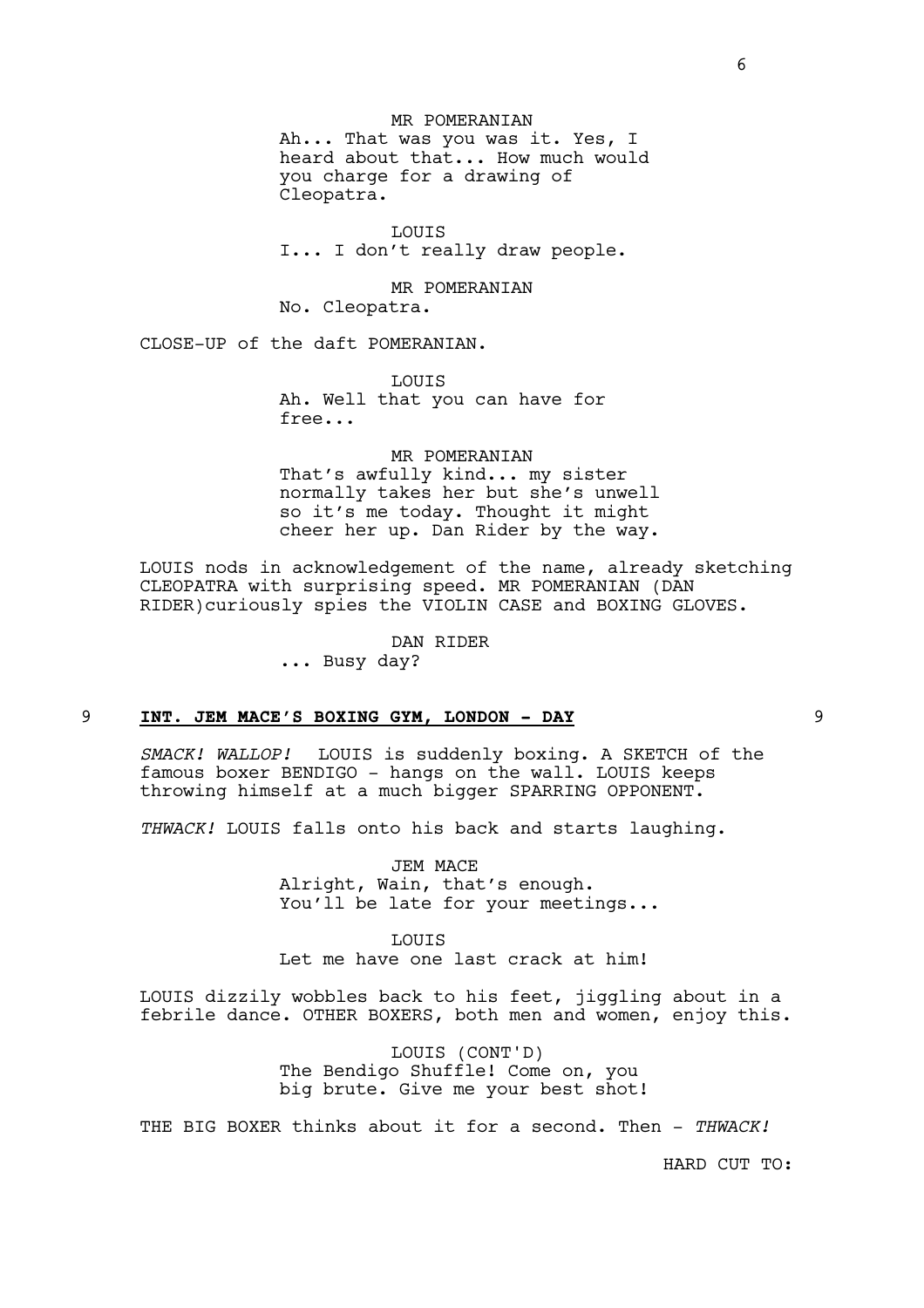MR POMERANIAN
Ah... That was you was it. Yes, I heard about that... How much would you charge for a drawing of Cleopatra.

LOUIS
I... I don't really draw people.

MR POMERANIAN
No. Cleopatra.

CLOSE-UP of the daft POMERANIAN.

LOUIS
Ah. Well that you can have for free...

MR POMERANIAN
That's awfully kind... my sister normally takes her but she's unwell so it's me today. Thought it might cheer her up. Dan Rider by the way.

LOUIS nods in acknowledgement of the name, already sketching CLEOPATRA with surprising speed. MR POMERANIAN (DAN RIDER)curiously spies the VIOLIN CASE and BOXING GLOVES.

DAN RIDER
... Busy day?

## 9 **INT. JEM MACE'S BOXING GYM, LONDON - DAY** 9

*SMACK! WALLOP!* LOUIS is suddenly boxing. A SKETCH of the famous boxer BENDIGO - hangs on the wall. LOUIS keeps throwing himself at a much bigger SPARRING OPPONENT.

*THWACK!* LOUIS falls onto his back and starts laughing.

JEM MACE
Alright, Wain, that's enough. You'll be late for your meetings...

LOUIS
Let me have one last crack at him!

LOUIS dizzily wobbles back to his feet, jiggling about in a febrile dance. OTHER BOXERS, both men and women, enjoy this.

LOUIS (CONT'D)
The Bendigo Shuffle! Come on, you big brute. Give me your best shot!

THE BIG BOXER thinks about it for a second. Then - *THWACK!*

HARD CUT TO: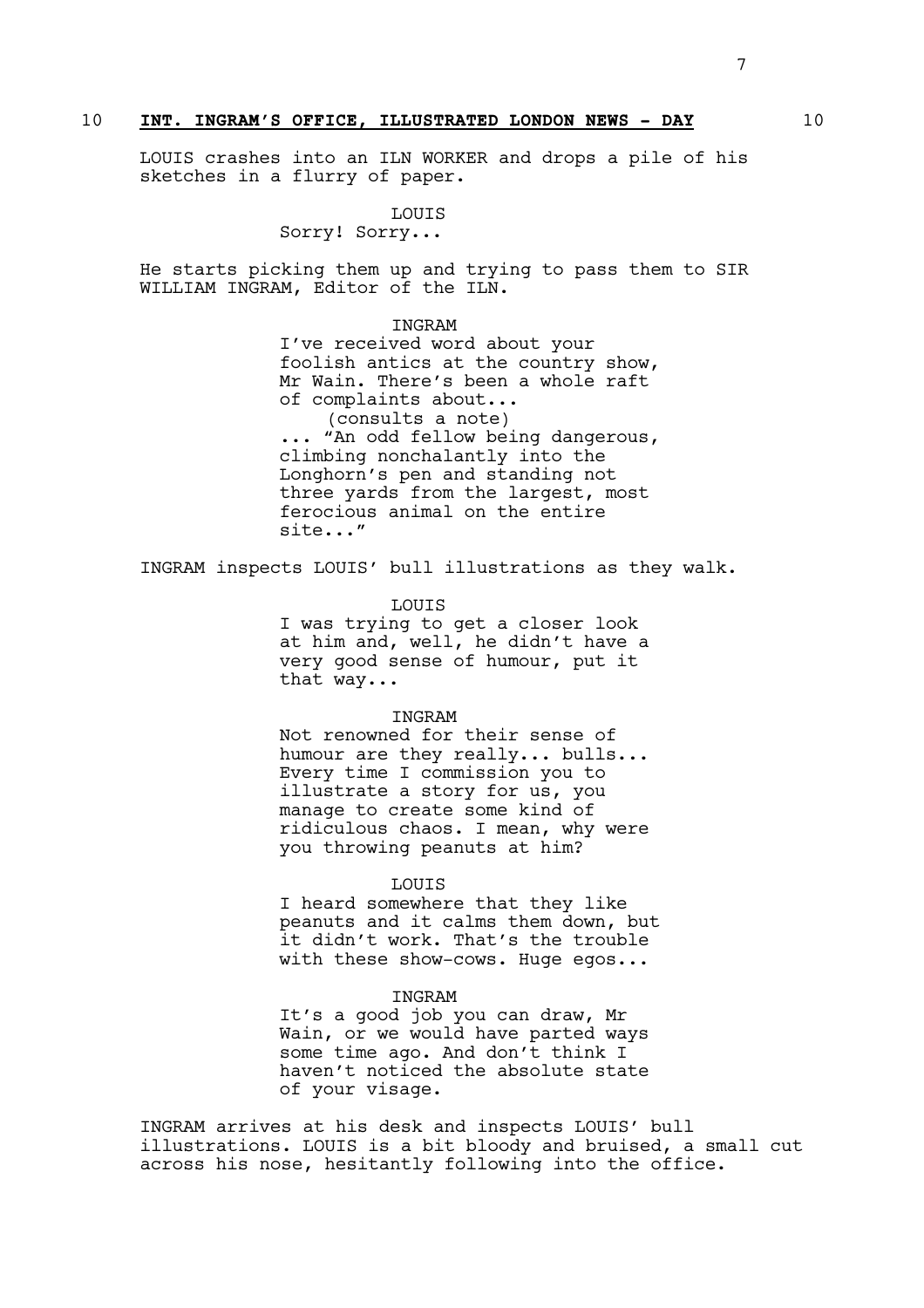## 10 **INT. INGRAM'S OFFICE, ILLUSTRATED LONDON NEWS - DAY** 10

LOUIS crashes into an ILN WORKER and drops a pile of his sketches in a flurry of paper.

LOUIS
Sorry! Sorry...

He starts picking them up and trying to pass them to SIR WILLIAM INGRAM, Editor of the ILN.

INGRAM
I've received word about your foolish antics at the country show, Mr Wain. There's been a whole raft of complaints about...
(consults a note)
... "An odd fellow being dangerous, climbing nonchalantly into the Longhorn's pen and standing not three yards from the largest, most ferocious animal on the entire site..."

INGRAM inspects LOUIS' bull illustrations as they walk.

LOUIS
I was trying to get a closer look at him and, well, he didn't have a very good sense of humour, put it that way...

INGRAM
Not renowned for their sense of humour are they really... bulls... Every time I commission you to illustrate a story for us, you manage to create some kind of ridiculous chaos. I mean, why were you throwing peanuts at him?

LOUIS
I heard somewhere that they like peanuts and it calms them down, but it didn't work. That's the trouble with these show-cows. Huge egos...

INGRAM
It's a good job you can draw, Mr Wain, or we would have parted ways some time ago. And don't think I haven't noticed the absolute state of your visage.

INGRAM arrives at his desk and inspects LOUIS' bull illustrations. LOUIS is a bit bloody and bruised, a small cut across his nose, hesitantly following into the office.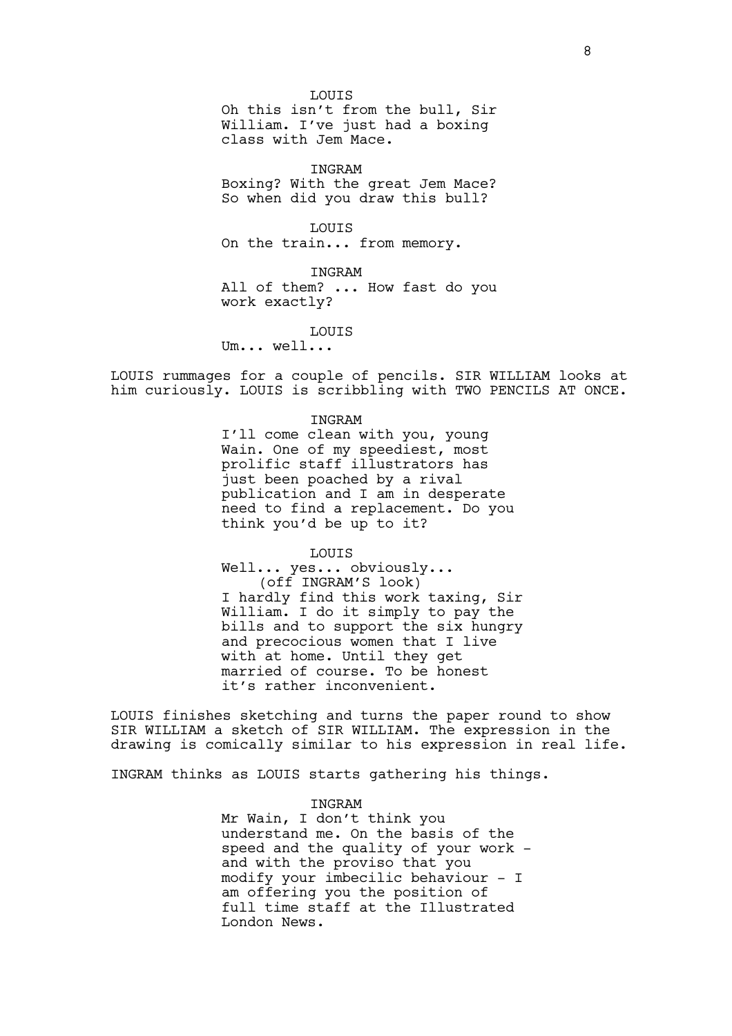LOUIS

Oh this isn't from the bull, Sir William. I've just had a boxing class with Jem Mace.

INGRAM

Boxing? With the great Jem Mace? So when did you draw this bull?

LOUIS

On the train... from memory.

INGRAM

All of them? ... How fast do you work exactly?

LOUIS

Um... well...

LOUIS rummages for a couple of pencils. SIR WILLIAM looks at him curiously. LOUIS is scribbling with TWO PENCILS AT ONCE.

INGRAM

I'll come clean with you, young Wain. One of my speediest, most prolific staff illustrators has just been poached by a rival publication and I am in desperate need to find a replacement. Do you think you'd be up to it?

LOUIS

Well... yes... obviously...
(off INGRAM'S look)
I hardly find this work taxing, Sir William. I do it simply to pay the bills and to support the six hungry and precocious women that I live with at home. Until they get married of course. To be honest it's rather inconvenient.

LOUIS finishes sketching and turns the paper round to show SIR WILLIAM a sketch of SIR WILLIAM. The expression in the drawing is comically similar to his expression in real life.

INGRAM thinks as LOUIS starts gathering his things.

INGRAM

Mr Wain, I don't think you understand me. On the basis of the speed and the quality of your work - and with the proviso that you modify your imbecilic behaviour - I am offering you the position of full time staff at the Illustrated London News.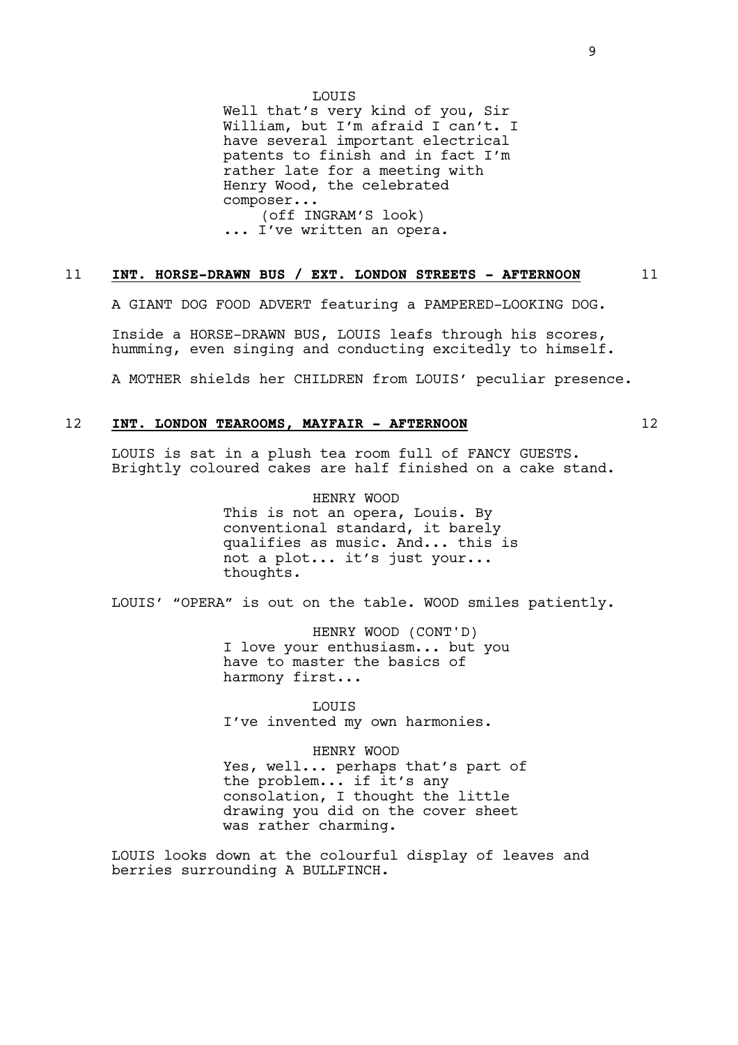LOUIS

Well that's very kind of you, Sir William, but I'm afraid I can't. I have several important electrical patents to finish and in fact I'm rather late for a meeting with Henry Wood, the celebrated composer...

(off INGRAM'S look)

... I've written an opera.

11 **INT. HORSE-DRAWN BUS / EXT. LONDON STREETS - AFTERNOON** 11

A GIANT DOG FOOD ADVERT featuring a PAMPERED-LOOKING DOG.

Inside a HORSE-DRAWN BUS, LOUIS leafs through his scores, humming, even singing and conducting excitedly to himself.

A MOTHER shields her CHILDREN from LOUIS' peculiar presence.

12 **INT. LONDON TEAROOMS, MAYFAIR - AFTERNOON** 12

LOUIS is sat in a plush tea room full of FANCY GUESTS. Brightly coloured cakes are half finished on a cake stand.

HENRY WOOD

This is not an opera, Louis. By conventional standard, it barely qualifies as music. And... this is not a plot... it's just your... thoughts.

LOUIS' "OPERA" is out on the table. WOOD smiles patiently.

HENRY WOOD (CONT'D)

I love your enthusiasm... but you have to master the basics of harmony first...

LOUIS

I've invented my own harmonies.

HENRY WOOD

Yes, well... perhaps that's part of the problem... if it's any consolation, I thought the little drawing you did on the cover sheet was rather charming.

LOUIS looks down at the colourful display of leaves and berries surrounding A BULLFINCH.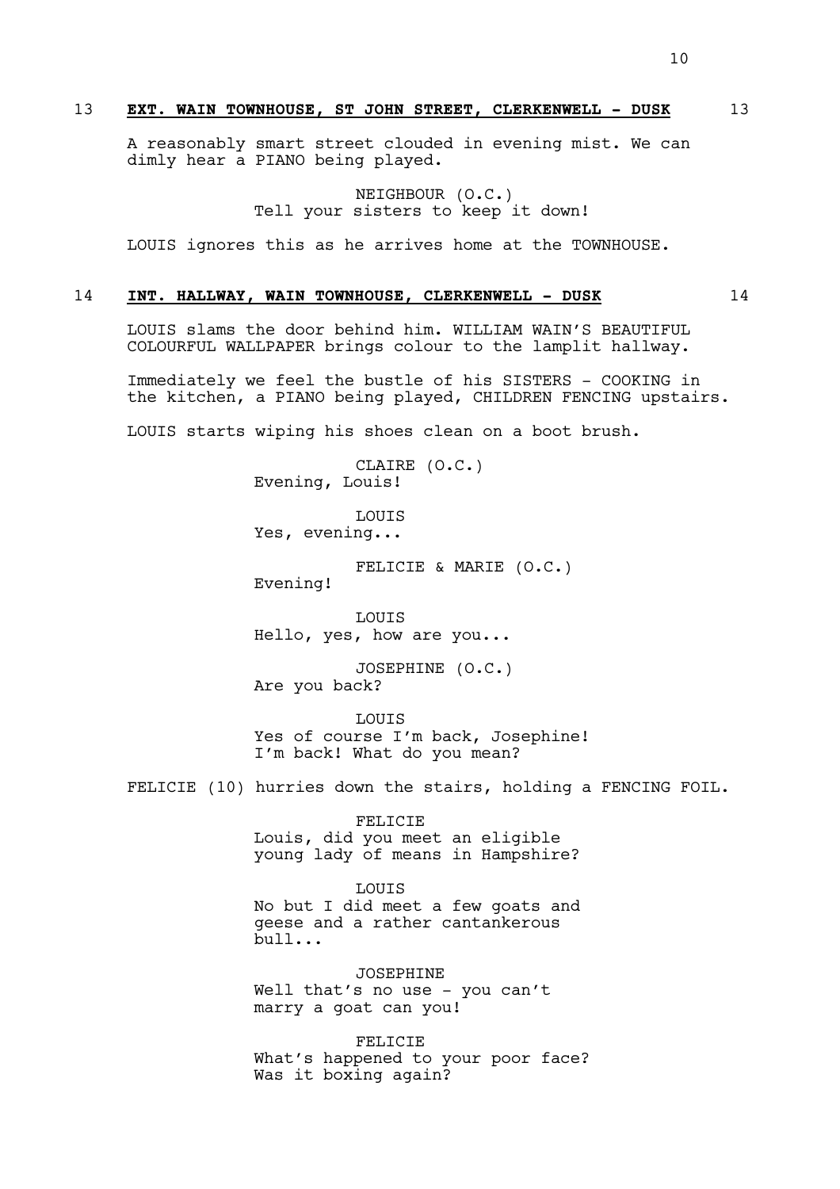**13 EXT. WAIN TOWNHOUSE, ST JOHN STREET, CLERKENWELL - DUSK 13**

A reasonably smart street clouded in evening mist. We can dimly hear a PIANO being played.

NEIGHBOUR (O.C.)
Tell your sisters to keep it down!

LOUIS ignores this as he arrives home at the TOWNHOUSE.

**14 INT. HALLWAY, WAIN TOWNHOUSE, CLERKENWELL - DUSK 14**

LOUIS slams the door behind him. WILLIAM WAIN'S BEAUTIFUL COLOURFUL WALLPAPER brings colour to the lamplit hallway.

Immediately we feel the bustle of his SISTERS - COOKING in the kitchen, a PIANO being played, CHILDREN FENCING upstairs.

LOUIS starts wiping his shoes clean on a boot brush.

CLAIRE (O.C.)
Evening, Louis!

LOUIS
Yes, evening...

FELICIE & MARIE (O.C.)
Evening!

LOUIS
Hello, yes, how are you...

JOSEPHINE (O.C.)
Are you back?

LOUIS
Yes of course I'm back, Josephine! I'm back! What do you mean?

FELICIE (10) hurries down the stairs, holding a FENCING FOIL.

FELICIE
Louis, did you meet an eligible young lady of means in Hampshire?

LOUIS
No but I did meet a few goats and geese and a rather cantankerous bull...

JOSEPHINE
Well that's no use - you can't marry a goat can you!

FELICIE
What's happened to your poor face? Was it boxing again?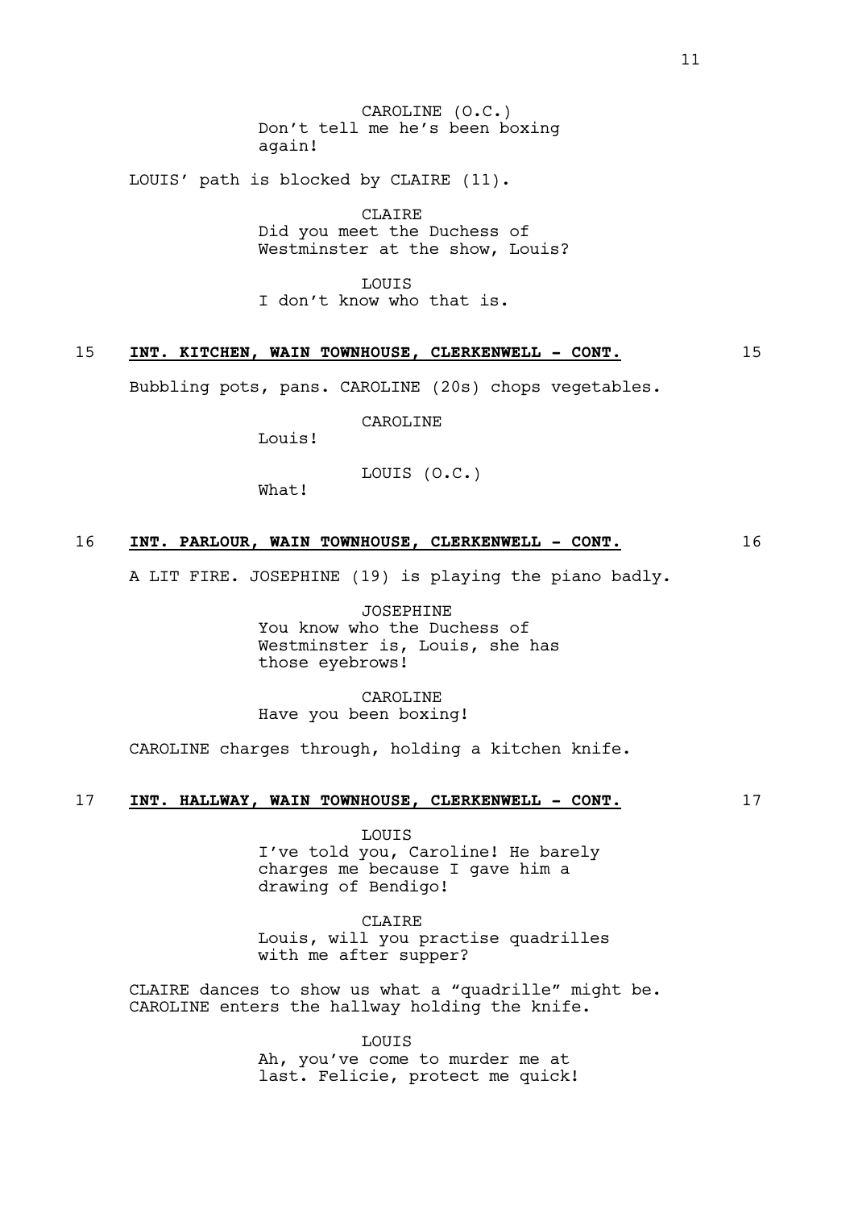CAROLINE (O.C.)
Don't tell me he's been boxing again!

LOUIS' path is blocked by CLAIRE (11).

CLAIRE
Did you meet the Duchess of Westminster at the show, Louis?

LOUIS
I don't know who that is.

**15 INT. KITCHEN, WAIN TOWNHOUSE, CLERKENWELL - CONT. 15**

Bubbling pots, pans. CAROLINE (20s) chops vegetables.

CAROLINE
Louis!

LOUIS (O.C.)
What!

**16 INT. PARLOUR, WAIN TOWNHOUSE, CLERKENWELL - CONT. 16**

A LIT FIRE. JOSEPHINE (19) is playing the piano badly.

JOSEPHINE
You know who the Duchess of Westminster is, Louis, she has those eyebrows!

CAROLINE
Have you been boxing!

CAROLINE charges through, holding a kitchen knife.

**17 INT. HALLWAY, WAIN TOWNHOUSE, CLERKENWELL - CONT. 17**

LOUIS
I've told you, Caroline! He barely charges me because I gave him a drawing of Bendigo!

CLAIRE
Louis, will you practise quadrilles with me after supper?

CLAIRE dances to show us what a "quadrille" might be. CAROLINE enters the hallway holding the knife.

LOUIS
Ah, you've come to murder me at last. Felicie, protect me quick!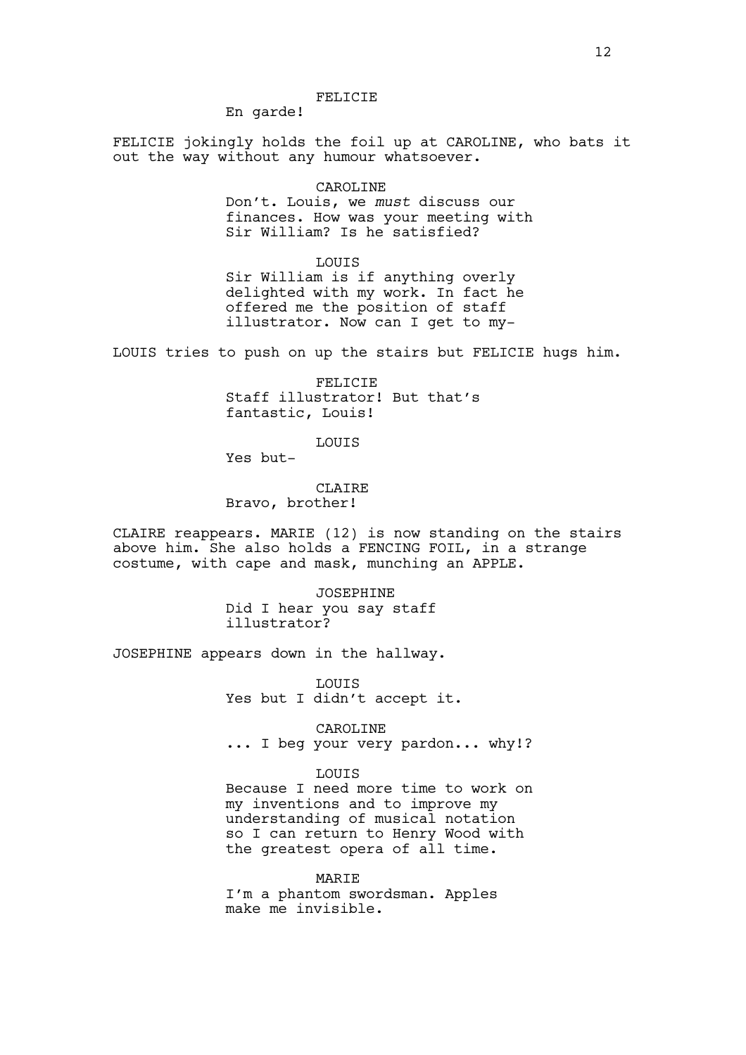FELICIE

En garde!

FELICIE jokingly holds the foil up at CAROLINE, who bats it out the way without any humour whatsoever.

CAROLINE

Don't. Louis, we *must* discuss our finances. How was your meeting with Sir William? Is he satisfied?

LOUIS

Sir William is if anything overly delighted with my work. In fact he offered me the position of staff illustrator. Now can I get to my-

LOUIS tries to push on up the stairs but FELICIE hugs him.

FELICIE

Staff illustrator! But that's fantastic, Louis!

LOUIS

Yes but-

CLAIRE

Bravo, brother!

CLAIRE reappears. MARIE (12) is now standing on the stairs above him. She also holds a FENCING FOIL, in a strange costume, with cape and mask, munching an APPLE.

JOSEPHINE

Did I hear you say staff illustrator?

JOSEPHINE appears down in the hallway.

LOUIS

Yes but I didn't accept it.

CAROLINE

... I beg your very pardon... why!?

LOUIS

Because I need more time to work on my inventions and to improve my understanding of musical notation so I can return to Henry Wood with the greatest opera of all time.

MARIE

I'm a phantom swordsman. Apples make me invisible.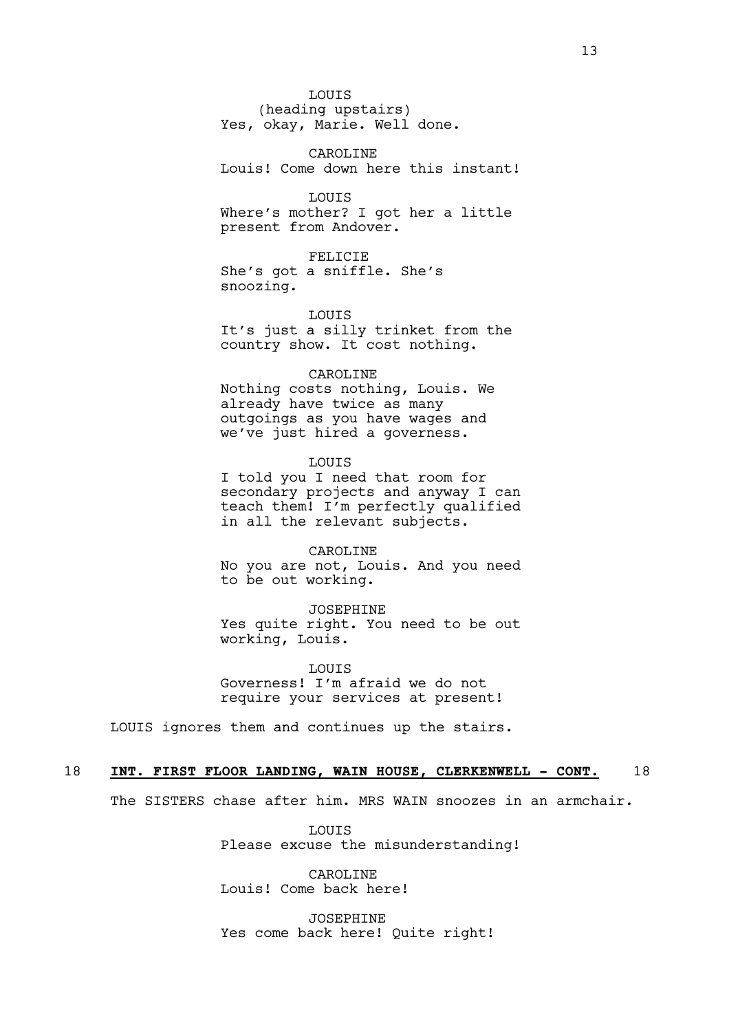LOUIS
(heading upstairs)
Yes, okay, Marie. Well done.

CAROLINE
Louis! Come down here this instant!

LOUIS
Where's mother? I got her a little present from Andover.

FELICIE
She's got a sniffle. She's snoozing.

LOUIS
It's just a silly trinket from the country show. It cost nothing.

CAROLINE
Nothing costs nothing, Louis. We already have twice as many outgoings as you have wages and we've just hired a governess.

LOUIS
I told you I need that room for secondary projects and anyway I can teach them! I'm perfectly qualified in all the relevant subjects.

CAROLINE
No you are not, Louis. And you need to be out working.

JOSEPHINE
Yes quite right. You need to be out working, Louis.

LOUIS
Governess! I'm afraid we do not require your services at present!

LOUIS ignores them and continues up the stairs.

**18 INT. FIRST FLOOR LANDING, WAIN HOUSE, CLERKENWELL - CONT. 18**

The SISTERS chase after him. MRS WAIN snoozes in an armchair.

LOUIS
Please excuse the misunderstanding!

CAROLINE
Louis! Come back here!

JOSEPHINE
Yes come back here! Quite right!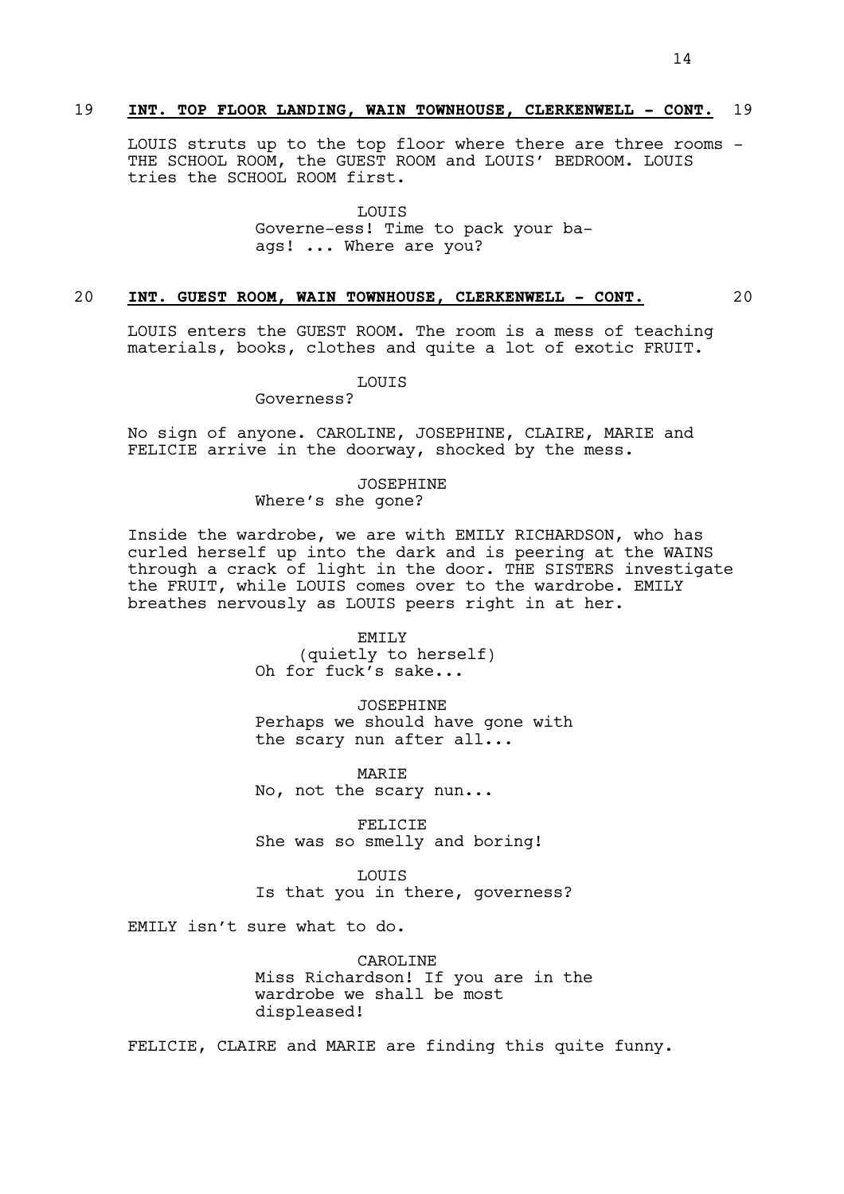**19 INT. TOP FLOOR LANDING, WAIN TOWNHOUSE, CLERKENWELL - CONT. 19**

LOUIS struts up to the top floor where there are three rooms - THE SCHOOL ROOM, the GUEST ROOM and LOUIS' BEDROOM. LOUIS tries the SCHOOL ROOM first.

LOUIS
Governe-ess! Time to pack your ba-ags! ... Where are you?

**20 INT. GUEST ROOM, WAIN TOWNHOUSE, CLERKENWELL - CONT. 20**

LOUIS enters the GUEST ROOM. The room is a mess of teaching materials, books, clothes and quite a lot of exotic FRUIT.

LOUIS
Governess?

No sign of anyone. CAROLINE, JOSEPHINE, CLAIRE, MARIE and FELICIE arrive in the doorway, shocked by the mess.

JOSEPHINE
Where's she gone?

Inside the wardrobe, we are with EMILY RICHARDSON, who has curled herself up into the dark and is peering at the WAINS through a crack of light in the door. THE SISTERS investigate the FRUIT, while LOUIS comes over to the wardrobe. EMILY breathes nervously as LOUIS peers right in at her.

EMILY
(quietly to herself)
Oh for fuck's sake...

JOSEPHINE
Perhaps we should have gone with the scary nun after all...

MARIE
No, not the scary nun...

FELICIE
She was so smelly and boring!

LOUIS
Is that you in there, governess?

EMILY isn't sure what to do.

CAROLINE
Miss Richardson! If you are in the wardrobe we shall be most displeased!

FELICIE, CLAIRE and MARIE are finding this quite funny.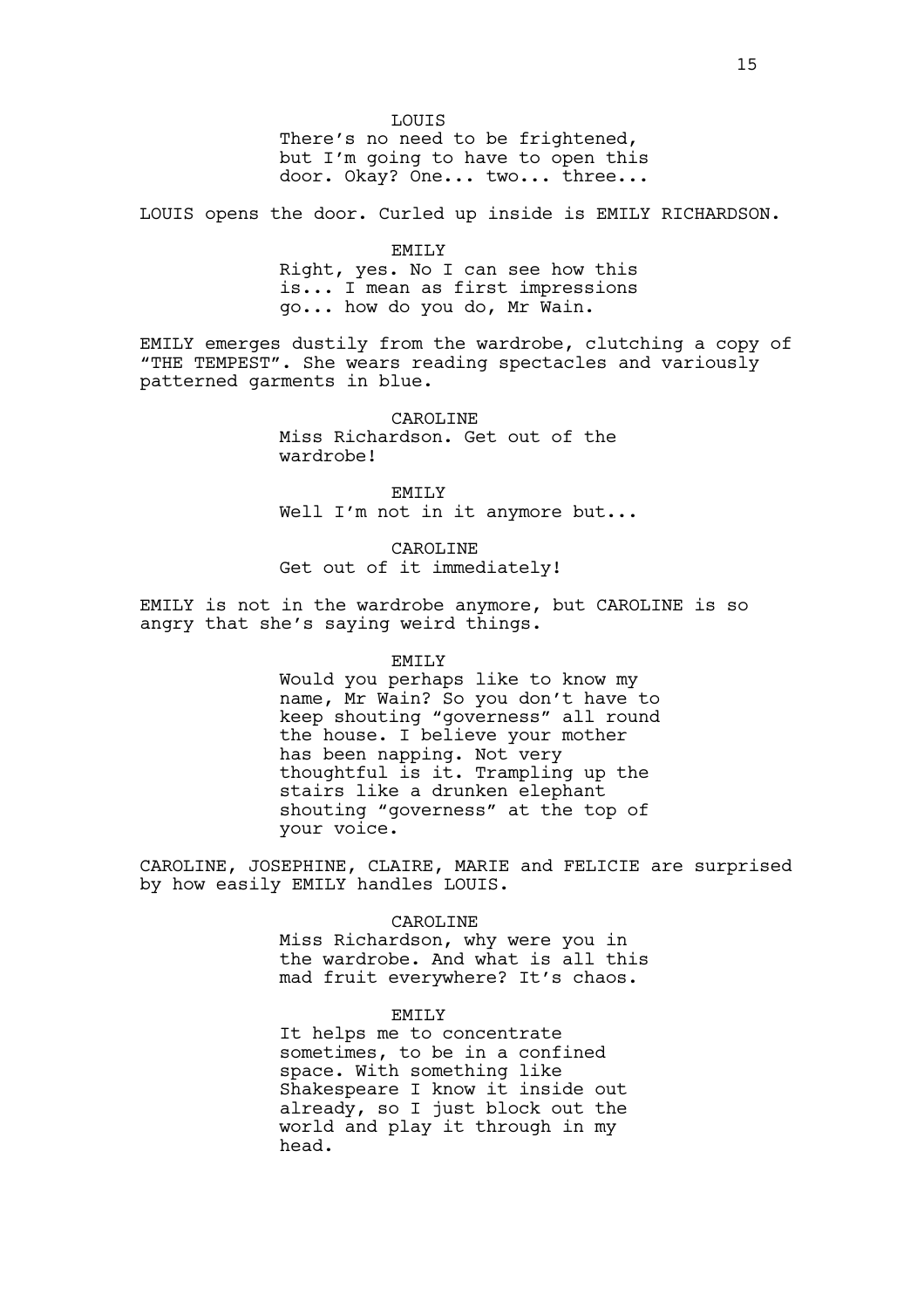LOUIS

There's no need to be frightened, but I'm going to have to open this door. Okay? One... two... three...

LOUIS opens the door. Curled up inside is EMILY RICHARDSON.

EMILY

Right, yes. No I can see how this is... I mean as first impressions go... how do you do, Mr Wain.

EMILY emerges dustily from the wardrobe, clutching a copy of "THE TEMPEST". She wears reading spectacles and variously patterned garments in blue.

CAROLINE

Miss Richardson. Get out of the wardrobe!

EMILY

Well I'm not in it anymore but...

CAROLINE

Get out of it immediately!

EMILY is not in the wardrobe anymore, but CAROLINE is so angry that she's saying weird things.

EMILY

Would you perhaps like to know my name, Mr Wain? So you don't have to keep shouting "governess" all round the house. I believe your mother has been napping. Not very thoughtful is it. Trampling up the stairs like a drunken elephant shouting "governess" at the top of your voice.

CAROLINE, JOSEPHINE, CLAIRE, MARIE and FELICIE are surprised by how easily EMILY handles LOUIS.

CAROLINE

Miss Richardson, why were you in the wardrobe. And what is all this mad fruit everywhere? It's chaos.

EMILY

It helps me to concentrate sometimes, to be in a confined space. With something like Shakespeare I know it inside out already, so I just block out the world and play it through in my head.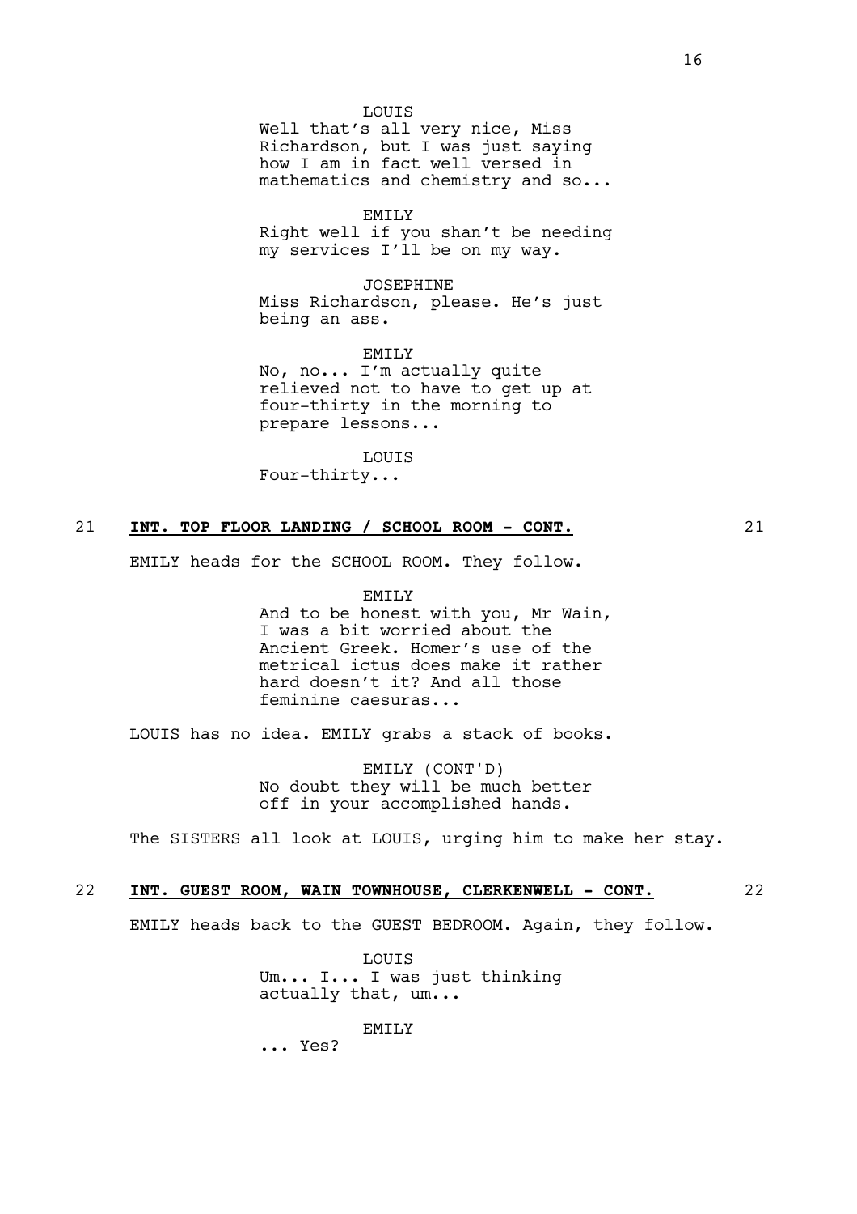LOUIS

Well that's all very nice, Miss Richardson, but I was just saying how I am in fact well versed in mathematics and chemistry and so...

EMILY

Right well if you shan't be needing my services I'll be on my way.

JOSEPHINE

Miss Richardson, please. He's just being an ass.

EMILY

No, no... I'm actually quite relieved not to have to get up at four-thirty in the morning to prepare lessons...

LOUIS

Four-thirty...

**21 INT. TOP FLOOR LANDING / SCHOOL ROOM - CONT. 21**

EMILY heads for the SCHOOL ROOM. They follow.

EMILY

And to be honest with you, Mr Wain, I was a bit worried about the Ancient Greek. Homer's use of the metrical ictus does make it rather hard doesn't it? And all those feminine caesuras...

LOUIS has no idea. EMILY grabs a stack of books.

EMILY (CONT'D)

No doubt they will be much better off in your accomplished hands.

The SISTERS all look at LOUIS, urging him to make her stay.

**22 INT. GUEST ROOM, WAIN TOWNHOUSE, CLERKENWELL - CONT. 22**

EMILY heads back to the GUEST BEDROOM. Again, they follow.

LOUIS

Um... I... I was just thinking actually that, um...

EMILY

... Yes?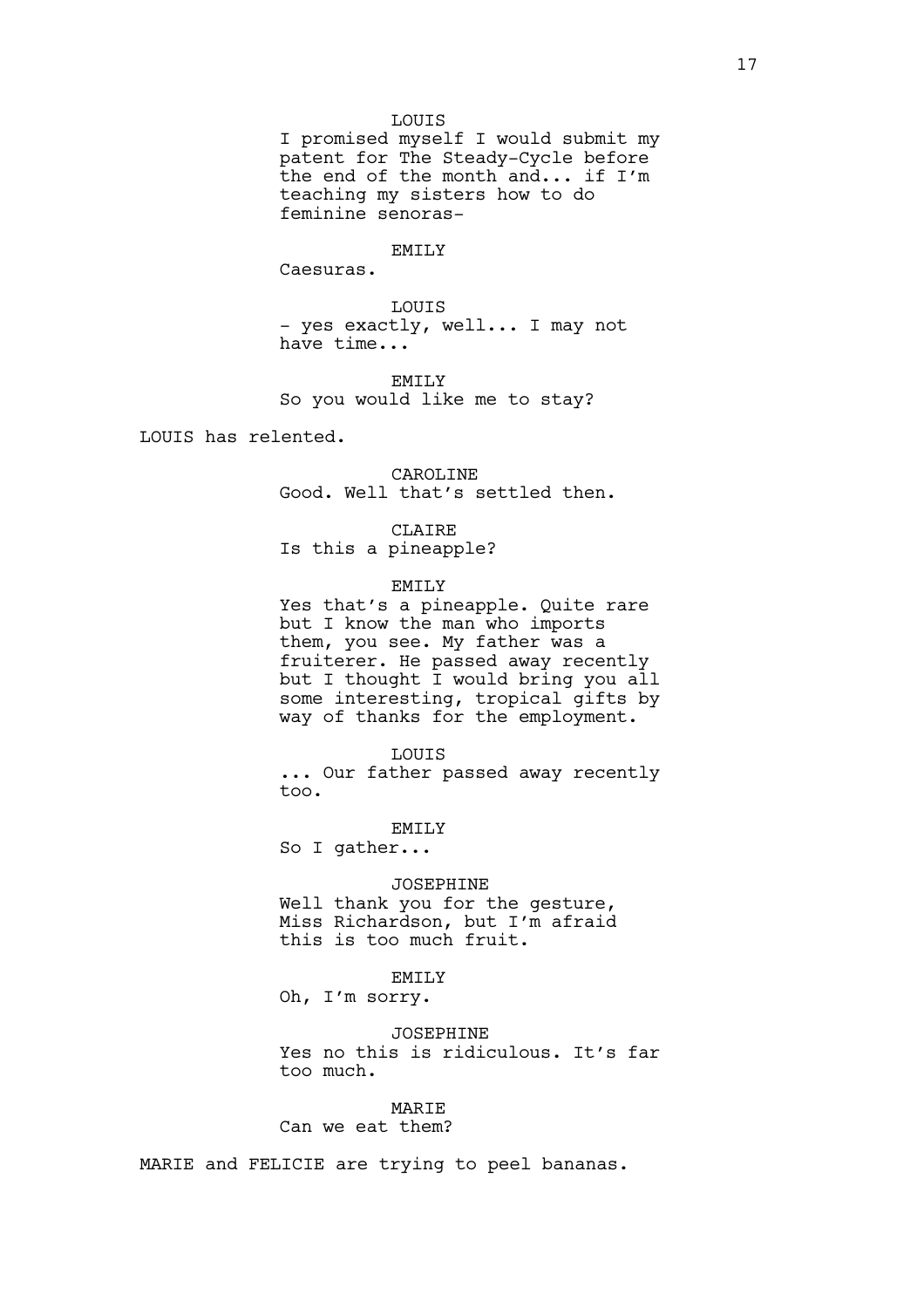LOUIS

I promised myself I would submit my patent for The Steady-Cycle before the end of the month and... if I'm teaching my sisters how to do feminine senoras-

EMILY

Caesuras.

LOUIS

- yes exactly, well... I may not have time...

EMILY

So you would like me to stay?

LOUIS has relented.

CAROLINE

Good. Well that's settled then.

CLAIRE

Is this a pineapple?

EMILY

Yes that's a pineapple. Quite rare but I know the man who imports them, you see. My father was a fruiterer. He passed away recently but I thought I would bring you all some interesting, tropical gifts by way of thanks for the employment.

LOUIS

... Our father passed away recently too.

EMILY

So I gather...

JOSEPHINE

Well thank you for the gesture, Miss Richardson, but I'm afraid this is too much fruit.

EMILY

Oh, I'm sorry.

JOSEPHINE

Yes no this is ridiculous. It's far too much.

MARIE

Can we eat them?

MARIE and FELICIE are trying to peel bananas.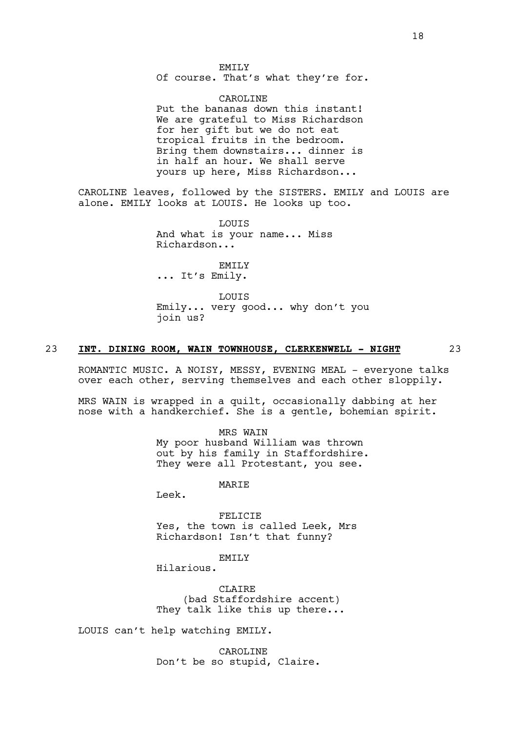EMILY
Of course. That's what they're for.

CAROLINE
Put the bananas down this instant! We are grateful to Miss Richardson for her gift but we do not eat tropical fruits in the bedroom. Bring them downstairs... dinner is in half an hour. We shall serve yours up here, Miss Richardson...

CAROLINE leaves, followed by the SISTERS. EMILY and LOUIS are alone. EMILY looks at LOUIS. He looks up too.

LOUIS
And what is your name... Miss Richardson...

EMILY
... It's Emily.

LOUIS
Emily... very good... why don't you join us?

23 **INT. DINING ROOM, WAIN TOWNHOUSE, CLERKENWELL - NIGHT** 23

ROMANTIC MUSIC. A NOISY, MESSY, EVENING MEAL - everyone talks over each other, serving themselves and each other sloppily.

MRS WAIN is wrapped in a quilt, occasionally dabbing at her nose with a handkerchief. She is a gentle, bohemian spirit.

MRS WAIN
My poor husband William was thrown out by his family in Staffordshire. They were all Protestant, you see.

MARIE
Leek.

FELICIE
Yes, the town is called Leek, Mrs Richardson! Isn't that funny?

EMILY
Hilarious.

CLAIRE
(bad Staffordshire accent)
They talk like this up there...

LOUIS can't help watching EMILY.

CAROLINE
Don't be so stupid, Claire.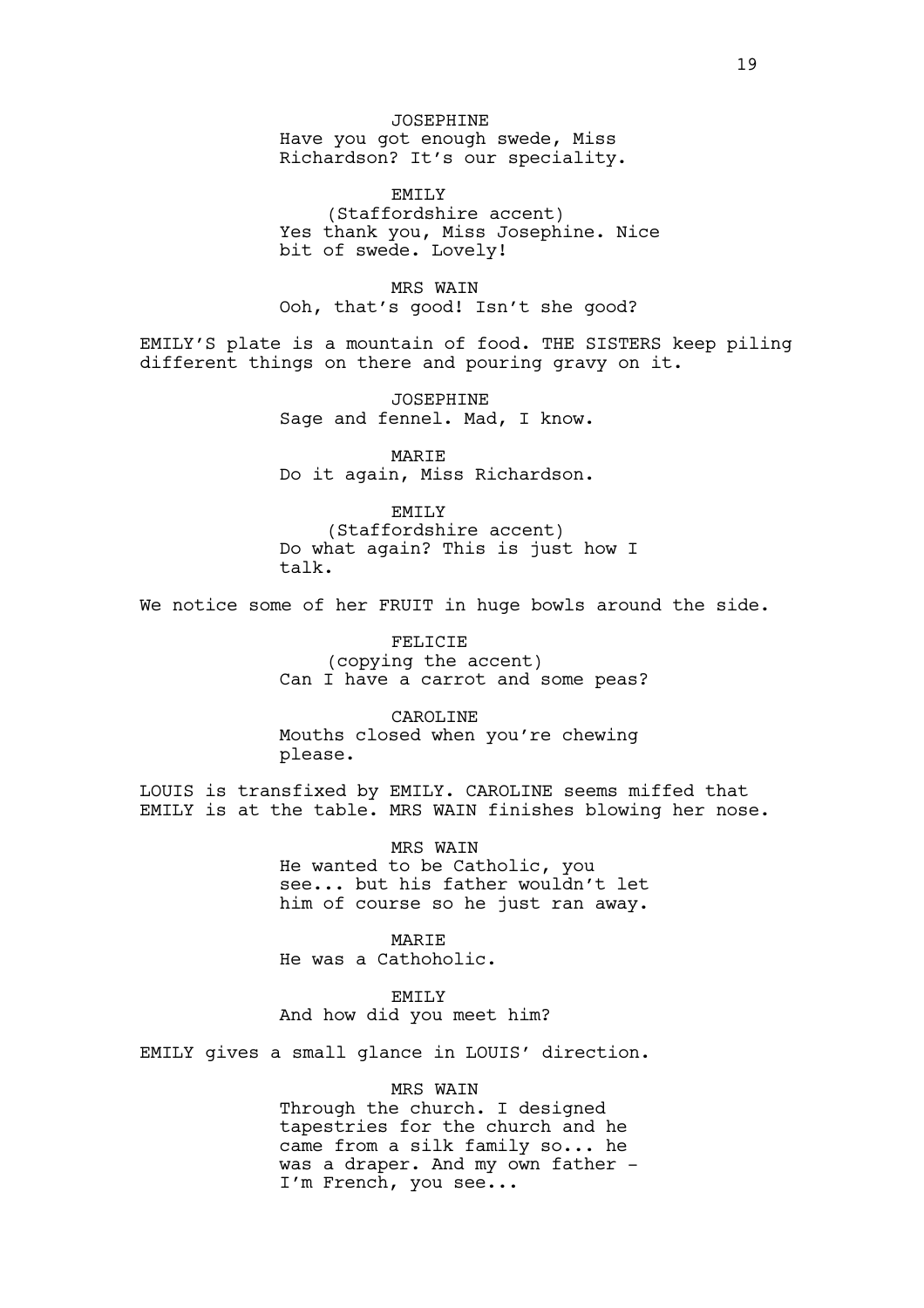JOSEPHINE
Have you got enough swede, Miss Richardson? It's our speciality.

EMILY
(Staffordshire accent)
Yes thank you, Miss Josephine. Nice bit of swede. Lovely!

MRS WAIN
Ooh, that's good! Isn't she good?

EMILY'S plate is a mountain of food. THE SISTERS keep piling different things on there and pouring gravy on it.

JOSEPHINE
Sage and fennel. Mad, I know.

MARIE
Do it again, Miss Richardson.

EMILY
(Staffordshire accent)
Do what again? This is just how I talk.

We notice some of her FRUIT in huge bowls around the side.

FELICIE
(copying the accent)
Can I have a carrot and some peas?

CAROLINE
Mouths closed when you're chewing please.

LOUIS is transfixed by EMILY. CAROLINE seems miffed that EMILY is at the table. MRS WAIN finishes blowing her nose.

MRS WAIN
He wanted to be Catholic, you see... but his father wouldn't let him of course so he just ran away.

MARIE
He was a Cathoholic.

EMILY
And how did you meet him?

EMILY gives a small glance in LOUIS' direction.

MRS WAIN
Through the church. I designed tapestries for the church and he came from a silk family so... he was a draper. And my own father - I'm French, you see...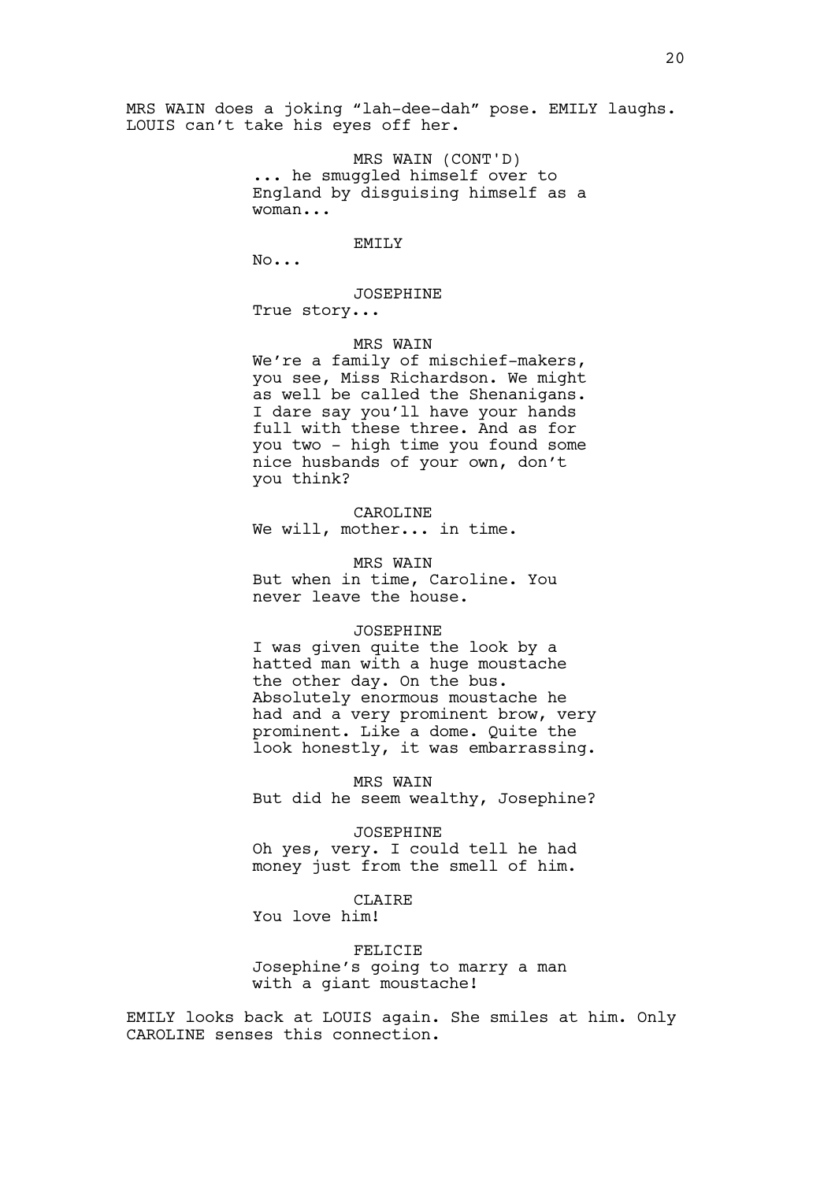MRS WAIN does a joking "lah-dee-dah" pose. EMILY laughs. LOUIS can't take his eyes off her.

MRS WAIN (CONT'D)
... he smuggled himself over to England by disguising himself as a woman...

EMILY
No...

JOSEPHINE
True story...

MRS WAIN
We're a family of mischief-makers, you see, Miss Richardson. We might as well be called the Shenanigans. I dare say you'll have your hands full with these three. And as for you two - high time you found some nice husbands of your own, don't you think?

CAROLINE
We will, mother... in time.

MRS WAIN
But when in time, Caroline. You never leave the house.

JOSEPHINE
I was given quite the look by a hatted man with a huge moustache the other day. On the bus. Absolutely enormous moustache he had and a very prominent brow, very prominent. Like a dome. Quite the look honestly, it was embarrassing.

MRS WAIN
But did he seem wealthy, Josephine?

JOSEPHINE
Oh yes, very. I could tell he had money just from the smell of him.

CLAIRE
You love him!

FELICIE
Josephine's going to marry a man with a giant moustache!

EMILY looks back at LOUIS again. She smiles at him. Only CAROLINE senses this connection.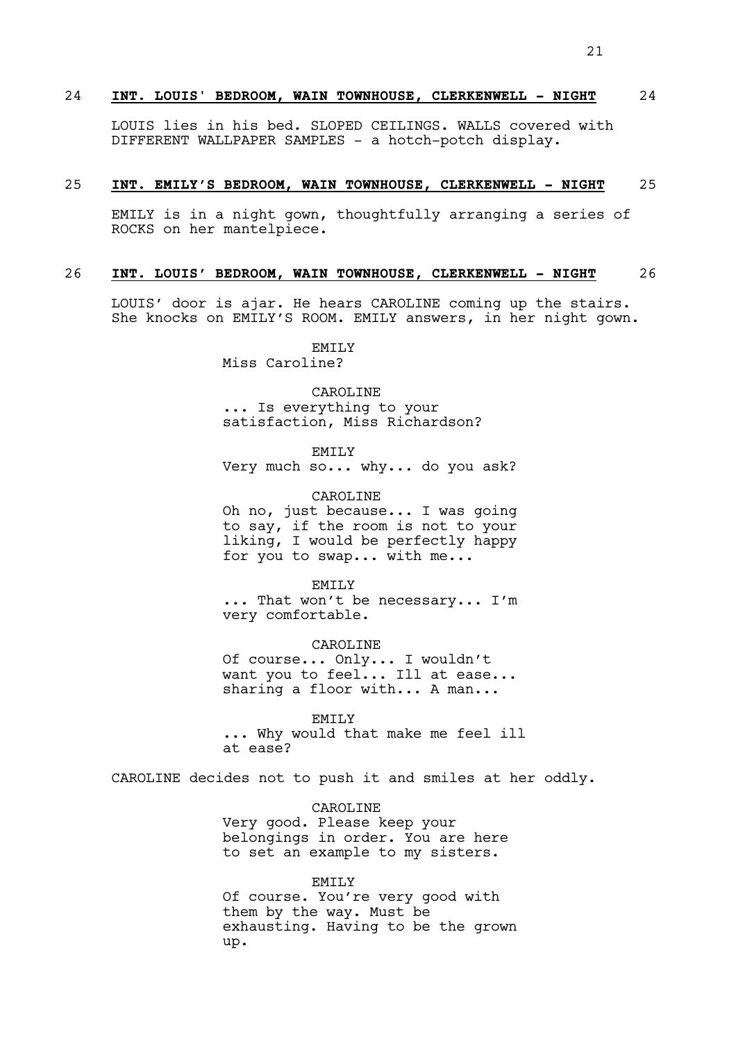24 **INT. LOUIS' BEDROOM, WAIN TOWNHOUSE, CLERKENWELL - NIGHT** 24

LOUIS lies in his bed. SLOPED CEILINGS. WALLS covered with DIFFERENT WALLPAPER SAMPLES - a hotch-potch display.

25 **INT. EMILY'S BEDROOM, WAIN TOWNHOUSE, CLERKENWELL - NIGHT** 25

EMILY is in a night gown, thoughtfully arranging a series of ROCKS on her mantelpiece.

26 **INT. LOUIS' BEDROOM, WAIN TOWNHOUSE, CLERKENWELL - NIGHT** 26

LOUIS' door is ajar. He hears CAROLINE coming up the stairs. She knocks on EMILY'S ROOM. EMILY answers, in her night gown.

EMILY
Miss Caroline?

CAROLINE
... Is everything to your satisfaction, Miss Richardson?

EMILY
Very much so... why... do you ask?

CAROLINE
Oh no, just because... I was going to say, if the room is not to your liking, I would be perfectly happy for you to swap... with me...

EMILY
... That won't be necessary... I'm very comfortable.

CAROLINE
Of course... Only... I wouldn't want you to feel... Ill at ease... sharing a floor with... A man...

EMILY
... Why would that make me feel ill at ease?

CAROLINE decides not to push it and smiles at her oddly.

CAROLINE
Very good. Please keep your belongings in order. You are here to set an example to my sisters.

EMILY
Of course. You're very good with them by the way. Must be exhausting. Having to be the grown up.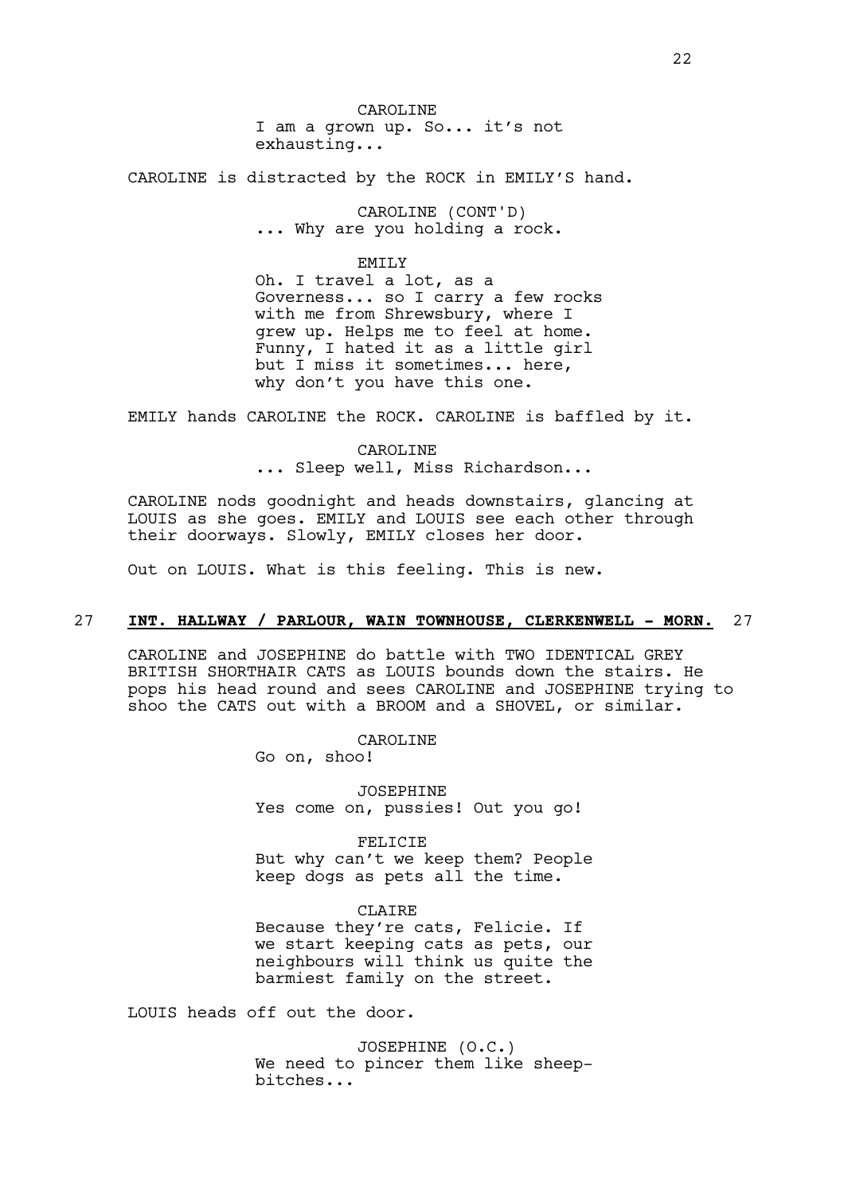CAROLINE
I am a grown up. So... it's not exhausting...

CAROLINE is distracted by the ROCK in EMILY'S hand.

CAROLINE (CONT'D)
... Why are you holding a rock.

EMILY
Oh. I travel a lot, as a Governess... so I carry a few rocks with me from Shrewsbury, where I grew up. Helps me to feel at home. Funny, I hated it as a little girl but I miss it sometimes... here, why don't you have this one.

EMILY hands CAROLINE the ROCK. CAROLINE is baffled by it.

CAROLINE
... Sleep well, Miss Richardson...

CAROLINE nods goodnight and heads downstairs, glancing at LOUIS as she goes. EMILY and LOUIS see each other through their doorways. Slowly, EMILY closes her door.

Out on LOUIS. What is this feeling. This is new.

27 **INT. HALLWAY / PARLOUR, WAIN TOWNHOUSE, CLERKENWELL - MORN.** 27

CAROLINE and JOSEPHINE do battle with TWO IDENTICAL GREY BRITISH SHORTHAIR CATS as LOUIS bounds down the stairs. He pops his head round and sees CAROLINE and JOSEPHINE trying to shoo the CATS out with a BROOM and a SHOVEL, or similar.

CAROLINE
Go on, shoo!

JOSEPHINE
Yes come on, pussies! Out you go!

FELICIE
But why can't we keep them? People keep dogs as pets all the time.

CLAIRE
Because they're cats, Felicie. If we start keeping cats as pets, our neighbours will think us quite the barmiest family on the street.

LOUIS heads off out the door.

JOSEPHINE (O.C.)
We need to pincer them like sheep-bitches...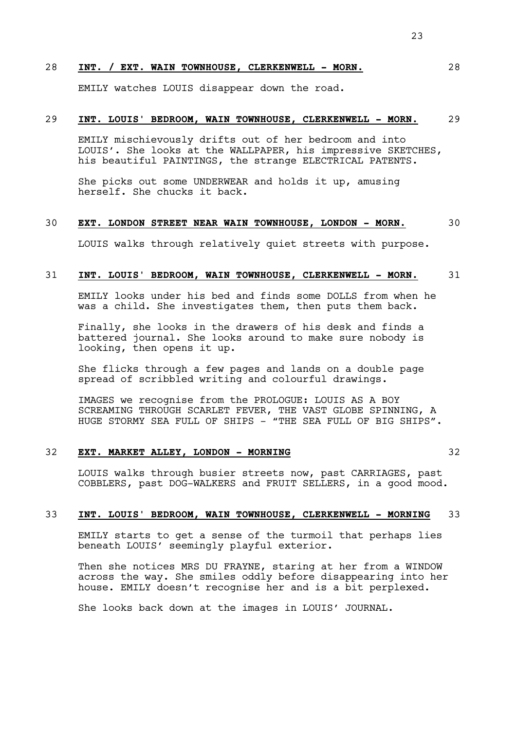**28 INT. / EXT. WAIN TOWNHOUSE, CLERKENWELL - MORN. 28**

EMILY watches LOUIS disappear down the road.

**29 INT. LOUIS' BEDROOM, WAIN TOWNHOUSE, CLERKENWELL - MORN. 29**

EMILY mischievously drifts out of her bedroom and into LOUIS'. She looks at the WALLPAPER, his impressive SKETCHES, his beautiful PAINTINGS, the strange ELECTRICAL PATENTS.

She picks out some UNDERWEAR and holds it up, amusing herself. She chucks it back.

**30 EXT. LONDON STREET NEAR WAIN TOWNHOUSE, LONDON - MORN. 30**

LOUIS walks through relatively quiet streets with purpose.

**31 INT. LOUIS' BEDROOM, WAIN TOWNHOUSE, CLERKENWELL - MORN. 31**

EMILY looks under his bed and finds some DOLLS from when he was a child. She investigates them, then puts them back.

Finally, she looks in the drawers of his desk and finds a battered journal. She looks around to make sure nobody is looking, then opens it up.

She flicks through a few pages and lands on a double page spread of scribbled writing and colourful drawings.

IMAGES we recognise from the PROLOGUE: LOUIS AS A BOY SCREAMING THROUGH SCARLET FEVER, THE VAST GLOBE SPINNING, A HUGE STORMY SEA FULL OF SHIPS - "THE SEA FULL OF BIG SHIPS".

**32 EXT. MARKET ALLEY, LONDON - MORNING 32**

LOUIS walks through busier streets now, past CARRIAGES, past COBBLERS, past DOG-WALKERS and FRUIT SELLERS, in a good mood.

**33 INT. LOUIS' BEDROOM, WAIN TOWNHOUSE, CLERKENWELL - MORNING 33**

EMILY starts to get a sense of the turmoil that perhaps lies beneath LOUIS' seemingly playful exterior.

Then she notices MRS DU FRAYNE, staring at her from a WINDOW across the way. She smiles oddly before disappearing into her house. EMILY doesn't recognise her and is a bit perplexed.

She looks back down at the images in LOUIS' JOURNAL.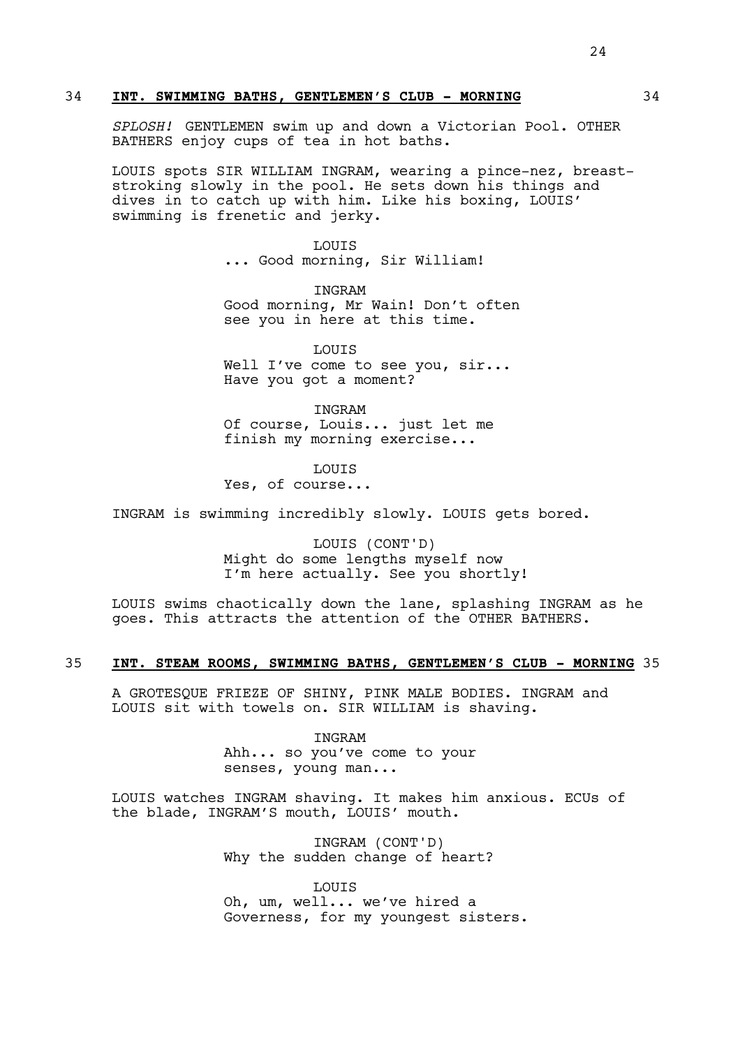34 **INT. SWIMMING BATHS, GENTLEMEN'S CLUB - MORNING** 34

*SPLOSH!* GENTLEMEN swim up and down a Victorian Pool. OTHER BATHERS enjoy cups of tea in hot baths.

LOUIS spots SIR WILLIAM INGRAM, wearing a pince-nez, breast-stroking slowly in the pool. He sets down his things and dives in to catch up with him. Like his boxing, LOUIS' swimming is frenetic and jerky.

LOUIS
... Good morning, Sir William!

INGRAM
Good morning, Mr Wain! Don't often see you in here at this time.

LOUIS
Well I've come to see you, sir... Have you got a moment?

INGRAM
Of course, Louis... just let me finish my morning exercise...

LOUIS
Yes, of course...

INGRAM is swimming incredibly slowly. LOUIS gets bored.

LOUIS (CONT'D)
Might do some lengths myself now I'm here actually. See you shortly!

LOUIS swims chaotically down the lane, splashing INGRAM as he goes. This attracts the attention of the OTHER BATHERS.

35 **INT. STEAM ROOMS, SWIMMING BATHS, GENTLEMEN'S CLUB - MORNING** 35

A GROTESQUE FRIEZE OF SHINY, PINK MALE BODIES. INGRAM and LOUIS sit with towels on. SIR WILLIAM is shaving.

INGRAM
Ahh... so you've come to your senses, young man...

LOUIS watches INGRAM shaving. It makes him anxious. ECUs of the blade, INGRAM'S mouth, LOUIS' mouth.

INGRAM (CONT'D)
Why the sudden change of heart?

LOUIS
Oh, um, well... we've hired a Governess, for my youngest sisters.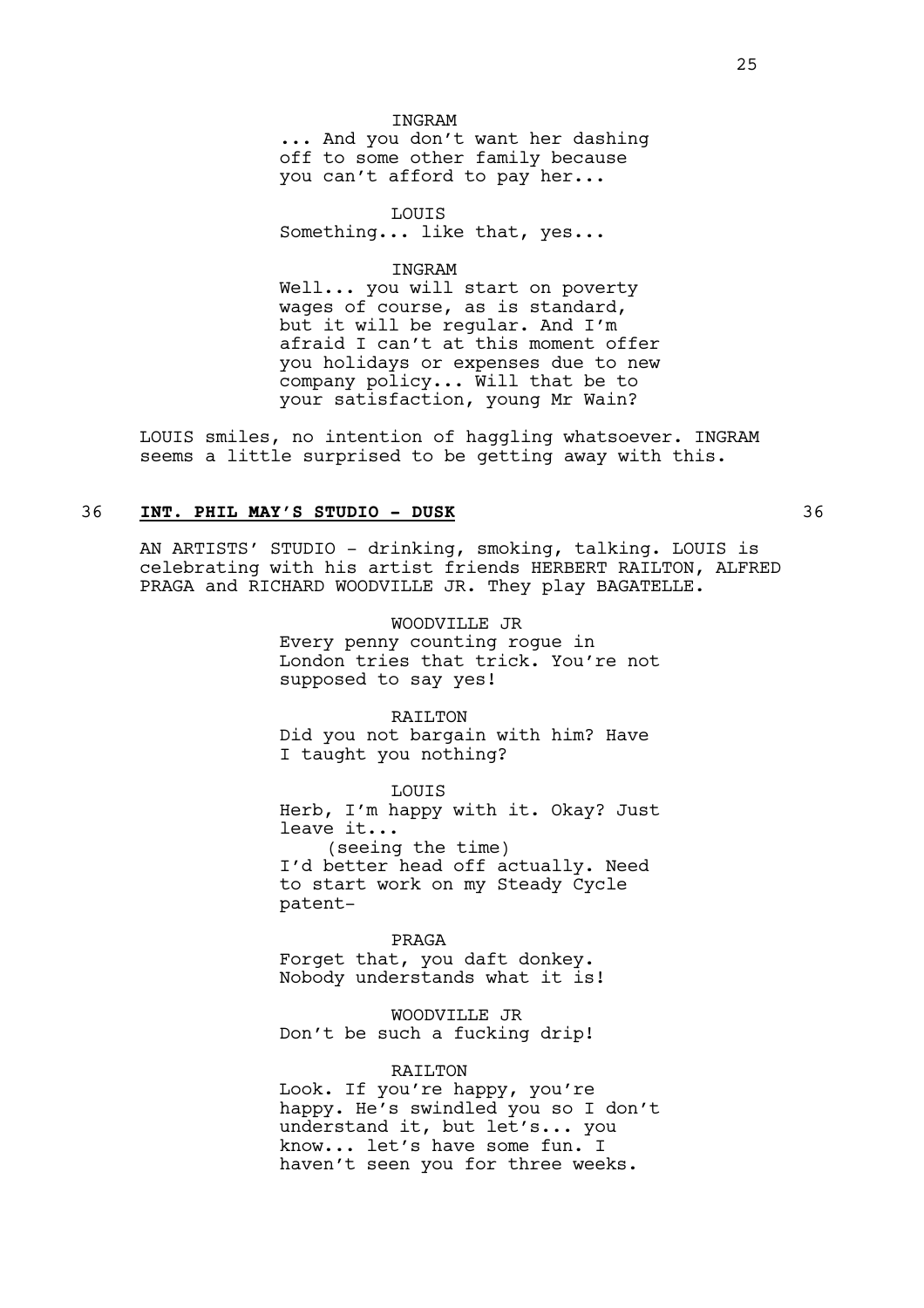INGRAM

... And you don't want her dashing off to some other family because you can't afford to pay her...

LOUIS

Something... like that, yes...

INGRAM

Well... you will start on poverty wages of course, as is standard, but it will be regular. And I'm afraid I can't at this moment offer you holidays or expenses due to new company policy... Will that be to your satisfaction, young Mr Wain?

LOUIS smiles, no intention of haggling whatsoever. INGRAM seems a little surprised to be getting away with this.

36 **INT. PHIL MAY'S STUDIO - DUSK** 36

AN ARTISTS' STUDIO - drinking, smoking, talking. LOUIS is celebrating with his artist friends HERBERT RAILTON, ALFRED PRAGA and RICHARD WOODVILLE JR. They play BAGATELLE.

WOODVILLE JR

Every penny counting rogue in London tries that trick. You're not supposed to say yes!

RAILTON

Did you not bargain with him? Have I taught you nothing?

LOUIS

Herb, I'm happy with it. Okay? Just leave it...

(seeing the time)

I'd better head off actually. Need to start work on my Steady Cycle patent-

PRAGA

Forget that, you daft donkey. Nobody understands what it is!

WOODVILLE JR

Don't be such a fucking drip!

RAILTON

Look. If you're happy, you're happy. He's swindled you so I don't understand it, but let's... you know... let's have some fun. I haven't seen you for three weeks.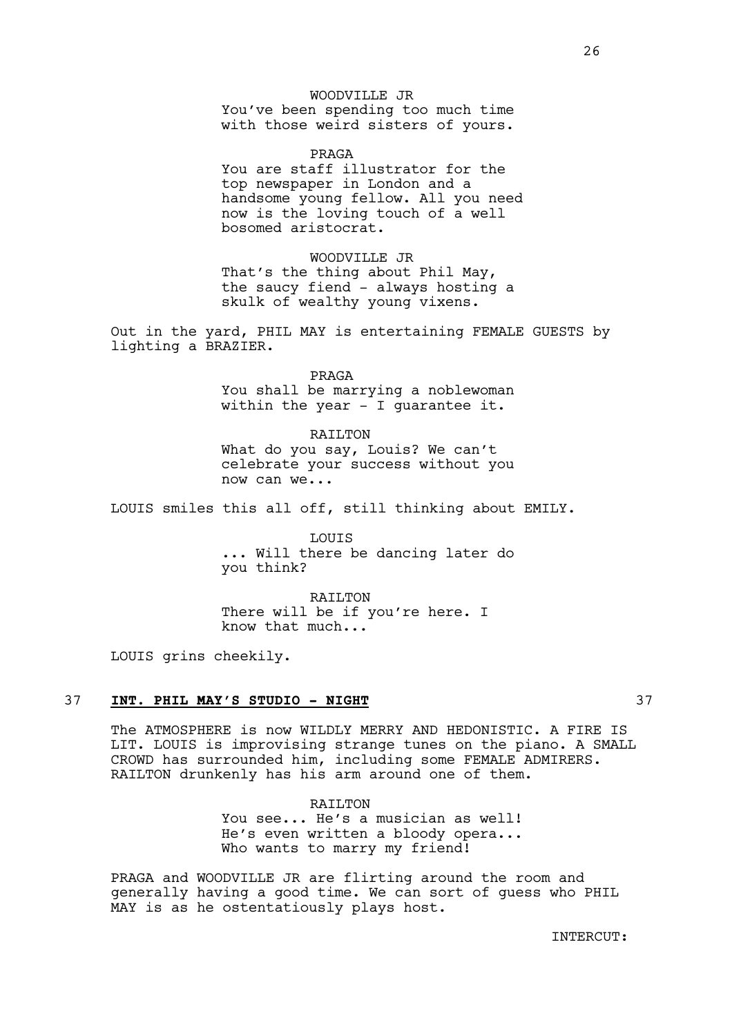WOODVILLE JR
You've been spending too much time with those weird sisters of yours.

PRAGA
You are staff illustrator for the top newspaper in London and a handsome young fellow. All you need now is the loving touch of a well bosomed aristocrat.

WOODVILLE JR
That's the thing about Phil May, the saucy fiend - always hosting a skulk of wealthy young vixens.

Out in the yard, PHIL MAY is entertaining FEMALE GUESTS by lighting a BRAZIER.

PRAGA
You shall be marrying a noblewoman within the year - I guarantee it.

RAILTON
What do you say, Louis? We can't celebrate your success without you now can we...

LOUIS smiles this all off, still thinking about EMILY.

LOUIS
... Will there be dancing later do you think?

RAILTON
There will be if you're here. I know that much...

LOUIS grins cheekily.

37 **INT. PHIL MAY'S STUDIO - NIGHT** 37

The ATMOSPHERE is now WILDLY MERRY AND HEDONISTIC. A FIRE IS LIT. LOUIS is improvising strange tunes on the piano. A SMALL CROWD has surrounded him, including some FEMALE ADMIRERS. RAILTON drunkenly has his arm around one of them.

RAILTON
You see... He's a musician as well! He's even written a bloody opera... Who wants to marry my friend!

PRAGA and WOODVILLE JR are flirting around the room and generally having a good time. We can sort of guess who PHIL MAY is as he ostentatiously plays host.

INTERCUT: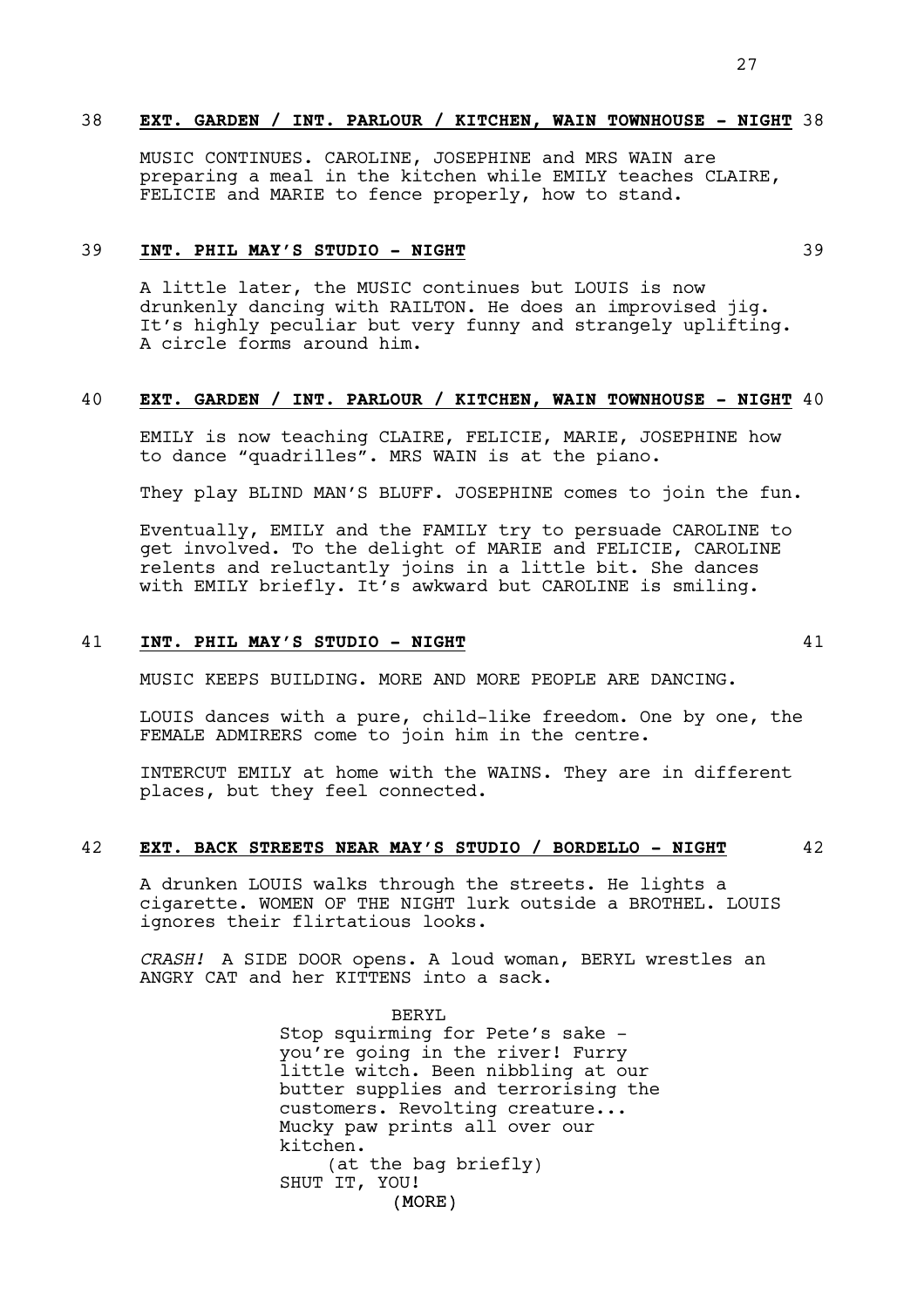### 38 EXT. GARDEN / INT. PARLOUR / KITCHEN, WAIN TOWNHOUSE - NIGHT 38

MUSIC CONTINUES. CAROLINE, JOSEPHINE and MRS WAIN are preparing a meal in the kitchen while EMILY teaches CLAIRE, FELICIE and MARIE to fence properly, how to stand.

### 39 INT. PHIL MAY'S STUDIO - NIGHT 39

A little later, the MUSIC continues but LOUIS is now drunkenly dancing with RAILTON. He does an improvised jig. It's highly peculiar but very funny and strangely uplifting. A circle forms around him.

### 40 EXT. GARDEN / INT. PARLOUR / KITCHEN, WAIN TOWNHOUSE - NIGHT 40

EMILY is now teaching CLAIRE, FELICIE, MARIE, JOSEPHINE how to dance "quadrilles". MRS WAIN is at the piano.

They play BLIND MAN'S BLUFF. JOSEPHINE comes to join the fun.

Eventually, EMILY and the FAMILY try to persuade CAROLINE to get involved. To the delight of MARIE and FELICIE, CAROLINE relents and reluctantly joins in a little bit. She dances with EMILY briefly. It's awkward but CAROLINE is smiling.

### 41 INT. PHIL MAY'S STUDIO - NIGHT 41

MUSIC KEEPS BUILDING. MORE AND MORE PEOPLE ARE DANCING.

LOUIS dances with a pure, child-like freedom. One by one, the FEMALE ADMIRERS come to join him in the centre.

INTERCUT EMILY at home with the WAINS. They are in different places, but they feel connected.

### 42 EXT. BACK STREETS NEAR MAY'S STUDIO / BORDELLO - NIGHT 42

A drunken LOUIS walks through the streets. He lights a cigarette. WOMEN OF THE NIGHT lurk outside a BROTHEL. LOUIS ignores their flirtatious looks.

*CRASH!* A SIDE DOOR opens. A loud woman, BERYL wrestles an ANGRY CAT and her KITTENS into a sack.

BERYL
Stop squirming for Pete's sake - you're going in the river! Furry little witch. Been nibbling at our butter supplies and terrorising the customers. Revolting creature... Mucky paw prints all over our kitchen.
(at the bag briefly)
SHUT IT, YOU!
(MORE)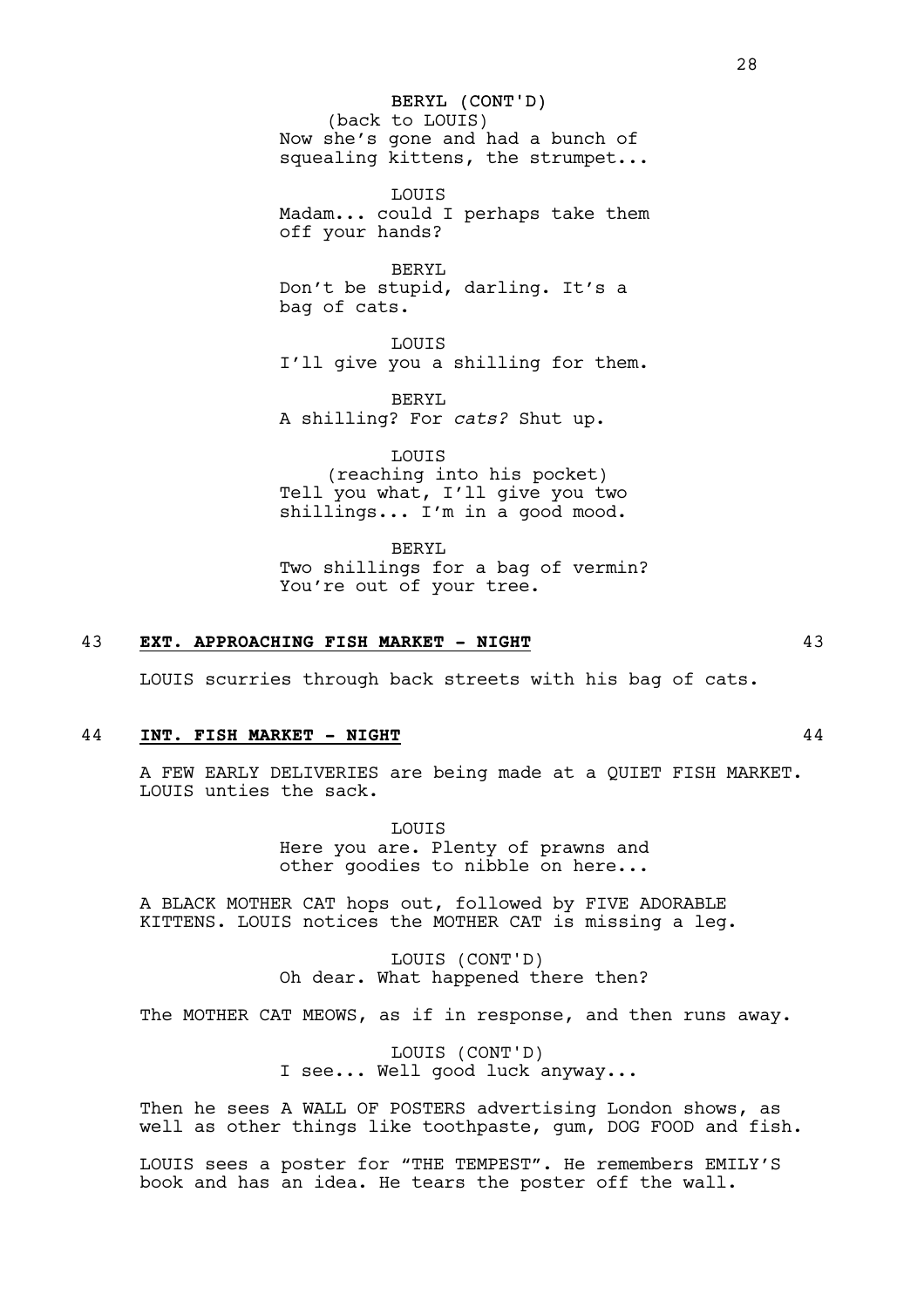BERYL (CONT'D)
(back to LOUIS)
Now she's gone and had a bunch of squealing kittens, the strumpet...

LOUIS
Madam... could I perhaps take them off your hands?

BERYL
Don't be stupid, darling. It's a bag of cats.

LOUIS
I'll give you a shilling for them.

BERYL
A shilling? For *cats?* Shut up.

LOUIS
(reaching into his pocket)
Tell you what, I'll give you two shillings... I'm in a good mood.

BERYL
Two shillings for a bag of vermin? You're out of your tree.

## 43 **EXT. APPROACHING FISH MARKET - NIGHT** 43

LOUIS scurries through back streets with his bag of cats.

## 44 **INT. FISH MARKET - NIGHT** 44

A FEW EARLY DELIVERIES are being made at a QUIET FISH MARKET. LOUIS unties the sack.

LOUIS
Here you are. Plenty of prawns and other goodies to nibble on here...

A BLACK MOTHER CAT hops out, followed by FIVE ADORABLE KITTENS. LOUIS notices the MOTHER CAT is missing a leg.

LOUIS (CONT'D)
Oh dear. What happened there then?

The MOTHER CAT MEOWS, as if in response, and then runs away.

LOUIS (CONT'D)
I see... Well good luck anyway...

Then he sees A WALL OF POSTERS advertising London shows, as well as other things like toothpaste, gum, DOG FOOD and fish.

LOUIS sees a poster for "THE TEMPEST". He remembers EMILY'S book and has an idea. He tears the poster off the wall.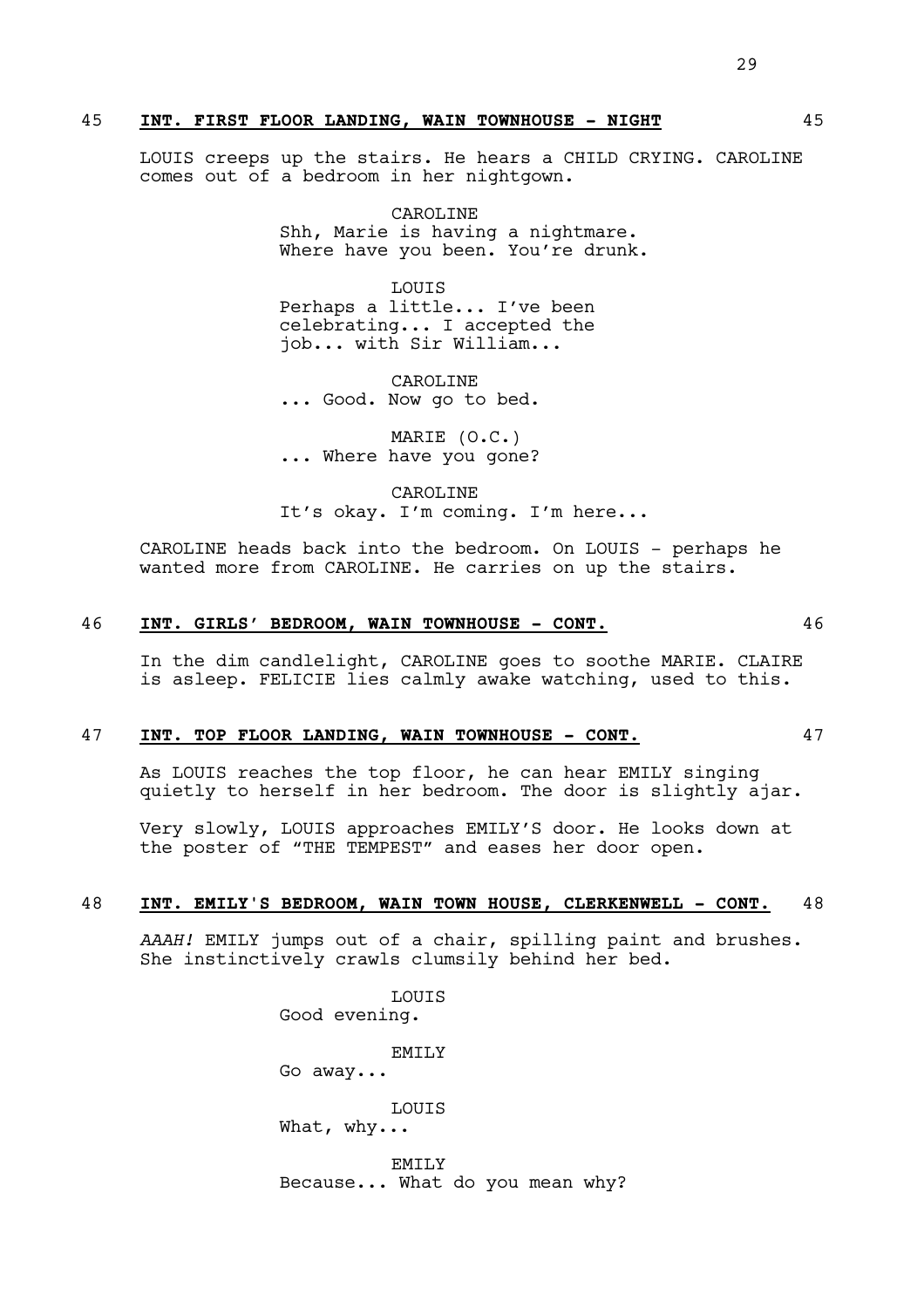45 **INT. FIRST FLOOR LANDING, WAIN TOWNHOUSE - NIGHT** 45

LOUIS creeps up the stairs. He hears a CHILD CRYING. CAROLINE comes out of a bedroom in her nightgown.

CAROLINE
Shh, Marie is having a nightmare. Where have you been. You're drunk.

LOUIS
Perhaps a little... I've been celebrating... I accepted the job... with Sir William...

CAROLINE
... Good. Now go to bed.

MARIE (O.C.)
... Where have you gone?

CAROLINE
It's okay. I'm coming. I'm here...

CAROLINE heads back into the bedroom. On LOUIS - perhaps he wanted more from CAROLINE. He carries on up the stairs.

46 **INT. GIRLS' BEDROOM, WAIN TOWNHOUSE - CONT.** 46

In the dim candlelight, CAROLINE goes to soothe MARIE. CLAIRE is asleep. FELICIE lies calmly awake watching, used to this.

47 **INT. TOP FLOOR LANDING, WAIN TOWNHOUSE - CONT.** 47

As LOUIS reaches the top floor, he can hear EMILY singing quietly to herself in her bedroom. The door is slightly ajar.

Very slowly, LOUIS approaches EMILY'S door. He looks down at the poster of "THE TEMPEST" and eases her door open.

48 **INT. EMILY'S BEDROOM, WAIN TOWN HOUSE, CLERKENWELL - CONT.** 48

*AAAH!* EMILY jumps out of a chair, spilling paint and brushes. She instinctively crawls clumsily behind her bed.

LOUIS
Good evening.

EMILY
Go away...

LOUIS
What, why...

EMILY
Because... What do you mean why?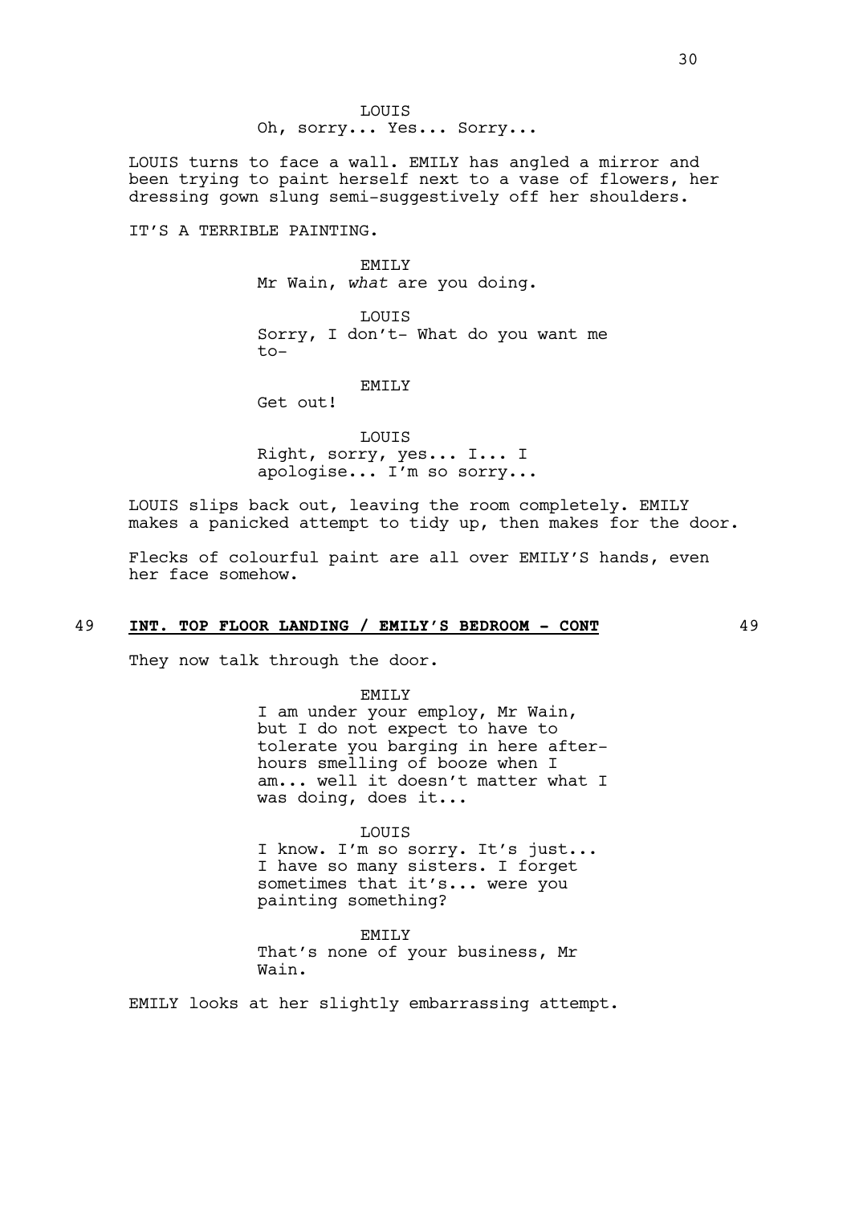LOUIS

Oh, sorry... Yes... Sorry...

LOUIS turns to face a wall. EMILY has angled a mirror and been trying to paint herself next to a vase of flowers, her dressing gown slung semi-suggestively off her shoulders.

IT'S A TERRIBLE PAINTING.

EMILY

Mr Wain, *what* are you doing.

LOUIS

Sorry, I don't- What do you want me to-

EMILY

Get out!

LOUIS

Right, sorry, yes... I... I apologise... I'm so sorry...

LOUIS slips back out, leaving the room completely. EMILY makes a panicked attempt to tidy up, then makes for the door.

Flecks of colourful paint are all over EMILY'S hands, even her face somehow.

## 49 **INT. TOP FLOOR LANDING / EMILY'S BEDROOM - CONT** 49

They now talk through the door.

EMILY

I am under your employ, Mr Wain, but I do not expect to have to tolerate you barging in here after-hours smelling of booze when I am... well it doesn't matter what I was doing, does it...

LOUIS

I know. I'm so sorry. It's just... I have so many sisters. I forget sometimes that it's... were you painting something?

EMILY

That's none of your business, Mr Wain.

EMILY looks at her slightly embarrassing attempt.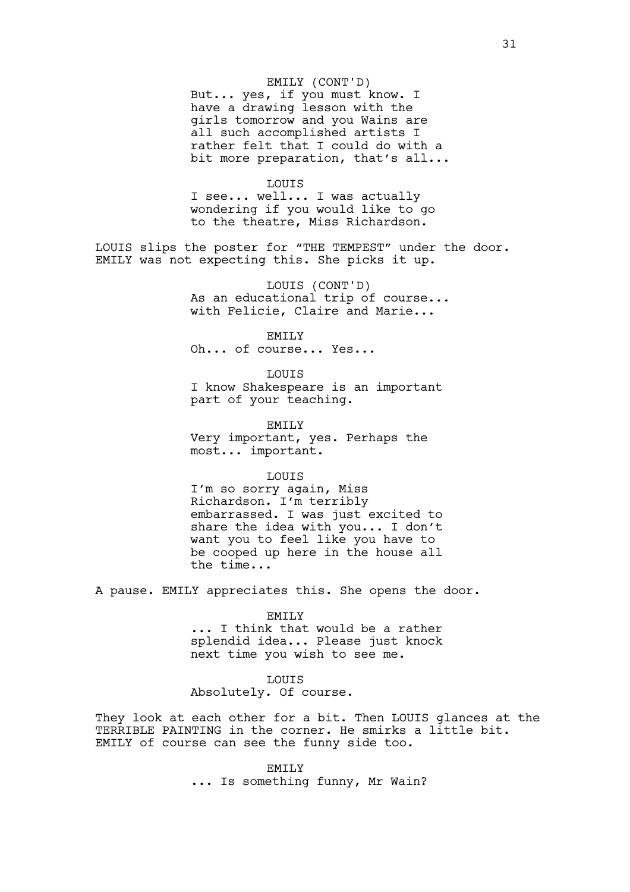EMILY (CONT'D)
But... yes, if you must know. I have a drawing lesson with the girls tomorrow and you Wains are all such accomplished artists I rather felt that I could do with a bit more preparation, that's all...

LOUIS
I see... well... I was actually wondering if you would like to go to the theatre, Miss Richardson.

LOUIS slips the poster for "THE TEMPEST" under the door. EMILY was not expecting this. She picks it up.

LOUIS (CONT'D)
As an educational trip of course... with Felicie, Claire and Marie...

EMILY
Oh... of course... Yes...

LOUIS
I know Shakespeare is an important part of your teaching.

EMILY
Very important, yes. Perhaps the most... important.

LOUIS
I'm so sorry again, Miss Richardson. I'm terribly embarrassed. I was just excited to share the idea with you... I don't want you to feel like you have to be cooped up here in the house all the time...

A pause. EMILY appreciates this. She opens the door.

EMILY
... I think that would be a rather splendid idea... Please just knock next time you wish to see me.

LOUIS
Absolutely. Of course.

They look at each other for a bit. Then LOUIS glances at the TERRIBLE PAINTING in the corner. He smirks a little bit. EMILY of course can see the funny side too.

EMILY
... Is something funny, Mr Wain?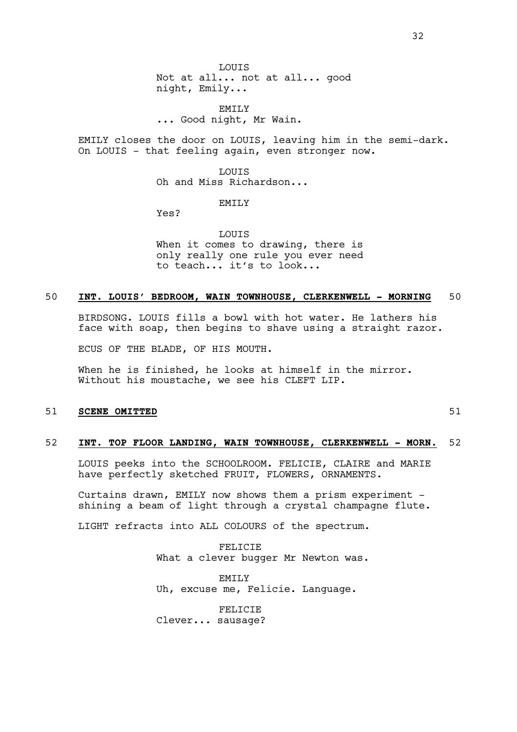LOUIS
Not at all... not at all... good night, Emily...

EMILY
... Good night, Mr Wain.

EMILY closes the door on LOUIS, leaving him in the semi-dark. On LOUIS - that feeling again, even stronger now.

LOUIS
Oh and Miss Richardson...

EMILY
Yes?

LOUIS
When it comes to drawing, there is only really one rule you ever need to teach... it's to look...

**50 INT. LOUIS' BEDROOM, WAIN TOWNHOUSE, CLERKENWELL - MORNING 50**

BIRDSONG. LOUIS fills a bowl with hot water. He lathers his face with soap, then begins to shave using a straight razor.

ECUS OF THE BLADE, OF HIS MOUTH.

When he is finished, he looks at himself in the mirror. Without his moustache, we see his CLEFT LIP.

**51 SCENE OMITTED 51**

**52 INT. TOP FLOOR LANDING, WAIN TOWNHOUSE, CLERKENWELL - MORN. 52**

LOUIS peeks into the SCHOOLROOM. FELICIE, CLAIRE and MARIE have perfectly sketched FRUIT, FLOWERS, ORNAMENTS.

Curtains drawn, EMILY now shows them a prism experiment - shining a beam of light through a crystal champagne flute.

LIGHT refracts into ALL COLOURS of the spectrum.

FELICIE
What a clever bugger Mr Newton was.

EMILY
Uh, excuse me, Felicie. Language.

FELICIE
Clever... sausage?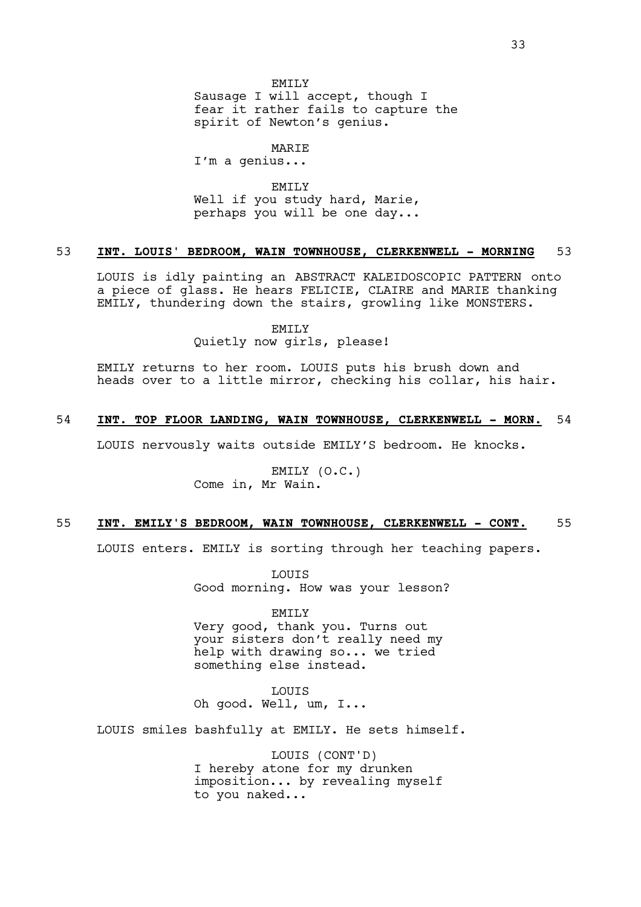EMILY
Sausage I will accept, though I fear it rather fails to capture the spirit of Newton's genius.

MARIE
I'm a genius...

EMILY
Well if you study hard, Marie, perhaps you will be one day...

53 **INT. LOUIS' BEDROOM, WAIN TOWNHOUSE, CLERKENWELL - MORNING** 53

LOUIS is idly painting an ABSTRACT KALEIDOSCOPIC PATTERN onto a piece of glass. He hears FELICIE, CLAIRE and MARIE thanking EMILY, thundering down the stairs, growling like MONSTERS.

EMILY
Quietly now girls, please!

EMILY returns to her room. LOUIS puts his brush down and heads over to a little mirror, checking his collar, his hair.

54 **INT. TOP FLOOR LANDING, WAIN TOWNHOUSE, CLERKENWELL - MORN.** 54

LOUIS nervously waits outside EMILY'S bedroom. He knocks.

EMILY (O.C.)
Come in, Mr Wain.

55 **INT. EMILY'S BEDROOM, WAIN TOWNHOUSE, CLERKENWELL - CONT.** 55

LOUIS enters. EMILY is sorting through her teaching papers.

LOUIS
Good morning. How was your lesson?

EMILY
Very good, thank you. Turns out your sisters don't really need my help with drawing so... we tried something else instead.

LOUIS
Oh good. Well, um, I...

LOUIS smiles bashfully at EMILY. He sets himself.

LOUIS (CONT'D)
I hereby atone for my drunken imposition... by revealing myself to you naked...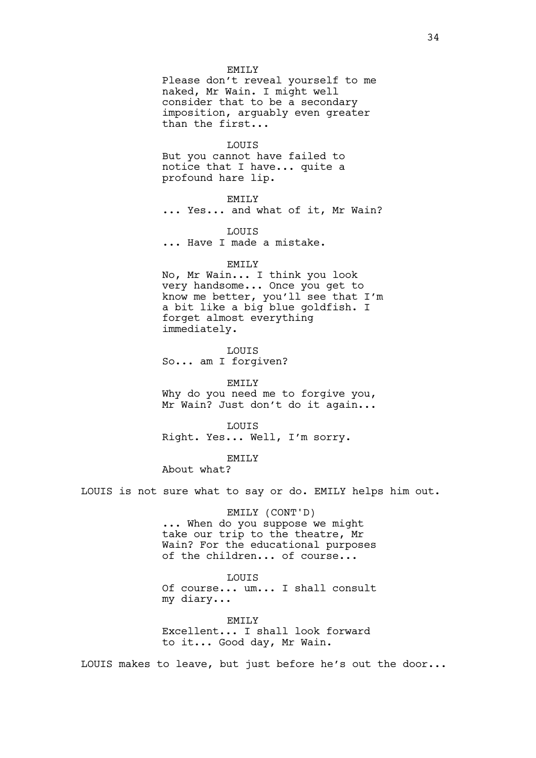EMILY
Please don't reveal yourself to me naked, Mr Wain. I might well consider that to be a secondary imposition, arguably even greater than the first...

LOUIS
But you cannot have failed to notice that I have... quite a profound hare lip.

EMILY
... Yes... and what of it, Mr Wain?

LOUIS
... Have I made a mistake.

EMILY
No, Mr Wain... I think you look very handsome... Once you get to know me better, you'll see that I'm a bit like a big blue goldfish. I forget almost everything immediately.

LOUIS
So... am I forgiven?

EMILY
Why do you need me to forgive you, Mr Wain? Just don't do it again...

LOUIS
Right. Yes... Well, I'm sorry.

EMILY
About what?

LOUIS is not sure what to say or do. EMILY helps him out.

EMILY (CONT'D)
... When do you suppose we might take our trip to the theatre, Mr Wain? For the educational purposes of the children... of course...

LOUIS
Of course... um... I shall consult my diary...

EMILY
Excellent... I shall look forward to it... Good day, Mr Wain.

LOUIS makes to leave, but just before he's out the door...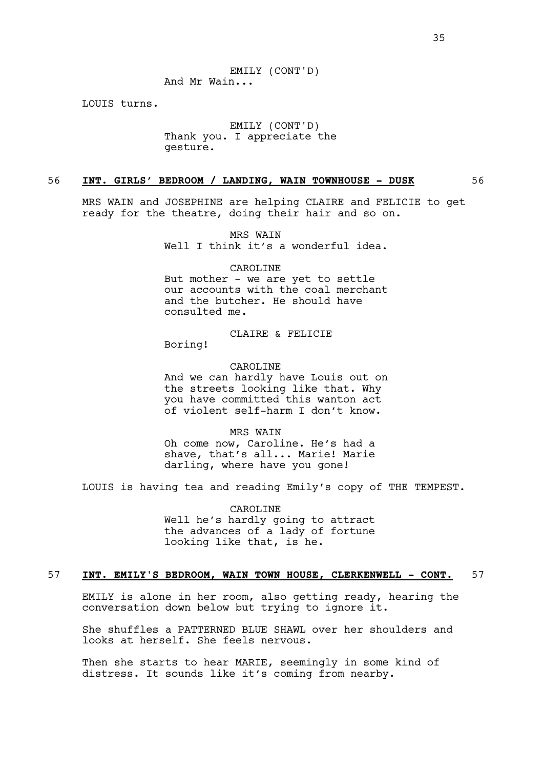EMILY (CONT'D)
And Mr Wain...

LOUIS turns.

EMILY (CONT'D)
Thank you. I appreciate the gesture.

**56 INT. GIRLS' BEDROOM / LANDING, WAIN TOWNHOUSE - DUSK 56**

MRS WAIN and JOSEPHINE are helping CLAIRE and FELICIE to get ready for the theatre, doing their hair and so on.

MRS WAIN
Well I think it's a wonderful idea.

CAROLINE
But mother - we are yet to settle our accounts with the coal merchant and the butcher. He should have consulted me.

CLAIRE & FELICIE
Boring!

CAROLINE
And we can hardly have Louis out on the streets looking like that. Why you have committed this wanton act of violent self-harm I don't know.

MRS WAIN
Oh come now, Caroline. He's had a shave, that's all... Marie! Marie darling, where have you gone!

LOUIS is having tea and reading Emily's copy of THE TEMPEST.

CAROLINE
Well he's hardly going to attract the advances of a lady of fortune looking like that, is he.

**57 INT. EMILY'S BEDROOM, WAIN TOWN HOUSE, CLERKENWELL - CONT. 57**

EMILY is alone in her room, also getting ready, hearing the conversation down below but trying to ignore it.

She shuffles a PATTERNED BLUE SHAWL over her shoulders and looks at herself. She feels nervous.

Then she starts to hear MARIE, seemingly in some kind of distress. It sounds like it's coming from nearby.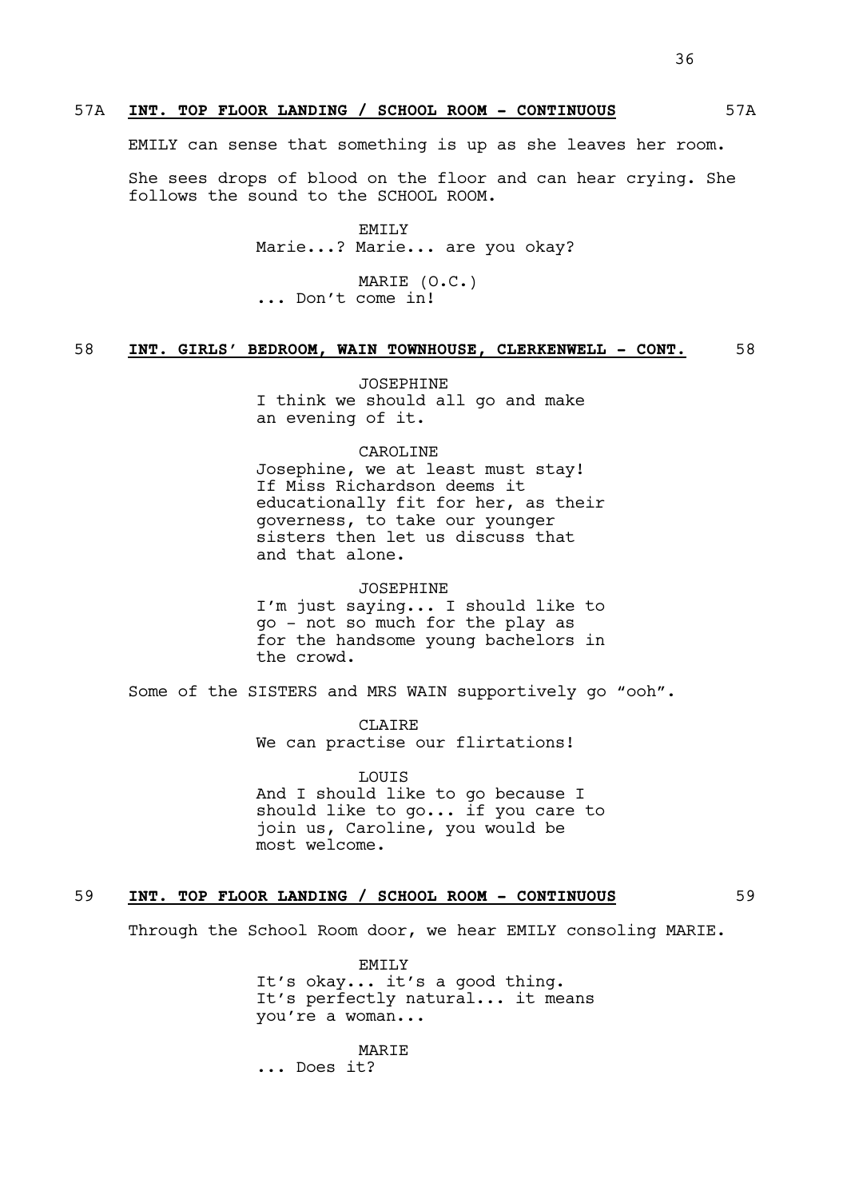57A **INT. TOP FLOOR LANDING / SCHOOL ROOM - CONTINUOUS** 57A

EMILY can sense that something is up as she leaves her room.

She sees drops of blood on the floor and can hear crying. She follows the sound to the SCHOOL ROOM.

EMILY
Marie...? Marie... are you okay?

MARIE (O.C.)
... Don't come in!

58 **INT. GIRLS' BEDROOM, WAIN TOWNHOUSE, CLERKENWELL - CONT.** 58

JOSEPHINE
I think we should all go and make an evening of it.

CAROLINE
Josephine, we at least must stay! If Miss Richardson deems it educationally fit for her, as their governess, to take our younger sisters then let us discuss that and that alone.

JOSEPHINE
I'm just saying... I should like to go - not so much for the play as for the handsome young bachelors in the crowd.

Some of the SISTERS and MRS WAIN supportively go "ooh".

CLAIRE
We can practise our flirtations!

LOUIS
And I should like to go because I should like to go... if you care to join us, Caroline, you would be most welcome.

59 **INT. TOP FLOOR LANDING / SCHOOL ROOM - CONTINUOUS** 59

Through the School Room door, we hear EMILY consoling MARIE.

EMILY
It's okay... it's a good thing. It's perfectly natural... it means you're a woman...

MARIE
... Does it?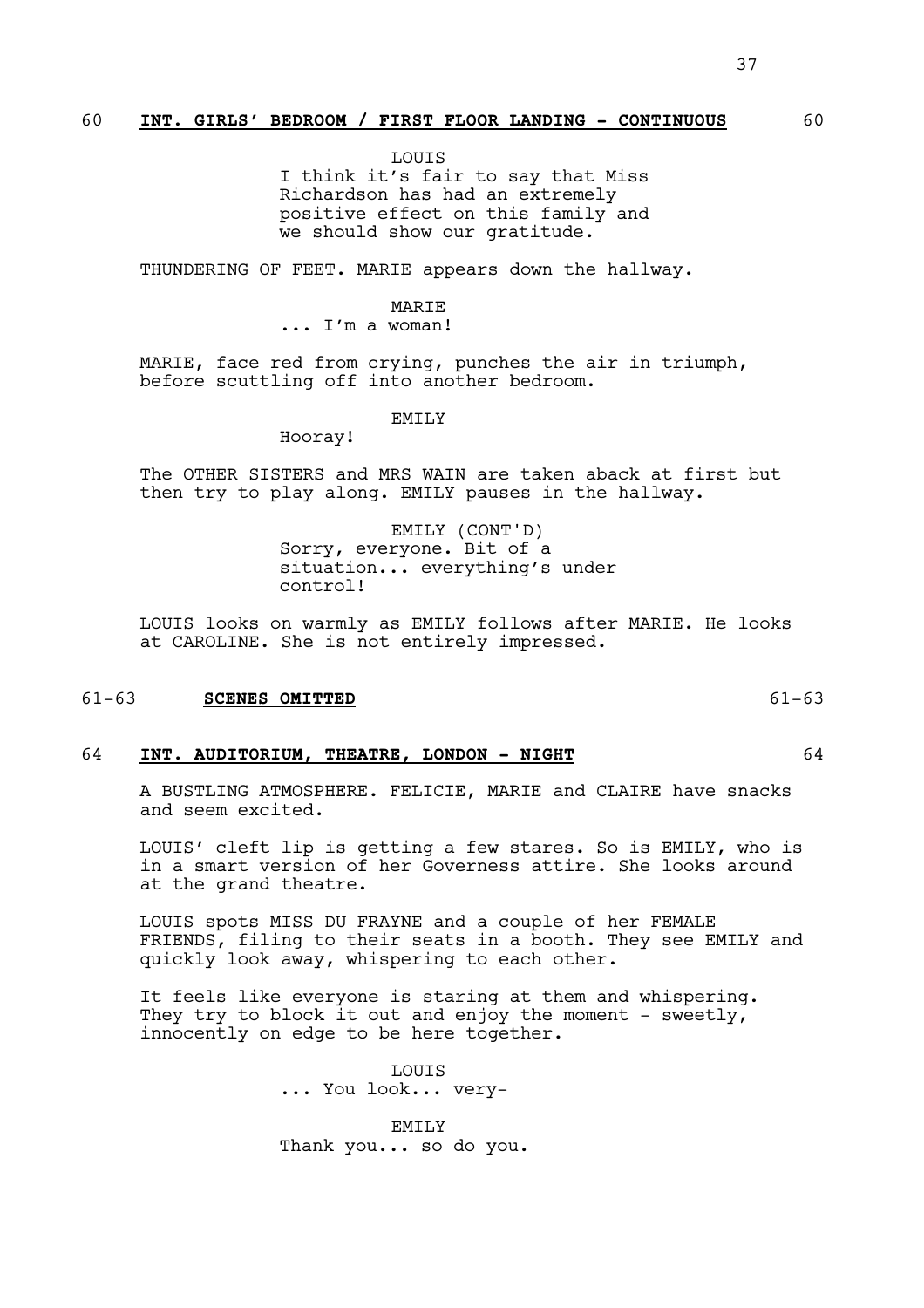60 **INT. GIRLS' BEDROOM / FIRST FLOOR LANDING - CONTINUOUS** 60

LOUIS
I think it's fair to say that Miss Richardson has had an extremely positive effect on this family and we should show our gratitude.

THUNDERING OF FEET. MARIE appears down the hallway.

MARIE
... I'm a woman!

MARIE, face red from crying, punches the air in triumph, before scuttling off into another bedroom.

EMILY
Hooray!

The OTHER SISTERS and MRS WAIN are taken aback at first but then try to play along. EMILY pauses in the hallway.

EMILY (CONT'D)
Sorry, everyone. Bit of a situation... everything's under control!

LOUIS looks on warmly as EMILY follows after MARIE. He looks at CAROLINE. She is not entirely impressed.

61-63 **SCENES OMITTED** 61-63

64 **INT. AUDITORIUM, THEATRE, LONDON - NIGHT** 64

A BUSTLING ATMOSPHERE. FELICIE, MARIE and CLAIRE have snacks and seem excited.

LOUIS' cleft lip is getting a few stares. So is EMILY, who is in a smart version of her Governess attire. She looks around at the grand theatre.

LOUIS spots MISS DU FRAYNE and a couple of her FEMALE FRIENDS, filing to their seats in a booth. They see EMILY and quickly look away, whispering to each other.

It feels like everyone is staring at them and whispering. They try to block it out and enjoy the moment - sweetly, innocently on edge to be here together.

LOUIS
... You look... very-

EMILY
Thank you... so do you.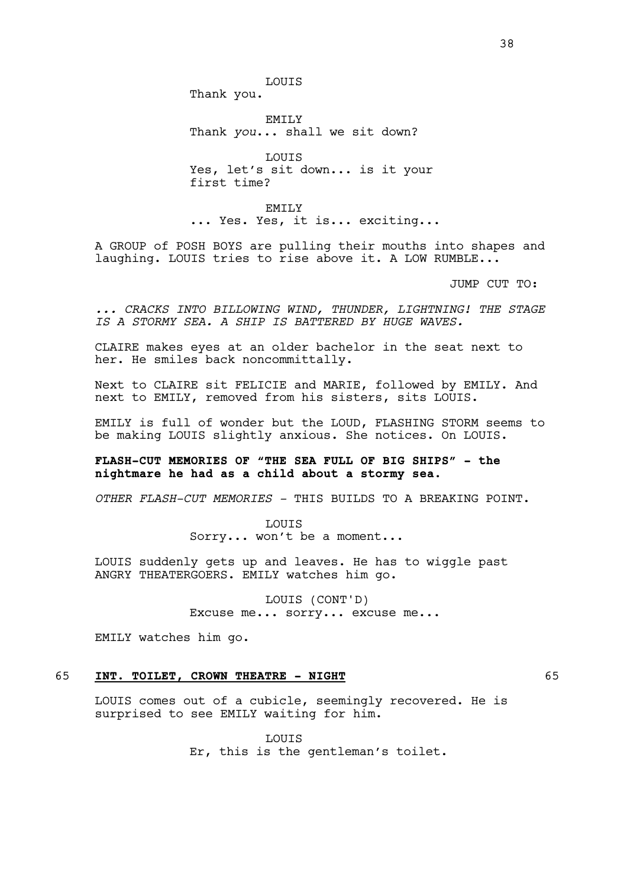LOUIS
Thank you.

EMILY
Thank *you*... shall we sit down?

LOUIS
Yes, let's sit down... is it your first time?

EMILY
... Yes. Yes, it is... exciting...

A GROUP of POSH BOYS are pulling their mouths into shapes and laughing. LOUIS tries to rise above it. A LOW RUMBLE...

JUMP CUT TO:

*... CRACKS INTO BILLOWING WIND, THUNDER, LIGHTNING! THE STAGE IS A STORMY SEA. A SHIP IS BATTERED BY HUGE WAVES.*

CLAIRE makes eyes at an older bachelor in the seat next to her. He smiles back noncommittally.

Next to CLAIRE sit FELICIE and MARIE, followed by EMILY. And next to EMILY, removed from his sisters, sits LOUIS.

EMILY is full of wonder but the LOUD, FLASHING STORM seems to be making LOUIS slightly anxious. She notices. On LOUIS.

**FLASH-CUT MEMORIES OF "THE SEA FULL OF BIG SHIPS" - the nightmare he had as a child about a stormy sea.**

*OTHER FLASH-CUT MEMORIES* - THIS BUILDS TO A BREAKING POINT.

LOUIS
Sorry... won't be a moment...

LOUIS suddenly gets up and leaves. He has to wiggle past ANGRY THEATERGOERS. EMILY watches him go.

LOUIS (CONT'D)
Excuse me... sorry... excuse me...

EMILY watches him go.

65 **INT. TOILET, CROWN THEATRE - NIGHT** 65

LOUIS comes out of a cubicle, seemingly recovered. He is surprised to see EMILY waiting for him.

LOUIS
Er, this is the gentleman's toilet.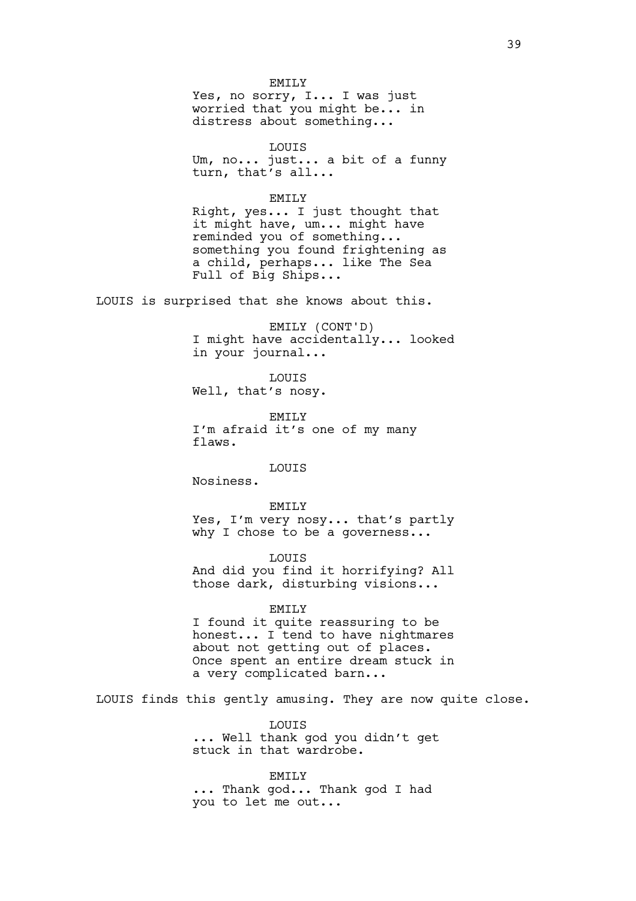EMILY
Yes, no sorry, I... I was just worried that you might be... in distress about something...

LOUIS
Um, no... just... a bit of a funny turn, that's all...

EMILY
Right, yes... I just thought that it might have, um... might have reminded you of something... something you found frightening as a child, perhaps... like The Sea Full of Big Ships...

LOUIS is surprised that she knows about this.

EMILY (CONT'D)
I might have accidentally... looked in your journal...

LOUIS
Well, that's nosy.

EMILY
I'm afraid it's one of my many flaws.

LOUIS
Nosiness.

EMILY
Yes, I'm very nosy... that's partly why I chose to be a governess...

LOUIS
And did you find it horrifying? All those dark, disturbing visions...

EMILY
I found it quite reassuring to be honest... I tend to have nightmares about not getting out of places. Once spent an entire dream stuck in a very complicated barn...

LOUIS finds this gently amusing. They are now quite close.

LOUIS
... Well thank god you didn't get stuck in that wardrobe.

EMILY
... Thank god... Thank god I had you to let me out...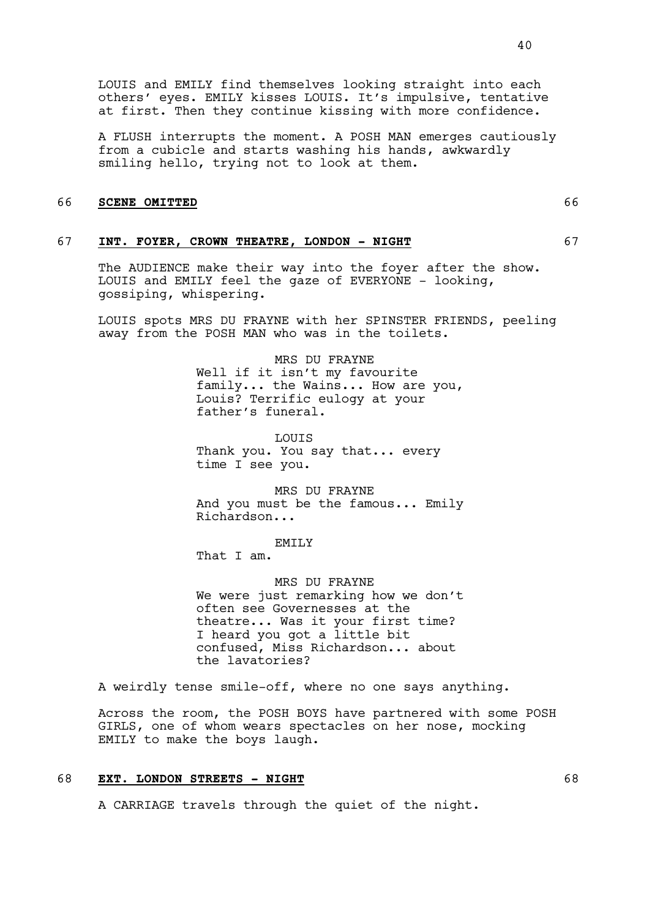LOUIS and EMILY find themselves looking straight into each others' eyes. EMILY kisses LOUIS. It's impulsive, tentative at first. Then they continue kissing with more confidence.

A FLUSH interrupts the moment. A POSH MAN emerges cautiously from a cubicle and starts washing his hands, awkwardly smiling hello, trying not to look at them.

66 **SCENE OMITTED** 66

67 **INT. FOYER, CROWN THEATRE, LONDON - NIGHT** 67

The AUDIENCE make their way into the foyer after the show. LOUIS and EMILY feel the gaze of EVERYONE - looking, gossiping, whispering.

LOUIS spots MRS DU FRAYNE with her SPINSTER FRIENDS, peeling away from the POSH MAN who was in the toilets.

MRS DU FRAYNE
Well if it isn't my favourite family... the Wains... How are you, Louis? Terrific eulogy at your father's funeral.

LOUIS
Thank you. You say that... every time I see you.

MRS DU FRAYNE
And you must be the famous... Emily Richardson...

EMILY
That I am.

MRS DU FRAYNE
We were just remarking how we don't often see Governesses at the theatre... Was it your first time? I heard you got a little bit confused, Miss Richardson... about the lavatories?

A weirdly tense smile-off, where no one says anything.

Across the room, the POSH BOYS have partnered with some POSH GIRLS, one of whom wears spectacles on her nose, mocking EMILY to make the boys laugh.

68 **EXT. LONDON STREETS - NIGHT** 68

A CARRIAGE travels through the quiet of the night.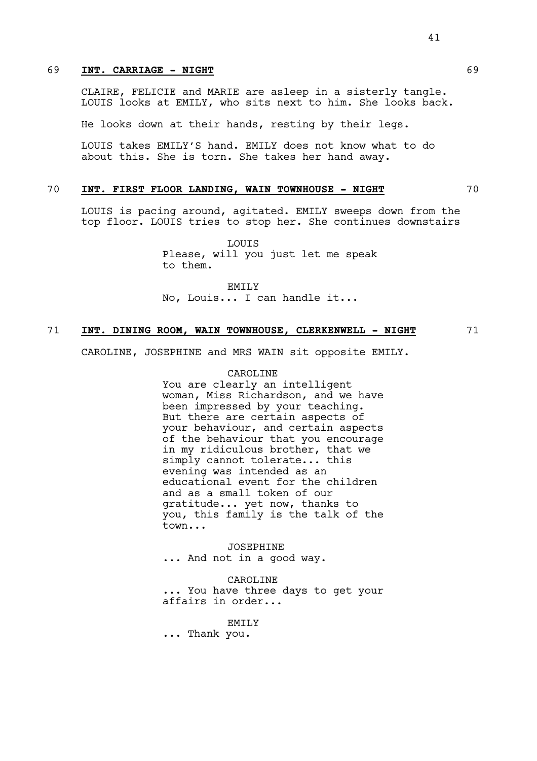69 **INT. CARRIAGE - NIGHT** 69

CLAIRE, FELICIE and MARIE are asleep in a sisterly tangle. LOUIS looks at EMILY, who sits next to him. She looks back.

He looks down at their hands, resting by their legs.

LOUIS takes EMILY'S hand. EMILY does not know what to do about this. She is torn. She takes her hand away.

70 **INT. FIRST FLOOR LANDING, WAIN TOWNHOUSE - NIGHT** 70

LOUIS is pacing around, agitated. EMILY sweeps down from the top floor. LOUIS tries to stop her. She continues downstairs

LOUIS
Please, will you just let me speak to them.

EMILY
No, Louis... I can handle it...

71 **INT. DINING ROOM, WAIN TOWNHOUSE, CLERKENWELL - NIGHT** 71

CAROLINE, JOSEPHINE and MRS WAIN sit opposite EMILY.

CAROLINE
You are clearly an intelligent woman, Miss Richardson, and we have been impressed by your teaching. But there are certain aspects of your behaviour, and certain aspects of the behaviour that you encourage in my ridiculous brother, that we simply cannot tolerate... this evening was intended as an educational event for the children and as a small token of our gratitude... yet now, thanks to you, this family is the talk of the town...

JOSEPHINE
... And not in a good way.

CAROLINE
... You have three days to get your affairs in order...

EMILY
... Thank you.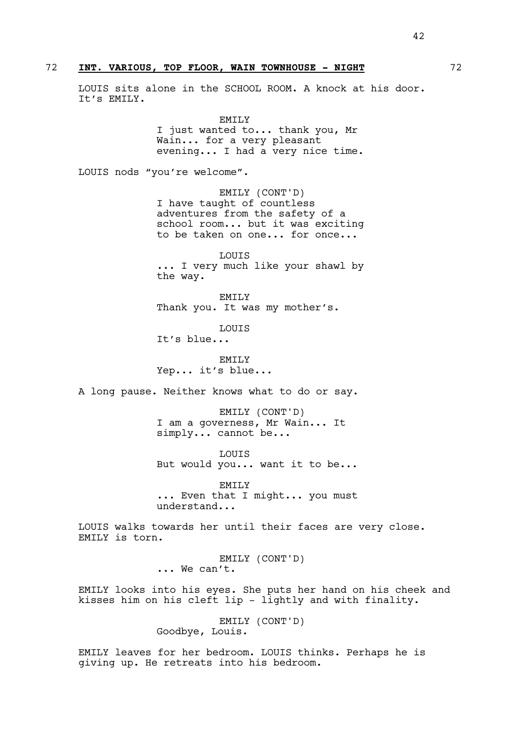72 **INT. VARIOUS, TOP FLOOR, WAIN TOWNHOUSE - NIGHT** 72

LOUIS sits alone in the SCHOOL ROOM. A knock at his door. It's EMILY.

EMILY
I just wanted to... thank you, Mr Wain... for a very pleasant evening... I had a very nice time.

LOUIS nods "you're welcome".

EMILY (CONT'D)
I have taught of countless adventures from the safety of a school room... but it was exciting to be taken on one... for once...

LOUIS
... I very much like your shawl by the way.

EMILY
Thank you. It was my mother's.

LOUIS
It's blue...

EMILY
Yep... it's blue...

A long pause. Neither knows what to do or say.

EMILY (CONT'D)
I am a governess, Mr Wain... It simply... cannot be...

LOUIS
But would you... want it to be...

EMILY
... Even that I might... you must understand...

LOUIS walks towards her until their faces are very close. EMILY is torn.

EMILY (CONT'D)
... We can't.

EMILY looks into his eyes. She puts her hand on his cheek and kisses him on his cleft lip - lightly and with finality.

EMILY (CONT'D)
Goodbye, Louis.

EMILY leaves for her bedroom. LOUIS thinks. Perhaps he is giving up. He retreats into his bedroom.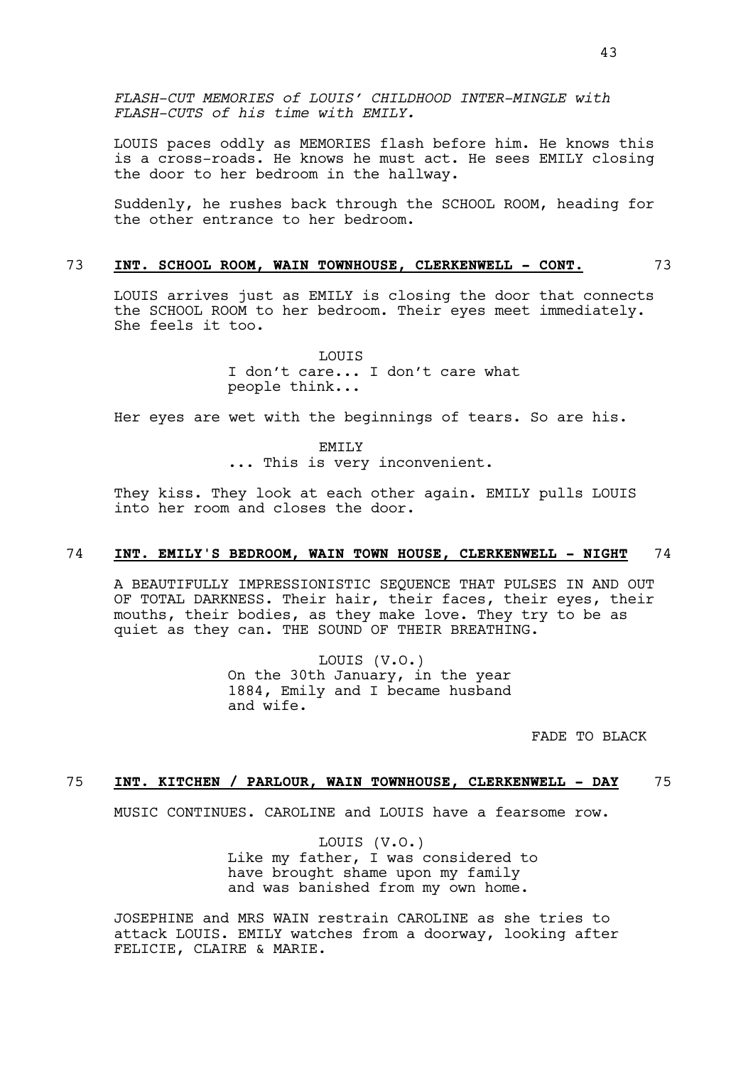*FLASH-CUT MEMORIES of LOUIS' CHILDHOOD INTER-MINGLE with FLASH-CUTS of his time with EMILY.*

LOUIS paces oddly as MEMORIES flash before him. He knows this is a cross-roads. He knows he must act. He sees EMILY closing the door to her bedroom in the hallway.

Suddenly, he rushes back through the SCHOOL ROOM, heading for the other entrance to her bedroom.

73 **INT. SCHOOL ROOM, WAIN TOWNHOUSE, CLERKENWELL - CONT.** 73

LOUIS arrives just as EMILY is closing the door that connects the SCHOOL ROOM to her bedroom. Their eyes meet immediately. She feels it too.

LOUIS
I don't care... I don't care what people think...

Her eyes are wet with the beginnings of tears. So are his.

EMILY
... This is very inconvenient.

They kiss. They look at each other again. EMILY pulls LOUIS into her room and closes the door.

74 **INT. EMILY'S BEDROOM, WAIN TOWN HOUSE, CLERKENWELL - NIGHT** 74

A BEAUTIFULLY IMPRESSIONISTIC SEQUENCE THAT PULSES IN AND OUT OF TOTAL DARKNESS. Their hair, their faces, their eyes, their mouths, their bodies, as they make love. They try to be as quiet as they can. THE SOUND OF THEIR BREATHING.

LOUIS (V.O.)
On the 30th January, in the year 1884, Emily and I became husband and wife.

FADE TO BLACK

75 **INT. KITCHEN / PARLOUR, WAIN TOWNHOUSE, CLERKENWELL - DAY** 75

MUSIC CONTINUES. CAROLINE and LOUIS have a fearsome row.

LOUIS (V.O.)
Like my father, I was considered to have brought shame upon my family and was banished from my own home.

JOSEPHINE and MRS WAIN restrain CAROLINE as she tries to attack LOUIS. EMILY watches from a doorway, looking after FELICIE, CLAIRE & MARIE.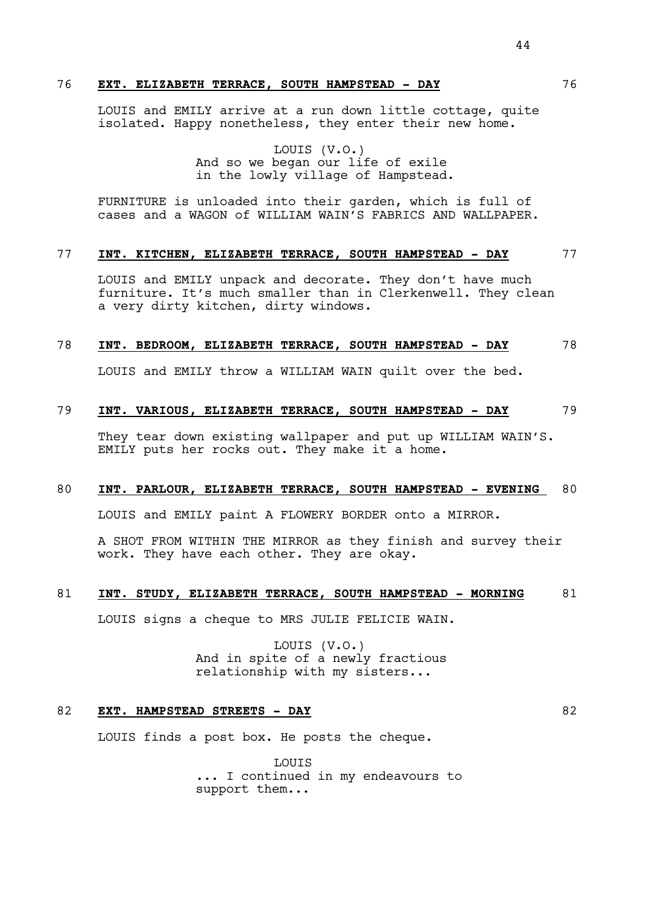76 **EXT. ELIZABETH TERRACE, SOUTH HAMPSTEAD - DAY** 76

LOUIS and EMILY arrive at a run down little cottage, quite isolated. Happy nonetheless, they enter their new home.

LOUIS (V.O.)
And so we began our life of exile in the lowly village of Hampstead.

FURNITURE is unloaded into their garden, which is full of cases and a WAGON of WILLIAM WAIN'S FABRICS AND WALLPAPER.

77 **INT. KITCHEN, ELIZABETH TERRACE, SOUTH HAMPSTEAD - DAY** 77

LOUIS and EMILY unpack and decorate. They don't have much furniture. It's much smaller than in Clerkenwell. They clean a very dirty kitchen, dirty windows.

78 **INT. BEDROOM, ELIZABETH TERRACE, SOUTH HAMPSTEAD - DAY** 78

LOUIS and EMILY throw a WILLIAM WAIN quilt over the bed.

79 **INT. VARIOUS, ELIZABETH TERRACE, SOUTH HAMPSTEAD - DAY** 79

They tear down existing wallpaper and put up WILLIAM WAIN'S. EMILY puts her rocks out. They make it a home.

80 **INT. PARLOUR, ELIZABETH TERRACE, SOUTH HAMPSTEAD - EVENING** 80

LOUIS and EMILY paint A FLOWERY BORDER onto a MIRROR.

A SHOT FROM WITHIN THE MIRROR as they finish and survey their work. They have each other. They are okay.

81 **INT. STUDY, ELIZABETH TERRACE, SOUTH HAMPSTEAD - MORNING** 81

LOUIS signs a cheque to MRS JULIE FELICIE WAIN.

LOUIS (V.O.)
And in spite of a newly fractious relationship with my sisters...

82 **EXT. HAMPSTEAD STREETS - DAY** 82

LOUIS finds a post box. He posts the cheque.

LOUIS
... I continued in my endeavours to support them...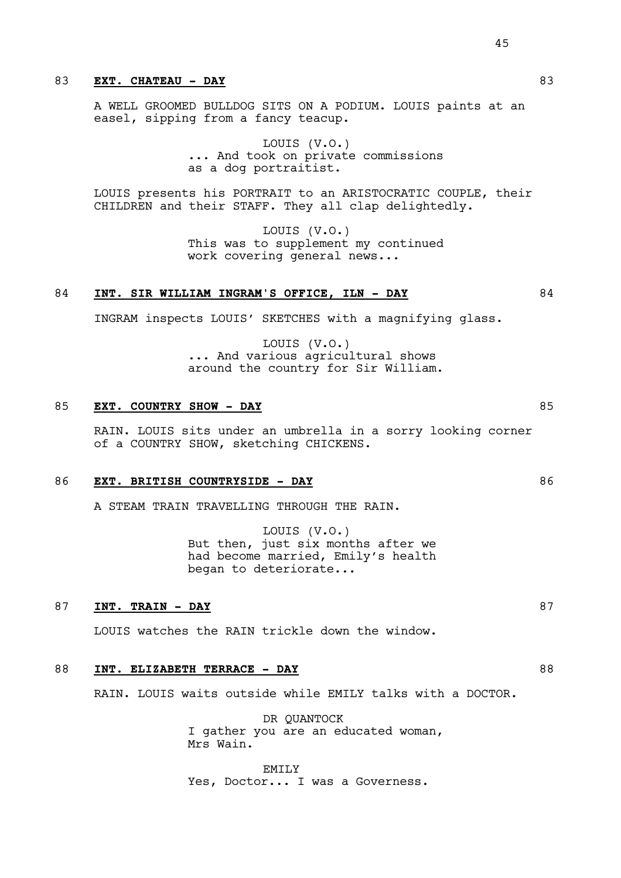83 **EXT. CHATEAU - DAY** 83

A WELL GROOMED BULLDOG SITS ON A PODIUM. LOUIS paints at an easel, sipping from a fancy teacup.

LOUIS (V.O.)
... And took on private commissions as a dog portraitist.

LOUIS presents his PORTRAIT to an ARISTOCRATIC COUPLE, their CHILDREN and their STAFF. They all clap delightedly.

LOUIS (V.O.)
This was to supplement my continued work covering general news...

84 **INT. SIR WILLIAM INGRAM'S OFFICE, ILN - DAY** 84

INGRAM inspects LOUIS' SKETCHES with a magnifying glass.

LOUIS (V.O.)
... And various agricultural shows around the country for Sir William.

85 **EXT. COUNTRY SHOW - DAY** 85

RAIN. LOUIS sits under an umbrella in a sorry looking corner of a COUNTRY SHOW, sketching CHICKENS.

86 **EXT. BRITISH COUNTRYSIDE - DAY** 86

A STEAM TRAIN TRAVELLING THROUGH THE RAIN.

LOUIS (V.O.)
But then, just six months after we had become married, Emily's health began to deteriorate...

87 **INT. TRAIN - DAY** 87

LOUIS watches the RAIN trickle down the window.

88 **INT. ELIZABETH TERRACE - DAY** 88

RAIN. LOUIS waits outside while EMILY talks with a DOCTOR.

DR QUANTOCK
I gather you are an educated woman, Mrs Wain.

EMILY
Yes, Doctor... I was a Governess.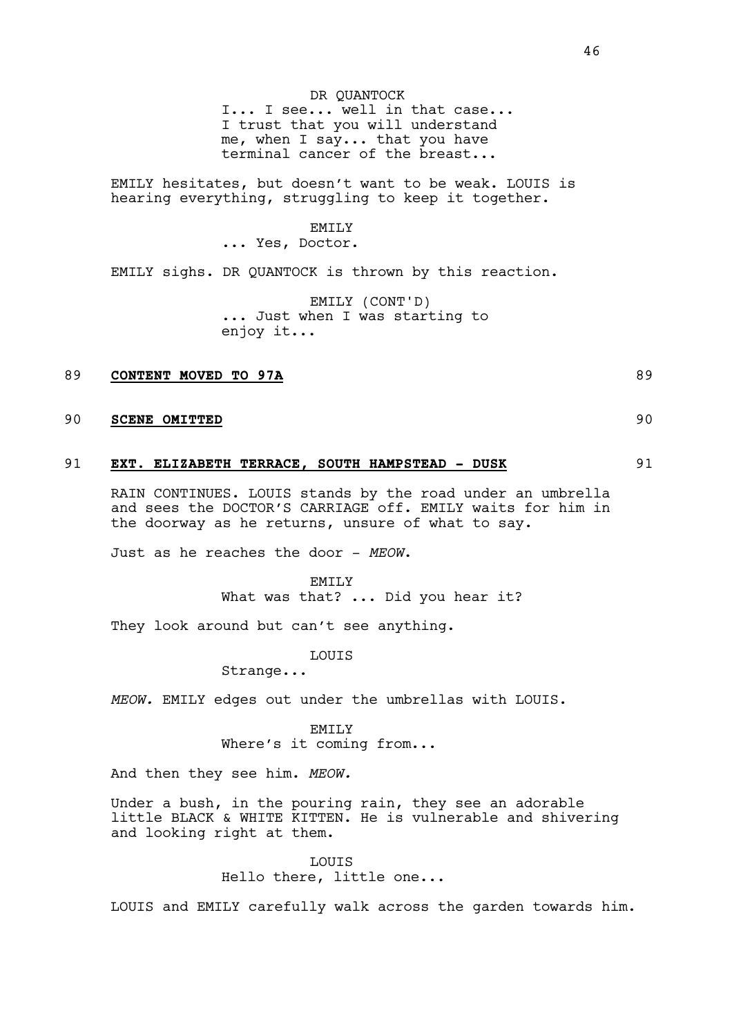DR QUANTOCK

I... I see... well in that case... I trust that you will understand me, when I say... that you have terminal cancer of the breast...

EMILY hesitates, but doesn't want to be weak. LOUIS is hearing everything, struggling to keep it together.

EMILY

... Yes, Doctor.

EMILY sighs. DR QUANTOCK is thrown by this reaction.

EMILY (CONT'D)

... Just when I was starting to enjoy it...

89 **CONTENT MOVED TO 97A** 89

90 **SCENE OMITTED** 90

91 **EXT. ELIZABETH TERRACE, SOUTH HAMPSTEAD - DUSK** 91

RAIN CONTINUES. LOUIS stands by the road under an umbrella and sees the DOCTOR'S CARRIAGE off. EMILY waits for him in the doorway as he returns, unsure of what to say.

Just as he reaches the door - *MEOW*.

EMILY

What was that? ... Did you hear it?

They look around but can't see anything.

LOUIS

Strange...

*MEOW.* EMILY edges out under the umbrellas with LOUIS.

EMILY

Where's it coming from...

And then they see him. *MEOW.*

Under a bush, in the pouring rain, they see an adorable little BLACK & WHITE KITTEN. He is vulnerable and shivering and looking right at them.

LOUIS

Hello there, little one...

LOUIS and EMILY carefully walk across the garden towards him.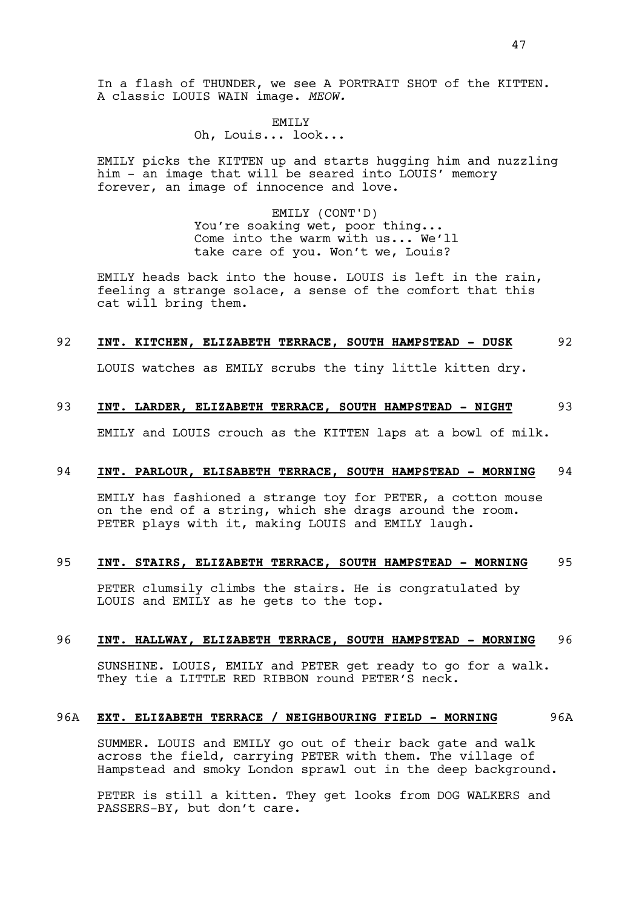In a flash of THUNDER, we see A PORTRAIT SHOT of the KITTEN. A classic LOUIS WAIN image. *MEOW.*

EMILY
Oh, Louis... look...

EMILY picks the KITTEN up and starts hugging him and nuzzling him - an image that will be seared into LOUIS' memory forever, an image of innocence and love.

EMILY (CONT'D)
You're soaking wet, poor thing... Come into the warm with us... We'll take care of you. Won't we, Louis?

EMILY heads back into the house. LOUIS is left in the rain, feeling a strange solace, a sense of the comfort that this cat will bring them.

92 **INT. KITCHEN, ELIZABETH TERRACE, SOUTH HAMPSTEAD - DUSK** 92

LOUIS watches as EMILY scrubs the tiny little kitten dry.

93 **INT. LARDER, ELIZABETH TERRACE, SOUTH HAMPSTEAD - NIGHT** 93

EMILY and LOUIS crouch as the KITTEN laps at a bowl of milk.

94 **INT. PARLOUR, ELISABETH TERRACE, SOUTH HAMPSTEAD - MORNING** 94

EMILY has fashioned a strange toy for PETER, a cotton mouse on the end of a string, which she drags around the room. PETER plays with it, making LOUIS and EMILY laugh.

95 **INT. STAIRS, ELIZABETH TERRACE, SOUTH HAMPSTEAD - MORNING** 95

PETER clumsily climbs the stairs. He is congratulated by LOUIS and EMILY as he gets to the top.

96 **INT. HALLWAY, ELIZABETH TERRACE, SOUTH HAMPSTEAD - MORNING** 96

SUNSHINE. LOUIS, EMILY and PETER get ready to go for a walk. They tie a LITTLE RED RIBBON round PETER'S neck.

96A **EXT. ELIZABETH TERRACE / NEIGHBOURING FIELD - MORNING** 96A

SUMMER. LOUIS and EMILY go out of their back gate and walk across the field, carrying PETER with them. The village of Hampstead and smoky London sprawl out in the deep background.

PETER is still a kitten. They get looks from DOG WALKERS and PASSERS-BY, but don't care.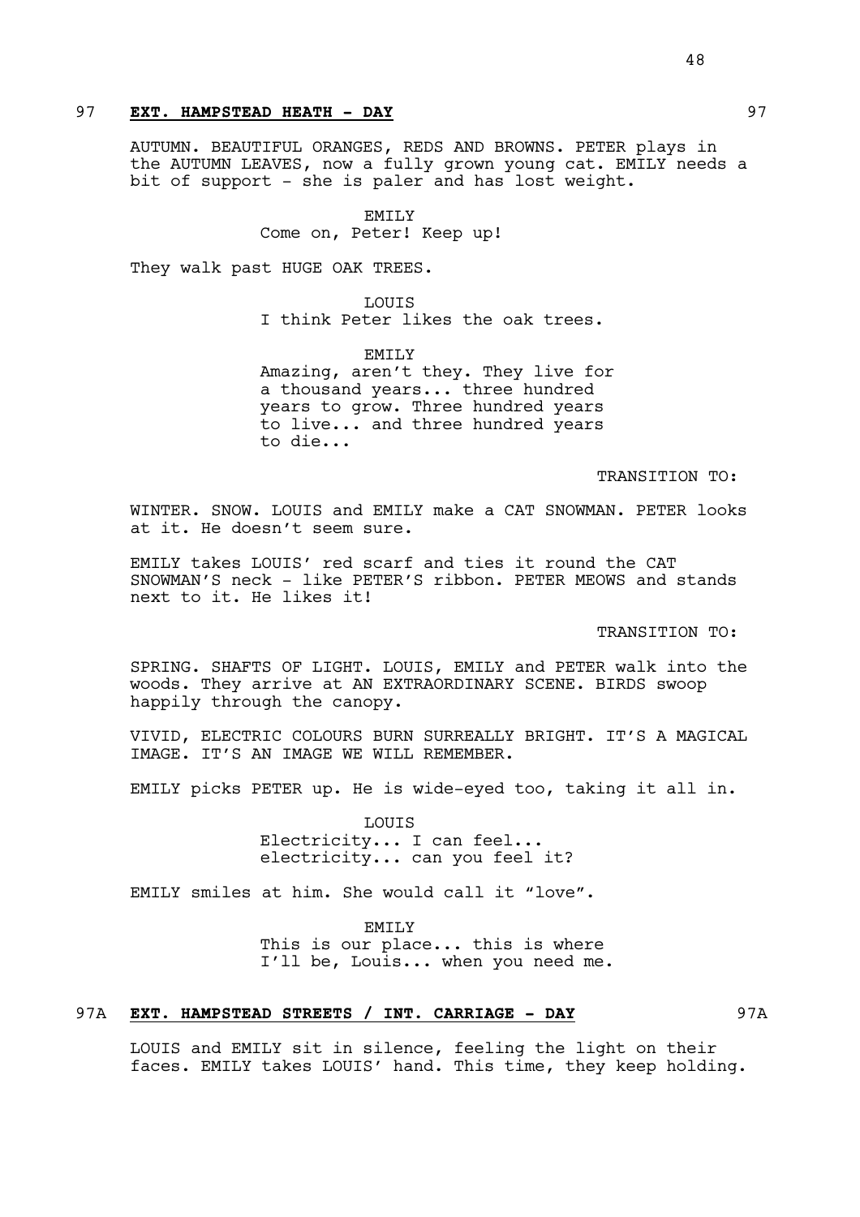97 **EXT. HAMPSTEAD HEATH - DAY** 97

AUTUMN. BEAUTIFUL ORANGES, REDS AND BROWNS. PETER plays in the AUTUMN LEAVES, now a fully grown young cat. EMILY needs a bit of support - she is paler and has lost weight.

EMILY
Come on, Peter! Keep up!

They walk past HUGE OAK TREES.

LOUIS
I think Peter likes the oak trees.

EMILY
Amazing, aren't they. They live for a thousand years... three hundred years to grow. Three hundred years to live... and three hundred years to die...

TRANSITION TO:

WINTER. SNOW. LOUIS and EMILY make a CAT SNOWMAN. PETER looks at it. He doesn't seem sure.

EMILY takes LOUIS' red scarf and ties it round the CAT SNOWMAN'S neck - like PETER'S ribbon. PETER MEOWS and stands next to it. He likes it!

TRANSITION TO:

SPRING. SHAFTS OF LIGHT. LOUIS, EMILY and PETER walk into the woods. They arrive at AN EXTRAORDINARY SCENE. BIRDS swoop happily through the canopy.

VIVID, ELECTRIC COLOURS BURN SURREALLY BRIGHT. IT'S A MAGICAL IMAGE. IT'S AN IMAGE WE WILL REMEMBER.

EMILY picks PETER up. He is wide-eyed too, taking it all in.

LOUIS
Electricity... I can feel... electricity... can you feel it?

EMILY smiles at him. She would call it "love".

EMILY
This is our place... this is where I'll be, Louis... when you need me.

97A **EXT. HAMPSTEAD STREETS / INT. CARRIAGE - DAY** 97A

LOUIS and EMILY sit in silence, feeling the light on their faces. EMILY takes LOUIS' hand. This time, they keep holding.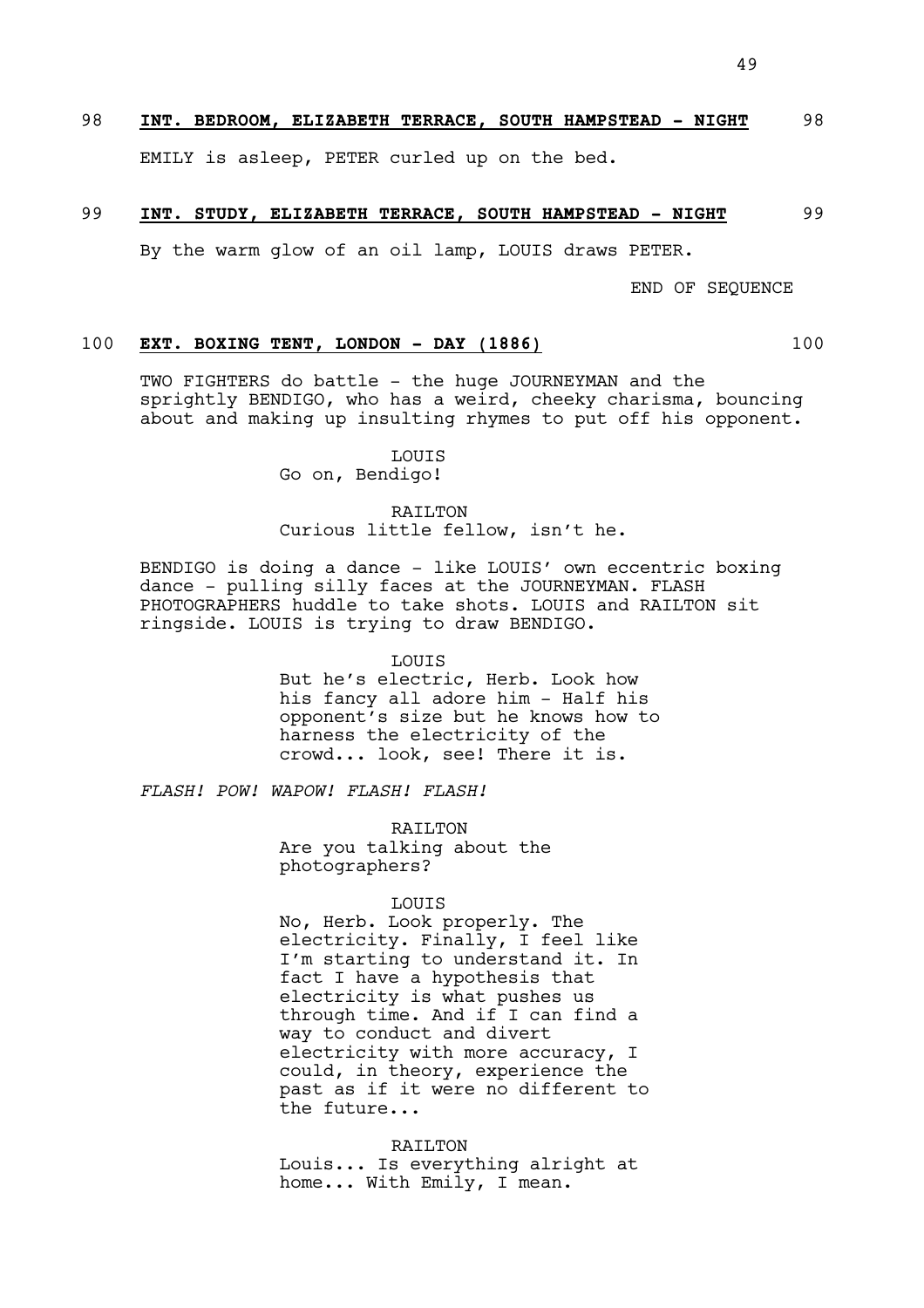98 **INT. BEDROOM, ELIZABETH TERRACE, SOUTH HAMPSTEAD - NIGHT** 98

EMILY is asleep, PETER curled up on the bed.

99 **INT. STUDY, ELIZABETH TERRACE, SOUTH HAMPSTEAD - NIGHT** 99

By the warm glow of an oil lamp, LOUIS draws PETER.

END OF SEQUENCE

100 **EXT. BOXING TENT, LONDON - DAY (1886)** 100

TWO FIGHTERS do battle - the huge JOURNEYMAN and the sprightly BENDIGO, who has a weird, cheeky charisma, bouncing about and making up insulting rhymes to put off his opponent.

LOUIS
Go on, Bendigo!

RAILTON
Curious little fellow, isn't he.

BENDIGO is doing a dance - like LOUIS' own eccentric boxing dance - pulling silly faces at the JOURNEYMAN. FLASH PHOTOGRAPHERS huddle to take shots. LOUIS and RAILTON sit ringside. LOUIS is trying to draw BENDIGO.

LOUIS
But he's electric, Herb. Look how his fancy all adore him - Half his opponent's size but he knows how to harness the electricity of the crowd... look, see! There it is.

*FLASH! POW! WAPOW! FLASH! FLASH!*

RAILTON
Are you talking about the photographers?

LOUIS
No, Herb. Look properly. The electricity. Finally, I feel like I'm starting to understand it. In fact I have a hypothesis that electricity is what pushes us through time. And if I can find a way to conduct and divert electricity with more accuracy, I could, in theory, experience the past as if it were no different to the future...

RAILTON
Louis... Is everything alright at home... With Emily, I mean.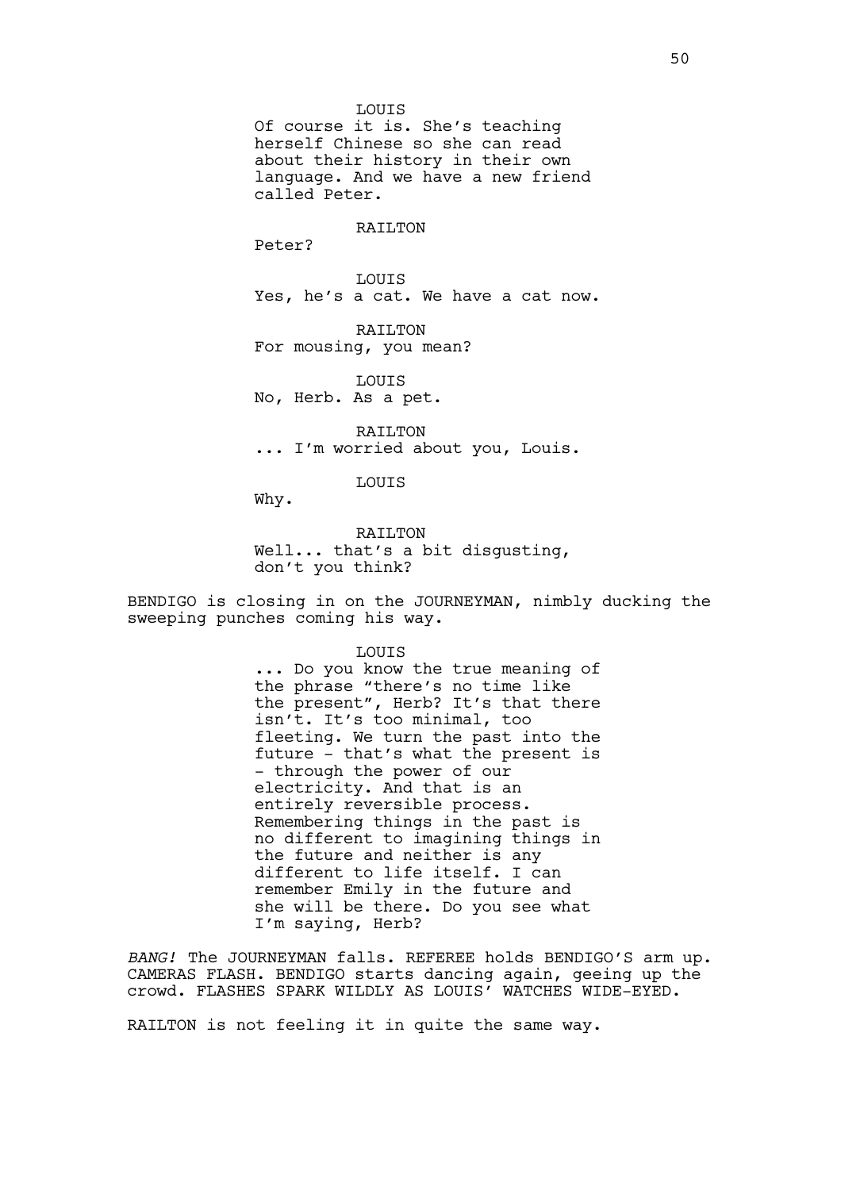LOUIS
Of course it is. She's teaching herself Chinese so she can read about their history in their own language. And we have a new friend called Peter.

RAILTON
Peter?

LOUIS
Yes, he's a cat. We have a cat now.

RAILTON
For mousing, you mean?

LOUIS
No, Herb. As a pet.

RAILTON
... I'm worried about you, Louis.

LOUIS
Why.

RAILTON
Well... that's a bit disgusting, don't you think?

BENDIGO is closing in on the JOURNEYMAN, nimbly ducking the sweeping punches coming his way.

LOUIS
... Do you know the true meaning of the phrase "there's no time like the present", Herb? It's that there isn't. It's too minimal, too fleeting. We turn the past into the future - that's what the present is - through the power of our electricity. And that is an entirely reversible process. Remembering things in the past is no different to imagining things in the future and neither is any different to life itself. I can remember Emily in the future and she will be there. Do you see what I'm saying, Herb?

*BANG!* The JOURNEYMAN falls. REFEREE holds BENDIGO'S arm up. CAMERAS FLASH. BENDIGO starts dancing again, geeing up the crowd. FLASHES SPARK WILDLY AS LOUIS' WATCHES WIDE-EYED.

RAILTON is not feeling it in quite the same way.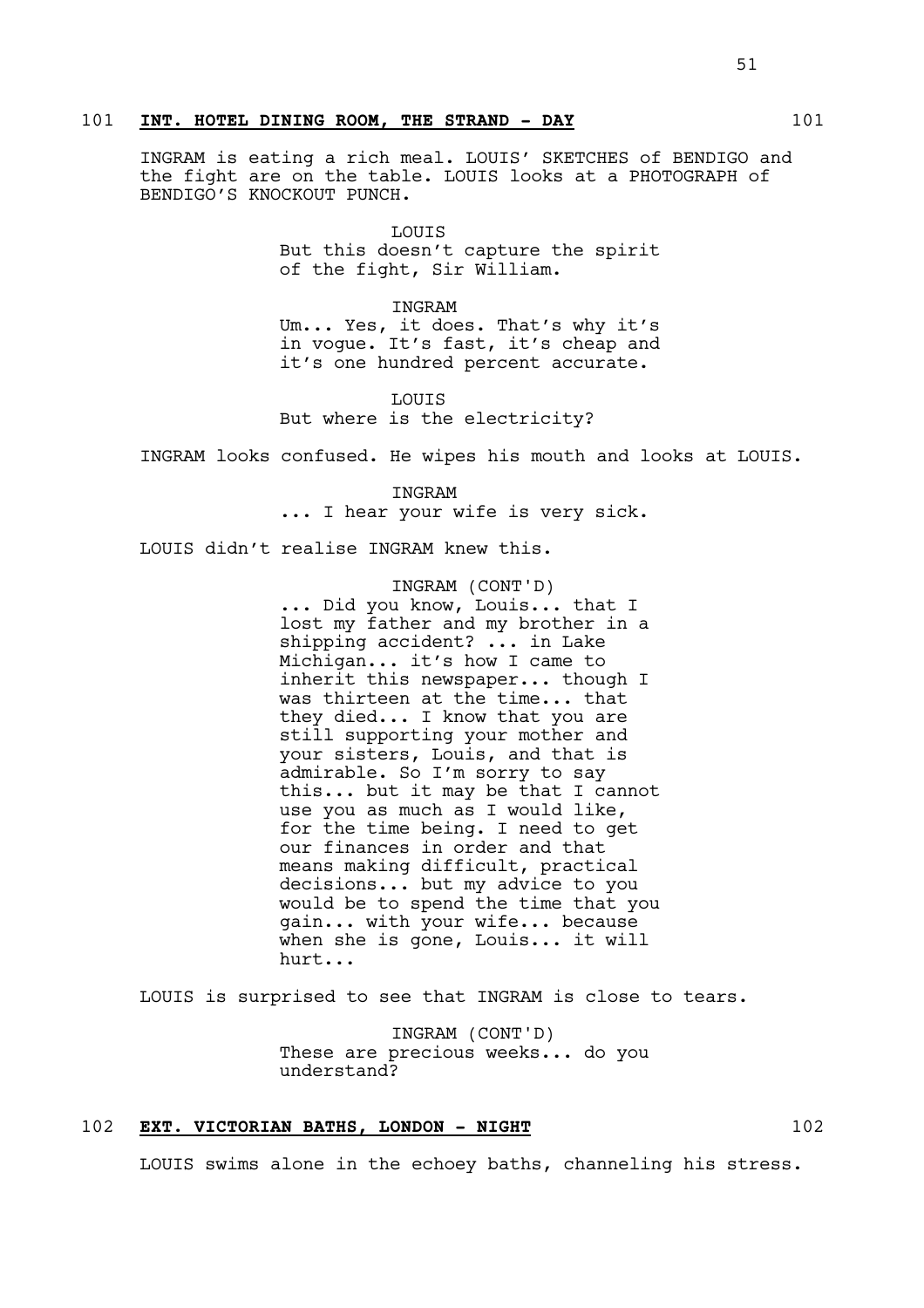101 **INT. HOTEL DINING ROOM, THE STRAND - DAY** 101

INGRAM is eating a rich meal. LOUIS' SKETCHES of BENDIGO and the fight are on the table. LOUIS looks at a PHOTOGRAPH of BENDIGO'S KNOCKOUT PUNCH.

LOUIS
But this doesn't capture the spirit of the fight, Sir William.

INGRAM
Um... Yes, it does. That's why it's in vogue. It's fast, it's cheap and it's one hundred percent accurate.

LOUIS
But where is the electricity?

INGRAM looks confused. He wipes his mouth and looks at LOUIS.

INGRAM
... I hear your wife is very sick.

LOUIS didn't realise INGRAM knew this.

INGRAM (CONT'D)
... Did you know, Louis... that I lost my father and my brother in a shipping accident? ... in Lake Michigan... it's how I came to inherit this newspaper... though I was thirteen at the time... that they died... I know that you are still supporting your mother and your sisters, Louis, and that is admirable. So I'm sorry to say this... but it may be that I cannot use you as much as I would like, for the time being. I need to get our finances in order and that means making difficult, practical decisions... but my advice to you would be to spend the time that you gain... with your wife... because when she is gone, Louis... it will hurt...

LOUIS is surprised to see that INGRAM is close to tears.

INGRAM (CONT'D)
These are precious weeks... do you understand?

102 **EXT. VICTORIAN BATHS, LONDON - NIGHT** 102

LOUIS swims alone in the echoey baths, channeling his stress.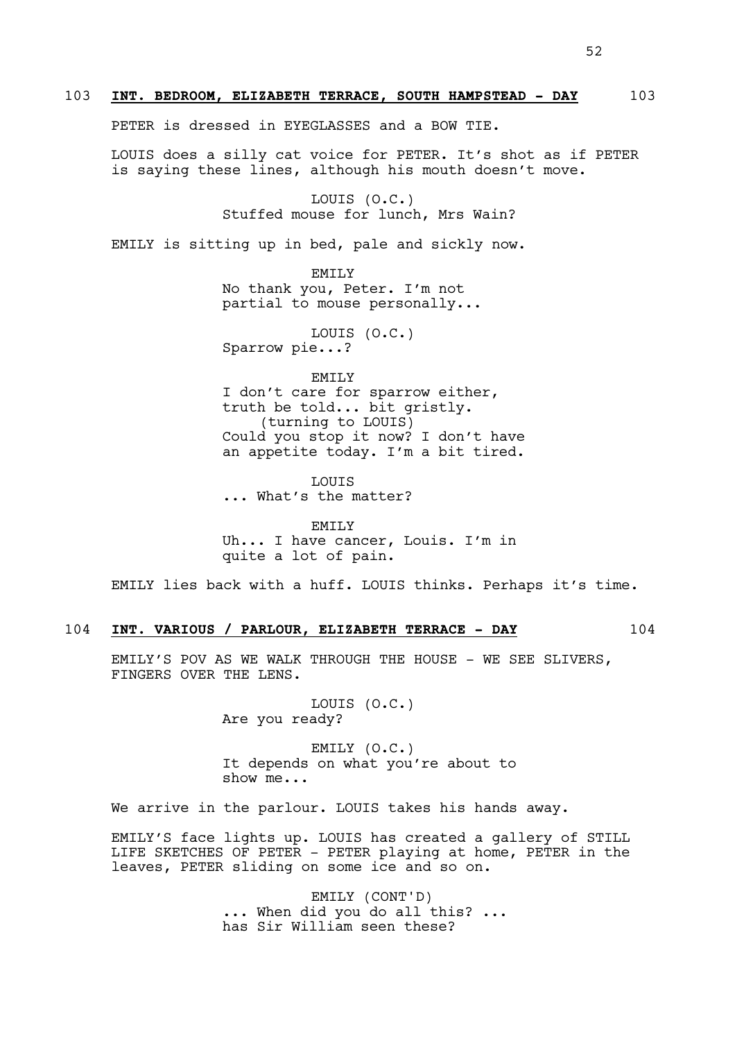**103 INT. BEDROOM, ELIZABETH TERRACE, SOUTH HAMPSTEAD - DAY 103**

PETER is dressed in EYEGLASSES and a BOW TIE.

LOUIS does a silly cat voice for PETER. It's shot as if PETER is saying these lines, although his mouth doesn't move.

LOUIS (O.C.)
Stuffed mouse for lunch, Mrs Wain?

EMILY is sitting up in bed, pale and sickly now.

EMILY
No thank you, Peter. I'm not partial to mouse personally...

LOUIS (O.C.)
Sparrow pie...?

EMILY
I don't care for sparrow either, truth be told... bit gristly.
(turning to LOUIS)
Could you stop it now? I don't have an appetite today. I'm a bit tired.

LOUIS
... What's the matter?

EMILY
Uh... I have cancer, Louis. I'm in quite a lot of pain.

EMILY lies back with a huff. LOUIS thinks. Perhaps it's time.

**104 INT. VARIOUS / PARLOUR, ELIZABETH TERRACE - DAY 104**

EMILY'S POV AS WE WALK THROUGH THE HOUSE - WE SEE SLIVERS, FINGERS OVER THE LENS.

LOUIS (O.C.)
Are you ready?

EMILY (O.C.)
It depends on what you're about to show me...

We arrive in the parlour. LOUIS takes his hands away.

EMILY'S face lights up. LOUIS has created a gallery of STILL LIFE SKETCHES OF PETER - PETER playing at home, PETER in the leaves, PETER sliding on some ice and so on.

EMILY (CONT'D)
... When did you do all this? ... has Sir William seen these?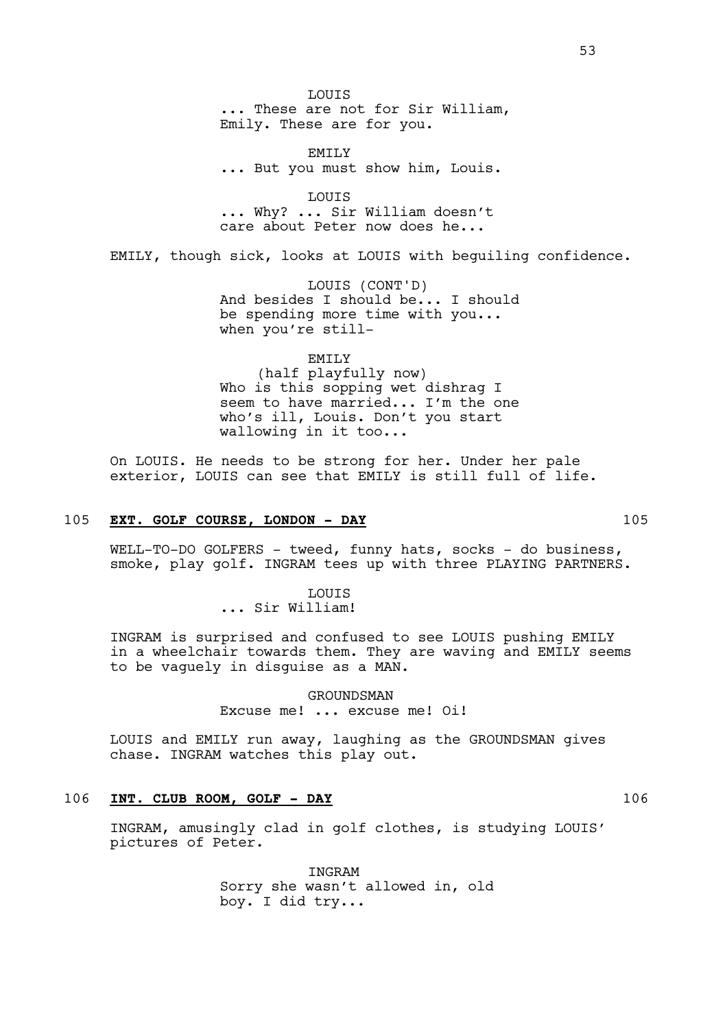LOUIS
... These are not for Sir William, Emily. These are for you.

EMILY
... But you must show him, Louis.

LOUIS
... Why? ... Sir William doesn't care about Peter now does he...

EMILY, though sick, looks at LOUIS with beguiling confidence.

LOUIS (CONT'D)
And besides I should be... I should be spending more time with you... when you're still-

EMILY
(half playfully now)
Who is this sopping wet dishrag I seem to have married... I'm the one who's ill, Louis. Don't you start wallowing in it too...

On LOUIS. He needs to be strong for her. Under her pale exterior, LOUIS can see that EMILY is still full of life.

## 105 **EXT. GOLF COURSE, LONDON - DAY** 105

WELL-TO-DO GOLFERS - tweed, funny hats, socks - do business, smoke, play golf. INGRAM tees up with three PLAYING PARTNERS.

LOUIS
... Sir William!

INGRAM is surprised and confused to see LOUIS pushing EMILY in a wheelchair towards them. They are waving and EMILY seems to be vaguely in disguise as a MAN.

GROUNDSMAN
Excuse me! ... excuse me! Oi!

LOUIS and EMILY run away, laughing as the GROUNDSMAN gives chase. INGRAM watches this play out.

## 106 **INT. CLUB ROOM, GOLF - DAY** 106

INGRAM, amusingly clad in golf clothes, is studying LOUIS' pictures of Peter.

INGRAM
Sorry she wasn't allowed in, old boy. I did try...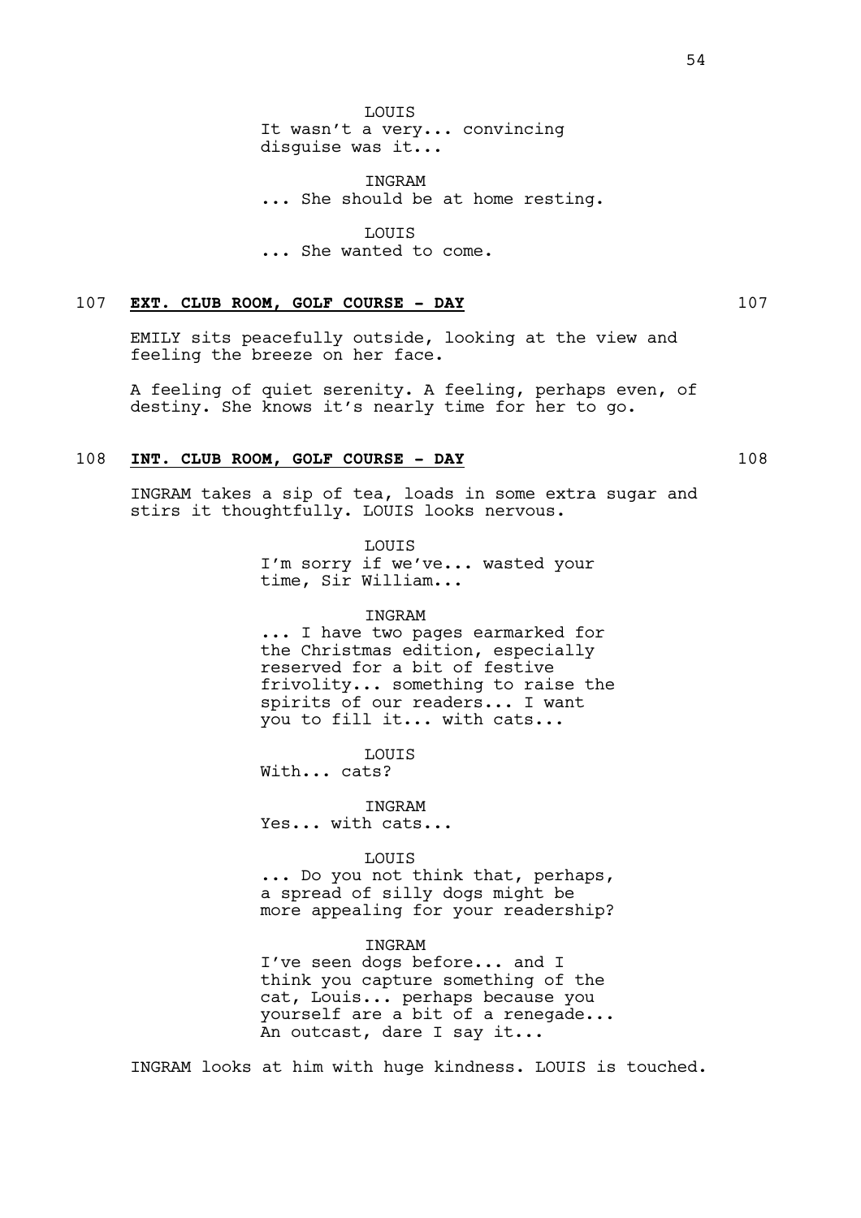LOUIS
It wasn't a very... convincing disguise was it...

INGRAM
... She should be at home resting.

LOUIS
... She wanted to come.

107 **EXT. CLUB ROOM, GOLF COURSE - DAY** 107

EMILY sits peacefully outside, looking at the view and feeling the breeze on her face.

A feeling of quiet serenity. A feeling, perhaps even, of destiny. She knows it's nearly time for her to go.

108 **INT. CLUB ROOM, GOLF COURSE - DAY** 108

INGRAM takes a sip of tea, loads in some extra sugar and stirs it thoughtfully. LOUIS looks nervous.

LOUIS
I'm sorry if we've... wasted your time, Sir William...

INGRAM
... I have two pages earmarked for the Christmas edition, especially reserved for a bit of festive frivolity... something to raise the spirits of our readers... I want you to fill it... with cats...

LOUIS
With... cats?

INGRAM
Yes... with cats...

LOUIS
... Do you not think that, perhaps, a spread of silly dogs might be more appealing for your readership?

INGRAM
I've seen dogs before... and I think you capture something of the cat, Louis... perhaps because you yourself are a bit of a renegade... An outcast, dare I say it...

INGRAM looks at him with huge kindness. LOUIS is touched.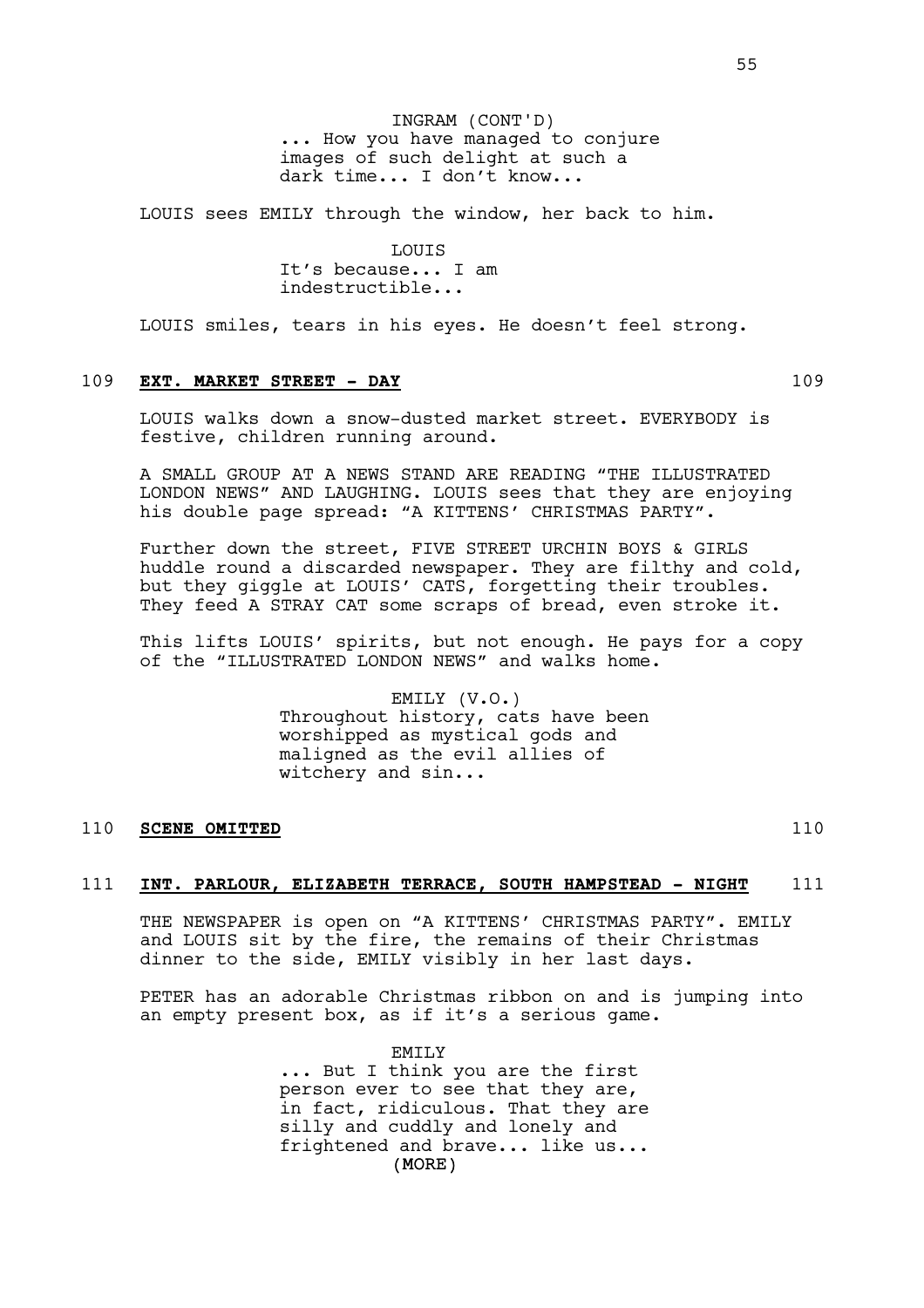INGRAM (CONT'D)
... How you have managed to conjure images of such delight at such a dark time... I don't know...

LOUIS sees EMILY through the window, her back to him.

LOUIS
It's because... I am indestructible...

LOUIS smiles, tears in his eyes. He doesn't feel strong.

## 109 **EXT. MARKET STREET - DAY** 109

LOUIS walks down a snow-dusted market street. EVERYBODY is festive, children running around.

A SMALL GROUP AT A NEWS STAND ARE READING "THE ILLUSTRATED LONDON NEWS" AND LAUGHING. LOUIS sees that they are enjoying his double page spread: "A KITTENS' CHRISTMAS PARTY".

Further down the street, FIVE STREET URCHIN BOYS & GIRLS huddle round a discarded newspaper. They are filthy and cold, but they giggle at LOUIS' CATS, forgetting their troubles. They feed A STRAY CAT some scraps of bread, even stroke it.

This lifts LOUIS' spirits, but not enough. He pays for a copy of the "ILLUSTRATED LONDON NEWS" and walks home.

EMILY (V.O.)
Throughout history, cats have been worshipped as mystical gods and maligned as the evil allies of witchery and sin...

## 110 **SCENE OMITTED** 110

## 111 **INT. PARLOUR, ELIZABETH TERRACE, SOUTH HAMPSTEAD - NIGHT** 111

THE NEWSPAPER is open on "A KITTENS' CHRISTMAS PARTY". EMILY and LOUIS sit by the fire, the remains of their Christmas dinner to the side, EMILY visibly in her last days.

PETER has an adorable Christmas ribbon on and is jumping into an empty present box, as if it's a serious game.

EMILY
... But I think you are the first person ever to see that they are, in fact, ridiculous. That they are silly and cuddly and lonely and frightened and brave... like us...
(MORE)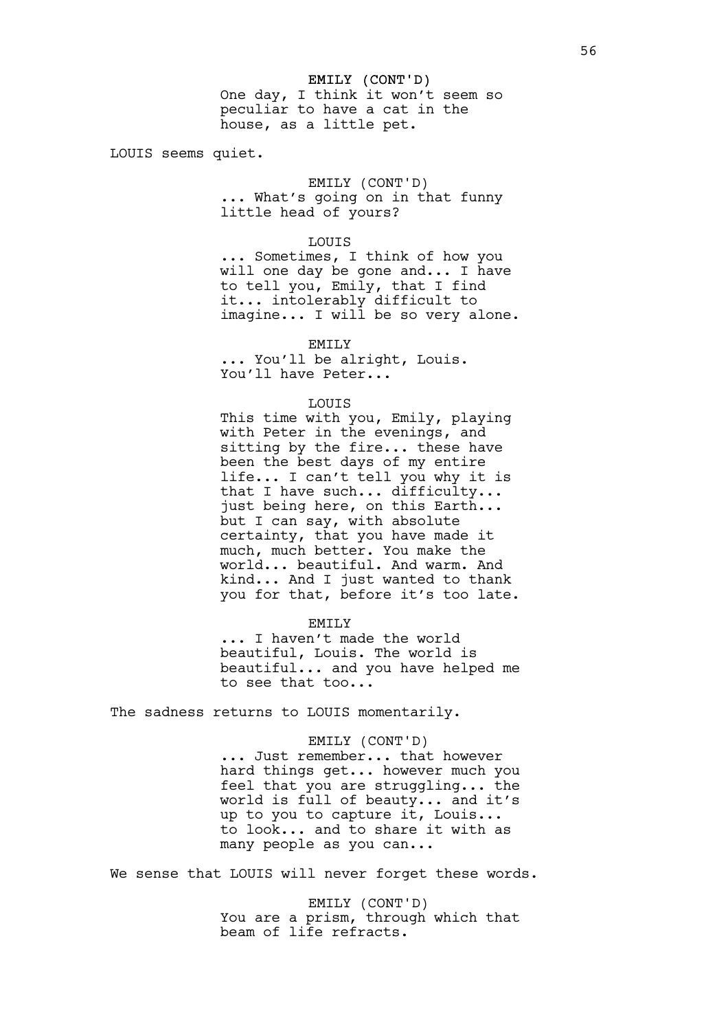EMILY (CONT'D)
One day, I think it won't seem so peculiar to have a cat in the house, as a little pet.

LOUIS seems quiet.

EMILY (CONT'D)
... What's going on in that funny little head of yours?

LOUIS
... Sometimes, I think of how you will one day be gone and... I have to tell you, Emily, that I find it... intolerably difficult to imagine... I will be so very alone.

EMILY
... You'll be alright, Louis. You'll have Peter...

LOUIS
This time with you, Emily, playing with Peter in the evenings, and sitting by the fire... these have been the best days of my entire life... I can't tell you why it is that I have such... difficulty... just being here, on this Earth... but I can say, with absolute certainty, that you have made it much, much better. You make the world... beautiful. And warm. And kind... And I just wanted to thank you for that, before it's too late.

EMILY
... I haven't made the world beautiful, Louis. The world is beautiful... and you have helped me to see that too...

The sadness returns to LOUIS momentarily.

EMILY (CONT'D)
... Just remember... that however hard things get... however much you feel that you are struggling... the world is full of beauty... and it's up to you to capture it, Louis... to look... and to share it with as many people as you can...

We sense that LOUIS will never forget these words.

EMILY (CONT'D)
You are a prism, through which that beam of life refracts.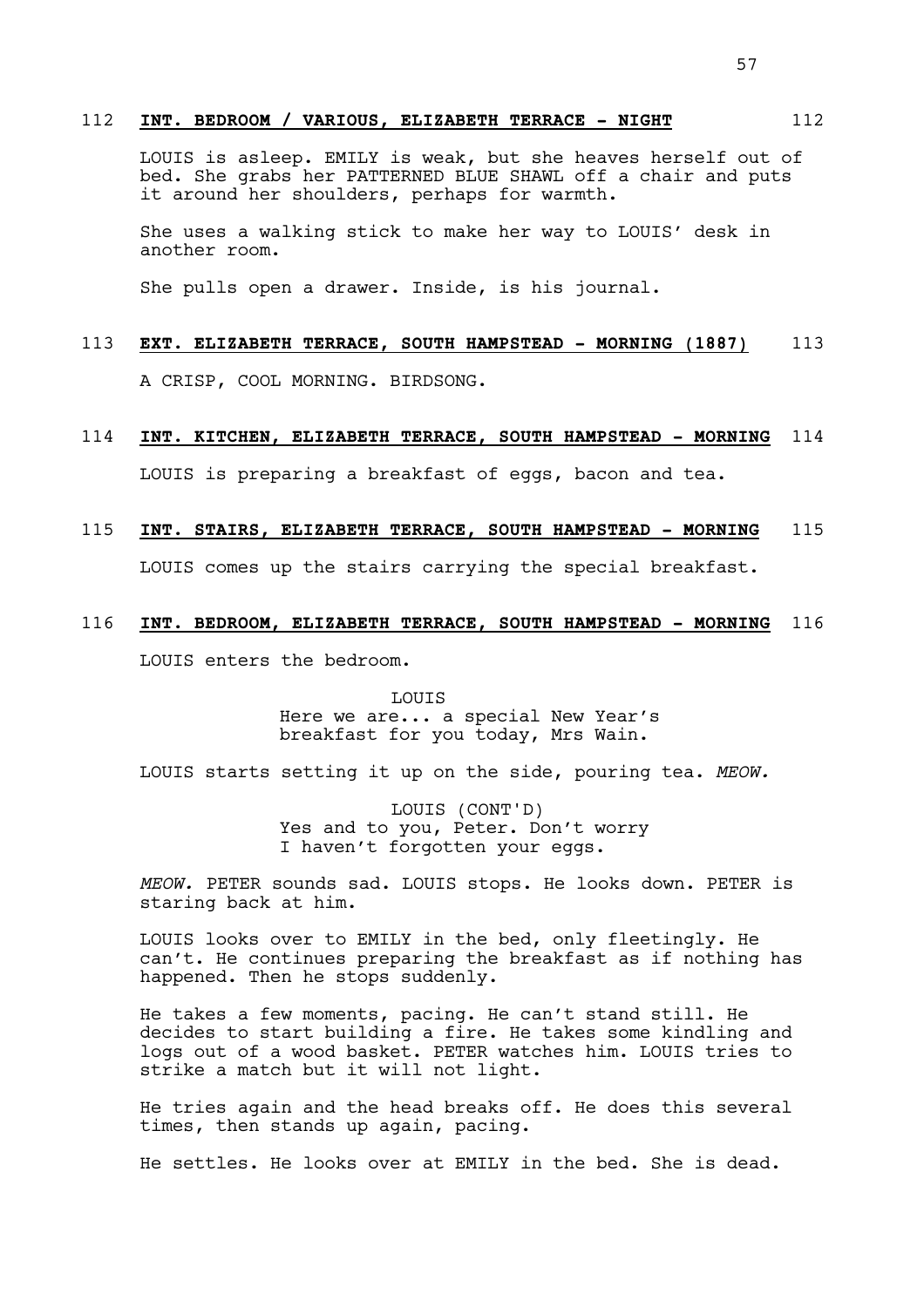112 **INT. BEDROOM / VARIOUS, ELIZABETH TERRACE - NIGHT** 112

LOUIS is asleep. EMILY is weak, but she heaves herself out of bed. She grabs her PATTERNED BLUE SHAWL off a chair and puts it around her shoulders, perhaps for warmth.

She uses a walking stick to make her way to LOUIS' desk in another room.

She pulls open a drawer. Inside, is his journal.

113 **EXT. ELIZABETH TERRACE, SOUTH HAMPSTEAD - MORNING (1887)** 113

A CRISP, COOL MORNING. BIRDSONG.

114 **INT. KITCHEN, ELIZABETH TERRACE, SOUTH HAMPSTEAD - MORNING** 114

LOUIS is preparing a breakfast of eggs, bacon and tea.

115 **INT. STAIRS, ELIZABETH TERRACE, SOUTH HAMPSTEAD - MORNING** 115

LOUIS comes up the stairs carrying the special breakfast.

116 **INT. BEDROOM, ELIZABETH TERRACE, SOUTH HAMPSTEAD - MORNING** 116

LOUIS enters the bedroom.

LOUIS
Here we are... a special New Year's breakfast for you today, Mrs Wain.

LOUIS starts setting it up on the side, pouring tea. *MEOW.*

LOUIS (CONT'D)
Yes and to you, Peter. Don't worry I haven't forgotten your eggs.

*MEOW.* PETER sounds sad. LOUIS stops. He looks down. PETER is staring back at him.

LOUIS looks over to EMILY in the bed, only fleetingly. He can't. He continues preparing the breakfast as if nothing has happened. Then he stops suddenly.

He takes a few moments, pacing. He can't stand still. He decides to start building a fire. He takes some kindling and logs out of a wood basket. PETER watches him. LOUIS tries to strike a match but it will not light.

He tries again and the head breaks off. He does this several times, then stands up again, pacing.

He settles. He looks over at EMILY in the bed. She is dead.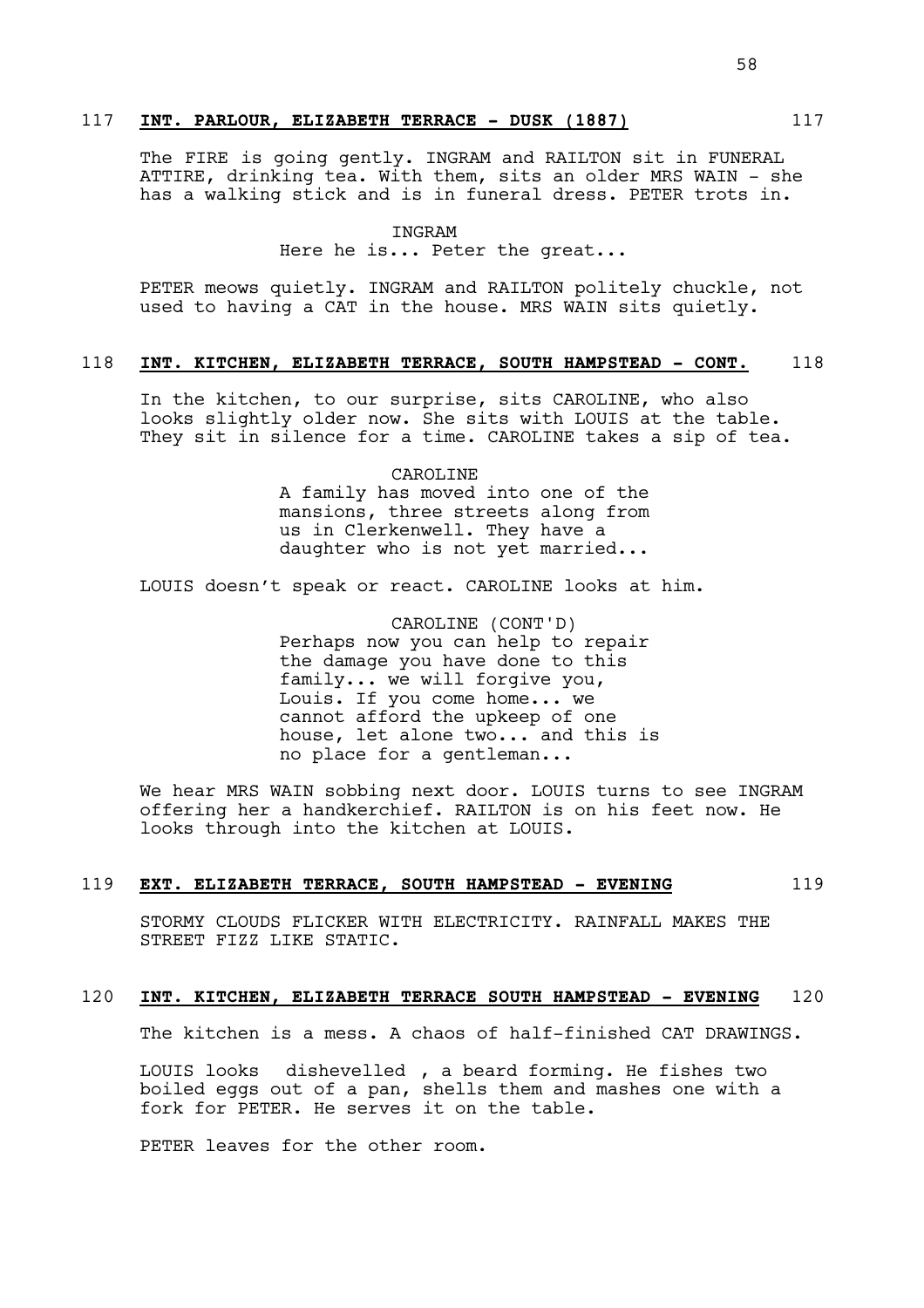117 **INT. PARLOUR, ELIZABETH TERRACE - DUSK (1887)** 117

The FIRE is going gently. INGRAM and RAILTON sit in FUNERAL ATTIRE, drinking tea. With them, sits an older MRS WAIN - she has a walking stick and is in funeral dress. PETER trots in.

INGRAM
Here he is... Peter the great...

PETER meows quietly. INGRAM and RAILTON politely chuckle, not used to having a CAT in the house. MRS WAIN sits quietly.

118 **INT. KITCHEN, ELIZABETH TERRACE, SOUTH HAMPSTEAD - CONT.** 118

In the kitchen, to our surprise, sits CAROLINE, who also looks slightly older now. She sits with LOUIS at the table. They sit in silence for a time. CAROLINE takes a sip of tea.

CAROLINE
A family has moved into one of the mansions, three streets along from us in Clerkenwell. They have a daughter who is not yet married...

LOUIS doesn't speak or react. CAROLINE looks at him.

CAROLINE (CONT'D)
Perhaps now you can help to repair the damage you have done to this family... we will forgive you, Louis. If you come home... we cannot afford the upkeep of one house, let alone two... and this is no place for a gentleman...

We hear MRS WAIN sobbing next door. LOUIS turns to see INGRAM offering her a handkerchief. RAILTON is on his feet now. He looks through into the kitchen at LOUIS.

119 **EXT. ELIZABETH TERRACE, SOUTH HAMPSTEAD - EVENING** 119

STORMY CLOUDS FLICKER WITH ELECTRICITY. RAINFALL MAKES THE STREET FIZZ LIKE STATIC.

120 **INT. KITCHEN, ELIZABETH TERRACE SOUTH HAMPSTEAD - EVENING** 120

The kitchen is a mess. A chaos of half-finished CAT DRAWINGS.

LOUIS looks dishevelled , a beard forming. He fishes two boiled eggs out of a pan, shells them and mashes one with a fork for PETER. He serves it on the table.

PETER leaves for the other room.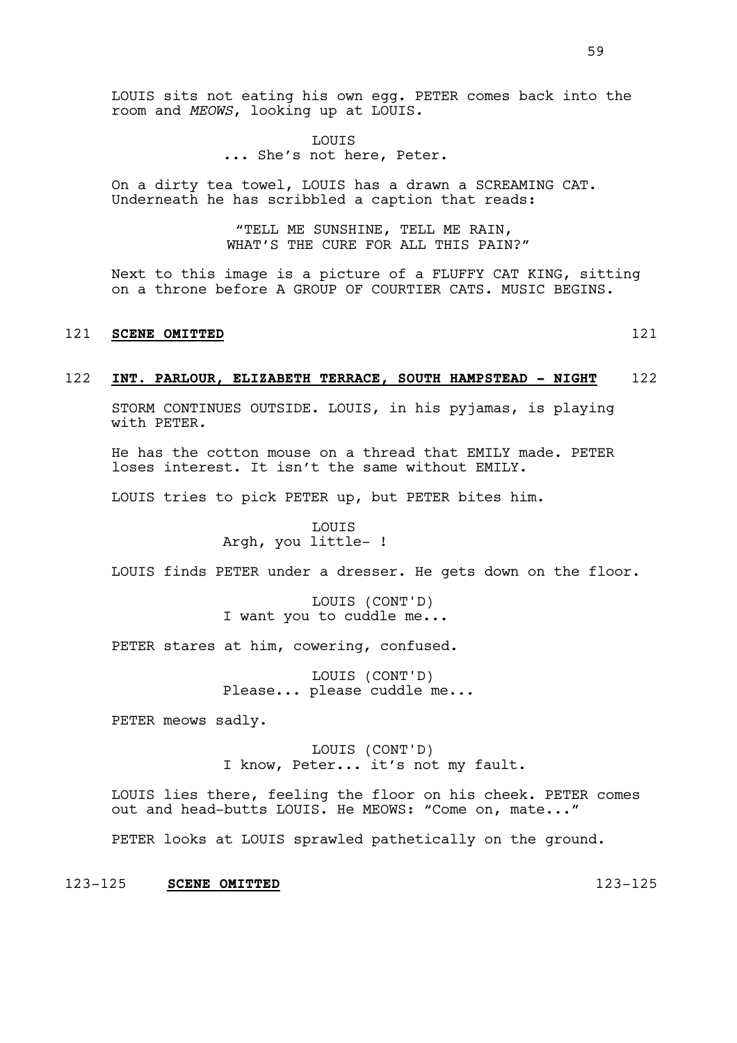LOUIS sits not eating his own egg. PETER comes back into the room and *MEOWS*, looking up at LOUIS.

LOUIS
... She's not here, Peter.

On a dirty tea towel, LOUIS has a drawn a SCREAMING CAT. Underneath he has scribbled a caption that reads:

"TELL ME SUNSHINE, TELL ME RAIN,
WHAT'S THE CURE FOR ALL THIS PAIN?"

Next to this image is a picture of a FLUFFY CAT KING, sitting on a throne before A GROUP OF COURTIER CATS. MUSIC BEGINS.

121 **SCENE OMITTED** 121

122 **INT. PARLOUR, ELIZABETH TERRACE, SOUTH HAMPSTEAD - NIGHT** 122

STORM CONTINUES OUTSIDE. LOUIS, in his pyjamas, is playing with PETER.

He has the cotton mouse on a thread that EMILY made. PETER loses interest. It isn't the same without EMILY.

LOUIS tries to pick PETER up, but PETER bites him.

LOUIS
Argh, you little- !

LOUIS finds PETER under a dresser. He gets down on the floor.

LOUIS (CONT'D)
I want you to cuddle me...

PETER stares at him, cowering, confused.

LOUIS (CONT'D)
Please... please cuddle me...

PETER meows sadly.

LOUIS (CONT'D)
I know, Peter... it's not my fault.

LOUIS lies there, feeling the floor on his cheek. PETER comes out and head-butts LOUIS. He MEOWS: "Come on, mate..."

PETER looks at LOUIS sprawled pathetically on the ground.

123-125 **SCENE OMITTED** 123-125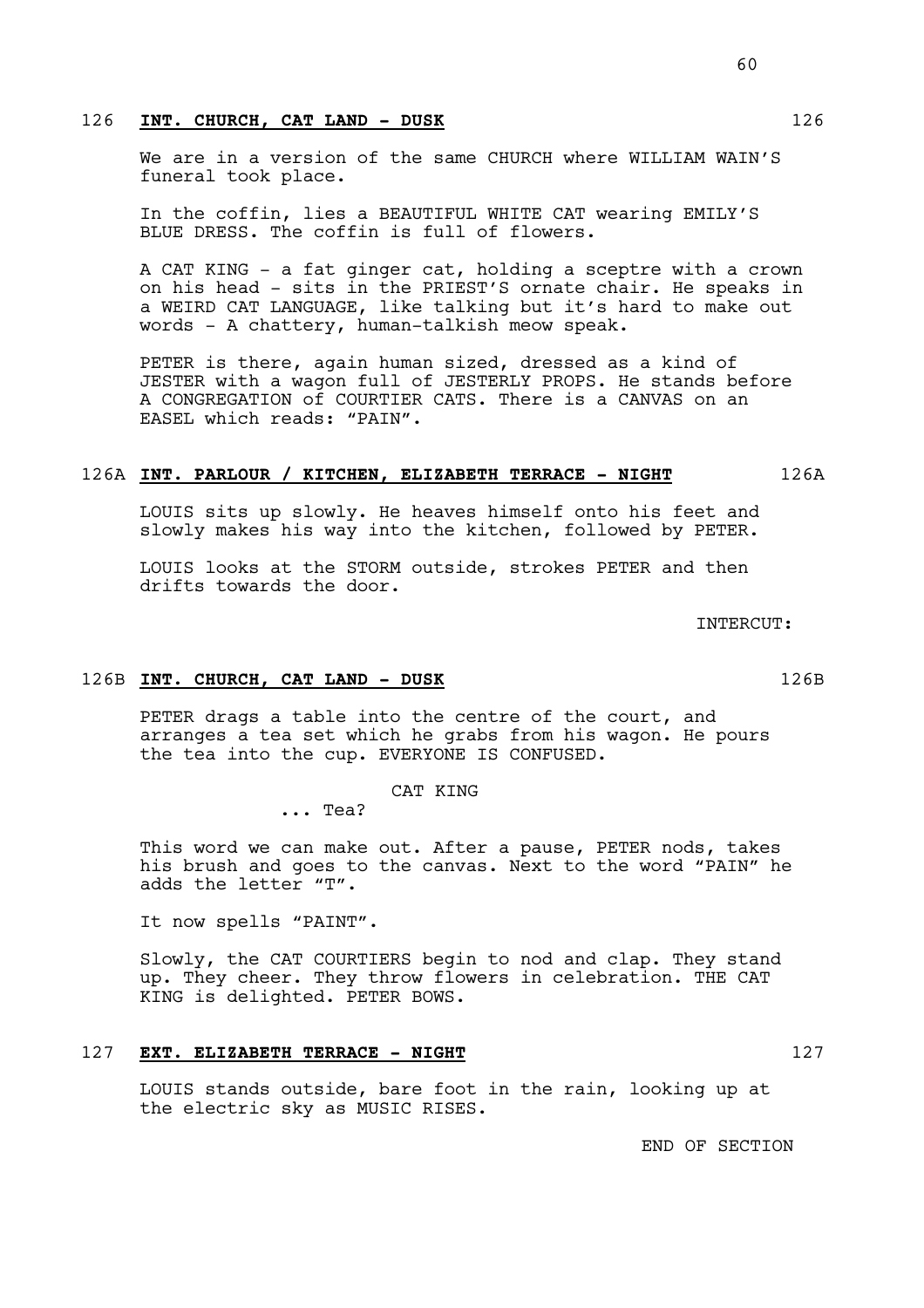**126 INT. CHURCH, CAT LAND - DUSK** 126

We are in a version of the same CHURCH where WILLIAM WAIN'S funeral took place.

In the coffin, lies a BEAUTIFUL WHITE CAT wearing EMILY'S BLUE DRESS. The coffin is full of flowers.

A CAT KING - a fat ginger cat, holding a sceptre with a crown on his head - sits in the PRIEST'S ornate chair. He speaks in a WEIRD CAT LANGUAGE, like talking but it's hard to make out words - A chattery, human-talkish meow speak.

PETER is there, again human sized, dressed as a kind of JESTER with a wagon full of JESTERLY PROPS. He stands before A CONGREGATION of COURTIER CATS. There is a CANVAS on an EASEL which reads: "PAIN".

**126A INT. PARLOUR / KITCHEN, ELIZABETH TERRACE - NIGHT** 126A

LOUIS sits up slowly. He heaves himself onto his feet and slowly makes his way into the kitchen, followed by PETER.

LOUIS looks at the STORM outside, strokes PETER and then drifts towards the door.

INTERCUT:

**126B INT. CHURCH, CAT LAND - DUSK** 126B

PETER drags a table into the centre of the court, and arranges a tea set which he grabs from his wagon. He pours the tea into the cup. EVERYONE IS CONFUSED.

CAT KING

... Tea?

This word we can make out. After a pause, PETER nods, takes his brush and goes to the canvas. Next to the word "PAIN" he adds the letter "T".

It now spells "PAINT".

Slowly, the CAT COURTIERS begin to nod and clap. They stand up. They cheer. They throw flowers in celebration. THE CAT KING is delighted. PETER BOWS.

**127 EXT. ELIZABETH TERRACE - NIGHT** 127

LOUIS stands outside, bare foot in the rain, looking up at the electric sky as MUSIC RISES.

END OF SECTION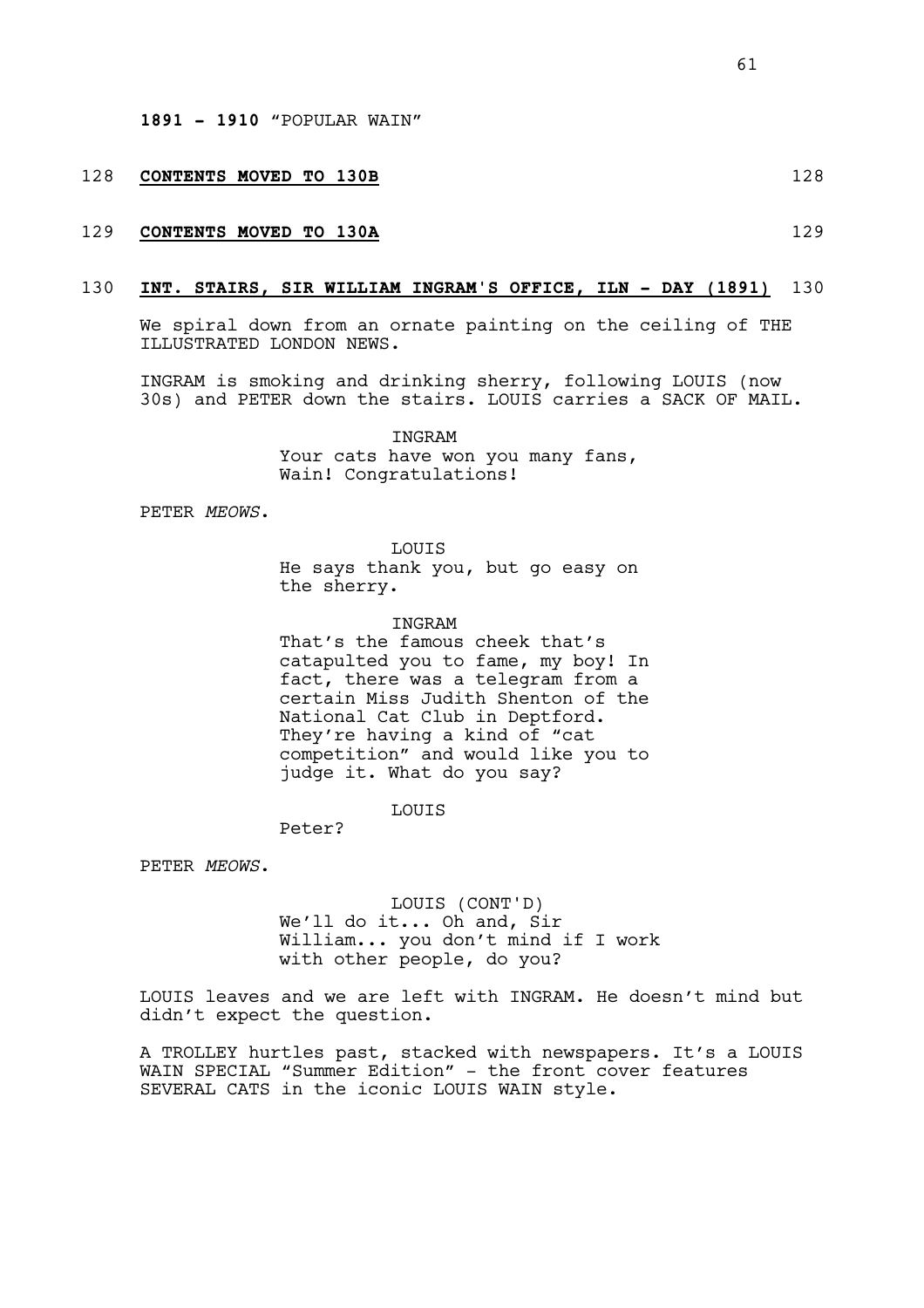**1891 - 1910** "POPULAR WAIN"

128 **CONTENTS MOVED TO 130B** 128

129 **CONTENTS MOVED TO 130A** 129

130 **INT. STAIRS, SIR WILLIAM INGRAM'S OFFICE, ILN - DAY (1891)** 130

We spiral down from an ornate painting on the ceiling of THE ILLUSTRATED LONDON NEWS.

INGRAM is smoking and drinking sherry, following LOUIS (now 30s) and PETER down the stairs. LOUIS carries a SACK OF MAIL.

INGRAM
Your cats have won you many fans, Wain! Congratulations!

PETER *MEOWS*.

LOUIS
He says thank you, but go easy on the sherry.

INGRAM
That's the famous cheek that's catapulted you to fame, my boy! In fact, there was a telegram from a certain Miss Judith Shenton of the National Cat Club in Deptford. They're having a kind of "cat competition" and would like you to judge it. What do you say?

LOUIS
Peter?

PETER *MEOWS*.

LOUIS (CONT'D)
We'll do it... Oh and, Sir William... you don't mind if I work with other people, do you?

LOUIS leaves and we are left with INGRAM. He doesn't mind but didn't expect the question.

A TROLLEY hurtles past, stacked with newspapers. It's a LOUIS WAIN SPECIAL "Summer Edition" - the front cover features SEVERAL CATS in the iconic LOUIS WAIN style.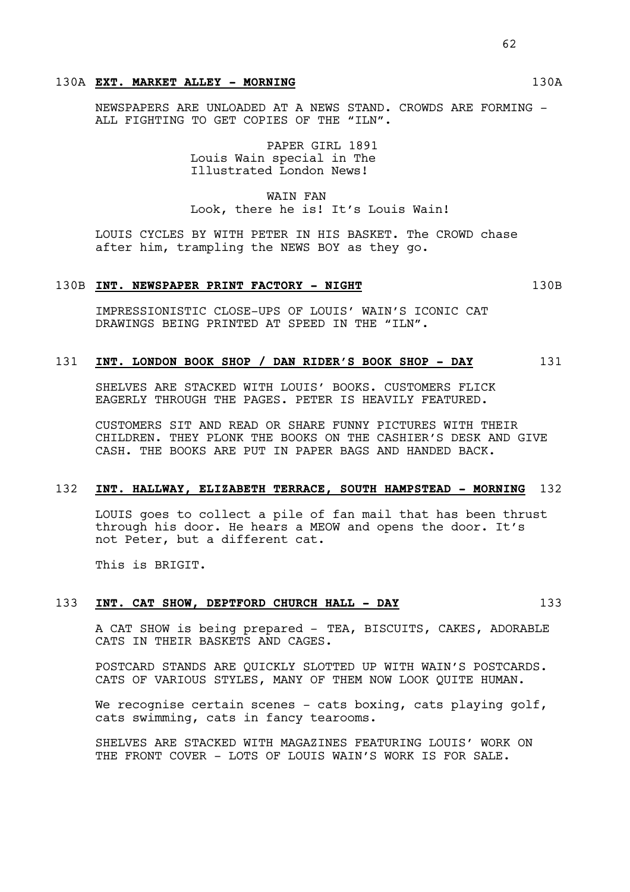130A **EXT. MARKET ALLEY - MORNING** 130A

NEWSPAPERS ARE UNLOADED AT A NEWS STAND. CROWDS ARE FORMING - ALL FIGHTING TO GET COPIES OF THE "ILN".

PAPER GIRL 1891
Louis Wain special in The Illustrated London News!

WAIN FAN
Look, there he is! It's Louis Wain!

LOUIS CYCLES BY WITH PETER IN HIS BASKET. The CROWD chase after him, trampling the NEWS BOY as they go.

130B **INT. NEWSPAPER PRINT FACTORY - NIGHT** 130B

IMPRESSIONISTIC CLOSE-UPS OF LOUIS' WAIN'S ICONIC CAT DRAWINGS BEING PRINTED AT SPEED IN THE "ILN".

131 **INT. LONDON BOOK SHOP / DAN RIDER'S BOOK SHOP - DAY** 131

SHELVES ARE STACKED WITH LOUIS' BOOKS. CUSTOMERS FLICK EAGERLY THROUGH THE PAGES. PETER IS HEAVILY FEATURED.

CUSTOMERS SIT AND READ OR SHARE FUNNY PICTURES WITH THEIR CHILDREN. THEY PLONK THE BOOKS ON THE CASHIER'S DESK AND GIVE CASH. THE BOOKS ARE PUT IN PAPER BAGS AND HANDED BACK.

132 **INT. HALLWAY, ELIZABETH TERRACE, SOUTH HAMPSTEAD - MORNING** 132

LOUIS goes to collect a pile of fan mail that has been thrust through his door. He hears a MEOW and opens the door. It's not Peter, but a different cat.

This is BRIGIT.

133 **INT. CAT SHOW, DEPTFORD CHURCH HALL - DAY** 133

A CAT SHOW is being prepared - TEA, BISCUITS, CAKES, ADORABLE CATS IN THEIR BASKETS AND CAGES.

POSTCARD STANDS ARE QUICKLY SLOTTED UP WITH WAIN'S POSTCARDS. CATS OF VARIOUS STYLES, MANY OF THEM NOW LOOK QUITE HUMAN.

We recognise certain scenes - cats boxing, cats playing golf, cats swimming, cats in fancy tearooms.

SHELVES ARE STACKED WITH MAGAZINES FEATURING LOUIS' WORK ON THE FRONT COVER - LOTS OF LOUIS WAIN'S WORK IS FOR SALE.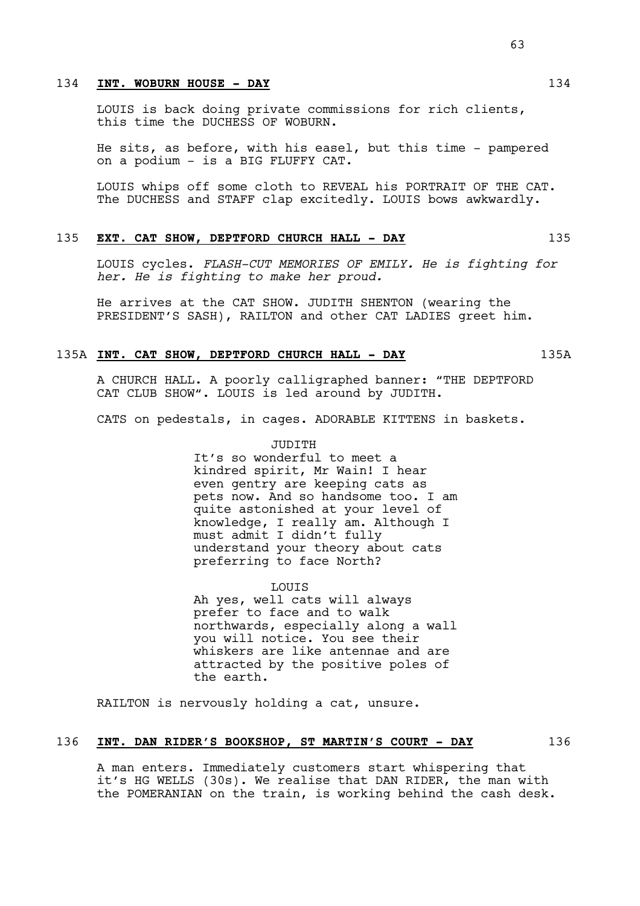134 **INT. WOBURN HOUSE - DAY** 134

LOUIS is back doing private commissions for rich clients, this time the DUCHESS OF WOBURN.

He sits, as before, with his easel, but this time - pampered on a podium - is a BIG FLUFFY CAT.

LOUIS whips off some cloth to REVEAL his PORTRAIT OF THE CAT. The DUCHESS and STAFF clap excitedly. LOUIS bows awkwardly.

135 **EXT. CAT SHOW, DEPTFORD CHURCH HALL - DAY** 135

LOUIS cycles. *FLASH-CUT MEMORIES OF EMILY. He is fighting for her. He is fighting to make her proud.*

He arrives at the CAT SHOW. JUDITH SHENTON (wearing the PRESIDENT'S SASH), RAILTON and other CAT LADIES greet him.

135A **INT. CAT SHOW, DEPTFORD CHURCH HALL - DAY** 135A

A CHURCH HALL. A poorly calligraphed banner: "THE DEPTFORD CAT CLUB SHOW". LOUIS is led around by JUDITH.

CATS on pedestals, in cages. ADORABLE KITTENS in baskets.

JUDITH

It's so wonderful to meet a kindred spirit, Mr Wain! I hear even gentry are keeping cats as pets now. And so handsome too. I am quite astonished at your level of knowledge, I really am. Although I must admit I didn't fully understand your theory about cats preferring to face North?

LOUIS

Ah yes, well cats will always prefer to face and to walk northwards, especially along a wall you will notice. You see their whiskers are like antennae and are attracted by the positive poles of the earth.

RAILTON is nervously holding a cat, unsure.

136 **INT. DAN RIDER'S BOOKSHOP, ST MARTIN'S COURT - DAY** 136

A man enters. Immediately customers start whispering that it's HG WELLS (30s). We realise that DAN RIDER, the man with the POMERANIAN on the train, is working behind the cash desk.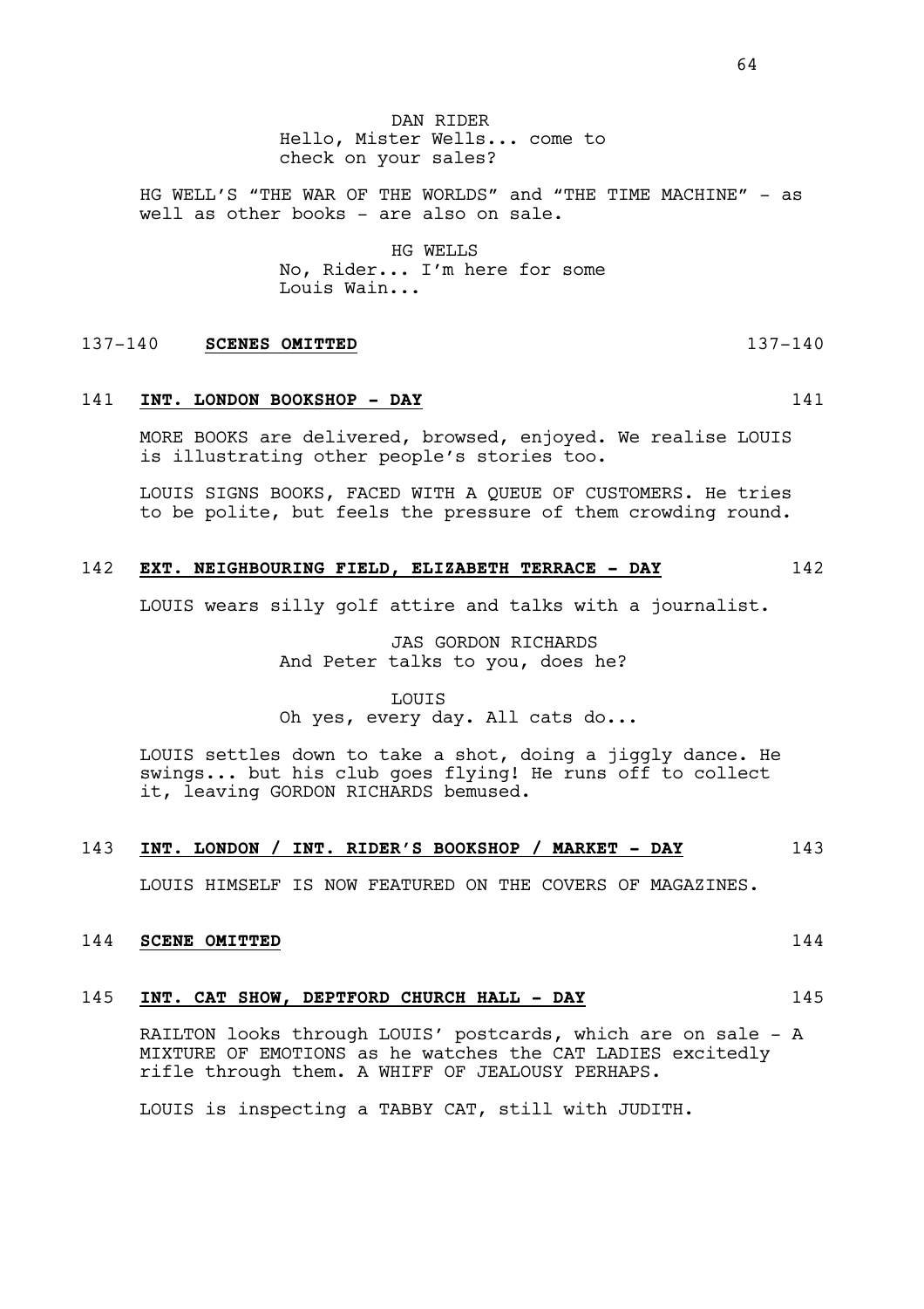DAN RIDER
Hello, Mister Wells... come to check on your sales?

HG WELL'S "THE WAR OF THE WORLDS" and "THE TIME MACHINE" - as well as other books - are also on sale.

HG WELLS
No, Rider... I'm here for some Louis Wain...

137-140 **SCENES OMITTED** 137-140

141 **INT. LONDON BOOKSHOP - DAY** 141

MORE BOOKS are delivered, browsed, enjoyed. We realise LOUIS is illustrating other people's stories too.

LOUIS SIGNS BOOKS, FACED WITH A QUEUE OF CUSTOMERS. He tries to be polite, but feels the pressure of them crowding round.

142 **EXT. NEIGHBOURING FIELD, ELIZABETH TERRACE - DAY** 142

LOUIS wears silly golf attire and talks with a journalist.

JAS GORDON RICHARDS
And Peter talks to you, does he?

LOUIS
Oh yes, every day. All cats do...

LOUIS settles down to take a shot, doing a jiggly dance. He swings... but his club goes flying! He runs off to collect it, leaving GORDON RICHARDS bemused.

143 **INT. LONDON / INT. RIDER'S BOOKSHOP / MARKET - DAY** 143

LOUIS HIMSELF IS NOW FEATURED ON THE COVERS OF MAGAZINES.

144 **SCENE OMITTED** 144

145 **INT. CAT SHOW, DEPTFORD CHURCH HALL - DAY** 145

RAILTON looks through LOUIS' postcards, which are on sale - A MIXTURE OF EMOTIONS as he watches the CAT LADIES excitedly rifle through them. A WHIFF OF JEALOUSY PERHAPS.

LOUIS is inspecting a TABBY CAT, still with JUDITH.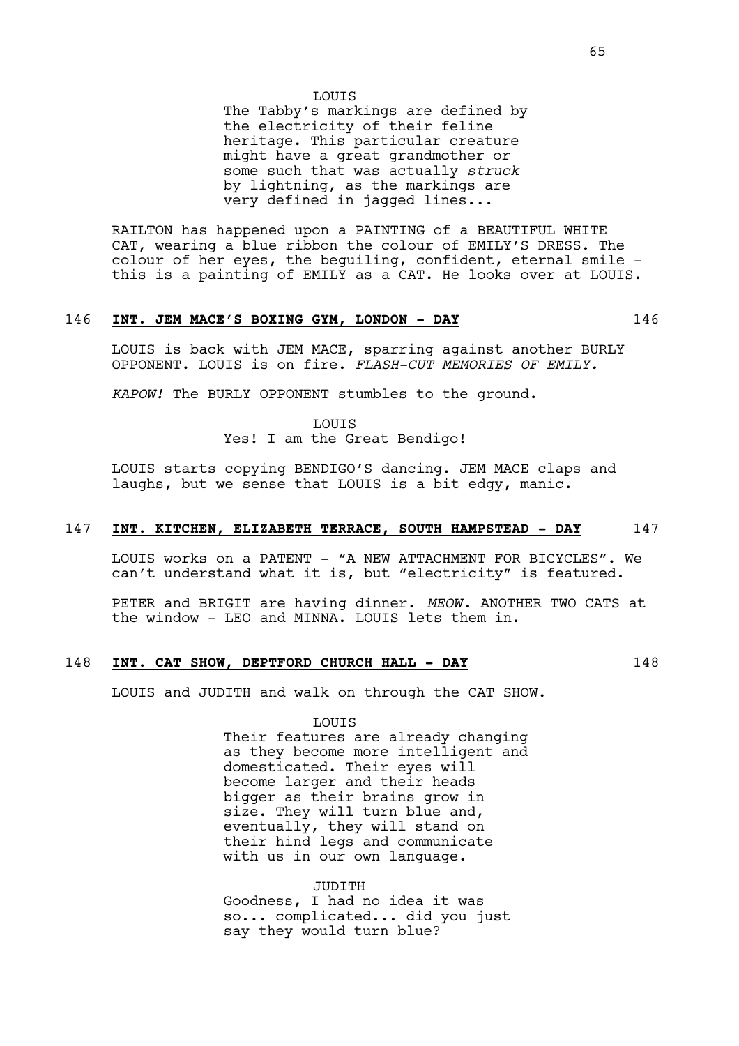LOUIS

The Tabby's markings are defined by the electricity of their feline heritage. This particular creature might have a great grandmother or some such that was actually *struck* by lightning, as the markings are very defined in jagged lines...

RAILTON has happened upon a PAINTING of a BEAUTIFUL WHITE CAT, wearing a blue ribbon the colour of EMILY'S DRESS. The colour of her eyes, the beguiling, confident, eternal smile - this is a painting of EMILY as a CAT. He looks over at LOUIS.

### 146 **INT. JEM MACE'S BOXING GYM, LONDON - DAY** 146

LOUIS is back with JEM MACE, sparring against another BURLY OPPONENT. LOUIS is on fire. *FLASH-CUT MEMORIES OF EMILY.*

*KAPOW!* The BURLY OPPONENT stumbles to the ground.

LOUIS

Yes! I am the Great Bendigo!

LOUIS starts copying BENDIGO'S dancing. JEM MACE claps and laughs, but we sense that LOUIS is a bit edgy, manic.

### 147 **INT. KITCHEN, ELIZABETH TERRACE, SOUTH HAMPSTEAD - DAY** 147

LOUIS works on a PATENT - "A NEW ATTACHMENT FOR BICYCLES". We can't understand what it is, but "electricity" is featured.

PETER and BRIGIT are having dinner. *MEOW*. ANOTHER TWO CATS at the window - LEO and MINNA. LOUIS lets them in.

### 148 **INT. CAT SHOW, DEPTFORD CHURCH HALL - DAY** 148

LOUIS and JUDITH and walk on through the CAT SHOW.

LOUIS

Their features are already changing as they become more intelligent and domesticated. Their eyes will become larger and their heads bigger as their brains grow in size. They will turn blue and, eventually, they will stand on their hind legs and communicate with us in our own language.

JUDITH

Goodness, I had no idea it was so... complicated... did you just say they would turn blue?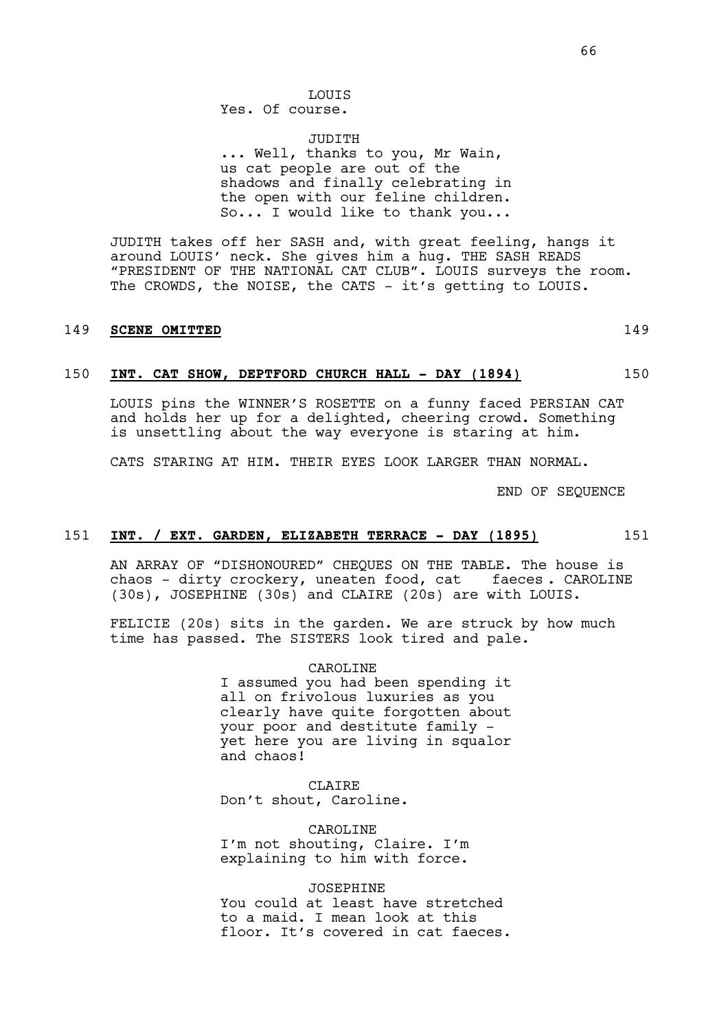LOUIS
Yes. Of course.

JUDITH
... Well, thanks to you, Mr Wain, us cat people are out of the shadows and finally celebrating in the open with our feline children. So... I would like to thank you...

JUDITH takes off her SASH and, with great feeling, hangs it around LOUIS' neck. She gives him a hug. THE SASH READS "PRESIDENT OF THE NATIONAL CAT CLUB". LOUIS surveys the room. The CROWDS, the NOISE, the CATS - it's getting to LOUIS.

149 **SCENE OMITTED** 149

150 **INT. CAT SHOW, DEPTFORD CHURCH HALL - DAY (1894)** 150

LOUIS pins the WINNER'S ROSETTE on a funny faced PERSIAN CAT and holds her up for a delighted, cheering crowd. Something is unsettling about the way everyone is staring at him.

CATS STARING AT HIM. THEIR EYES LOOK LARGER THAN NORMAL.

END OF SEQUENCE

151 **INT. / EXT. GARDEN, ELIZABETH TERRACE - DAY (1895)** 151

AN ARRAY OF "DISHONOURED" CHEQUES ON THE TABLE. The house is chaos - dirty crockery, uneaten food, cat faeces. CAROLINE (30s), JOSEPHINE (30s) and CLAIRE (20s) are with LOUIS.

FELICIE (20s) sits in the garden. We are struck by how much time has passed. The SISTERS look tired and pale.

CAROLINE
I assumed you had been spending it all on frivolous luxuries as you clearly have quite forgotten about your poor and destitute family - yet here you are living in squalor and chaos!

CLAIRE
Don't shout, Caroline.

CAROLINE
I'm not shouting, Claire. I'm explaining to him with force.

JOSEPHINE
You could at least have stretched to a maid. I mean look at this floor. It's covered in cat faeces.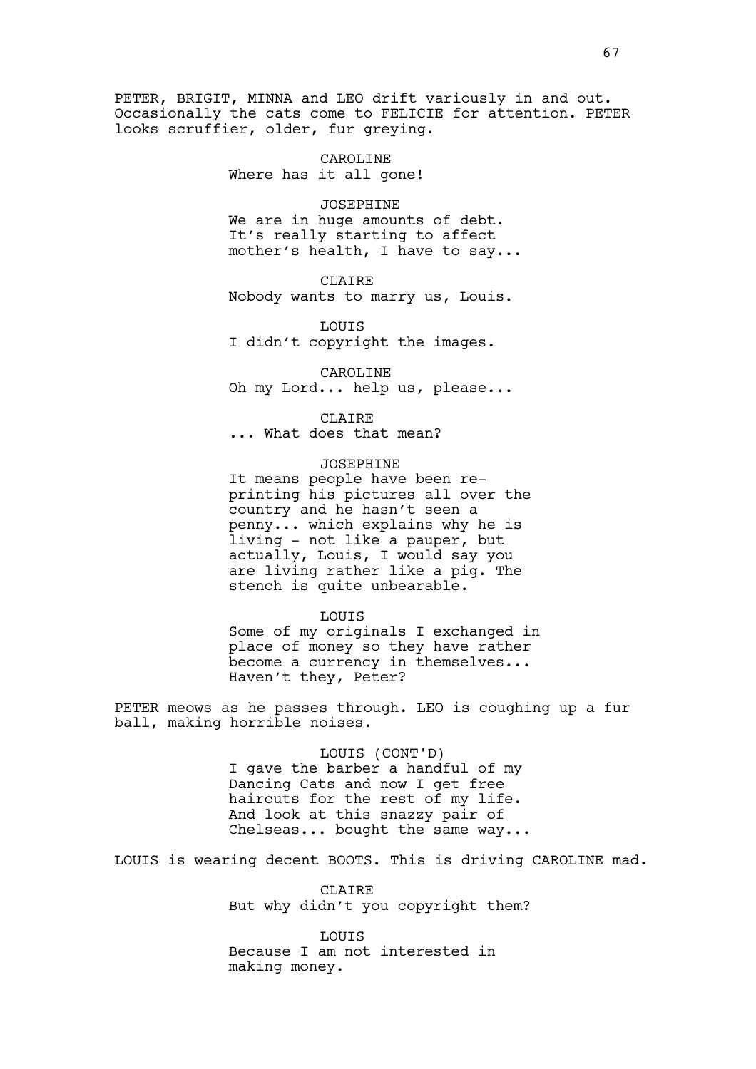PETER, BRIGIT, MINNA and LEO drift variously in and out. Occasionally the cats come to FELICIE for attention. PETER looks scruffier, older, fur greying.

CAROLINE
Where has it all gone!

JOSEPHINE
We are in huge amounts of debt. It's really starting to affect mother's health, I have to say...

CLAIRE
Nobody wants to marry us, Louis.

LOUIS
I didn't copyright the images.

CAROLINE
Oh my Lord... help us, please...

CLAIRE
... What does that mean?

JOSEPHINE
It means people have been re-printing his pictures all over the country and he hasn't seen a penny... which explains why he is living - not like a pauper, but actually, Louis, I would say you are living rather like a pig. The stench is quite unbearable.

LOUIS
Some of my originals I exchanged in place of money so they have rather become a currency in themselves... Haven't they, Peter?

PETER meows as he passes through. LEO is coughing up a fur ball, making horrible noises.

LOUIS (CONT'D)
I gave the barber a handful of my Dancing Cats and now I get free haircuts for the rest of my life. And look at this snazzy pair of Chelseas... bought the same way...

LOUIS is wearing decent BOOTS. This is driving CAROLINE mad.

CLAIRE
But why didn't you copyright them?

LOUIS
Because I am not interested in making money.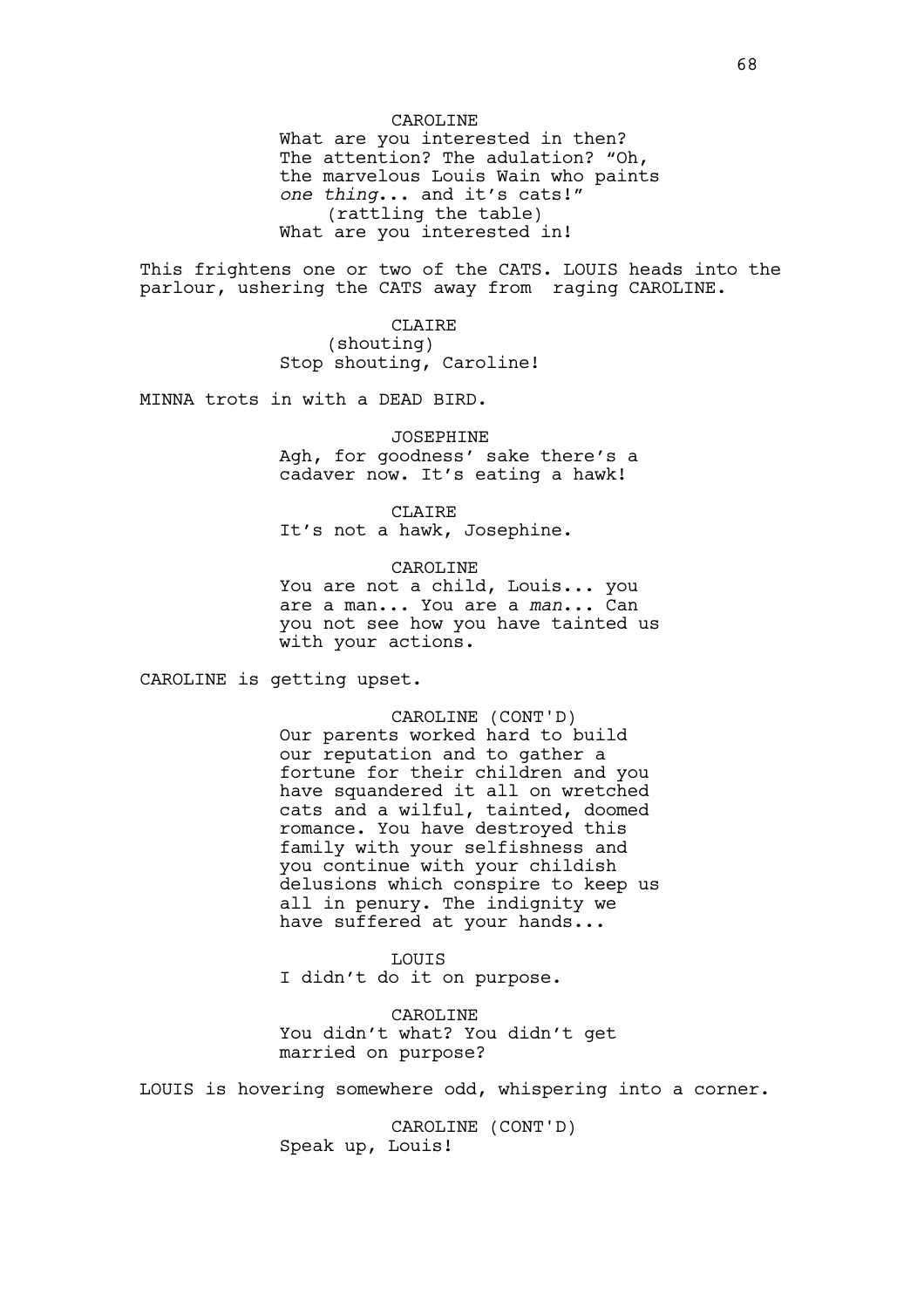CAROLINE

What are you interested in then? The attention? The adulation? “Oh, the marvelous Louis Wain who paints *one thing*... and it’s cats!”

(rattling the table)

What are you interested in!

This frightens one or two of the CATS. LOUIS heads into the parlour, ushering the CATS away from raging CAROLINE.

CLAIRE

(shouting)

Stop shouting, Caroline!

MINNA trots in with a DEAD BIRD.

JOSEPHINE

Agh, for goodness’ sake there’s a cadaver now. It’s eating a hawk!

CLAIRE

It’s not a hawk, Josephine.

CAROLINE

You are not a child, Louis... you are a man... You are a *man*... Can you not see how you have tainted us with your actions.

CAROLINE is getting upset.

CAROLINE (CONT'D)

Our parents worked hard to build our reputation and to gather a fortune for their children and you have squandered it all on wretched cats and a wilful, tainted, doomed romance. You have destroyed this family with your selfishness and you continue with your childish delusions which conspire to keep us all in penury. The indignity we have suffered at your hands...

LOUIS

I didn’t do it on purpose.

CAROLINE

You didn’t what? You didn’t get married on purpose?

LOUIS is hovering somewhere odd, whispering into a corner.

CAROLINE (CONT'D)

Speak up, Louis!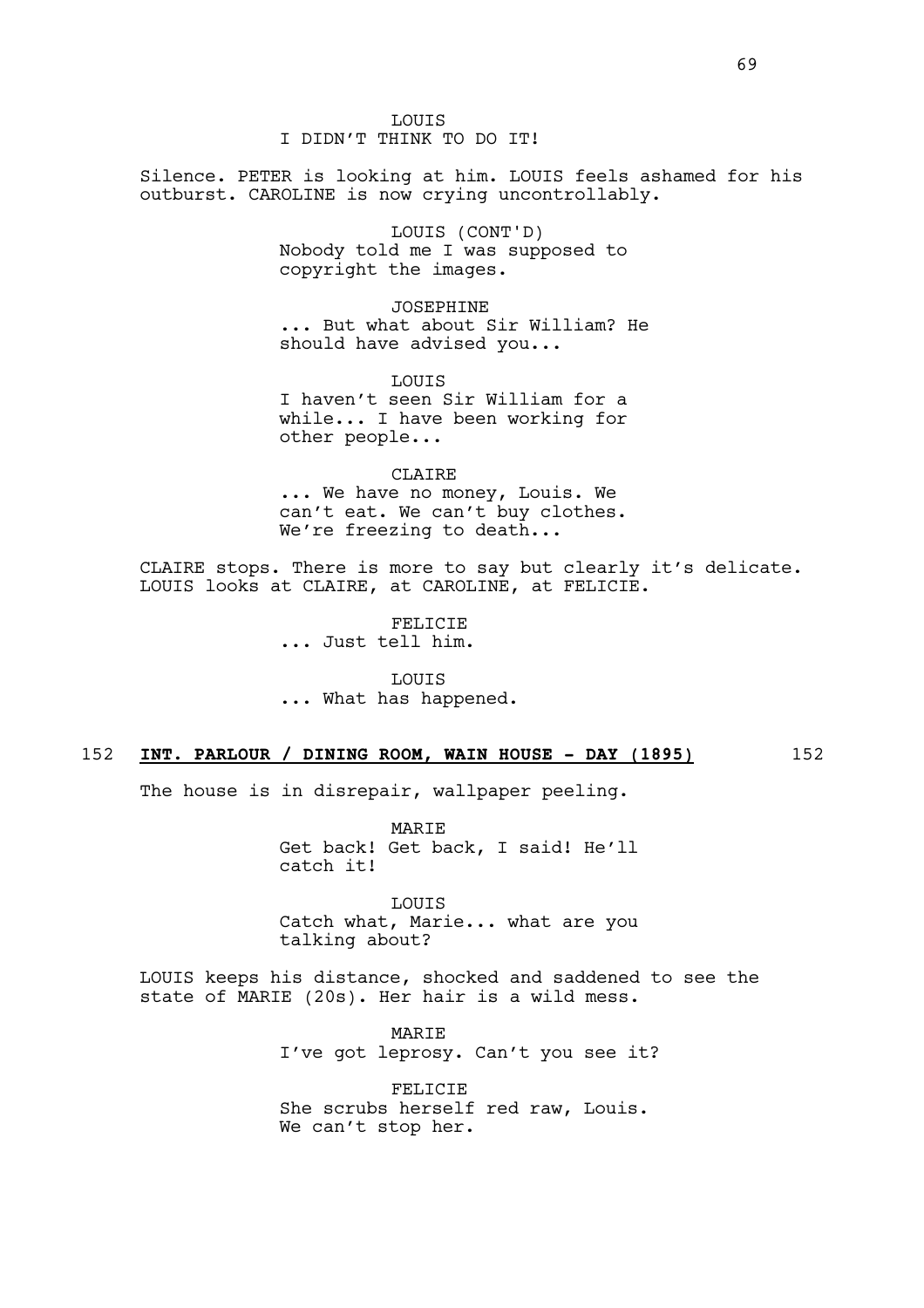LOUIS
I DIDN'T THINK TO DO IT!

Silence. PETER is looking at him. LOUIS feels ashamed for his outburst. CAROLINE is now crying uncontrollably.

LOUIS (CONT'D)
Nobody told me I was supposed to copyright the images.

JOSEPHINE
... But what about Sir William? He should have advised you...

LOUIS
I haven't seen Sir William for a while... I have been working for other people...

CLAIRE
... We have no money, Louis. We can't eat. We can't buy clothes. We're freezing to death...

CLAIRE stops. There is more to say but clearly it's delicate. LOUIS looks at CLAIRE, at CAROLINE, at FELICIE.

FELICIE
... Just tell him.

LOUIS
... What has happened.

152 **INT. PARLOUR / DINING ROOM, WAIN HOUSE - DAY (1895)** 152

The house is in disrepair, wallpaper peeling.

MARIE
Get back! Get back, I said! He'll catch it!

LOUIS
Catch what, Marie... what are you talking about?

LOUIS keeps his distance, shocked and saddened to see the state of MARIE (20s). Her hair is a wild mess.

MARIE
I've got leprosy. Can't you see it?

FELICIE
She scrubs herself red raw, Louis. We can't stop her.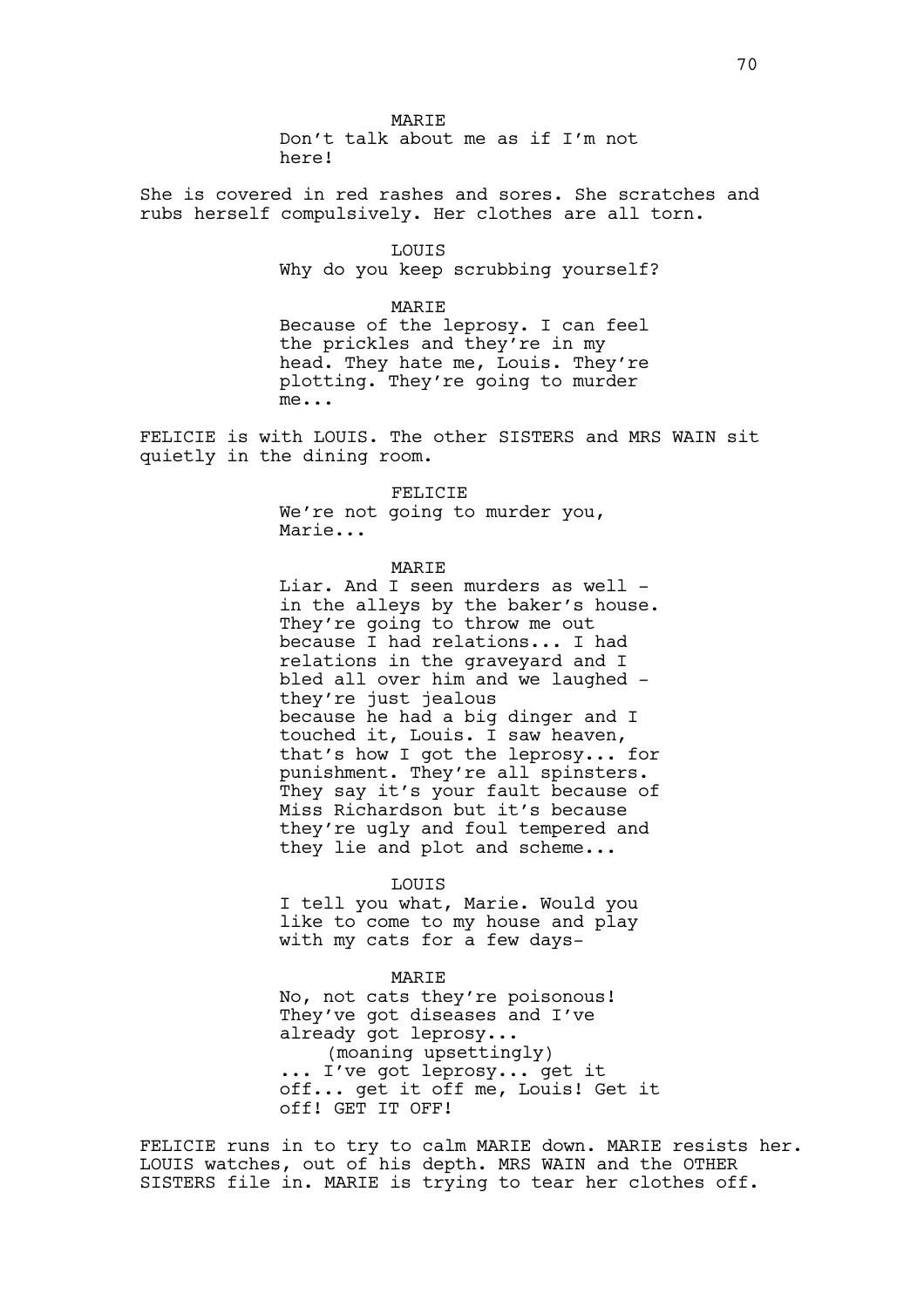MARIE
Don't talk about me as if I'm not here!

She is covered in red rashes and sores. She scratches and rubs herself compulsively. Her clothes are all torn.

LOUIS
Why do you keep scrubbing yourself?

MARIE
Because of the leprosy. I can feel the prickles and they're in my head. They hate me, Louis. They're plotting. They're going to murder me...

FELICIE is with LOUIS. The other SISTERS and MRS WAIN sit quietly in the dining room.

FELICIE
We're not going to murder you, Marie...

MARIE
Liar. And I seen murders as well - in the alleys by the baker's house. They're going to throw me out because I had relations... I had relations in the graveyard and I bled all over him and we laughed - they're just jealous because he had a big dinger and I touched it, Louis. I saw heaven, that's how I got the leprosy... for punishment. They're all spinsters. They say it's your fault because of Miss Richardson but it's because they're ugly and foul tempered and they lie and plot and scheme...

LOUIS
I tell you what, Marie. Would you like to come to my house and play with my cats for a few days-

MARIE
No, not cats they're poisonous! They've got diseases and I've already got leprosy...
(moaning upsettingly)
... I've got leprosy... get it off... get it off me, Louis! Get it off! GET IT OFF!

FELICIE runs in to try to calm MARIE down. MARIE resists her. LOUIS watches, out of his depth. MRS WAIN and the OTHER SISTERS file in. MARIE is trying to tear her clothes off.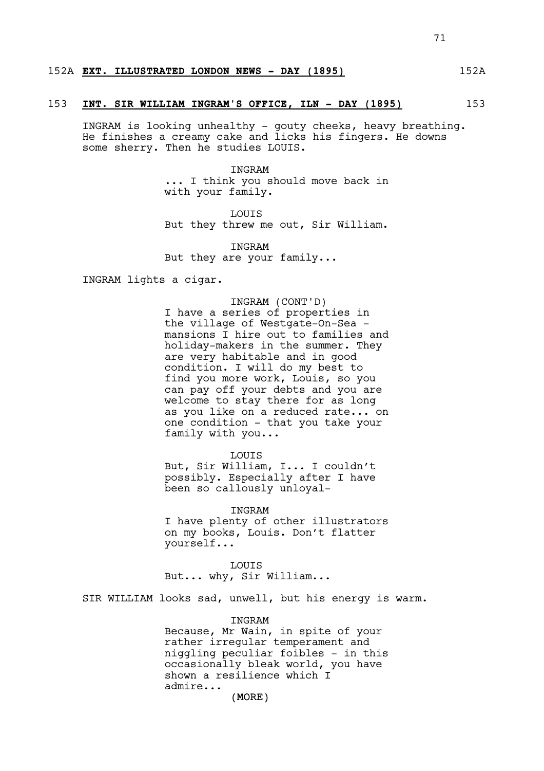152A **EXT. ILLUSTRATED LONDON NEWS - DAY (1895)** 152A

153 **INT. SIR WILLIAM INGRAM'S OFFICE, ILN - DAY (1895)** 153

INGRAM is looking unhealthy - gouty cheeks, heavy breathing. He finishes a creamy cake and licks his fingers. He downs some sherry. Then he studies LOUIS.

INGRAM
... I think you should move back in with your family.

LOUIS
But they threw me out, Sir William.

INGRAM
But they are your family...

INGRAM lights a cigar.

INGRAM (CONT'D)
I have a series of properties in the village of Westgate-On-Sea - mansions I hire out to families and holiday-makers in the summer. They are very habitable and in good condition. I will do my best to find you more work, Louis, so you can pay off your debts and you are welcome to stay there for as long as you like on a reduced rate... on one condition - that you take your family with you...

LOUIS
But, Sir William, I... I couldn't possibly. Especially after I have been so callously unloyal-

INGRAM
I have plenty of other illustrators on my books, Louis. Don't flatter yourself...

LOUIS
But... why, Sir William...

SIR WILLIAM looks sad, unwell, but his energy is warm.

INGRAM
Because, Mr Wain, in spite of your rather irregular temperament and niggling peculiar foibles - in this occasionally bleak world, you have shown a resilience which I admire...

(MORE)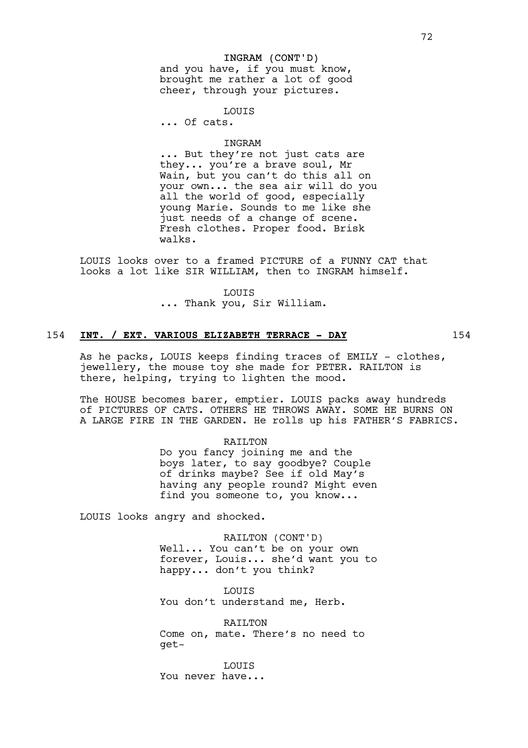INGRAM (CONT'D)
and you have, if you must know, brought me rather a lot of good cheer, through your pictures.

LOUIS
... Of cats.

INGRAM
... But they're not just cats are they... you're a brave soul, Mr Wain, but you can't do this all on your own... the sea air will do you all the world of good, especially young Marie. Sounds to me like she just needs of a change of scene. Fresh clothes. Proper food. Brisk walks.

LOUIS looks over to a framed PICTURE of a FUNNY CAT that looks a lot like SIR WILLIAM, then to INGRAM himself.

LOUIS
... Thank you, Sir William.

154 **INT. / EXT. VARIOUS ELIZABETH TERRACE - DAY** 154

As he packs, LOUIS keeps finding traces of EMILY - clothes, jewellery, the mouse toy she made for PETER. RAILTON is there, helping, trying to lighten the mood.

The HOUSE becomes barer, emptier. LOUIS packs away hundreds of PICTURES OF CATS. OTHERS HE THROWS AWAY. SOME HE BURNS ON A LARGE FIRE IN THE GARDEN. He rolls up his FATHER'S FABRICS.

RAILTON
Do you fancy joining me and the boys later, to say goodbye? Couple of drinks maybe? See if old May's having any people round? Might even find you someone to, you know...

LOUIS looks angry and shocked.

RAILTON (CONT'D)
Well... You can't be on your own forever, Louis... she'd want you to happy... don't you think?

LOUIS
You don't understand me, Herb.

RAILTON
Come on, mate. There's no need to get-

LOUIS
You never have...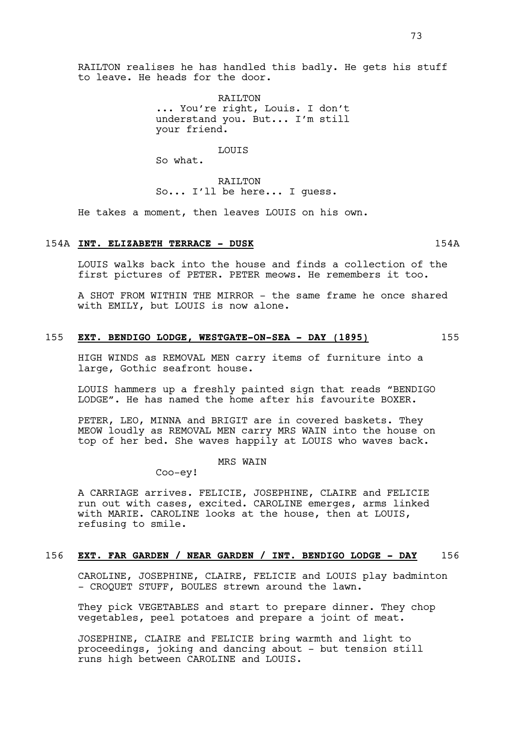RAILTON realises he has handled this badly. He gets his stuff to leave. He heads for the door.

RAILTON
... You're right, Louis. I don't understand you. But... I'm still your friend.

LOUIS
So what.

RAILTON
So... I'll be here... I guess.

He takes a moment, then leaves LOUIS on his own.

154A **INT. ELIZABETH TERRACE - DUSK** 154A

LOUIS walks back into the house and finds a collection of the first pictures of PETER. PETER meows. He remembers it too.

A SHOT FROM WITHIN THE MIRROR - the same frame he once shared with EMILY, but LOUIS is now alone.

155 **EXT. BENDIGO LODGE, WESTGATE-ON-SEA - DAY (1895)** 155

HIGH WINDS as REMOVAL MEN carry items of furniture into a large, Gothic seafront house.

LOUIS hammers up a freshly painted sign that reads "BENDIGO LODGE". He has named the home after his favourite BOXER.

PETER, LEO, MINNA and BRIGIT are in covered baskets. They MEOW loudly as REMOVAL MEN carry MRS WAIN into the house on top of her bed. She waves happily at LOUIS who waves back.

MRS WAIN
Coo-ey!

A CARRIAGE arrives. FELICIE, JOSEPHINE, CLAIRE and FELICIE run out with cases, excited. CAROLINE emerges, arms linked with MARIE. CAROLINE looks at the house, then at LOUIS, refusing to smile.

156 **EXT. FAR GARDEN / NEAR GARDEN / INT. BENDIGO LODGE - DAY** 156

CAROLINE, JOSEPHINE, CLAIRE, FELICIE and LOUIS play badminton - CROQUET STUFF, BOULES strewn around the lawn.

They pick VEGETABLES and start to prepare dinner. They chop vegetables, peel potatoes and prepare a joint of meat.

JOSEPHINE, CLAIRE and FELICIE bring warmth and light to proceedings, joking and dancing about - but tension still runs high between CAROLINE and LOUIS.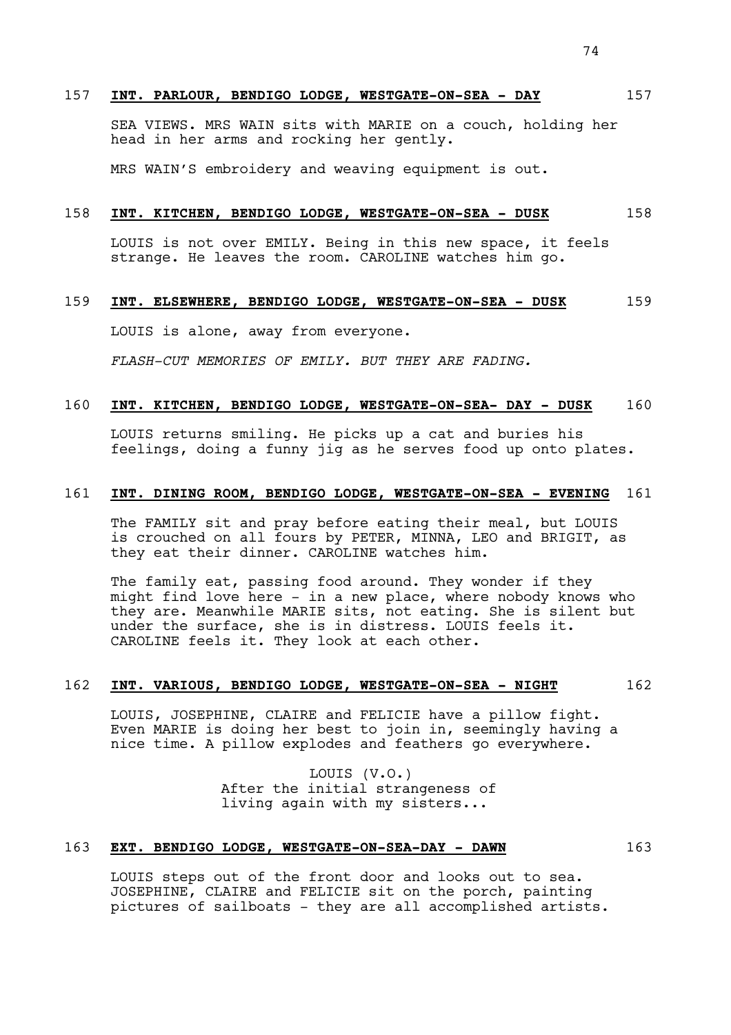157 **INT. PARLOUR, BENDIGO LODGE, WESTGATE-ON-SEA - DAY** 157

SEA VIEWS. MRS WAIN sits with MARIE on a couch, holding her head in her arms and rocking her gently.

MRS WAIN'S embroidery and weaving equipment is out.

158 **INT. KITCHEN, BENDIGO LODGE, WESTGATE-ON-SEA - DUSK** 158

LOUIS is not over EMILY. Being in this new space, it feels strange. He leaves the room. CAROLINE watches him go.

159 **INT. ELSEWHERE, BENDIGO LODGE, WESTGATE-ON-SEA - DUSK** 159

LOUIS is alone, away from everyone.

*FLASH-CUT MEMORIES OF EMILY. BUT THEY ARE FADING.*

160 **INT. KITCHEN, BENDIGO LODGE, WESTGATE-ON-SEA- DAY - DUSK** 160

LOUIS returns smiling. He picks up a cat and buries his feelings, doing a funny jig as he serves food up onto plates.

161 **INT. DINING ROOM, BENDIGO LODGE, WESTGATE-ON-SEA - EVENING** 161

The FAMILY sit and pray before eating their meal, but LOUIS is crouched on all fours by PETER, MINNA, LEO and BRIGIT, as they eat their dinner. CAROLINE watches him.

The family eat, passing food around. They wonder if they might find love here - in a new place, where nobody knows who they are. Meanwhile MARIE sits, not eating. She is silent but under the surface, she is in distress. LOUIS feels it. CAROLINE feels it. They look at each other.

162 **INT. VARIOUS, BENDIGO LODGE, WESTGATE-ON-SEA - NIGHT** 162

LOUIS, JOSEPHINE, CLAIRE and FELICIE have a pillow fight. Even MARIE is doing her best to join in, seemingly having a nice time. A pillow explodes and feathers go everywhere.

LOUIS (V.O.)
After the initial strangeness of living again with my sisters...

163 **EXT. BENDIGO LODGE, WESTGATE-ON-SEA-DAY - DAWN** 163

LOUIS steps out of the front door and looks out to sea. JOSEPHINE, CLAIRE and FELICIE sit on the porch, painting pictures of sailboats - they are all accomplished artists.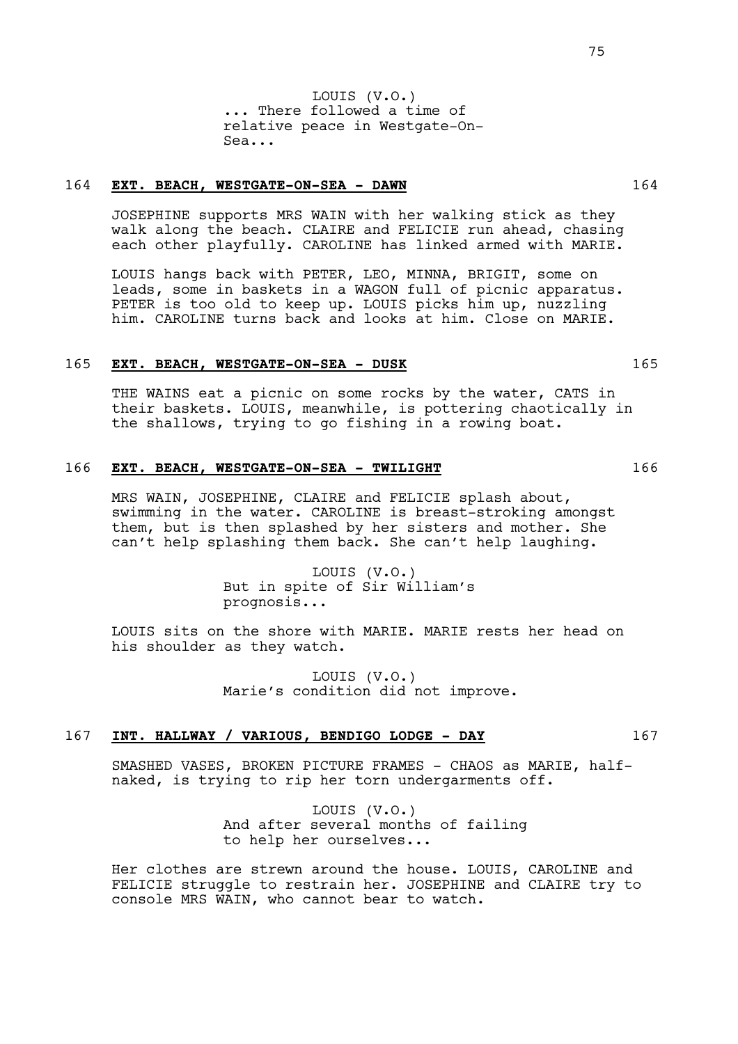LOUIS (V.O.)
... There followed a time of relative peace in Westgate-On-Sea...

**164 EXT. BEACH, WESTGATE-ON-SEA - DAWN 164**

JOSEPHINE supports MRS WAIN with her walking stick as they walk along the beach. CLAIRE and FELICIE run ahead, chasing each other playfully. CAROLINE has linked armed with MARIE.

LOUIS hangs back with PETER, LEO, MINNA, BRIGIT, some on leads, some in baskets in a WAGON full of picnic apparatus. PETER is too old to keep up. LOUIS picks him up, nuzzling him. CAROLINE turns back and looks at him. Close on MARIE.

**165 EXT. BEACH, WESTGATE-ON-SEA - DUSK 165**

THE WAINS eat a picnic on some rocks by the water, CATS in their baskets. LOUIS, meanwhile, is pottering chaotically in the shallows, trying to go fishing in a rowing boat.

**166 EXT. BEACH, WESTGATE-ON-SEA - TWILIGHT 166**

MRS WAIN, JOSEPHINE, CLAIRE and FELICIE splash about, swimming in the water. CAROLINE is breast-stroking amongst them, but is then splashed by her sisters and mother. She can't help splashing them back. She can't help laughing.

LOUIS (V.O.)
But in spite of Sir William's prognosis...

LOUIS sits on the shore with MARIE. MARIE rests her head on his shoulder as they watch.

LOUIS (V.O.)
Marie's condition did not improve.

**167 INT. HALLWAY / VARIOUS, BENDIGO LODGE - DAY 167**

SMASHED VASES, BROKEN PICTURE FRAMES - CHAOS as MARIE, half-naked, is trying to rip her torn undergarments off.

LOUIS (V.O.)
And after several months of failing to help her ourselves...

Her clothes are strewn around the house. LOUIS, CAROLINE and FELICIE struggle to restrain her. JOSEPHINE and CLAIRE try to console MRS WAIN, who cannot bear to watch.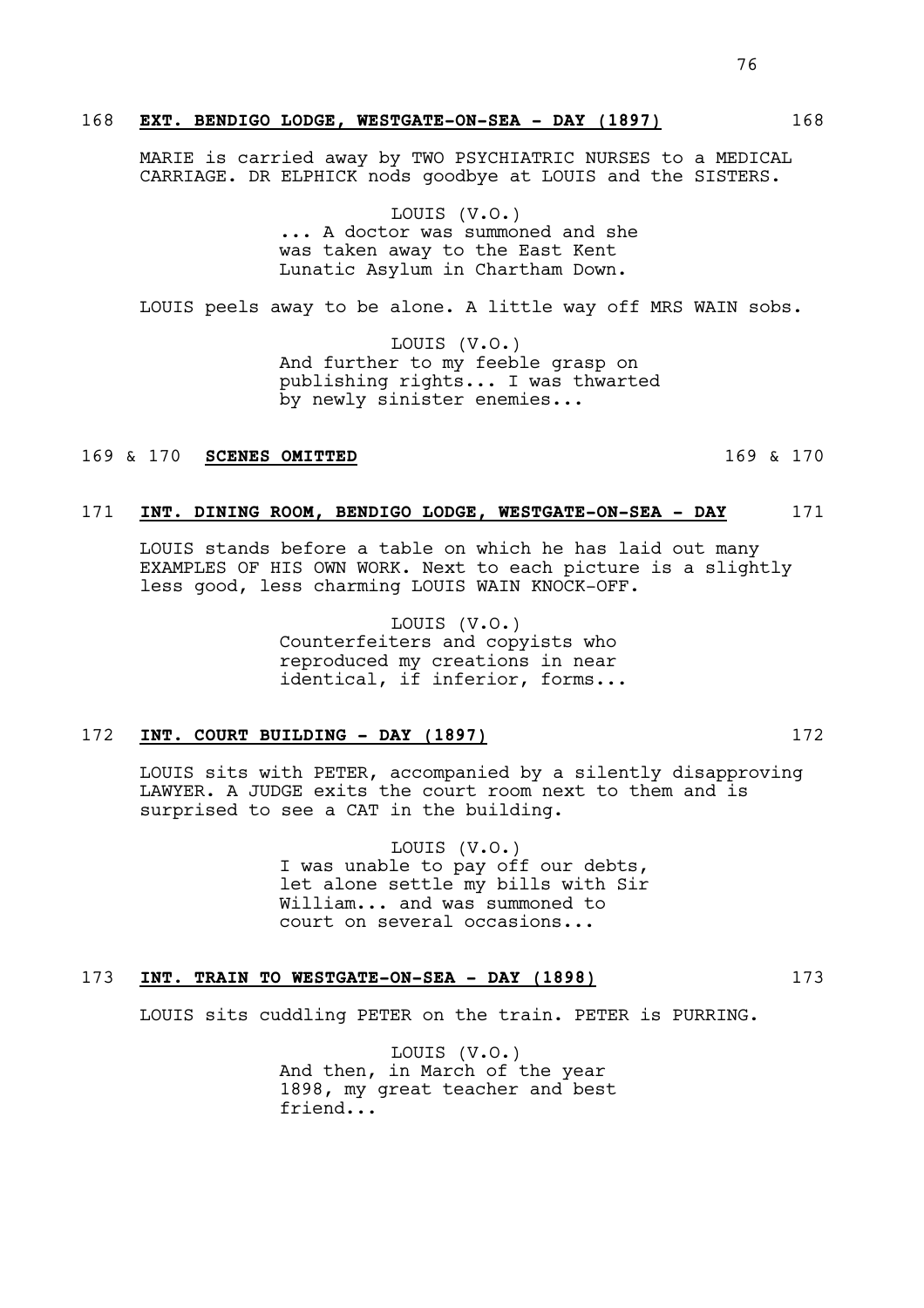168 **EXT. BENDIGO LODGE, WESTGATE-ON-SEA - DAY (1897)** 168

MARIE is carried away by TWO PSYCHIATRIC NURSES to a MEDICAL CARRIAGE. DR ELPHICK nods goodbye at LOUIS and the SISTERS.

LOUIS (V.O.)
... A doctor was summoned and she was taken away to the East Kent Lunatic Asylum in Chartham Down.

LOUIS peels away to be alone. A little way off MRS WAIN sobs.

LOUIS (V.O.)
And further to my feeble grasp on publishing rights... I was thwarted by newly sinister enemies...

169 & 170 **SCENES OMITTED** 169 & 170

171 **INT. DINING ROOM, BENDIGO LODGE, WESTGATE-ON-SEA - DAY** 171

LOUIS stands before a table on which he has laid out many EXAMPLES OF HIS OWN WORK. Next to each picture is a slightly less good, less charming LOUIS WAIN KNOCK-OFF.

LOUIS (V.O.)
Counterfeiters and copyists who reproduced my creations in near identical, if inferior, forms...

172 **INT. COURT BUILDING - DAY (1897)** 172

LOUIS sits with PETER, accompanied by a silently disapproving LAWYER. A JUDGE exits the court room next to them and is surprised to see a CAT in the building.

LOUIS (V.O.)
I was unable to pay off our debts, let alone settle my bills with Sir William... and was summoned to court on several occasions...

173 **INT. TRAIN TO WESTGATE-ON-SEA - DAY (1898)** 173

LOUIS sits cuddling PETER on the train. PETER is PURRING.

LOUIS (V.O.)
And then, in March of the year 1898, my great teacher and best friend...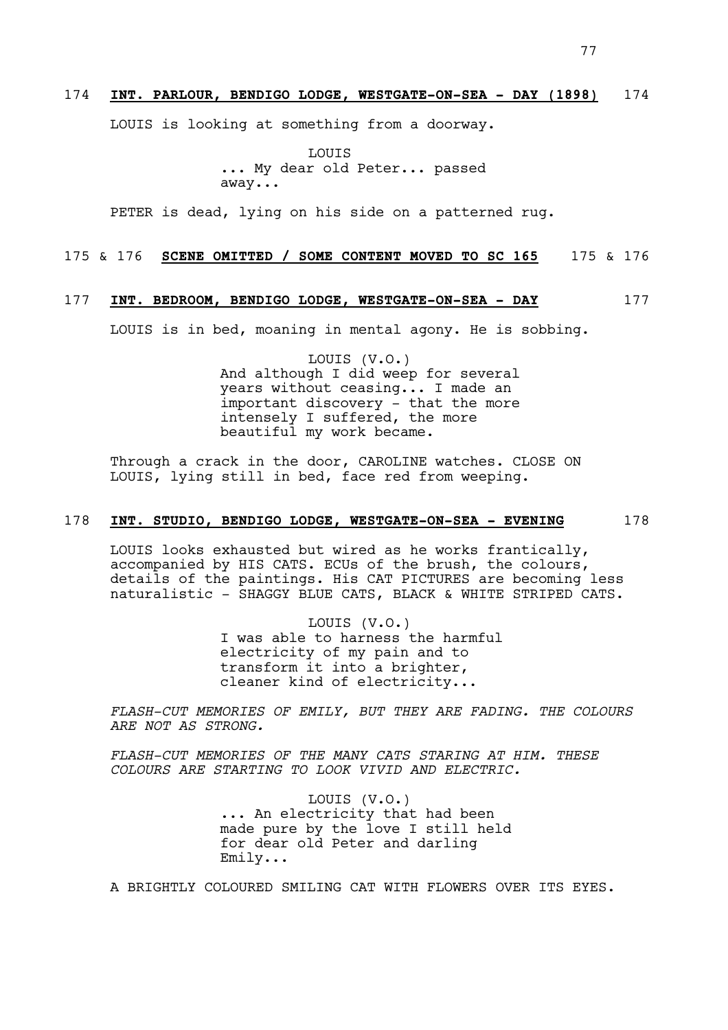174 **INT. PARLOUR, BENDIGO LODGE, WESTGATE-ON-SEA - DAY (1898)** 174

LOUIS is looking at something from a doorway.

LOUIS
... My dear old Peter... passed away...

PETER is dead, lying on his side on a patterned rug.

175 & 176 **SCENE OMITTED / SOME CONTENT MOVED TO SC 165** 175 & 176

177 **INT. BEDROOM, BENDIGO LODGE, WESTGATE-ON-SEA - DAY** 177

LOUIS is in bed, moaning in mental agony. He is sobbing.

LOUIS (V.O.)
And although I did weep for several years without ceasing... I made an important discovery - that the more intensely I suffered, the more beautiful my work became.

Through a crack in the door, CAROLINE watches. CLOSE ON LOUIS, lying still in bed, face red from weeping.

178 **INT. STUDIO, BENDIGO LODGE, WESTGATE-ON-SEA - EVENING** 178

LOUIS looks exhausted but wired as he works frantically, accompanied by HIS CATS. ECUs of the brush, the colours, details of the paintings. His CAT PICTURES are becoming less naturalistic - SHAGGY BLUE CATS, BLACK & WHITE STRIPED CATS.

LOUIS (V.O.)
I was able to harness the harmful electricity of my pain and to transform it into a brighter, cleaner kind of electricity...

*FLASH-CUT MEMORIES OF EMILY, BUT THEY ARE FADING. THE COLOURS ARE NOT AS STRONG.*

*FLASH-CUT MEMORIES OF THE MANY CATS STARING AT HIM. THESE COLOURS ARE STARTING TO LOOK VIVID AND ELECTRIC.*

LOUIS (V.O.)
... An electricity that had been made pure by the love I still held for dear old Peter and darling Emily...

A BRIGHTLY COLOURED SMILING CAT WITH FLOWERS OVER ITS EYES.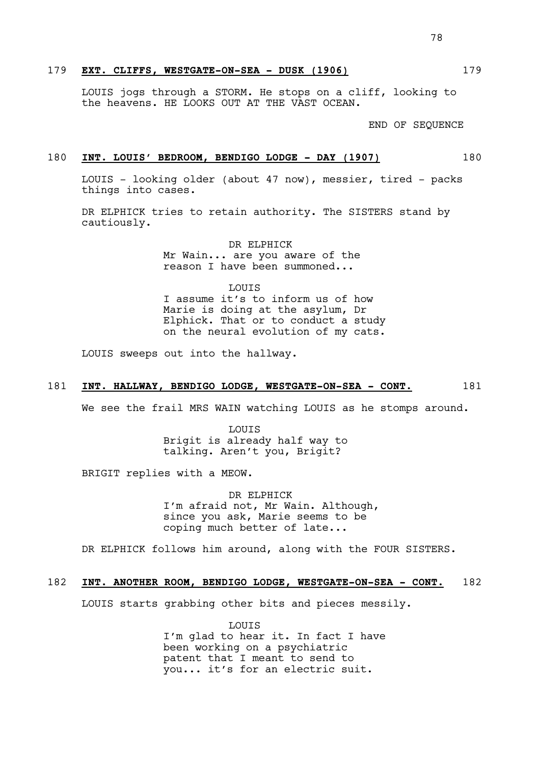179 **EXT. CLIFFS, WESTGATE-ON-SEA - DUSK (1906)** 179

LOUIS jogs through a STORM. He stops on a cliff, looking to the heavens. HE LOOKS OUT AT THE VAST OCEAN.

END OF SEQUENCE

180 **INT. LOUIS' BEDROOM, BENDIGO LODGE - DAY (1907)** 180

LOUIS - looking older (about 47 now), messier, tired - packs things into cases.

DR ELPHICK tries to retain authority. The SISTERS stand by cautiously.

DR ELPHICK
Mr Wain... are you aware of the reason I have been summoned...

LOUIS
I assume it's to inform us of how Marie is doing at the asylum, Dr Elphick. That or to conduct a study on the neural evolution of my cats.

LOUIS sweeps out into the hallway.

181 **INT. HALLWAY, BENDIGO LODGE, WESTGATE-ON-SEA - CONT.** 181

We see the frail MRS WAIN watching LOUIS as he stomps around.

LOUIS
Brigit is already half way to talking. Aren't you, Brigit?

BRIGIT replies with a MEOW.

DR ELPHICK
I'm afraid not, Mr Wain. Although, since you ask, Marie seems to be coping much better of late...

DR ELPHICK follows him around, along with the FOUR SISTERS.

182 **INT. ANOTHER ROOM, BENDIGO LODGE, WESTGATE-ON-SEA - CONT.** 182

LOUIS starts grabbing other bits and pieces messily.

LOUIS
I'm glad to hear it. In fact I have been working on a psychiatric patent that I meant to send to you... it's for an electric suit.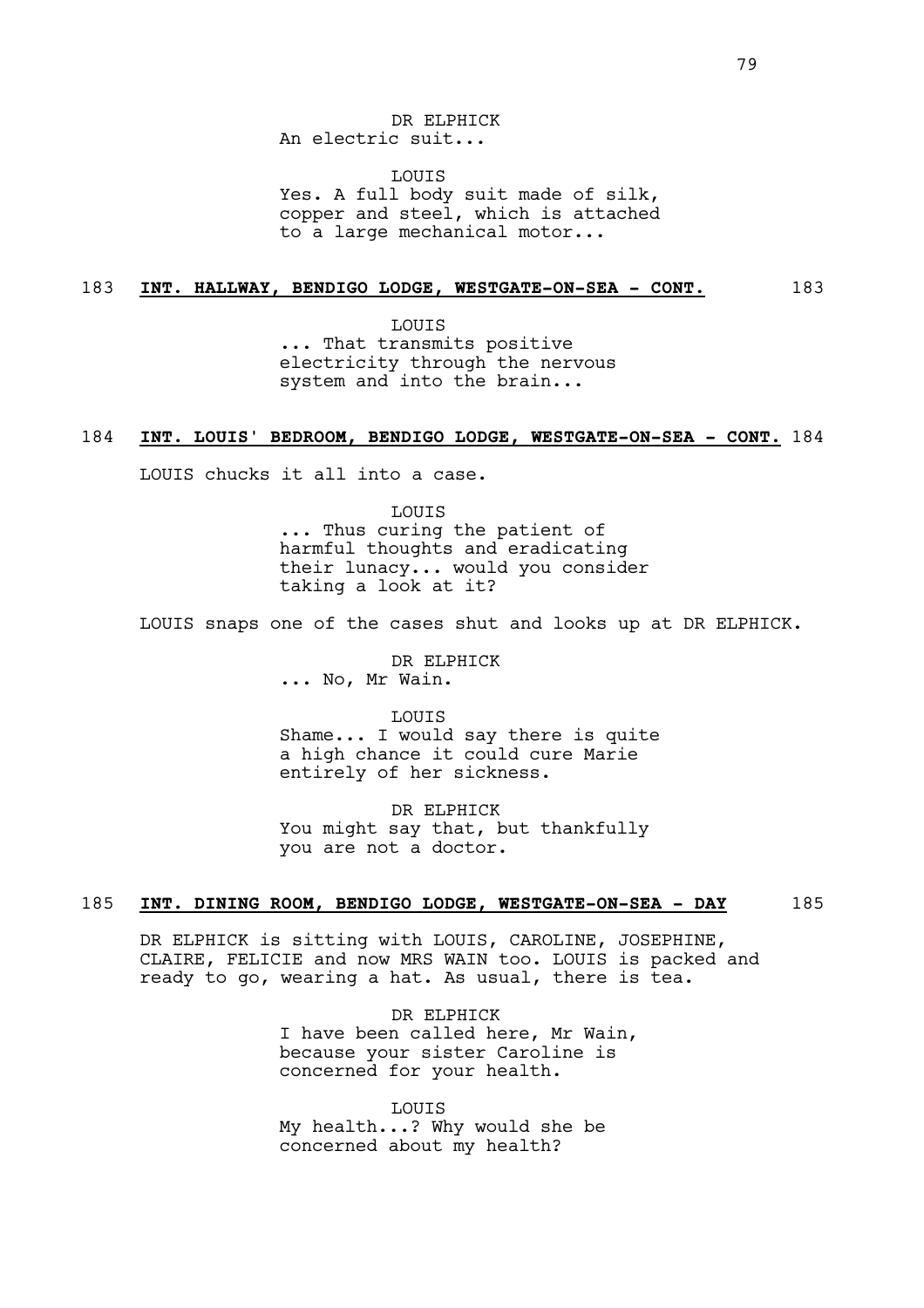DR ELPHICK
An electric suit...

LOUIS
Yes. A full body suit made of silk, copper and steel, which is attached to a large mechanical motor...

183 **INT. HALLWAY, BENDIGO LODGE, WESTGATE-ON-SEA - CONT.** 183

LOUIS
... That transmits positive electricity through the nervous system and into the brain...

184 **INT. LOUIS' BEDROOM, BENDIGO LODGE, WESTGATE-ON-SEA - CONT.** 184

LOUIS chucks it all into a case.

LOUIS
... Thus curing the patient of harmful thoughts and eradicating their lunacy... would you consider taking a look at it?

LOUIS snaps one of the cases shut and looks up at DR ELPHICK.

DR ELPHICK
... No, Mr Wain.

LOUIS
Shame... I would say there is quite a high chance it could cure Marie entirely of her sickness.

DR ELPHICK
You might say that, but thankfully you are not a doctor.

185 **INT. DINING ROOM, BENDIGO LODGE, WESTGATE-ON-SEA - DAY** 185

DR ELPHICK is sitting with LOUIS, CAROLINE, JOSEPHINE, CLAIRE, FELICIE and now MRS WAIN too. LOUIS is packed and ready to go, wearing a hat. As usual, there is tea.

DR ELPHICK
I have been called here, Mr Wain, because your sister Caroline is concerned for your health.

LOUIS
My health...? Why would she be concerned about my health?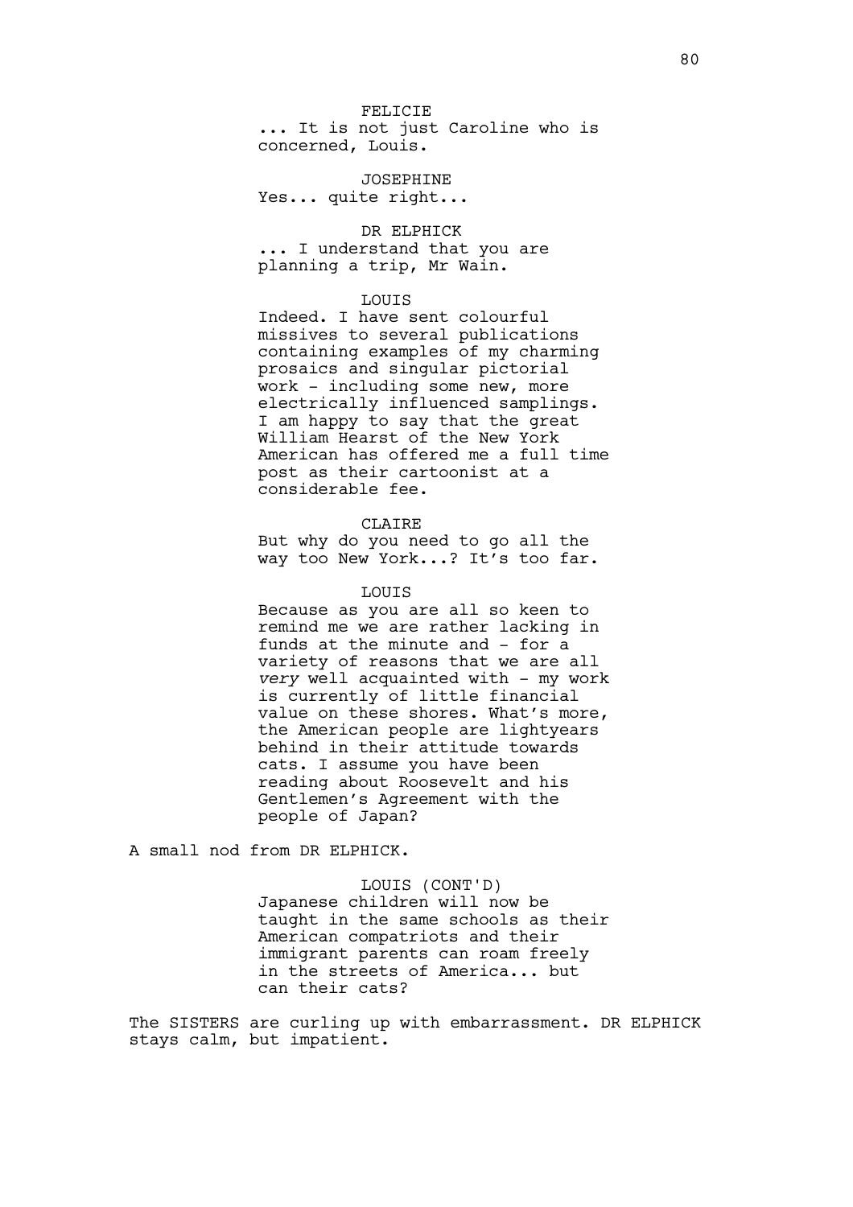FELICIE
... It is not just Caroline who is concerned, Louis.

JOSEPHINE
Yes... quite right...

DR ELPHICK
... I understand that you are planning a trip, Mr Wain.

LOUIS
Indeed. I have sent colourful missives to several publications containing examples of my charming prosaics and singular pictorial work - including some new, more electrically influenced samplings. I am happy to say that the great William Hearst of the New York American has offered me a full time post as their cartoonist at a considerable fee.

CLAIRE
But why do you need to go all the way too New York...? It's too far.

LOUIS
Because as you are all so keen to remind me we are rather lacking in funds at the minute and - for a variety of reasons that we are all *very* well acquainted with - my work is currently of little financial value on these shores. What's more, the American people are lightyears behind in their attitude towards cats. I assume you have been reading about Roosevelt and his Gentlemen's Agreement with the people of Japan?

A small nod from DR ELPHICK.

LOUIS (CONT'D)
Japanese children will now be taught in the same schools as their American compatriots and their immigrant parents can roam freely in the streets of America... but can their cats?

The SISTERS are curling up with embarrassment. DR ELPHICK stays calm, but impatient.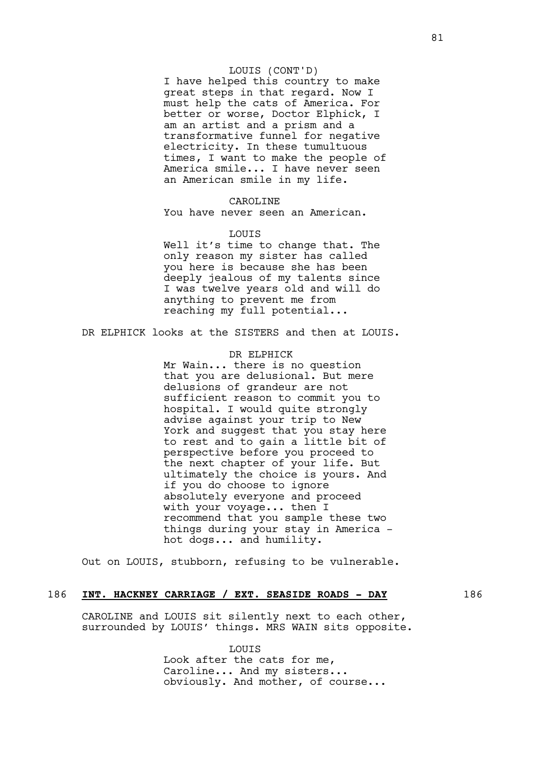LOUIS (CONT'D)
I have helped this country to make great steps in that regard. Now I must help the cats of America. For better or worse, Doctor Elphick, I am an artist and a prism and a transformative funnel for negative electricity. In these tumultuous times, I want to make the people of America smile... I have never seen an American smile in my life.

CAROLINE
You have never seen an American.

LOUIS
Well it's time to change that. The only reason my sister has called you here is because she has been deeply jealous of my talents since I was twelve years old and will do anything to prevent me from reaching my full potential...

DR ELPHICK looks at the SISTERS and then at LOUIS.

DR ELPHICK
Mr Wain... there is no question that you are delusional. But mere delusions of grandeur are not sufficient reason to commit you to hospital. I would quite strongly advise against your trip to New York and suggest that you stay here to rest and to gain a little bit of perspective before you proceed to the next chapter of your life. But ultimately the choice is yours. And if you do choose to ignore absolutely everyone and proceed with your voyage... then I recommend that you sample these two things during your stay in America - hot dogs... and humility.

Out on LOUIS, stubborn, refusing to be vulnerable.

186 **INT. HACKNEY CARRIAGE / EXT. SEASIDE ROADS - DAY** 186

CAROLINE and LOUIS sit silently next to each other, surrounded by LOUIS' things. MRS WAIN sits opposite.

LOUIS
Look after the cats for me, Caroline... And my sisters... obviously. And mother, of course...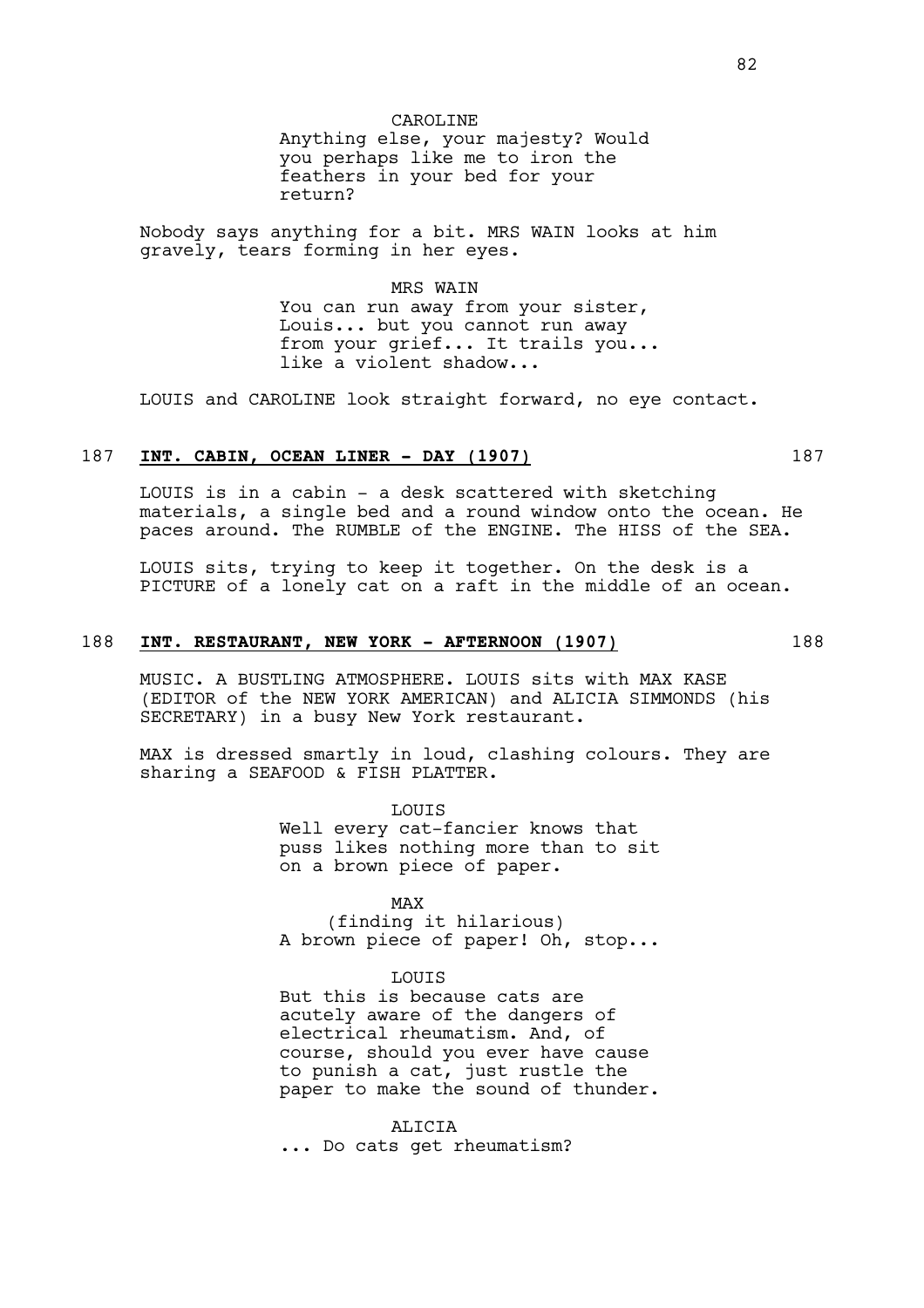CAROLINE

Anything else, your majesty? Would you perhaps like me to iron the feathers in your bed for your return?

Nobody says anything for a bit. MRS WAIN looks at him gravely, tears forming in her eyes.

MRS WAIN

You can run away from your sister, Louis... but you cannot run away from your grief... It trails you... like a violent shadow...

LOUIS and CAROLINE look straight forward, no eye contact.

### 187 **INT. CABIN, OCEAN LINER - DAY (1907)** 187

LOUIS is in a cabin - a desk scattered with sketching materials, a single bed and a round window onto the ocean. He paces around. The RUMBLE of the ENGINE. The HISS of the SEA.

LOUIS sits, trying to keep it together. On the desk is a PICTURE of a lonely cat on a raft in the middle of an ocean.

### 188 **INT. RESTAURANT, NEW YORK - AFTERNOON (1907)** 188

MUSIC. A BUSTLING ATMOSPHERE. LOUIS sits with MAX KASE (EDITOR of the NEW YORK AMERICAN) and ALICIA SIMMONDS (his SECRETARY) in a busy New York restaurant.

MAX is dressed smartly in loud, clashing colours. They are sharing a SEAFOOD & FISH PLATTER.

LOUIS

Well every cat-fancier knows that puss likes nothing more than to sit on a brown piece of paper.

MAX

(finding it hilarious)

A brown piece of paper! Oh, stop...

LOUIS

But this is because cats are acutely aware of the dangers of electrical rheumatism. And, of course, should you ever have cause to punish a cat, just rustle the paper to make the sound of thunder.

ALICIA

... Do cats get rheumatism?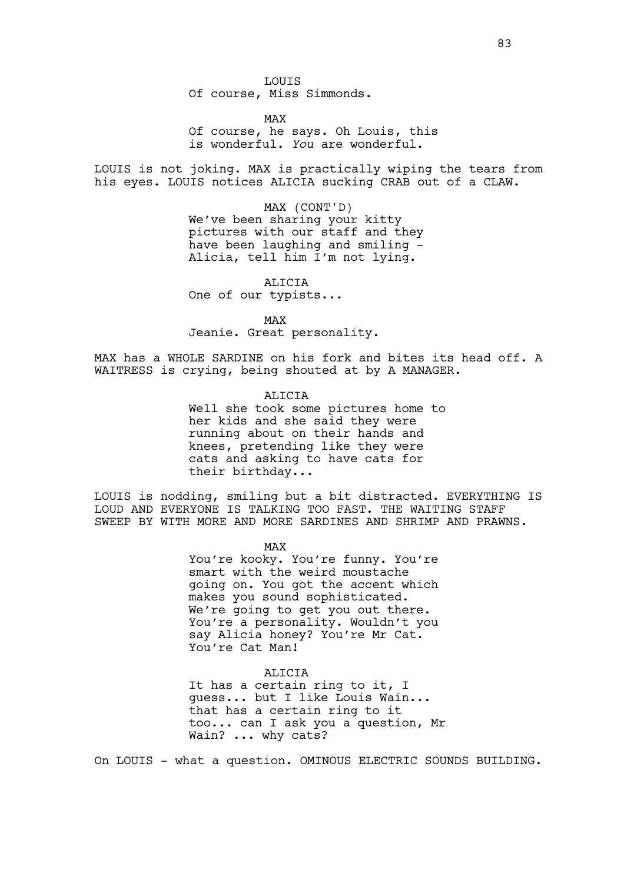LOUIS

Of course, Miss Simmonds.

MAX

Of course, he says. Oh Louis, this is wonderful. *You* are wonderful.

LOUIS is not joking. MAX is practically wiping the tears from his eyes. LOUIS notices ALICIA sucking CRAB out of a CLAW.

MAX (CONT'D)

We've been sharing your kitty pictures with our staff and they have been laughing and smiling - Alicia, tell him I'm not lying.

ALICIA

One of our typists...

MAX

Jeanie. Great personality.

MAX has a WHOLE SARDINE on his fork and bites its head off. A WAITRESS is crying, being shouted at by A MANAGER.

ALICIA

Well she took some pictures home to her kids and she said they were running about on their hands and knees, pretending like they were cats and asking to have cats for their birthday...

LOUIS is nodding, smiling but a bit distracted. EVERYTHING IS LOUD AND EVERYONE IS TALKING TOO FAST. THE WAITING STAFF SWEEP BY WITH MORE AND MORE SARDINES AND SHRIMP AND PRAWNS.

MAX

You're kooky. You're funny. You're smart with the weird moustache going on. You got the accent which makes you sound sophisticated. We're going to get you out there. You're a personality. Wouldn't you say Alicia honey? You're Mr Cat. You're Cat Man!

ALICIA

It has a certain ring to it, I guess... but I like Louis Wain... that has a certain ring to it too... can I ask you a question, Mr Wain? ... why cats?

On LOUIS - what a question. OMINOUS ELECTRIC SOUNDS BUILDING.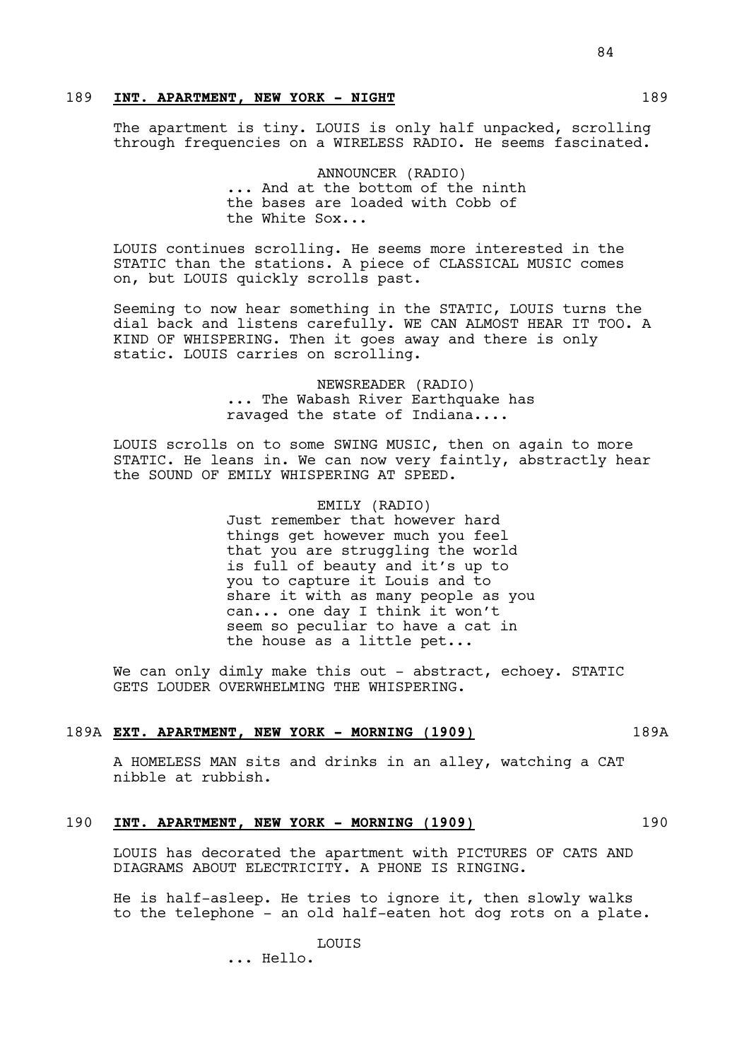189 **INT. APARTMENT, NEW YORK - NIGHT** 189

The apartment is tiny. LOUIS is only half unpacked, scrolling through frequencies on a WIRELESS RADIO. He seems fascinated.

ANNOUNCER (RADIO)
... And at the bottom of the ninth the bases are loaded with Cobb of the White Sox...

LOUIS continues scrolling. He seems more interested in the STATIC than the stations. A piece of CLASSICAL MUSIC comes on, but LOUIS quickly scrolls past.

Seeming to now hear something in the STATIC, LOUIS turns the dial back and listens carefully. WE CAN ALMOST HEAR IT TOO. A KIND OF WHISPERING. Then it goes away and there is only static. LOUIS carries on scrolling.

NEWSREADER (RADIO)
... The Wabash River Earthquake has ravaged the state of Indiana....

LOUIS scrolls on to some SWING MUSIC, then on again to more STATIC. He leans in. We can now very faintly, abstractly hear the SOUND OF EMILY WHISPERING AT SPEED.

EMILY (RADIO)
Just remember that however hard things get however much you feel that you are struggling the world is full of beauty and it's up to you to capture it Louis and to share it with as many people as you can... one day I think it won't seem so peculiar to have a cat in the house as a little pet...

We can only dimly make this out - abstract, echoey. STATIC GETS LOUDER OVERWHELMING THE WHISPERING.

189A **EXT. APARTMENT, NEW YORK - MORNING (1909)** 189A

A HOMELESS MAN sits and drinks in an alley, watching a CAT nibble at rubbish.

190 **INT. APARTMENT, NEW YORK - MORNING (1909)** 190

LOUIS has decorated the apartment with PICTURES OF CATS AND DIAGRAMS ABOUT ELECTRICITY. A PHONE IS RINGING.

He is half-asleep. He tries to ignore it, then slowly walks to the telephone - an old half-eaten hot dog rots on a plate.

LOUIS
... Hello.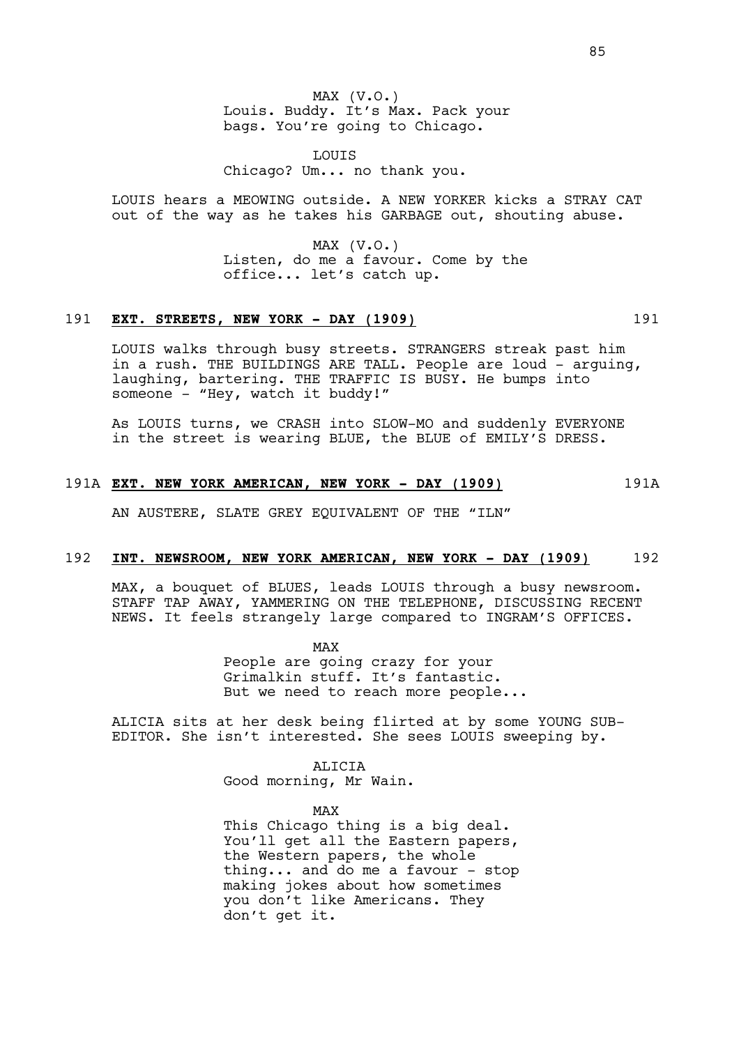MAX (V.O.)
Louis. Buddy. It's Max. Pack your bags. You're going to Chicago.

LOUIS
Chicago? Um... no thank you.

LOUIS hears a MEOWING outside. A NEW YORKER kicks a STRAY CAT out of the way as he takes his GARBAGE out, shouting abuse.

MAX (V.O.)
Listen, do me a favour. Come by the office... let's catch up.

191 **EXT. STREETS, NEW YORK - DAY (1909)** 191

LOUIS walks through busy streets. STRANGERS streak past him in a rush. THE BUILDINGS ARE TALL. People are loud - arguing, laughing, bartering. THE TRAFFIC IS BUSY. He bumps into someone - "Hey, watch it buddy!"

As LOUIS turns, we CRASH into SLOW-MO and suddenly EVERYONE in the street is wearing BLUE, the BLUE of EMILY'S DRESS.

191A **EXT. NEW YORK AMERICAN, NEW YORK - DAY (1909)** 191A

AN AUSTERE, SLATE GREY EQUIVALENT OF THE "ILN"

192 **INT. NEWSROOM, NEW YORK AMERICAN, NEW YORK - DAY (1909)** 192

MAX, a bouquet of BLUES, leads LOUIS through a busy newsroom. STAFF TAP AWAY, YAMMERING ON THE TELEPHONE, DISCUSSING RECENT NEWS. It feels strangely large compared to INGRAM'S OFFICES.

MAX
People are going crazy for your Grimalkin stuff. It's fantastic. But we need to reach more people...

ALICIA sits at her desk being flirted at by some YOUNG SUB-EDITOR. She isn't interested. She sees LOUIS sweeping by.

ALICIA
Good morning, Mr Wain.

MAX
This Chicago thing is a big deal. You'll get all the Eastern papers, the Western papers, the whole thing... and do me a favour - stop making jokes about how sometimes you don't like Americans. They don't get it.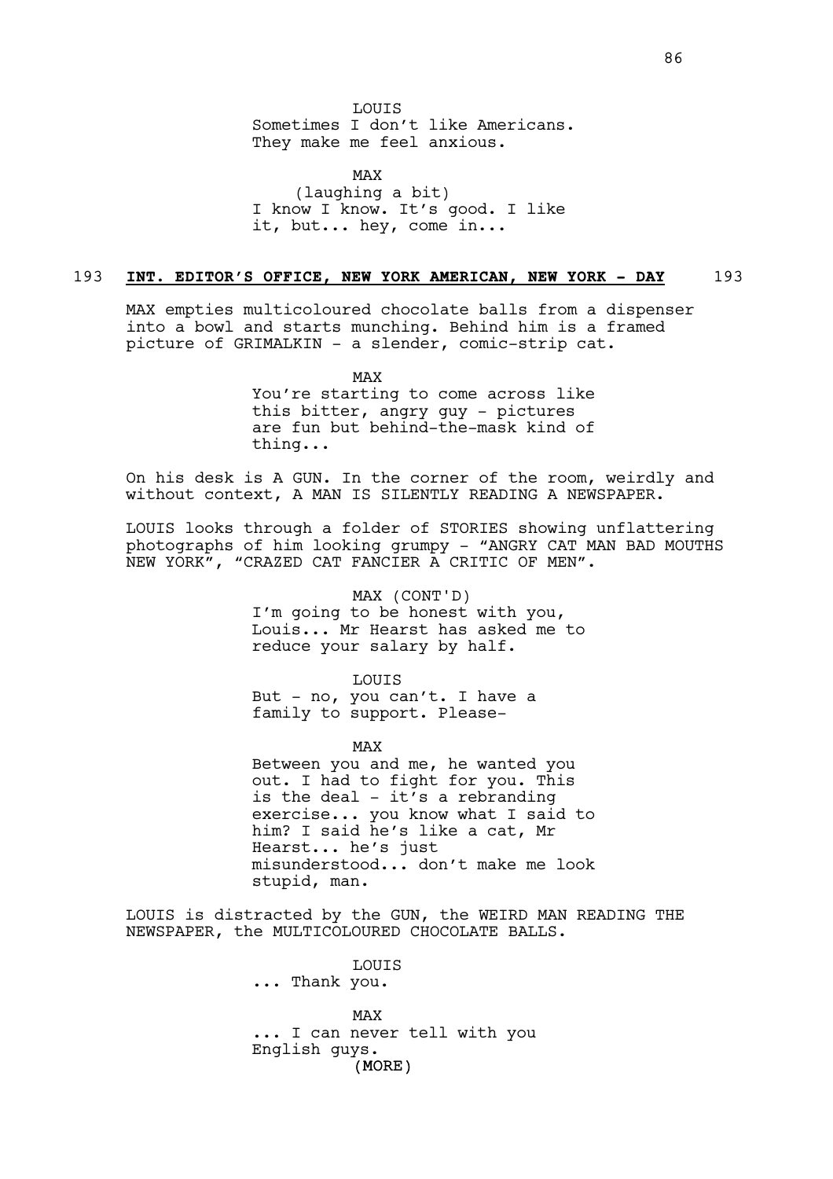LOUIS
Sometimes I don't like Americans. They make me feel anxious.

MAX
(laughing a bit)
I know I know. It's good. I like it, but... hey, come in...

193 **INT. EDITOR'S OFFICE, NEW YORK AMERICAN, NEW YORK - DAY** 193

MAX empties multicoloured chocolate balls from a dispenser into a bowl and starts munching. Behind him is a framed picture of GRIMALKIN - a slender, comic-strip cat.

MAX
You're starting to come across like this bitter, angry guy - pictures are fun but behind-the-mask kind of thing...

On his desk is A GUN. In the corner of the room, weirdly and without context, A MAN IS SILENTLY READING A NEWSPAPER.

LOUIS looks through a folder of STORIES showing unflattering photographs of him looking grumpy - "ANGRY CAT MAN BAD MOUTHS NEW YORK", "CRAZED CAT FANCIER A CRITIC OF MEN".

MAX (CONT'D)
I'm going to be honest with you, Louis... Mr Hearst has asked me to reduce your salary by half.

LOUIS
But - no, you can't. I have a family to support. Please-

MAX
Between you and me, he wanted you out. I had to fight for you. This is the deal - it's a rebranding exercise... you know what I said to him? I said he's like a cat, Mr Hearst... he's just misunderstood... don't make me look stupid, man.

LOUIS is distracted by the GUN, the WEIRD MAN READING THE NEWSPAPER, the MULTICOLOURED CHOCOLATE BALLS.

LOUIS
... Thank you.

MAX
... I can never tell with you English guys.
(MORE)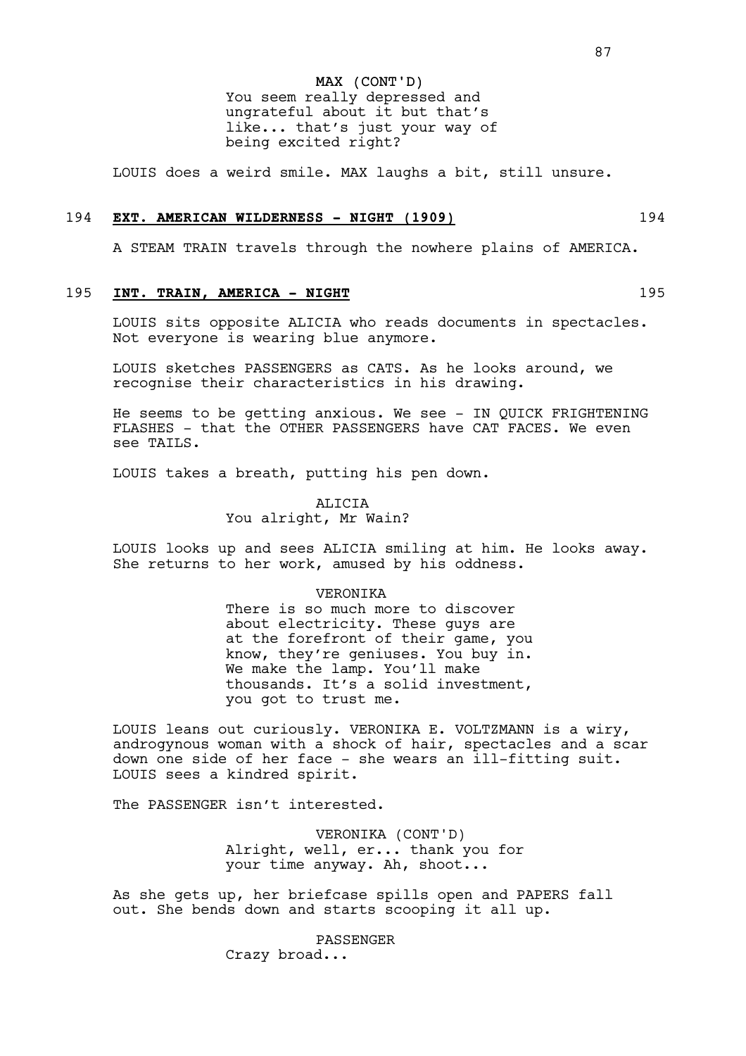MAX (CONT'D)
You seem really depressed and ungrateful about it but that's like... that's just your way of being excited right?

LOUIS does a weird smile. MAX laughs a bit, still unsure.

194 **EXT. AMERICAN WILDERNESS - NIGHT (1909)** 194

A STEAM TRAIN travels through the nowhere plains of AMERICA.

195 **INT. TRAIN, AMERICA - NIGHT** 195

LOUIS sits opposite ALICIA who reads documents in spectacles. Not everyone is wearing blue anymore.

LOUIS sketches PASSENGERS as CATS. As he looks around, we recognise their characteristics in his drawing.

He seems to be getting anxious. We see - IN QUICK FRIGHTENING FLASHES - that the OTHER PASSENGERS have CAT FACES. We even see TAILS.

LOUIS takes a breath, putting his pen down.

ALICIA
You alright, Mr Wain?

LOUIS looks up and sees ALICIA smiling at him. He looks away. She returns to her work, amused by his oddness.

VERONIKA
There is so much more to discover about electricity. These guys are at the forefront of their game, you know, they're geniuses. You buy in. We make the lamp. You'll make thousands. It's a solid investment, you got to trust me.

LOUIS leans out curiously. VERONIKA E. VOLTZMANN is a wiry, androgynous woman with a shock of hair, spectacles and a scar down one side of her face - she wears an ill-fitting suit. LOUIS sees a kindred spirit.

The PASSENGER isn't interested.

VERONIKA (CONT'D)
Alright, well, er... thank you for your time anyway. Ah, shoot...

As she gets up, her briefcase spills open and PAPERS fall out. She bends down and starts scooping it all up.

PASSENGER
Crazy broad...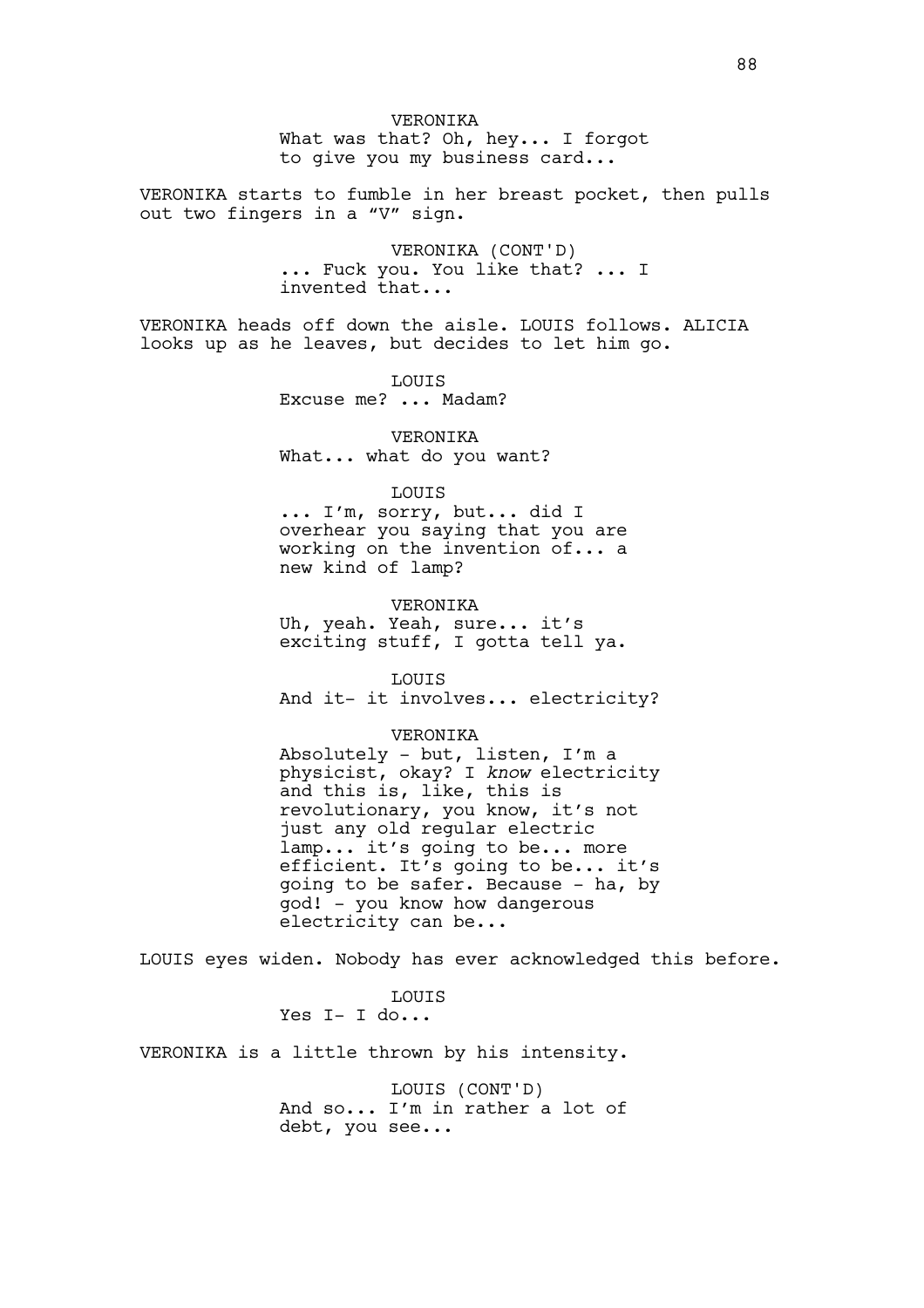VERONIKA
What was that? Oh, hey... I forgot to give you my business card...

VERONIKA starts to fumble in her breast pocket, then pulls out two fingers in a "V" sign.

VERONIKA (CONT'D)
... Fuck you. You like that? ... I invented that...

VERONIKA heads off down the aisle. LOUIS follows. ALICIA looks up as he leaves, but decides to let him go.

LOUIS
Excuse me? ... Madam?

VERONIKA
What... what do you want?

LOUIS
... I'm, sorry, but... did I overhear you saying that you are working on the invention of... a new kind of lamp?

VERONIKA
Uh, yeah. Yeah, sure... it's exciting stuff, I gotta tell ya.

LOUIS
And it- it involves... electricity?

VERONIKA
Absolutely - but, listen, I'm a physicist, okay? I *know* electricity and this is, like, this is revolutionary, you know, it's not just any old regular electric lamp... it's going to be... more efficient. It's going to be... it's going to be safer. Because - ha, by god! - you know how dangerous electricity can be...

LOUIS eyes widen. Nobody has ever acknowledged this before.

LOUIS
Yes I- I do...

VERONIKA is a little thrown by his intensity.

LOUIS (CONT'D)
And so... I'm in rather a lot of debt, you see...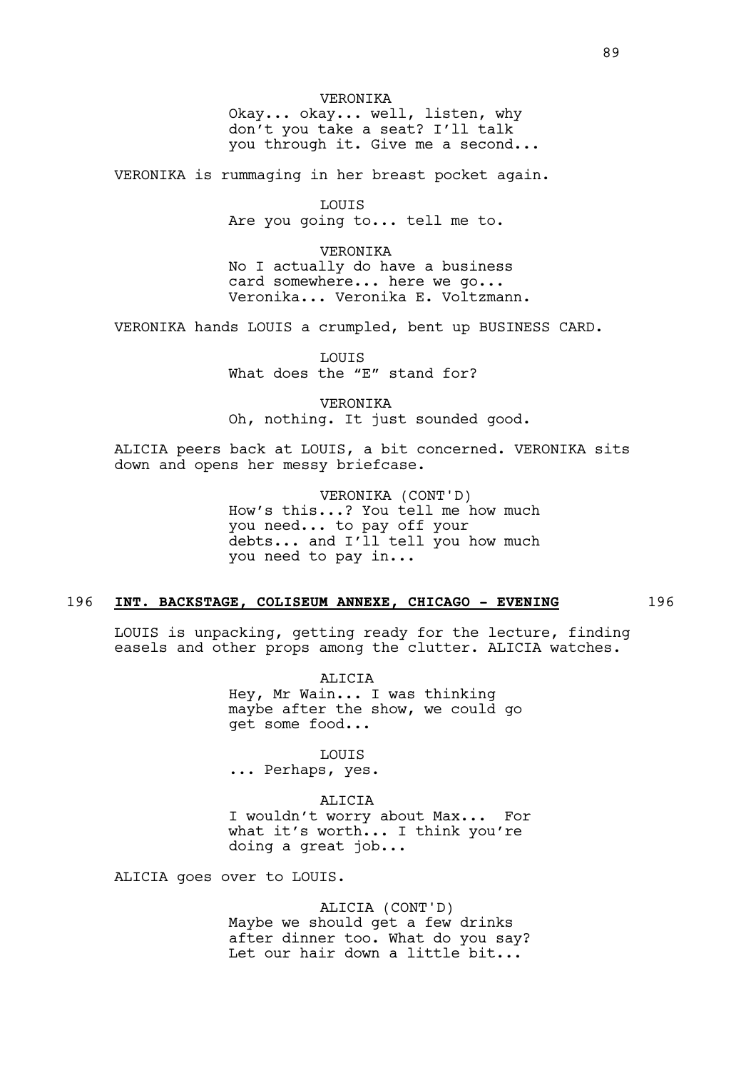VERONIKA
Okay... okay... well, listen, why don't you take a seat? I'll talk you through it. Give me a second...

VERONIKA is rummaging in her breast pocket again.

LOUIS
Are you going to... tell me to.

VERONIKA
No I actually do have a business card somewhere... here we go... Veronika... Veronika E. Voltzmann.

VERONIKA hands LOUIS a crumpled, bent up BUSINESS CARD.

LOUIS
What does the "E" stand for?

VERONIKA
Oh, nothing. It just sounded good.

ALICIA peers back at LOUIS, a bit concerned. VERONIKA sits down and opens her messy briefcase.

VERONIKA (CONT'D)
How's this...? You tell me how much you need... to pay off your debts... and I'll tell you how much you need to pay in...

196 **INT. BACKSTAGE, COLISEUM ANNEXE, CHICAGO - EVENING** 196

LOUIS is unpacking, getting ready for the lecture, finding easels and other props among the clutter. ALICIA watches.

ALICIA
Hey, Mr Wain... I was thinking maybe after the show, we could go get some food...

LOUIS
... Perhaps, yes.

ALICIA
I wouldn't worry about Max... For what it's worth... I think you're doing a great job...

ALICIA goes over to LOUIS.

ALICIA (CONT'D)
Maybe we should get a few drinks after dinner too. What do you say? Let our hair down a little bit...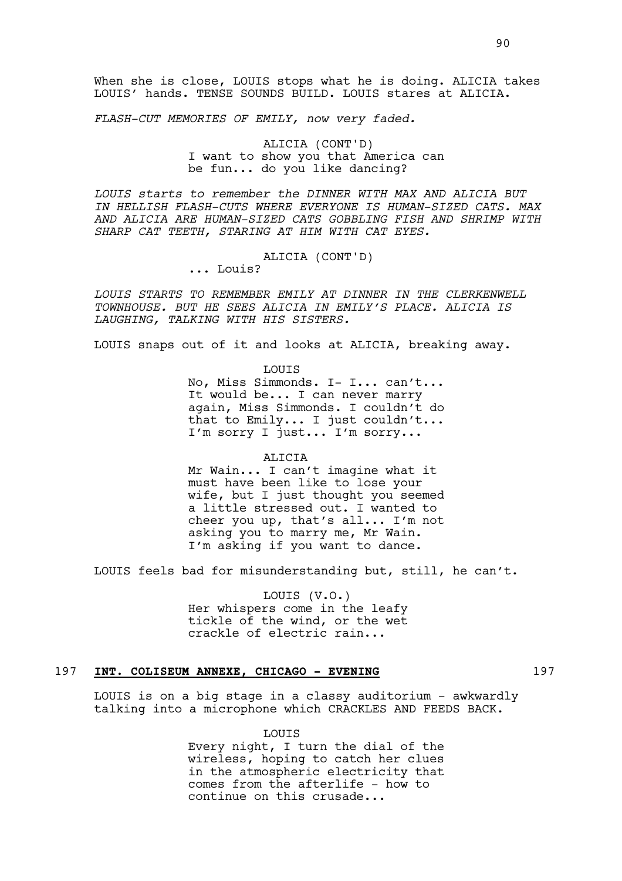When she is close, LOUIS stops what he is doing. ALICIA takes LOUIS' hands. TENSE SOUNDS BUILD. LOUIS stares at ALICIA.

*FLASH-CUT MEMORIES OF EMILY, now very faded.*

ALICIA (CONT'D)
I want to show you that America can be fun... do you like dancing?

*LOUIS starts to remember the DINNER WITH MAX AND ALICIA BUT IN HELLISH FLASH-CUTS WHERE EVERYONE IS HUMAN-SIZED CATS. MAX AND ALICIA ARE HUMAN-SIZED CATS GOBBLING FISH AND SHRIMP WITH SHARP CAT TEETH, STARING AT HIM WITH CAT EYES.*

ALICIA (CONT'D)
... Louis?

*LOUIS STARTS TO REMEMBER EMILY AT DINNER IN THE CLERKENWELL TOWNHOUSE. BUT HE SEES ALICIA IN EMILY'S PLACE. ALICIA IS LAUGHING, TALKING WITH HIS SISTERS.*

LOUIS snaps out of it and looks at ALICIA, breaking away.

LOUIS
No, Miss Simmonds. I- I... can't... It would be... I can never marry again, Miss Simmonds. I couldn't do that to Emily... I just couldn't... I'm sorry I just... I'm sorry...

ALICIA
Mr Wain... I can't imagine what it must have been like to lose your wife, but I just thought you seemed a little stressed out. I wanted to cheer you up, that's all... I'm not asking you to marry me, Mr Wain. I'm asking if you want to dance.

LOUIS feels bad for misunderstanding but, still, he can't.

LOUIS (V.O.)
Her whispers come in the leafy tickle of the wind, or the wet crackle of electric rain...

## 197 **INT. COLISEUM ANNEXE, CHICAGO - EVENING** 197

LOUIS is on a big stage in a classy auditorium - awkwardly talking into a microphone which CRACKLES AND FEEDS BACK.

LOUIS
Every night, I turn the dial of the wireless, hoping to catch her clues in the atmospheric electricity that comes from the afterlife - how to continue on this crusade...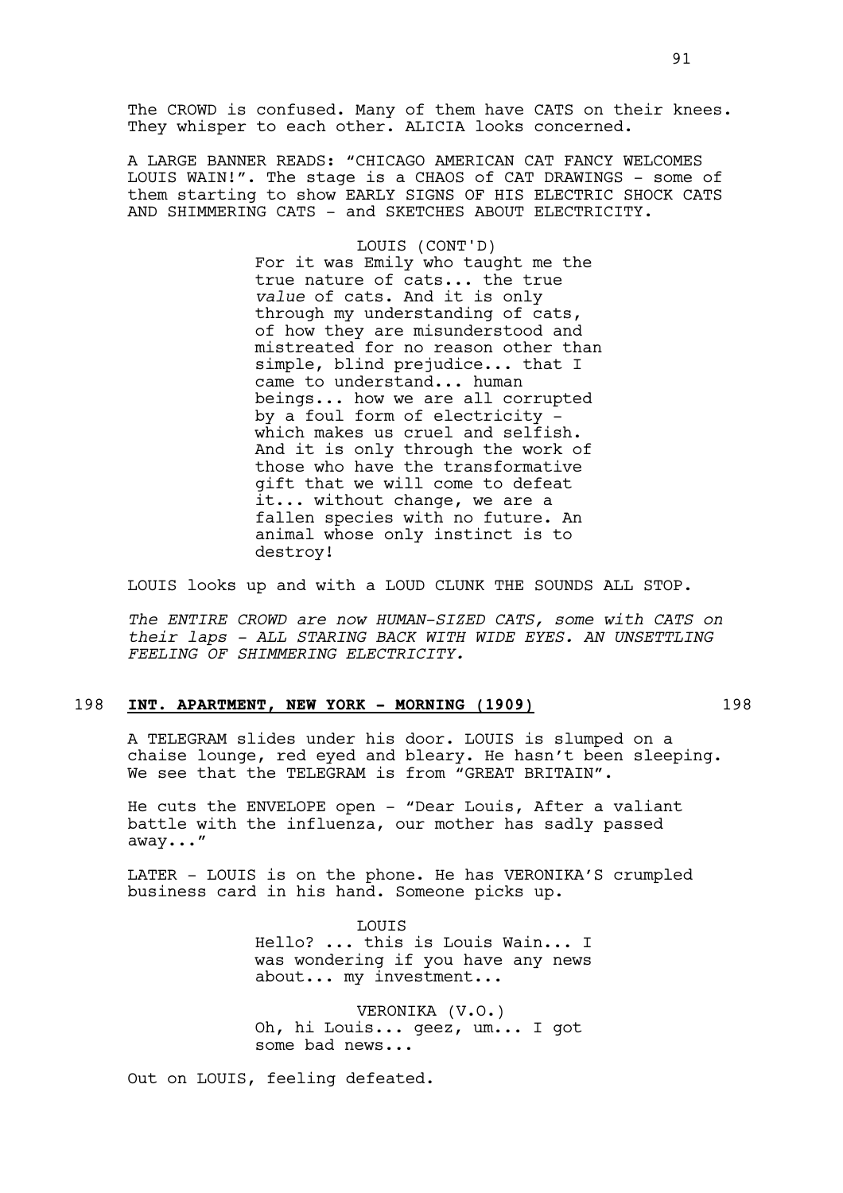The CROWD is confused. Many of them have CATS on their knees. They whisper to each other. ALICIA looks concerned.

A LARGE BANNER READS: “CHICAGO AMERICAN CAT FANCY WELCOMES LOUIS WAIN!”. The stage is a CHAOS of CAT DRAWINGS - some of them starting to show EARLY SIGNS OF HIS ELECTRIC SHOCK CATS AND SHIMMERING CATS - and SKETCHES ABOUT ELECTRICITY.

LOUIS (CONT'D)
For it was Emily who taught me the true nature of cats... the true *value* of cats. And it is only through my understanding of cats, of how they are misunderstood and mistreated for no reason other than simple, blind prejudice... that I came to understand... human beings... how we are all corrupted by a foul form of electricity - which makes us cruel and selfish. And it is only through the work of those who have the transformative gift that we will come to defeat it... without change, we are a fallen species with no future. An animal whose only instinct is to destroy!

LOUIS looks up and with a LOUD CLUNK THE SOUNDS ALL STOP.

*The ENTIRE CROWD are now HUMAN-SIZED CATS, some with CATS on their laps - ALL STARING BACK WITH WIDE EYES. AN UNSETTLING FEELING OF SHIMMERING ELECTRICITY.*

## 198 **INT. APARTMENT, NEW YORK - MORNING (1909)** 198

A TELEGRAM slides under his door. LOUIS is slumped on a chaise lounge, red eyed and bleary. He hasn’t been sleeping. We see that the TELEGRAM is from “GREAT BRITAIN”.

He cuts the ENVELOPE open - “Dear Louis, After a valiant battle with the influenza, our mother has sadly passed away...”

LATER - LOUIS is on the phone. He has VERONIKA’S crumpled business card in his hand. Someone picks up.

LOUIS
Hello? ... this is Louis Wain... I was wondering if you have any news about... my investment...

VERONIKA (V.O.)
Oh, hi Louis... geez, um... I got some bad news...

Out on LOUIS, feeling defeated.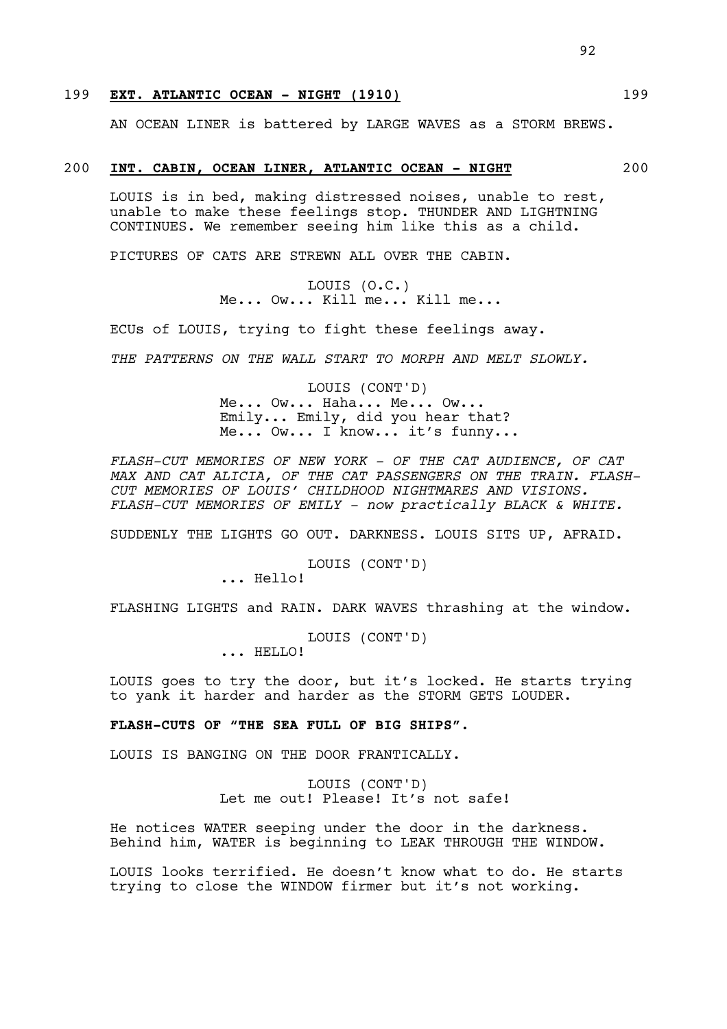199 **EXT. ATLANTIC OCEAN - NIGHT (1910)** 199

AN OCEAN LINER is battered by LARGE WAVES as a STORM BREWS.

200 **INT. CABIN, OCEAN LINER, ATLANTIC OCEAN - NIGHT** 200

LOUIS is in bed, making distressed noises, unable to rest, unable to make these feelings stop. THUNDER AND LIGHTNING CONTINUES. We remember seeing him like this as a child.

PICTURES OF CATS ARE STREWN ALL OVER THE CABIN.

LOUIS (O.C.)
Me... Ow... Kill me... Kill me...

ECUs of LOUIS, trying to fight these feelings away.

*THE PATTERNS ON THE WALL START TO MORPH AND MELT SLOWLY.*

LOUIS (CONT'D)
Me... Ow... Haha... Me... Ow...
Emily... Emily, did you hear that?
Me... Ow... I know... it's funny...

*FLASH-CUT MEMORIES OF NEW YORK - OF THE CAT AUDIENCE, OF CAT MAX AND CAT ALICIA, OF THE CAT PASSENGERS ON THE TRAIN. FLASH-CUT MEMORIES OF LOUIS' CHILDHOOD NIGHTMARES AND VISIONS. FLASH-CUT MEMORIES OF EMILY - now practically BLACK & WHITE.*

SUDDENLY THE LIGHTS GO OUT. DARKNESS. LOUIS SITS UP, AFRAID.

LOUIS (CONT'D)
... Hello!

FLASHING LIGHTS and RAIN. DARK WAVES thrashing at the window.

LOUIS (CONT'D)
... HELLO!

LOUIS goes to try the door, but it's locked. He starts trying to yank it harder and harder as the STORM GETS LOUDER.

**FLASH-CUTS OF "THE SEA FULL OF BIG SHIPS".**

LOUIS IS BANGING ON THE DOOR FRANTICALLY.

LOUIS (CONT'D)
Let me out! Please! It's not safe!

He notices WATER seeping under the door in the darkness. Behind him, WATER is beginning to LEAK THROUGH THE WINDOW.

LOUIS looks terrified. He doesn't know what to do. He starts trying to close the WINDOW firmer but it's not working.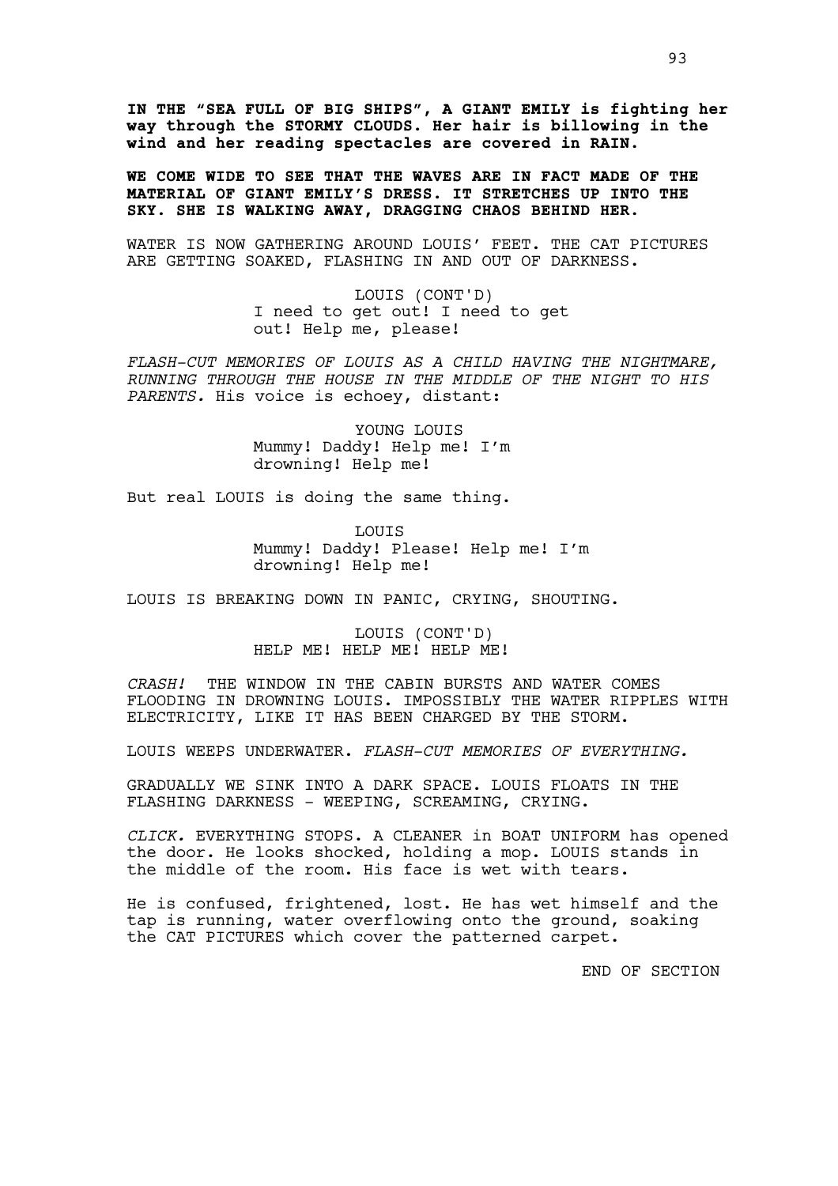**IN THE "SEA FULL OF BIG SHIPS", A GIANT EMILY is fighting her way through the STORMY CLOUDS. Her hair is billowing in the wind and her reading spectacles are covered in RAIN.**

**WE COME WIDE TO SEE THAT THE WAVES ARE IN FACT MADE OF THE MATERIAL OF GIANT EMILY'S DRESS. IT STRETCHES UP INTO THE SKY. SHE IS WALKING AWAY, DRAGGING CHAOS BEHIND HER.**

WATER IS NOW GATHERING AROUND LOUIS' FEET. THE CAT PICTURES ARE GETTING SOAKED, FLASHING IN AND OUT OF DARKNESS.

LOUIS (CONT'D)
I need to get out! I need to get out! Help me, please!

*FLASH-CUT MEMORIES OF LOUIS AS A CHILD HAVING THE NIGHTMARE, RUNNING THROUGH THE HOUSE IN THE MIDDLE OF THE NIGHT TO HIS PARENTS.* His voice is echoey, distant:

YOUNG LOUIS
Mummy! Daddy! Help me! I'm drowning! Help me!

But real LOUIS is doing the same thing.

LOUIS
Mummy! Daddy! Please! Help me! I'm drowning! Help me!

LOUIS IS BREAKING DOWN IN PANIC, CRYING, SHOUTING.

LOUIS (CONT'D)
HELP ME! HELP ME! HELP ME!

*CRASH!* THE WINDOW IN THE CABIN BURSTS AND WATER COMES FLOODING IN DROWNING LOUIS. IMPOSSIBLY THE WATER RIPPLES WITH ELECTRICITY, LIKE IT HAS BEEN CHARGED BY THE STORM.

LOUIS WEEPS UNDERWATER. *FLASH-CUT MEMORIES OF EVERYTHING.*

GRADUALLY WE SINK INTO A DARK SPACE. LOUIS FLOATS IN THE FLASHING DARKNESS - WEEPING, SCREAMING, CRYING.

*CLICK.* EVERYTHING STOPS. A CLEANER in BOAT UNIFORM has opened the door. He looks shocked, holding a mop. LOUIS stands in the middle of the room. His face is wet with tears.

He is confused, frightened, lost. He has wet himself and the tap is running, water overflowing onto the ground, soaking the CAT PICTURES which cover the patterned carpet.

END OF SECTION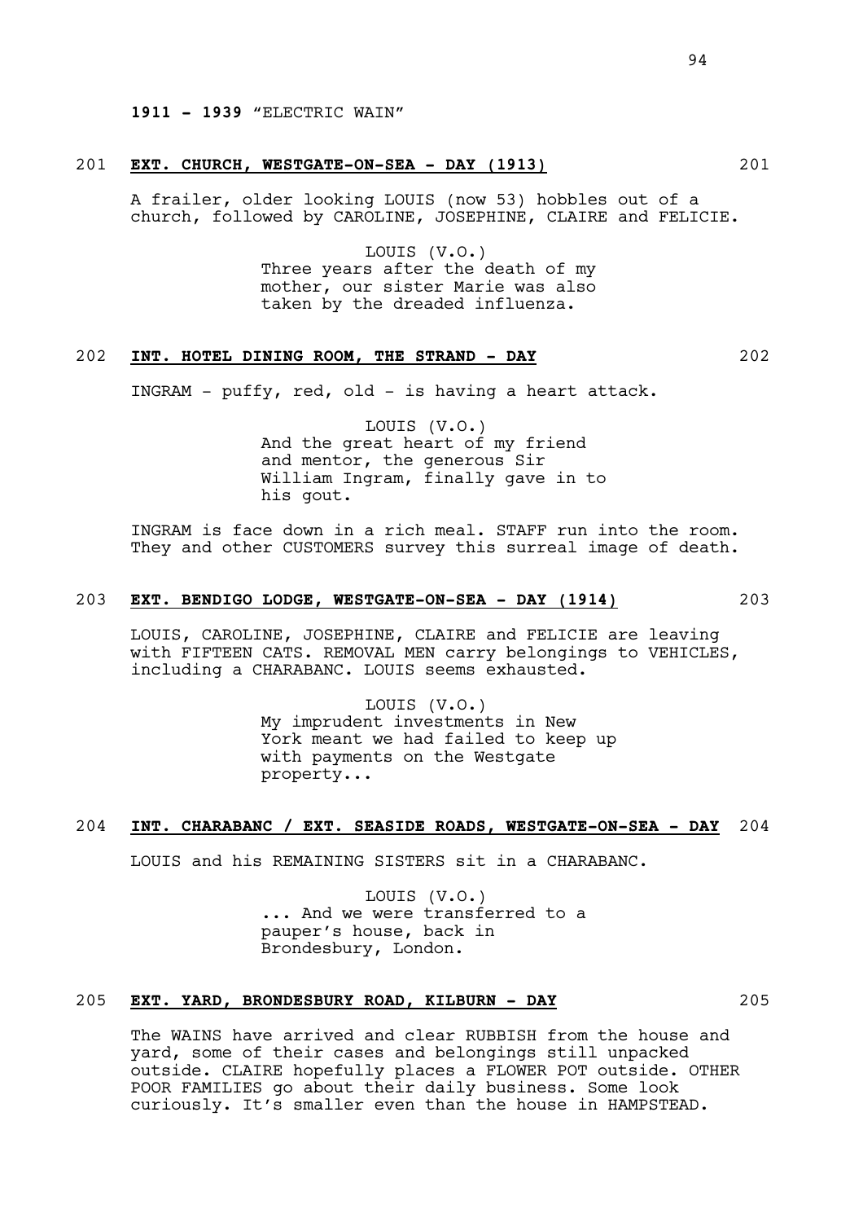**1911 - 1939** "ELECTRIC WAIN"

201 **EXT. CHURCH, WESTGATE-ON-SEA - DAY (1913)** 201

A frailer, older looking LOUIS (now 53) hobbles out of a church, followed by CAROLINE, JOSEPHINE, CLAIRE and FELICIE.

LOUIS (V.O.)
Three years after the death of my mother, our sister Marie was also taken by the dreaded influenza.

202 **INT. HOTEL DINING ROOM, THE STRAND - DAY** 202

INGRAM - puffy, red, old - is having a heart attack.

LOUIS (V.O.)
And the great heart of my friend and mentor, the generous Sir William Ingram, finally gave in to his gout.

INGRAM is face down in a rich meal. STAFF run into the room. They and other CUSTOMERS survey this surreal image of death.

203 **EXT. BENDIGO LODGE, WESTGATE-ON-SEA - DAY (1914)** 203

LOUIS, CAROLINE, JOSEPHINE, CLAIRE and FELICIE are leaving with FIFTEEN CATS. REMOVAL MEN carry belongings to VEHICLES, including a CHARABANC. LOUIS seems exhausted.

LOUIS (V.O.)
My imprudent investments in New York meant we had failed to keep up with payments on the Westgate property...

204 **INT. CHARABANC / EXT. SEASIDE ROADS, WESTGATE-ON-SEA - DAY** 204

LOUIS and his REMAINING SISTERS sit in a CHARABANC.

LOUIS (V.O.)
... And we were transferred to a pauper's house, back in Brondesbury, London.

205 **EXT. YARD, BRONDESBURY ROAD, KILBURN - DAY** 205

The WAINS have arrived and clear RUBBISH from the house and yard, some of their cases and belongings still unpacked outside. CLAIRE hopefully places a FLOWER POT outside. OTHER POOR FAMILIES go about their daily business. Some look curiously. It's smaller even than the house in HAMPSTEAD.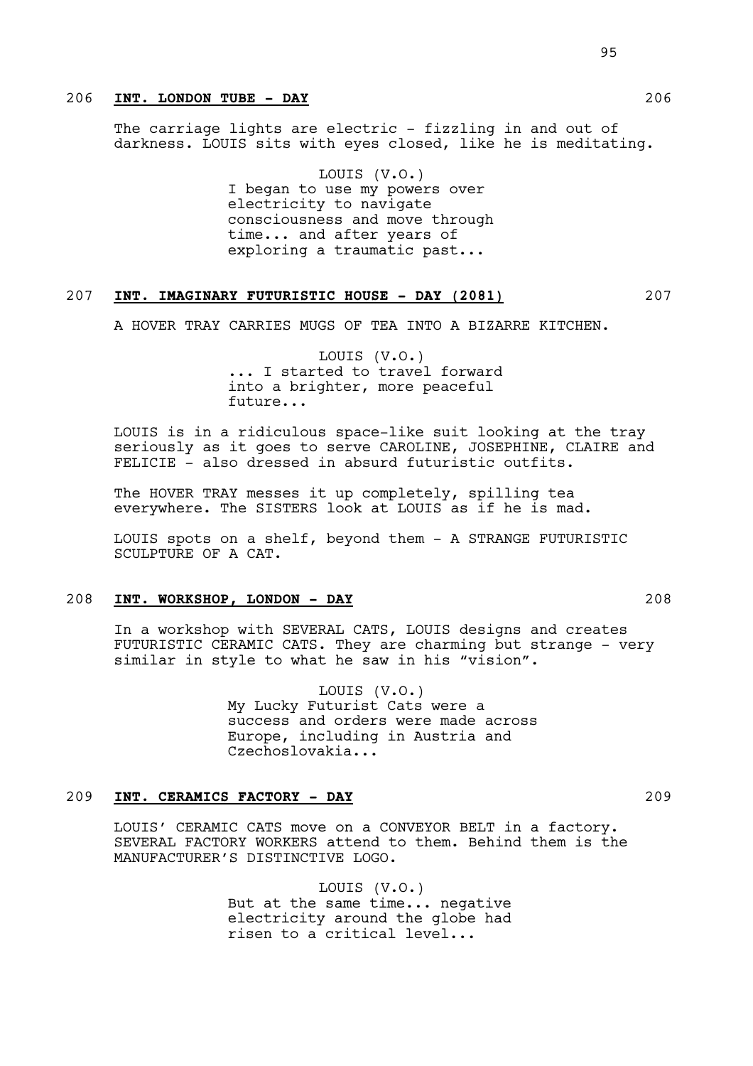206 **INT. LONDON TUBE - DAY** 206

The carriage lights are electric - fizzling in and out of darkness. LOUIS sits with eyes closed, like he is meditating.

LOUIS (V.O.)
I began to use my powers over electricity to navigate consciousness and move through time... and after years of exploring a traumatic past...

207 **INT. IMAGINARY FUTURISTIC HOUSE - DAY (2081)** 207

A HOVER TRAY CARRIES MUGS OF TEA INTO A BIZARRE KITCHEN.

LOUIS (V.O.)
... I started to travel forward into a brighter, more peaceful future...

LOUIS is in a ridiculous space-like suit looking at the tray seriously as it goes to serve CAROLINE, JOSEPHINE, CLAIRE and FELICIE - also dressed in absurd futuristic outfits.

The HOVER TRAY messes it up completely, spilling tea everywhere. The SISTERS look at LOUIS as if he is mad.

LOUIS spots on a shelf, beyond them - A STRANGE FUTURISTIC SCULPTURE OF A CAT.

208 **INT. WORKSHOP, LONDON - DAY** 208

In a workshop with SEVERAL CATS, LOUIS designs and creates FUTURISTIC CERAMIC CATS. They are charming but strange - very similar in style to what he saw in his "vision".

LOUIS (V.O.)
My Lucky Futurist Cats were a success and orders were made across Europe, including in Austria and Czechoslovakia...

209 **INT. CERAMICS FACTORY - DAY** 209

LOUIS' CERAMIC CATS move on a CONVEYOR BELT in a factory. SEVERAL FACTORY WORKERS attend to them. Behind them is the MANUFACTURER'S DISTINCTIVE LOGO.

LOUIS (V.O.)
But at the same time... negative electricity around the globe had risen to a critical level...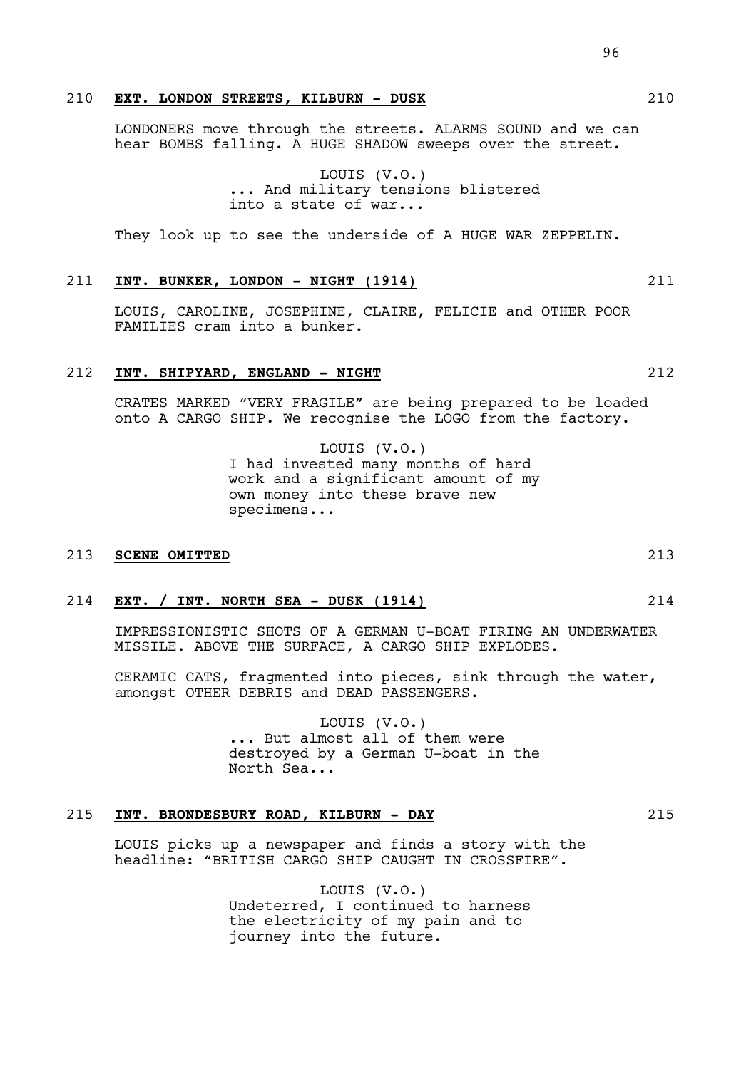210 **EXT. LONDON STREETS, KILBURN - DUSK** 210

LONDONERS move through the streets. ALARMS SOUND and we can hear BOMBS falling. A HUGE SHADOW sweeps over the street.

LOUIS (V.O.)
... And military tensions blistered into a state of war...

They look up to see the underside of A HUGE WAR ZEPPELIN.

211 **INT. BUNKER, LONDON - NIGHT (1914)** 211

LOUIS, CAROLINE, JOSEPHINE, CLAIRE, FELICIE and OTHER POOR FAMILIES cram into a bunker.

212 **INT. SHIPYARD, ENGLAND - NIGHT** 212

CRATES MARKED "VERY FRAGILE" are being prepared to be loaded onto A CARGO SHIP. We recognise the LOGO from the factory.

LOUIS (V.O.)
I had invested many months of hard work and a significant amount of my own money into these brave new specimens...

213 **SCENE OMITTED** 213

214 **EXT. / INT. NORTH SEA - DUSK (1914)** 214

IMPRESSIONISTIC SHOTS OF A GERMAN U-BOAT FIRING AN UNDERWATER MISSILE. ABOVE THE SURFACE, A CARGO SHIP EXPLODES.

CERAMIC CATS, fragmented into pieces, sink through the water, amongst OTHER DEBRIS and DEAD PASSENGERS.

LOUIS (V.O.)
... But almost all of them were destroyed by a German U-boat in the North Sea...

215 **INT. BRONDESBURY ROAD, KILBURN - DAY** 215

LOUIS picks up a newspaper and finds a story with the headline: "BRITISH CARGO SHIP CAUGHT IN CROSSFIRE".

LOUIS (V.O.)
Undeterred, I continued to harness the electricity of my pain and to journey into the future.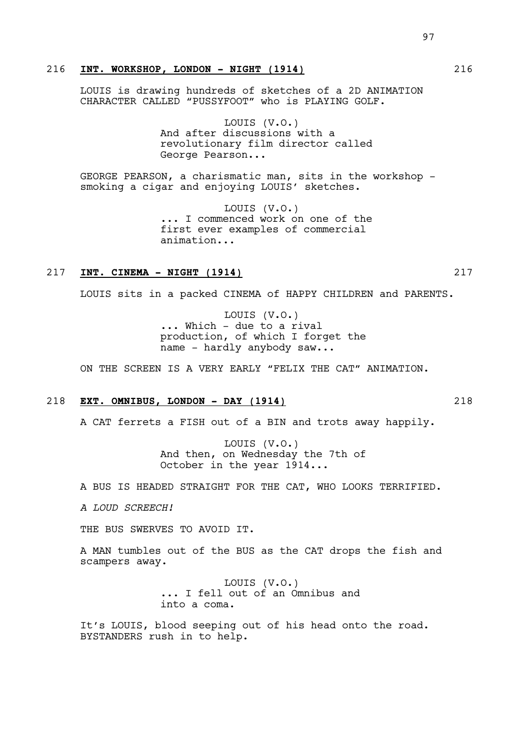216 **INT. WORKSHOP, LONDON - NIGHT (1914)** 216

LOUIS is drawing hundreds of sketches of a 2D ANIMATION CHARACTER CALLED "PUSSYFOOT" who is PLAYING GOLF.

LOUIS (V.O.)
And after discussions with a revolutionary film director called George Pearson...

GEORGE PEARSON, a charismatic man, sits in the workshop - smoking a cigar and enjoying LOUIS' sketches.

LOUIS (V.O.)
... I commenced work on one of the first ever examples of commercial animation...

217 **INT. CINEMA - NIGHT (1914)** 217

LOUIS sits in a packed CINEMA of HAPPY CHILDREN and PARENTS.

LOUIS (V.O.)
... Which - due to a rival production, of which I forget the name - hardly anybody saw...

ON THE SCREEN IS A VERY EARLY "FELIX THE CAT" ANIMATION.

218 **EXT. OMNIBUS, LONDON - DAY (1914)** 218

A CAT ferrets a FISH out of a BIN and trots away happily.

LOUIS (V.O.)
And then, on Wednesday the 7th of October in the year 1914...

A BUS IS HEADED STRAIGHT FOR THE CAT, WHO LOOKS TERRIFIED.

*A LOUD SCREECH!*

THE BUS SWERVES TO AVOID IT.

A MAN tumbles out of the BUS as the CAT drops the fish and scampers away.

LOUIS (V.O.)
... I fell out of an Omnibus and into a coma.

It's LOUIS, blood seeping out of his head onto the road. BYSTANDERS rush in to help.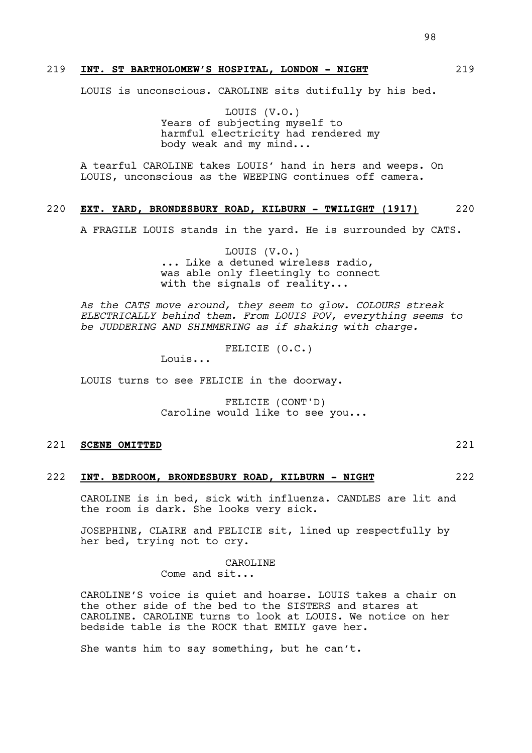219 **INT. ST BARTHOLOMEW'S HOSPITAL, LONDON - NIGHT** 219

LOUIS is unconscious. CAROLINE sits dutifully by his bed.

LOUIS (V.O.)
Years of subjecting myself to harmful electricity had rendered my body weak and my mind...

A tearful CAROLINE takes LOUIS' hand in hers and weeps. On LOUIS, unconscious as the WEEPING continues off camera.

220 **EXT. YARD, BRONDESBURY ROAD, KILBURN - TWILIGHT (1917)** 220

A FRAGILE LOUIS stands in the yard. He is surrounded by CATS.

LOUIS (V.O.)
... Like a detuned wireless radio, was able only fleetingly to connect with the signals of reality...

*As the CATS move around, they seem to glow. COLOURS streak ELECTRICALLY behind them. From LOUIS POV, everything seems to be JUDDERING AND SHIMMERING as if shaking with charge.*

FELICIE (O.C.)
Louis...

LOUIS turns to see FELICIE in the doorway.

FELICIE (CONT'D)
Caroline would like to see you...

221 **SCENE OMITTED** 221

222 **INT. BEDROOM, BRONDESBURY ROAD, KILBURN - NIGHT** 222

CAROLINE is in bed, sick with influenza. CANDLES are lit and the room is dark. She looks very sick.

JOSEPHINE, CLAIRE and FELICIE sit, lined up respectfully by her bed, trying not to cry.

CAROLINE
Come and sit...

CAROLINE'S voice is quiet and hoarse. LOUIS takes a chair on the other side of the bed to the SISTERS and stares at CAROLINE. CAROLINE turns to look at LOUIS. We notice on her bedside table is the ROCK that EMILY gave her.

She wants him to say something, but he can't.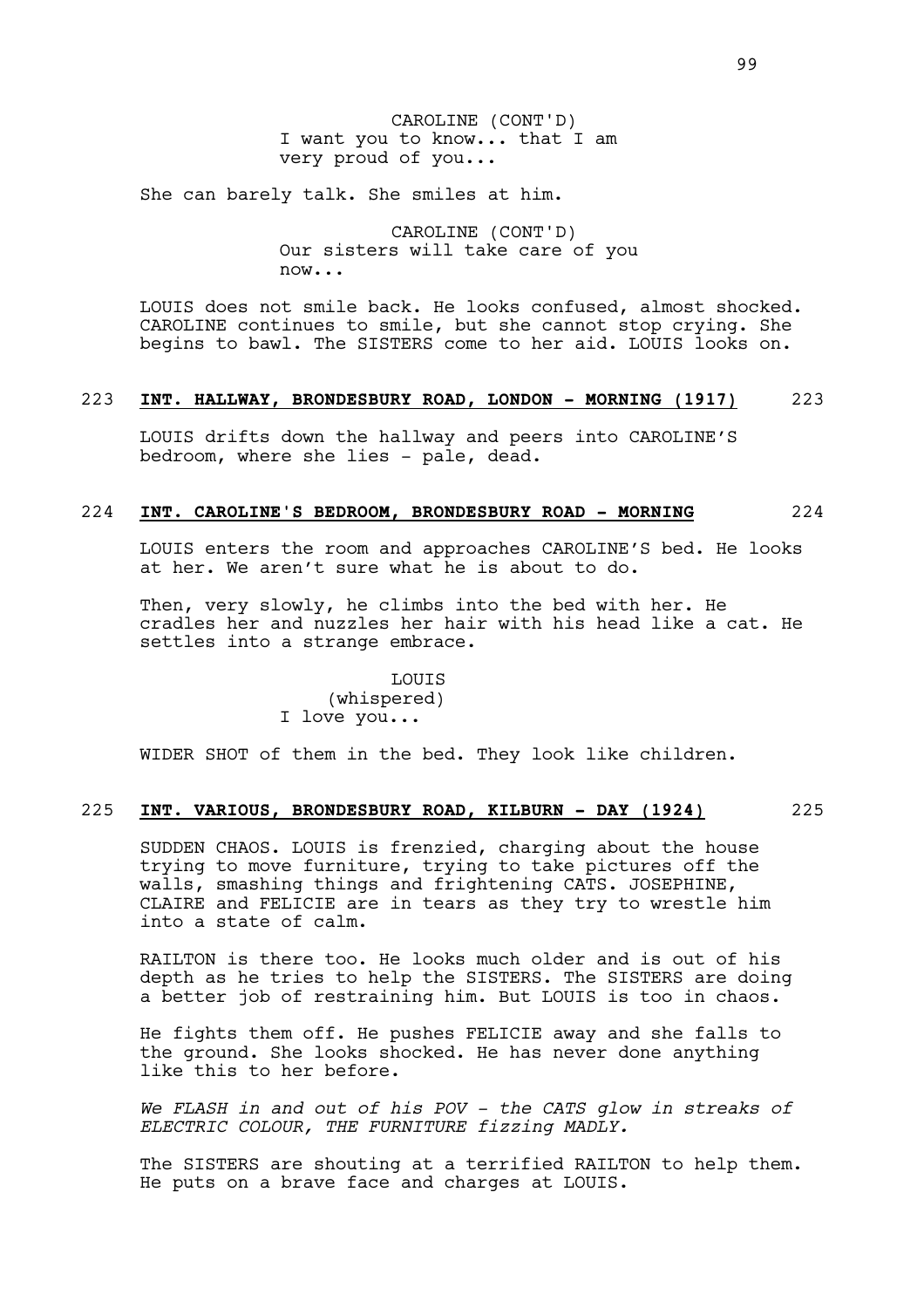CAROLINE (CONT'D)
I want you to know... that I am very proud of you...

She can barely talk. She smiles at him.

CAROLINE (CONT'D)
Our sisters will take care of you now...

LOUIS does not smile back. He looks confused, almost shocked. CAROLINE continues to smile, but she cannot stop crying. She begins to bawl. The SISTERS come to her aid. LOUIS looks on.

223 **INT. HALLWAY, BRONDESBURY ROAD, LONDON - MORNING (1917)** 223

LOUIS drifts down the hallway and peers into CAROLINE'S bedroom, where she lies - pale, dead.

224 **INT. CAROLINE'S BEDROOM, BRONDESBURY ROAD - MORNING** 224

LOUIS enters the room and approaches CAROLINE'S bed. He looks at her. We aren't sure what he is about to do.

Then, very slowly, he climbs into the bed with her. He cradles her and nuzzles her hair with his head like a cat. He settles into a strange embrace.

LOUIS
(whispered)
I love you...

WIDER SHOT of them in the bed. They look like children.

225 **INT. VARIOUS, BRONDESBURY ROAD, KILBURN - DAY (1924)** 225

SUDDEN CHAOS. LOUIS is frenzied, charging about the house trying to move furniture, trying to take pictures off the walls, smashing things and frightening CATS. JOSEPHINE, CLAIRE and FELICIE are in tears as they try to wrestle him into a state of calm.

RAILTON is there too. He looks much older and is out of his depth as he tries to help the SISTERS. The SISTERS are doing a better job of restraining him. But LOUIS is too in chaos.

He fights them off. He pushes FELICIE away and she falls to the ground. She looks shocked. He has never done anything like this to her before.

*We FLASH in and out of his POV - the CATS glow in streaks of ELECTRIC COLOUR, THE FURNITURE fizzing MADLY.*

The SISTERS are shouting at a terrified RAILTON to help them. He puts on a brave face and charges at LOUIS.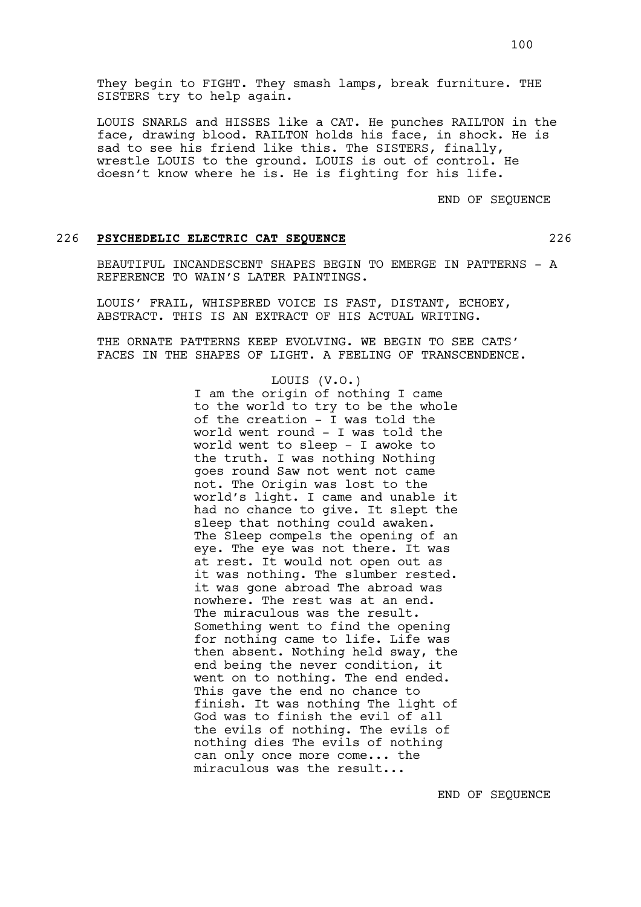They begin to FIGHT. They smash lamps, break furniture. THE SISTERS try to help again.

LOUIS SNARLS and HISSES like a CAT. He punches RAILTON in the face, drawing blood. RAILTON holds his face, in shock. He is sad to see his friend like this. The SISTERS, finally, wrestle LOUIS to the ground. LOUIS is out of control. He doesn't know where he is. He is fighting for his life.

END OF SEQUENCE

## 226 **PSYCHEDELIC ELECTRIC CAT SEQUENCE** 226

BEAUTIFUL INCANDESCENT SHAPES BEGIN TO EMERGE IN PATTERNS - A REFERENCE TO WAIN'S LATER PAINTINGS.

LOUIS' FRAIL, WHISPERED VOICE IS FAST, DISTANT, ECHOEY, ABSTRACT. THIS IS AN EXTRACT OF HIS ACTUAL WRITING.

THE ORNATE PATTERNS KEEP EVOLVING. WE BEGIN TO SEE CATS' FACES IN THE SHAPES OF LIGHT. A FEELING OF TRANSCENDENCE.

LOUIS (V.O.)

I am the origin of nothing I came to the world to try to be the whole of the creation - I was told the world went round - I was told the world went to sleep - I awoke to the truth. I was nothing Nothing goes round Saw not went not came not. The Origin was lost to the world's light. I came and unable it had no chance to give. It slept the sleep that nothing could awaken. The Sleep compels the opening of an eye. The eye was not there. It was at rest. It would not open out as it was nothing. The slumber rested. it was gone abroad The abroad was nowhere. The rest was at an end. The miraculous was the result. Something went to find the opening for nothing came to life. Life was then absent. Nothing held sway, the end being the never condition, it went on to nothing. The end ended. This gave the end no chance to finish. It was nothing The light of God was to finish the evil of all the evils of nothing. The evils of nothing dies The evils of nothing can only once more come... the miraculous was the result...

END OF SEQUENCE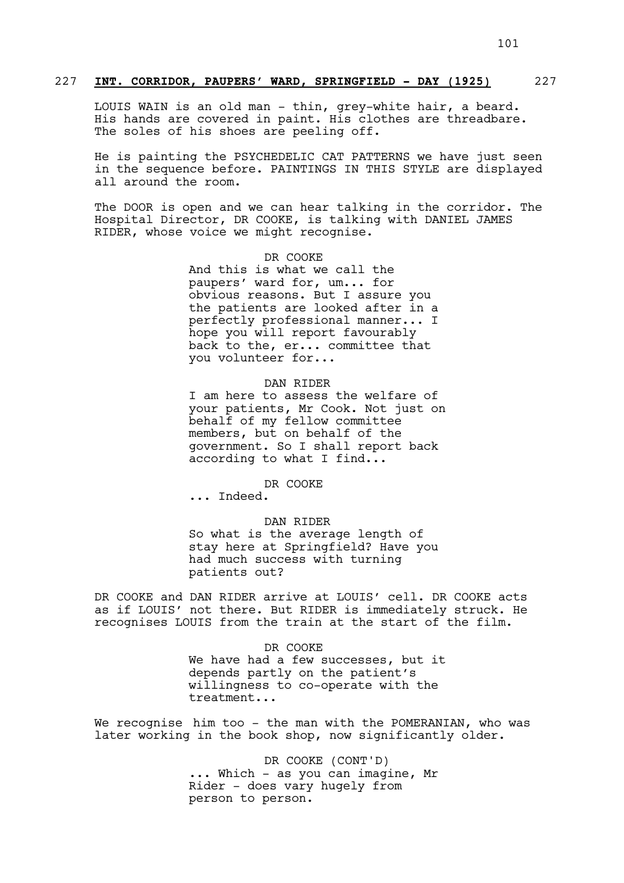## 227 **INT. CORRIDOR, PAUPERS' WARD, SPRINGFIELD - DAY (1925)** 227

LOUIS WAIN is an old man - thin, grey-white hair, a beard. His hands are covered in paint. His clothes are threadbare. The soles of his shoes are peeling off.

He is painting the PSYCHEDELIC CAT PATTERNS we have just seen in the sequence before. PAINTINGS IN THIS STYLE are displayed all around the room.

The DOOR is open and we can hear talking in the corridor. The Hospital Director, DR COOKE, is talking with DANIEL JAMES RIDER, whose voice we might recognise.

DR COOKE
And this is what we call the paupers' ward for, um... for obvious reasons. But I assure you the patients are looked after in a perfectly professional manner... I hope you will report favourably back to the, er... committee that you volunteer for...

DAN RIDER
I am here to assess the welfare of your patients, Mr Cook. Not just on behalf of my fellow committee members, but on behalf of the government. So I shall report back according to what I find...

DR COOKE
... Indeed.

DAN RIDER
So what is the average length of stay here at Springfield? Have you had much success with turning patients out?

DR COOKE and DAN RIDER arrive at LOUIS' cell. DR COOKE acts as if LOUIS' not there. But RIDER is immediately struck. He recognises LOUIS from the train at the start of the film.

DR COOKE
We have had a few successes, but it depends partly on the patient's willingness to co-operate with the treatment...

We recognise him too - the man with the POMERANIAN, who was later working in the book shop, now significantly older.

DR COOKE (CONT'D)
... Which - as you can imagine, Mr Rider - does vary hugely from person to person.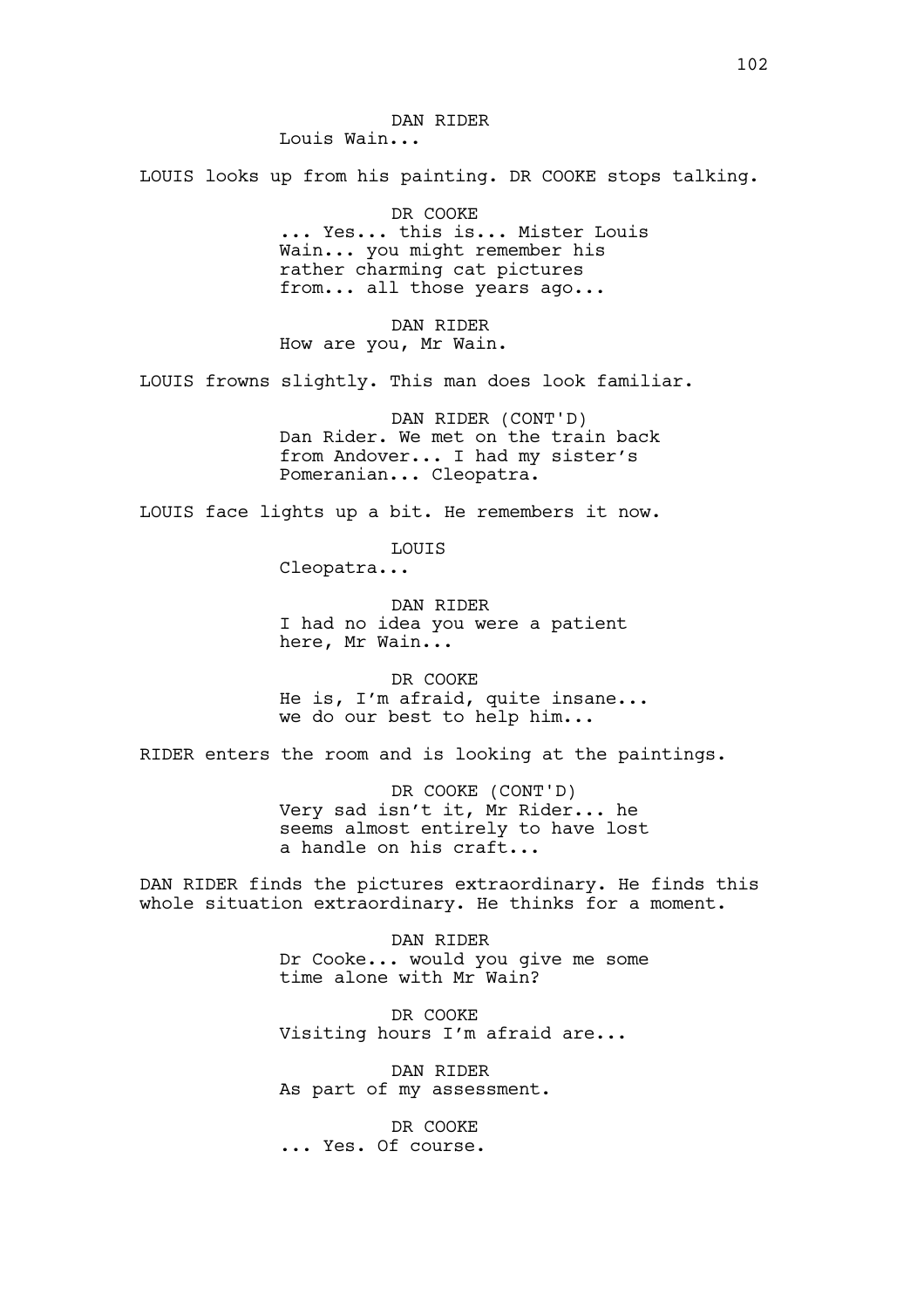DAN RIDER
Louis Wain...

LOUIS looks up from his painting. DR COOKE stops talking.

DR COOKE
... Yes... this is... Mister Louis Wain... you might remember his rather charming cat pictures from... all those years ago...

DAN RIDER
How are you, Mr Wain.

LOUIS frowns slightly. This man does look familiar.

DAN RIDER (CONT'D)
Dan Rider. We met on the train back from Andover... I had my sister's Pomeranian... Cleopatra.

LOUIS face lights up a bit. He remembers it now.

LOUIS
Cleopatra...

DAN RIDER
I had no idea you were a patient here, Mr Wain...

DR COOKE
He is, I'm afraid, quite insane... we do our best to help him...

RIDER enters the room and is looking at the paintings.

DR COOKE (CONT'D)
Very sad isn't it, Mr Rider... he seems almost entirely to have lost a handle on his craft...

DAN RIDER finds the pictures extraordinary. He finds this whole situation extraordinary. He thinks for a moment.

DAN RIDER
Dr Cooke... would you give me some time alone with Mr Wain?

DR COOKE
Visiting hours I'm afraid are...

DAN RIDER
As part of my assessment.

DR COOKE
... Yes. Of course.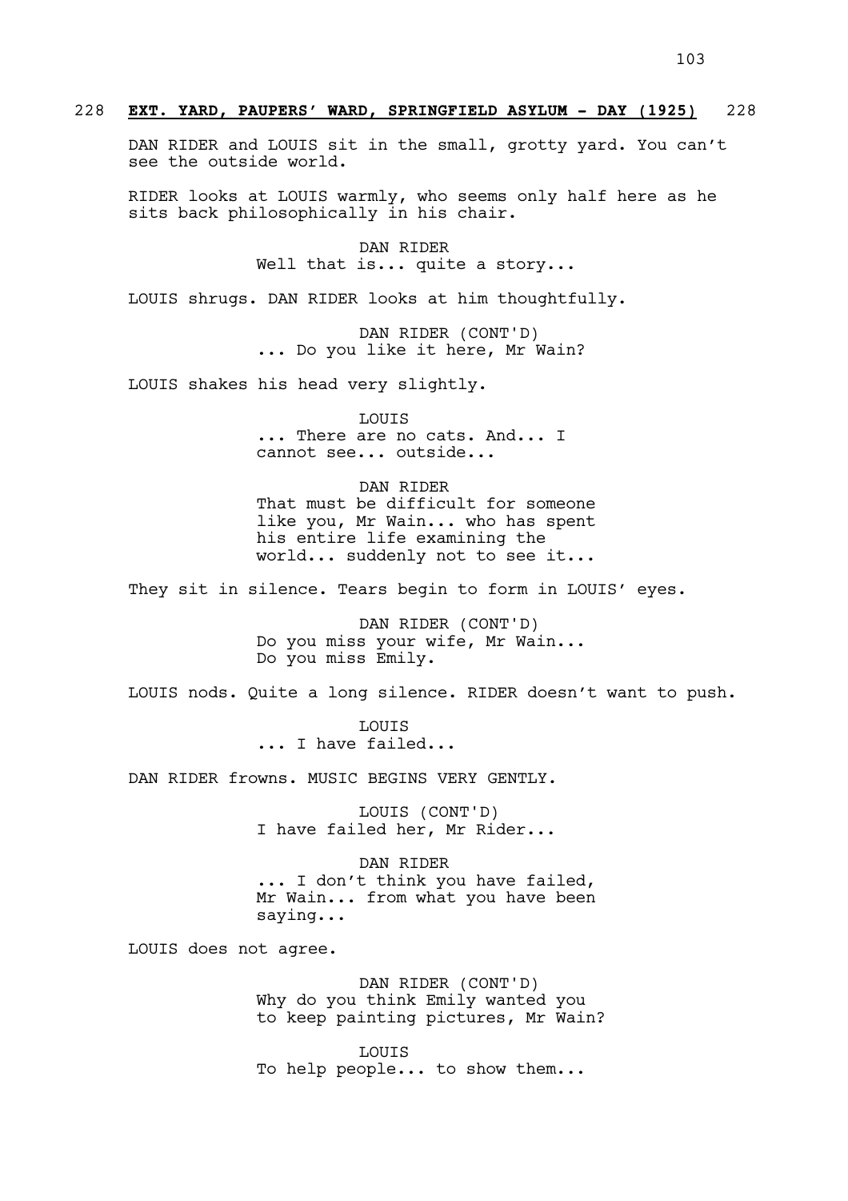## 228 **EXT. YARD, PAUPERS' WARD, SPRINGFIELD ASYLUM - DAY (1925)** 228

DAN RIDER and LOUIS sit in the small, grotty yard. You can't see the outside world.

RIDER looks at LOUIS warmly, who seems only half here as he sits back philosophically in his chair.

DAN RIDER
Well that is... quite a story...

LOUIS shrugs. DAN RIDER looks at him thoughtfully.

DAN RIDER (CONT'D)
... Do you like it here, Mr Wain?

LOUIS shakes his head very slightly.

LOUIS
... There are no cats. And... I cannot see... outside...

DAN RIDER
That must be difficult for someone like you, Mr Wain... who has spent his entire life examining the world... suddenly not to see it...

They sit in silence. Tears begin to form in LOUIS' eyes.

DAN RIDER (CONT'D)
Do you miss your wife, Mr Wain...
Do you miss Emily.

LOUIS nods. Quite a long silence. RIDER doesn't want to push.

LOUIS
... I have failed...

DAN RIDER frowns. MUSIC BEGINS VERY GENTLY.

LOUIS (CONT'D)
I have failed her, Mr Rider...

DAN RIDER
... I don't think you have failed, Mr Wain... from what you have been saying...

LOUIS does not agree.

DAN RIDER (CONT'D)
Why do you think Emily wanted you to keep painting pictures, Mr Wain?

LOUIS
To help people... to show them...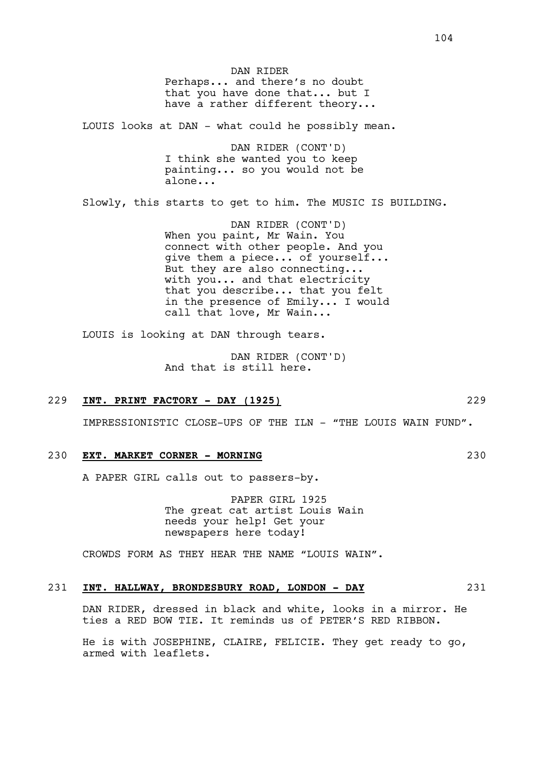DAN RIDER
Perhaps... and there's no doubt that you have done that... but I have a rather different theory...

LOUIS looks at DAN - what could he possibly mean.

DAN RIDER (CONT'D)
I think she wanted you to keep painting... so you would not be alone...

Slowly, this starts to get to him. The MUSIC IS BUILDING.

DAN RIDER (CONT'D)
When you paint, Mr Wain. You connect with other people. And you give them a piece... of yourself... But they are also connecting... with you... and that electricity that you describe... that you felt in the presence of Emily... I would call that love, Mr Wain...

LOUIS is looking at DAN through tears.

DAN RIDER (CONT'D)
And that is still here.

229 **INT. PRINT FACTORY - DAY (1925)** 229

IMPRESSIONISTIC CLOSE-UPS OF THE ILN - "THE LOUIS WAIN FUND".

230 **EXT. MARKET CORNER - MORNING** 230

A PAPER GIRL calls out to passers-by.

PAPER GIRL 1925
The great cat artist Louis Wain needs your help! Get your newspapers here today!

CROWDS FORM AS THEY HEAR THE NAME "LOUIS WAIN".

231 **INT. HALLWAY, BRONDESBURY ROAD, LONDON - DAY** 231

DAN RIDER, dressed in black and white, looks in a mirror. He ties a RED BOW TIE. It reminds us of PETER'S RED RIBBON.

He is with JOSEPHINE, CLAIRE, FELICIE. They get ready to go, armed with leaflets.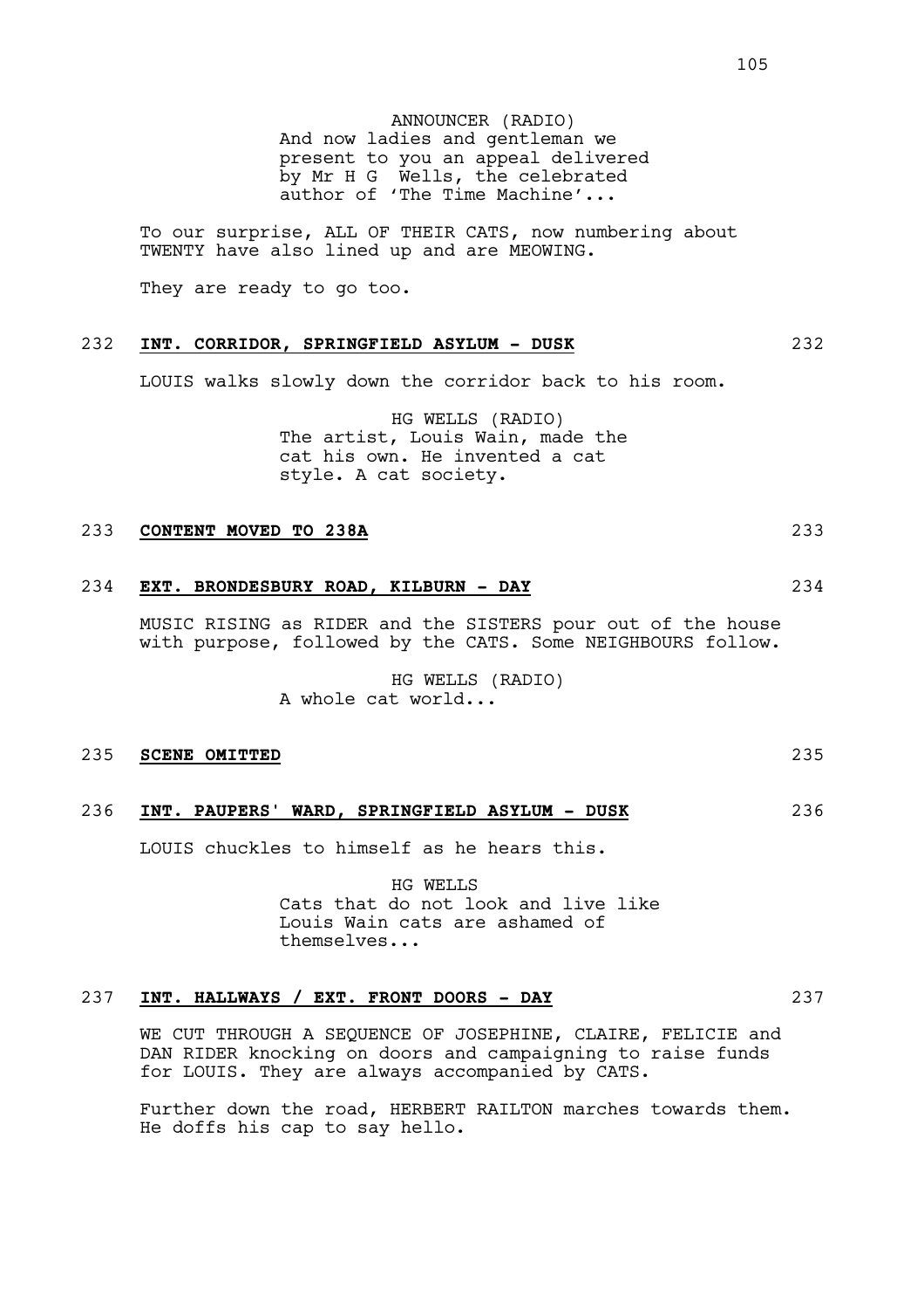ANNOUNCER (RADIO)
And now ladies and gentleman we present to you an appeal delivered by Mr H G Wells, the celebrated author of 'The Time Machine'...

To our surprise, ALL OF THEIR CATS, now numbering about TWENTY have also lined up and are MEOWING.

They are ready to go too.

232 **INT. CORRIDOR, SPRINGFIELD ASYLUM - DUSK** 232

LOUIS walks slowly down the corridor back to his room.

HG WELLS (RADIO)
The artist, Louis Wain, made the cat his own. He invented a cat style. A cat society.

233 **CONTENT MOVED TO 238A** 233

234 **EXT. BRONDESBURY ROAD, KILBURN - DAY** 234

MUSIC RISING as RIDER and the SISTERS pour out of the house with purpose, followed by the CATS. Some NEIGHBOURS follow.

HG WELLS (RADIO)
A whole cat world...

235 **SCENE OMITTED** 235

236 **INT. PAUPERS' WARD, SPRINGFIELD ASYLUM - DUSK** 236

LOUIS chuckles to himself as he hears this.

HG WELLS
Cats that do not look and live like Louis Wain cats are ashamed of themselves...

237 **INT. HALLWAYS / EXT. FRONT DOORS - DAY** 237

WE CUT THROUGH A SEQUENCE OF JOSEPHINE, CLAIRE, FELICIE and DAN RIDER knocking on doors and campaigning to raise funds for LOUIS. They are always accompanied by CATS.

Further down the road, HERBERT RAILTON marches towards them. He doffs his cap to say hello.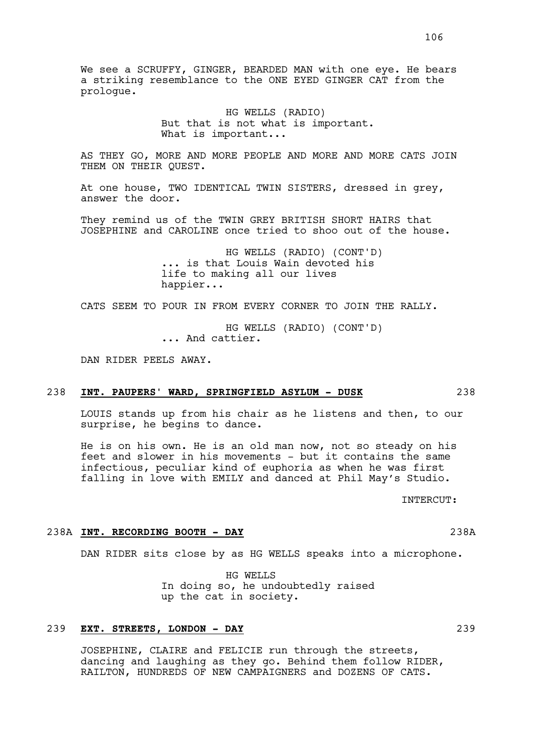We see a SCRUFFY, GINGER, BEARDED MAN with one eye. He bears a striking resemblance to the ONE EYED GINGER CAT from the prologue.

HG WELLS (RADIO)
But that is not what is important.
What is important...

AS THEY GO, MORE AND MORE PEOPLE AND MORE AND MORE CATS JOIN THEM ON THEIR QUEST.

At one house, TWO IDENTICAL TWIN SISTERS, dressed in grey, answer the door.

They remind us of the TWIN GREY BRITISH SHORT HAIRS that JOSEPHINE and CAROLINE once tried to shoo out of the house.

HG WELLS (RADIO) (CONT'D)
... is that Louis Wain devoted his life to making all our lives happier...

CATS SEEM TO POUR IN FROM EVERY CORNER TO JOIN THE RALLY.

HG WELLS (RADIO) (CONT'D)
... And cattier.

DAN RIDER PEELS AWAY.

238 **INT. PAUPERS' WARD, SPRINGFIELD ASYLUM - DUSK** 238

LOUIS stands up from his chair as he listens and then, to our surprise, he begins to dance.

He is on his own. He is an old man now, not so steady on his feet and slower in his movements - but it contains the same infectious, peculiar kind of euphoria as when he was first falling in love with EMILY and danced at Phil May's Studio.

INTERCUT:

238A **INT. RECORDING BOOTH - DAY** 238A

DAN RIDER sits close by as HG WELLS speaks into a microphone.

HG WELLS
In doing so, he undoubtedly raised up the cat in society.

239 **EXT. STREETS, LONDON - DAY** 239

JOSEPHINE, CLAIRE and FELICIE run through the streets, dancing and laughing as they go. Behind them follow RIDER, RAILTON, HUNDREDS OF NEW CAMPAIGNERS and DOZENS OF CATS.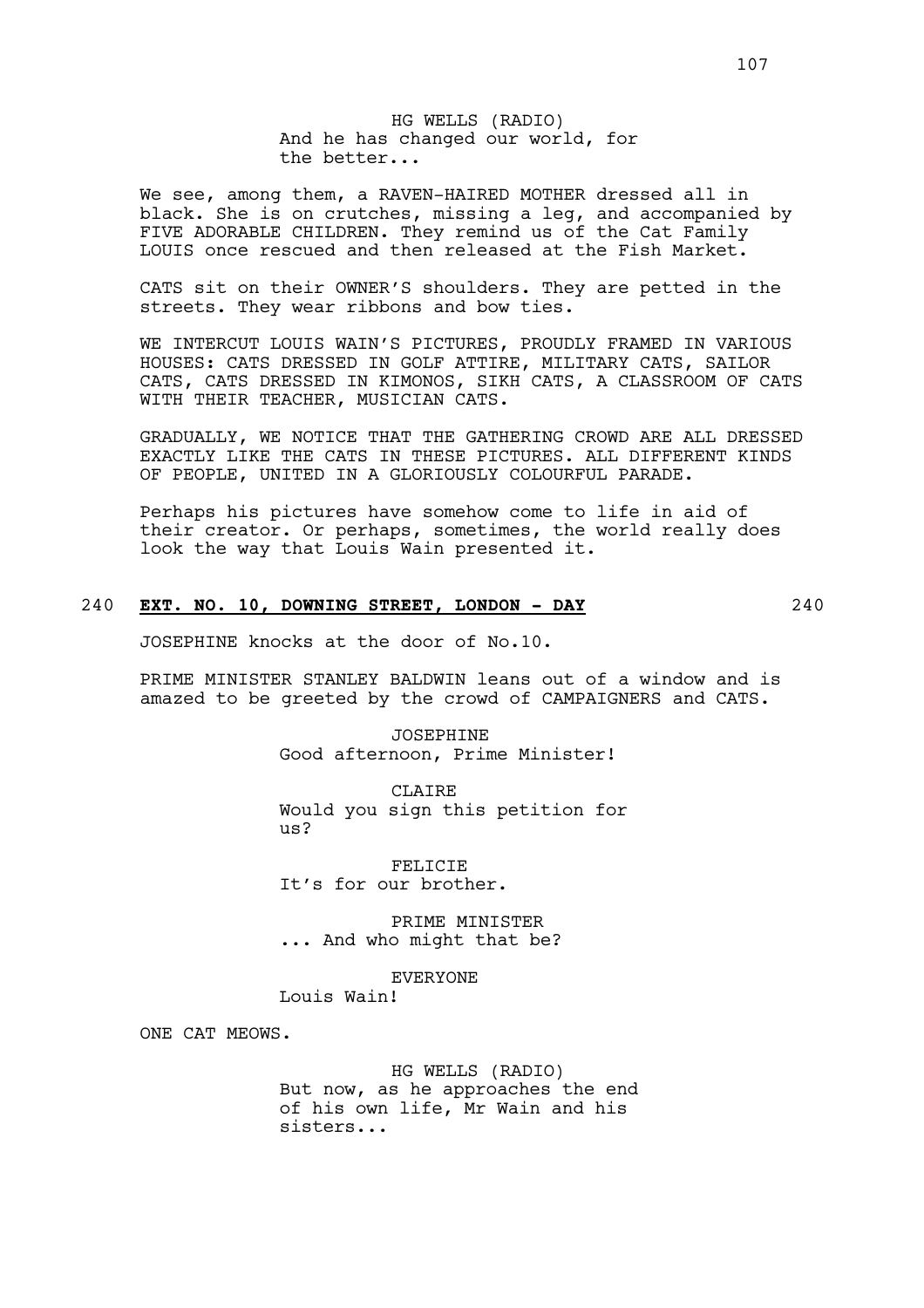HG WELLS (RADIO)
And he has changed our world, for the better...

We see, among them, a RAVEN-HAIRED MOTHER dressed all in black. She is on crutches, missing a leg, and accompanied by FIVE ADORABLE CHILDREN. They remind us of the Cat Family LOUIS once rescued and then released at the Fish Market.

CATS sit on their OWNER'S shoulders. They are petted in the streets. They wear ribbons and bow ties.

WE INTERCUT LOUIS WAIN'S PICTURES, PROUDLY FRAMED IN VARIOUS HOUSES: CATS DRESSED IN GOLF ATTIRE, MILITARY CATS, SAILOR CATS, CATS DRESSED IN KIMONOS, SIKH CATS, A CLASSROOM OF CATS WITH THEIR TEACHER, MUSICIAN CATS.

GRADUALLY, WE NOTICE THAT THE GATHERING CROWD ARE ALL DRESSED EXACTLY LIKE THE CATS IN THESE PICTURES. ALL DIFFERENT KINDS OF PEOPLE, UNITED IN A GLORIOUSLY COLOURFUL PARADE.

Perhaps his pictures have somehow come to life in aid of their creator. Or perhaps, sometimes, the world really does look the way that Louis Wain presented it.

## 240 **EXT. NO. 10, DOWNING STREET, LONDON - DAY** 240

JOSEPHINE knocks at the door of No.10.

PRIME MINISTER STANLEY BALDWIN leans out of a window and is amazed to be greeted by the crowd of CAMPAIGNERS and CATS.

JOSEPHINE
Good afternoon, Prime Minister!

CLAIRE
Would you sign this petition for us?

FELICIE
It's for our brother.

PRIME MINISTER
... And who might that be?

EVERYONE
Louis Wain!

ONE CAT MEOWS.

HG WELLS (RADIO)
But now, as he approaches the end of his own life, Mr Wain and his sisters...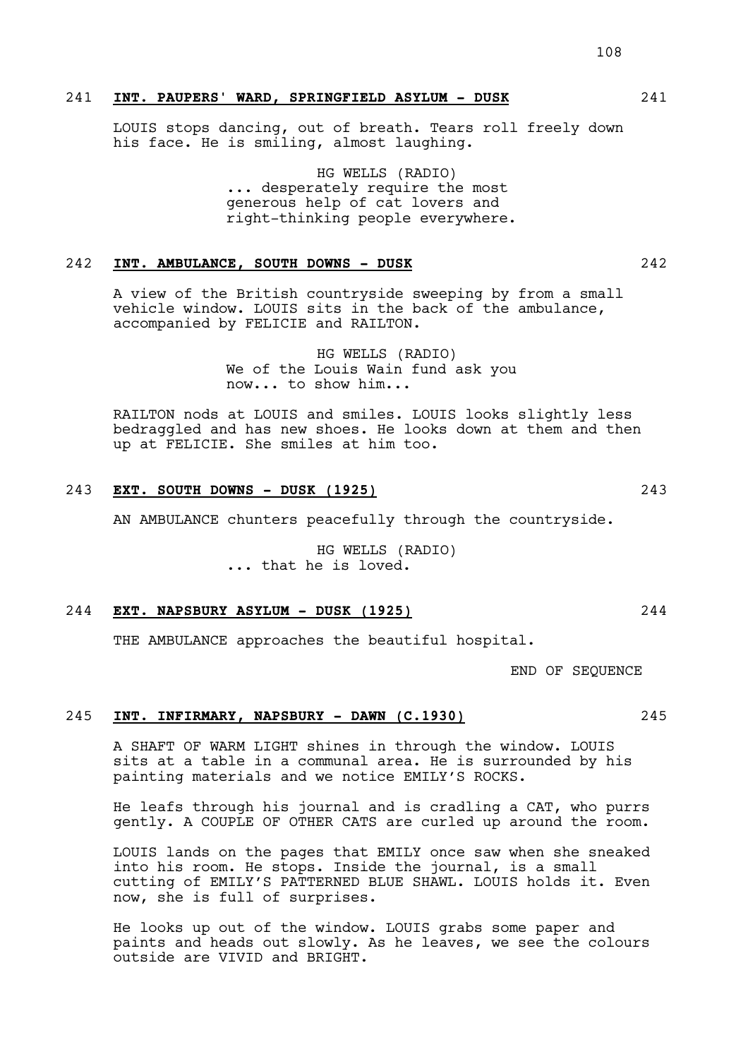241 **INT. PAUPERS' WARD, SPRINGFIELD ASYLUM - DUSK** 241

LOUIS stops dancing, out of breath. Tears roll freely down his face. He is smiling, almost laughing.

HG WELLS (RADIO)
... desperately require the most generous help of cat lovers and right-thinking people everywhere.

242 **INT. AMBULANCE, SOUTH DOWNS - DUSK** 242

A view of the British countryside sweeping by from a small vehicle window. LOUIS sits in the back of the ambulance, accompanied by FELICIE and RAILTON.

HG WELLS (RADIO)
We of the Louis Wain fund ask you now... to show him...

RAILTON nods at LOUIS and smiles. LOUIS looks slightly less bedraggled and has new shoes. He looks down at them and then up at FELICIE. She smiles at him too.

243 **EXT. SOUTH DOWNS - DUSK (1925)** 243

AN AMBULANCE chunters peacefully through the countryside.

HG WELLS (RADIO)
... that he is loved.

244 **EXT. NAPSBURY ASYLUM - DUSK (1925)** 244

THE AMBULANCE approaches the beautiful hospital.

END OF SEQUENCE

245 **INT. INFIRMARY, NAPSBURY - DAWN (C.1930)** 245

A SHAFT OF WARM LIGHT shines in through the window. LOUIS sits at a table in a communal area. He is surrounded by his painting materials and we notice EMILY'S ROCKS.

He leafs through his journal and is cradling a CAT, who purrs gently. A COUPLE OF OTHER CATS are curled up around the room.

LOUIS lands on the pages that EMILY once saw when she sneaked into his room. He stops. Inside the journal, is a small cutting of EMILY'S PATTERNED BLUE SHAWL. LOUIS holds it. Even now, she is full of surprises.

He looks up out of the window. LOUIS grabs some paper and paints and heads out slowly. As he leaves, we see the colours outside are VIVID and BRIGHT.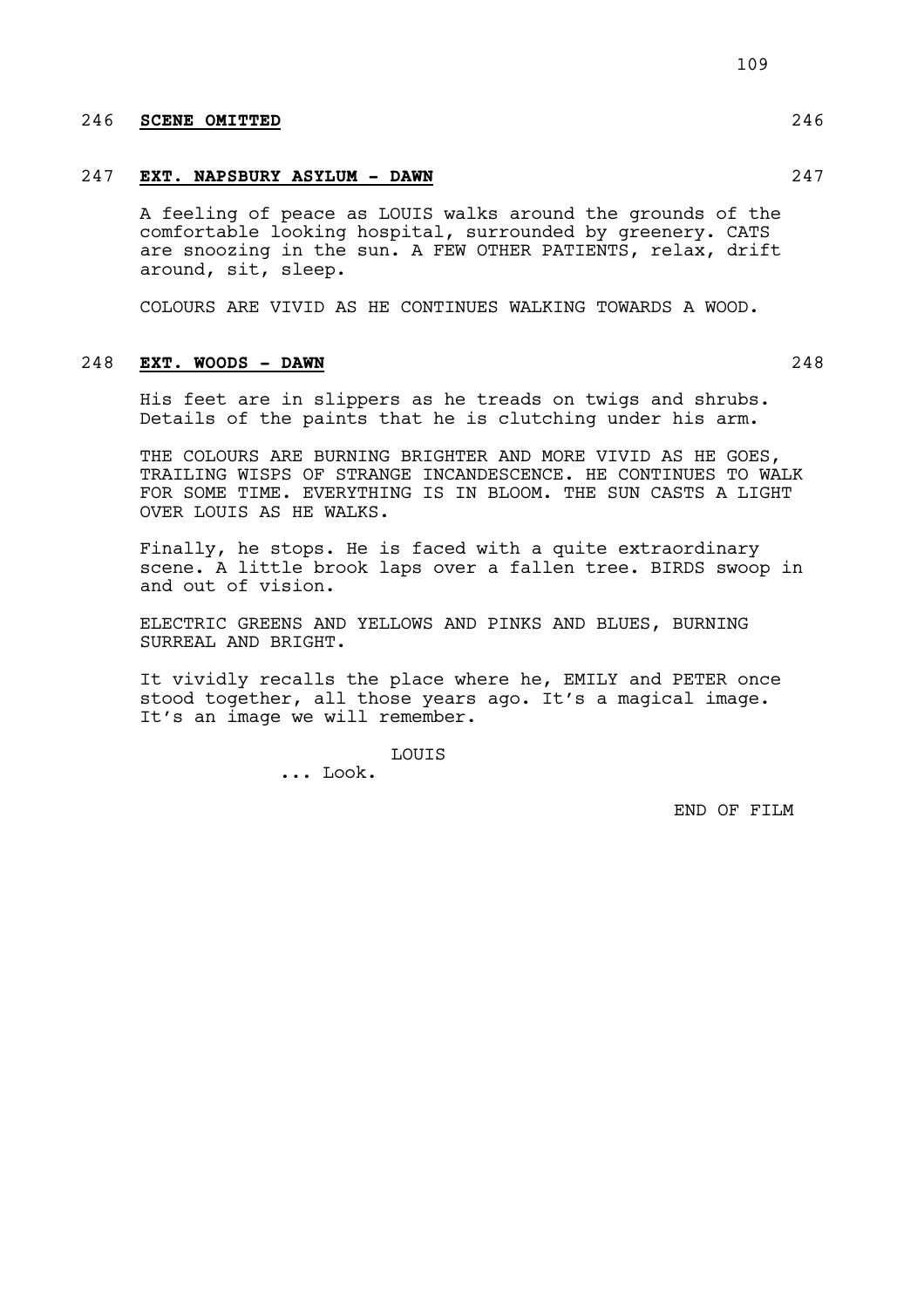246 **SCENE OMITTED** 246

247 **EXT. NAPSBURY ASYLUM - DAWN** 247

A feeling of peace as LOUIS walks around the grounds of the comfortable looking hospital, surrounded by greenery. CATS are snoozing in the sun. A FEW OTHER PATIENTS, relax, drift around, sit, sleep.

COLOURS ARE VIVID AS HE CONTINUES WALKING TOWARDS A WOOD.

248 **EXT. WOODS - DAWN** 248

His feet are in slippers as he treads on twigs and shrubs. Details of the paints that he is clutching under his arm.

THE COLOURS ARE BURNING BRIGHTER AND MORE VIVID AS HE GOES, TRAILING WISPS OF STRANGE INCANDESCENCE. HE CONTINUES TO WALK FOR SOME TIME. EVERYTHING IS IN BLOOM. THE SUN CASTS A LIGHT OVER LOUIS AS HE WALKS.

Finally, he stops. He is faced with a quite extraordinary scene. A little brook laps over a fallen tree. BIRDS swoop in and out of vision.

ELECTRIC GREENS AND YELLOWS AND PINKS AND BLUES, BURNING SURREAL AND BRIGHT.

It vividly recalls the place where he, EMILY and PETER once stood together, all those years ago. It's a magical image. It's an image we will remember.

LOUIS
... Look.

END OF FILM